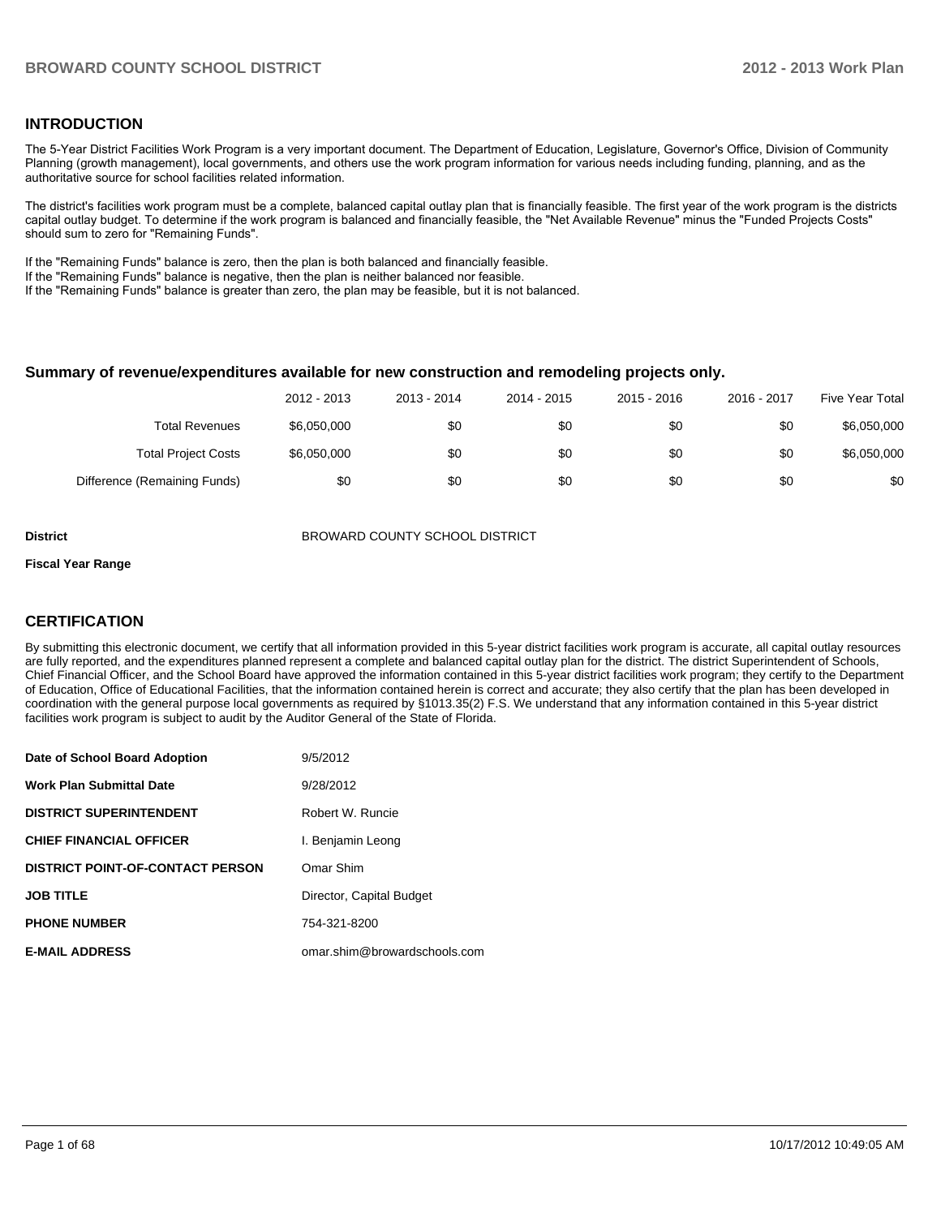## INTRODUCTION

The 5-Year District Facilities Work Program is a very important document. The Department of Education, Legislature, Governor's Office, Division of Community Planning (growth management), local governments, and others use the work program information for various needs including funding, planning, and as the authoritative source for school facilities related information.

The district's facilities work program must be a complete, balanced capital outlay plan that is financially feasible. The first year of the work program is the districts capital outlay budget. To determine if the work program is balanced and financially feasible, the "Net Available Revenue" minus the "Funded Projects Costs" should sum to zero for "Remaining Funds".

If the "Remaining Funds" balance is zero, then the plan is both balanced and financially feasible.
If the "Remaining Funds" balance is negative, then the plan is neither balanced nor feasible.
If the "Remaining Funds" balance is greater than zero, the plan may be feasible, but it is not balanced.

### Summary of revenue/expenditures available for new construction and remodeling projects only.

| | 2012 - 2013 | 2013 - 2014 | 2014 - 2015 | 2015 - 2016 | 2016 - 2017 | Five Year Total |
|---|---|---|---|---|---|---|
| Total Revenues | $6,050,000 | $0 | $0 | $0 | $0 | $6,050,000 |
| Total Project Costs | $6,050,000 | $0 | $0 | $0 | $0 | $6,050,000 |
| Difference (Remaining Funds) | $0 | $0 | $0 | $0 | $0 | $0 |

**District** BROWARD COUNTY SCHOOL DISTRICT

**Fiscal Year Range**

## CERTIFICATION

By submitting this electronic document, we certify that all information provided in this 5-year district facilities work program is accurate, all capital outlay resources are fully reported, and the expenditures planned represent a complete and balanced capital outlay plan for the district. The district Superintendent of Schools, Chief Financial Officer, and the School Board have approved the information contained in this 5-year district facilities work program; they certify to the Department of Education, Office of Educational Facilities, that the information contained herein is correct and accurate; they also certify that the plan has been developed in coordination with the general purpose local governments as required by §1013.35(2) F.S. We understand that any information contained in this 5-year district facilities work program is subject to audit by the Auditor General of the State of Florida.

| | |
|---|---|
| **Date of School Board Adoption** | 9/5/2012 |
| **Work Plan Submittal Date** | 9/28/2012 |
| **DISTRICT SUPERINTENDENT** | Robert W. Runcie |
| **CHIEF FINANCIAL OFFICER** | I. Benjamin Leong |
| **DISTRICT POINT-OF-CONTACT PERSON** | Omar Shim |
| **JOB TITLE** | Director, Capital Budget |
| **PHONE NUMBER** | 754-321-8200 |
| **E-MAIL ADDRESS** | omar.shim@browardschools.com |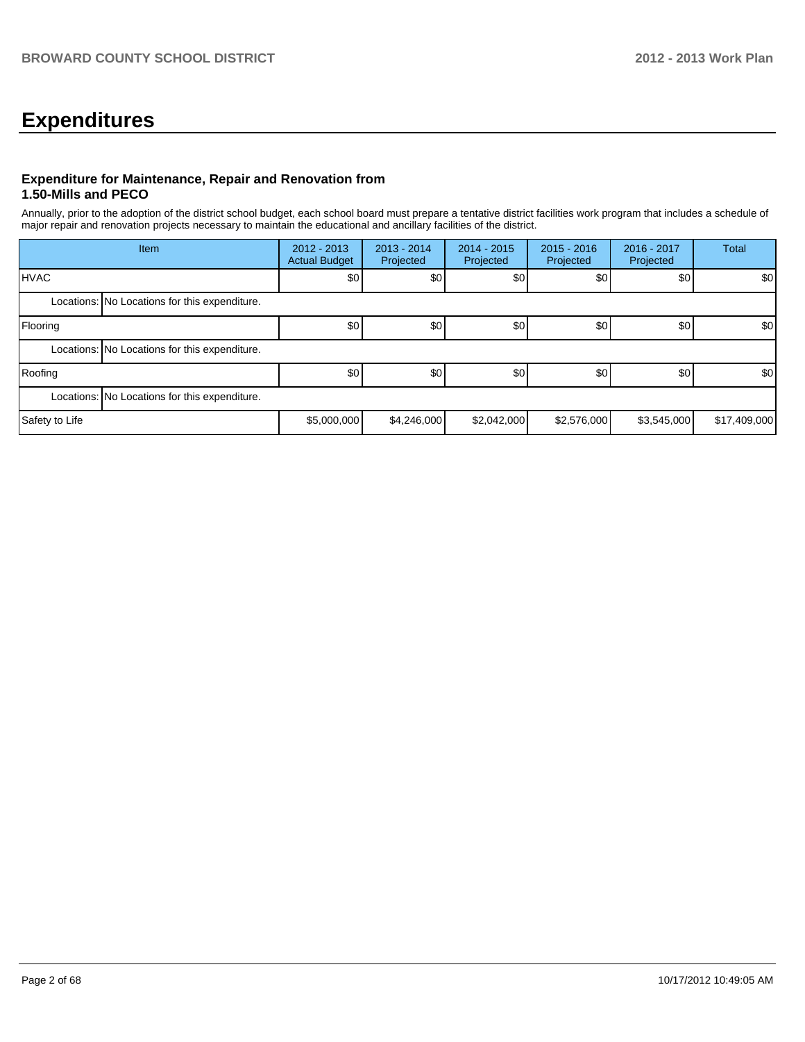# Expenditures

### Expenditure for Maintenance, Repair and Renovation from 1.50-Mills and PECO

Annually, prior to the adoption of the district school budget, each school board must prepare a tentative district facilities work program that includes a schedule of major repair and renovation projects necessary to maintain the educational and ancillary facilities of the district.

| Item | | 2012 - 2013 Actual Budget | 2013 - 2014 Projected | 2014 - 2015 Projected | 2015 - 2016 Projected | 2016 - 2017 Projected | Total |
|---|---|---|---|---|---|---|---|
| HVAC | | $0 | $0 | $0 | $0 | $0 | $0 |
| Locations: | No Locations for this expenditure. | | | | | | |
| Flooring | | $0 | $0 | $0 | $0 | $0 | $0 |
| Locations: | No Locations for this expenditure. | | | | | | |
| Roofing | | $0 | $0 | $0 | $0 | $0 | $0 |
| Locations: | No Locations for this expenditure. | | | | | | |
| Safety to Life | | $5,000,000 | $4,246,000 | $2,042,000 | $2,576,000 | $3,545,000 | $17,409,000 |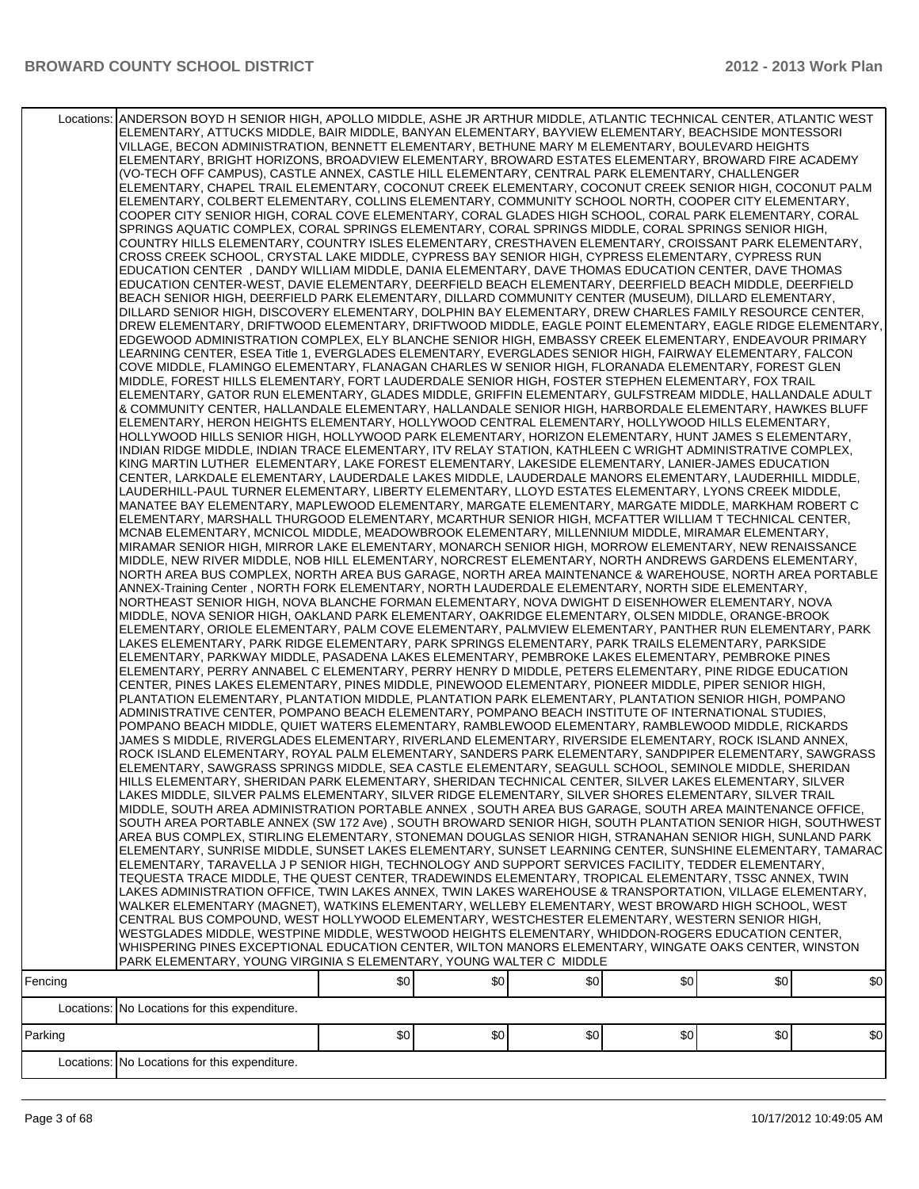| | | | | | | |
|---|---|---|---|---|---|---|
| Locations: | ANDERSON BOYD H SENIOR HIGH, APOLLO MIDDLE, ASHE JR ARTHUR MIDDLE, ATLANTIC TECHNICAL CENTER, ATLANTIC WEST ELEMENTARY, ATTUCKS MIDDLE, BAIR MIDDLE, BANYAN ELEMENTARY, BAYVIEW ELEMENTARY, BEACHSIDE MONTESSORI VILLAGE, BECON ADMINISTRATION, BENNETT ELEMENTARY, BETHUNE MARY M ELEMENTARY, BOULEVARD HEIGHTS ELEMENTARY, BRIGHT HORIZONS, BROADVIEW ELEMENTARY, BROWARD ESTATES ELEMENTARY, BROWARD FIRE ACADEMY (VO-TECH OFF CAMPUS), CASTLE ANNEX, CASTLE HILL ELEMENTARY, CENTRAL PARK ELEMENTARY, CHALLENGER ELEMENTARY, CHAPEL TRAIL ELEMENTARY, COCONUT CREEK ELEMENTARY, COCONUT CREEK SENIOR HIGH, COCONUT PALM ELEMENTARY, COLBERT ELEMENTARY, COLLINS ELEMENTARY, COMMUNITY SCHOOL NORTH, COOPER CITY ELEMENTARY, COOPER CITY SENIOR HIGH, CORAL COVE ELEMENTARY, CORAL GLADES HIGH SCHOOL, CORAL PARK ELEMENTARY, CORAL SPRINGS AQUATIC COMPLEX, CORAL SPRINGS ELEMENTARY, CORAL SPRINGS MIDDLE, CORAL SPRINGS SENIOR HIGH, COUNTRY HILLS ELEMENTARY, COUNTRY ISLES ELEMENTARY, CRESTHAVEN ELEMENTARY, CROISSANT PARK ELEMENTARY, CROSS CREEK SCHOOL, CRYSTAL LAKE MIDDLE, CYPRESS BAY SENIOR HIGH, CYPRESS ELEMENTARY, CYPRESS RUN EDUCATION CENTER , DANDY WILLIAM MIDDLE, DANIA ELEMENTARY, DAVE THOMAS EDUCATION CENTER, DAVE THOMAS EDUCATION CENTER-WEST, DAVIE ELEMENTARY, DEERFIELD BEACH ELEMENTARY, DEERFIELD BEACH MIDDLE, DEERFIELD BEACH SENIOR HIGH, DEERFIELD PARK ELEMENTARY, DILLARD COMMUNITY CENTER (MUSEUM), DILLARD ELEMENTARY, DILLARD SENIOR HIGH, DISCOVERY ELEMENTARY, DOLPHIN BAY ELEMENTARY, DREW CHARLES FAMILY RESOURCE CENTER, DREW ELEMENTARY, DRIFTWOOD ELEMENTARY, DRIFTWOOD MIDDLE, EAGLE POINT ELEMENTARY, EAGLE RIDGE ELEMENTARY, EDGEWOOD ADMINISTRATION COMPLEX, ELY BLANCHE SENIOR HIGH, EMBASSY CREEK ELEMENTARY, ENDEAVOUR PRIMARY LEARNING CENTER, ESEA Title 1, EVERGLADES ELEMENTARY, EVERGLADES SENIOR HIGH, FAIRWAY ELEMENTARY, FALCON COVE MIDDLE, FLAMINGO ELEMENTARY, FLANAGAN CHARLES W SENIOR HIGH, FLORANADA ELEMENTARY, FOREST GLEN MIDDLE, FOREST HILLS ELEMENTARY, FORT LAUDERDALE SENIOR HIGH, FOSTER STEPHEN ELEMENTARY, FOX TRAIL ELEMENTARY, GATOR RUN ELEMENTARY, GLADES MIDDLE, GRIFFIN ELEMENTARY, GULFSTREAM MIDDLE, HALLANDALE ADULT & COMMUNITY CENTER, HALLANDALE ELEMENTARY, HALLANDALE SENIOR HIGH, HARBORDALE ELEMENTARY, HAWKES BLUFF ELEMENTARY, HERON HEIGHTS ELEMENTARY, HOLLYWOOD CENTRAL ELEMENTARY, HOLLYWOOD HILLS ELEMENTARY, HOLLYWOOD HILLS SENIOR HIGH, HOLLYWOOD PARK ELEMENTARY, HORIZON ELEMENTARY, HUNT JAMES S ELEMENTARY, INDIAN RIDGE MIDDLE, INDIAN TRACE ELEMENTARY, ITV RELAY STATION, KATHLEEN C WRIGHT ADMINISTRATIVE COMPLEX, KING MARTIN LUTHER ELEMENTARY, LAKE FOREST ELEMENTARY, LAKESIDE ELEMENTARY, LANIER-JAMES EDUCATION CENTER, LARKDALE ELEMENTARY, LAUDERDALE LAKES MIDDLE, LAUDERDALE MANORS ELEMENTARY, LAUDERHILL MIDDLE, LAUDERHILL-PAUL TURNER ELEMENTARY, LIBERTY ELEMENTARY, LLOYD ESTATES ELEMENTARY, LYONS CREEK MIDDLE, MANATEE BAY ELEMENTARY, MAPLEWOOD ELEMENTARY, MARGATE ELEMENTARY, MARGATE MIDDLE, MARKHAM ROBERT C ELEMENTARY, MARSHALL THURGOOD ELEMENTARY, MCARTHUR SENIOR HIGH, MCFATTER WILLIAM T TECHNICAL CENTER, MCNAB ELEMENTARY, MCNICOL MIDDLE, MEADOWBROOK ELEMENTARY, MILLENNIUM MIDDLE, MIRAMAR ELEMENTARY, MIRAMAR SENIOR HIGH, MIRROR LAKE ELEMENTARY, MONARCH SENIOR HIGH, MORROW ELEMENTARY, NEW RENAISSANCE MIDDLE, NEW RIVER MIDDLE, NOB HILL ELEMENTARY, NORCREST ELEMENTARY, NORTH ANDREWS GARDENS ELEMENTARY, NORTH AREA BUS COMPLEX, NORTH AREA BUS GARAGE, NORTH AREA MAINTENANCE & WAREHOUSE, NORTH AREA PORTABLE ANNEX-Training Center , NORTH FORK ELEMENTARY, NORTH LAUDERDALE ELEMENTARY, NORTH SIDE ELEMENTARY, NORTHEAST SENIOR HIGH, NOVA BLANCHE FORMAN ELEMENTARY, NOVA DWIGHT D EISENHOWER ELEMENTARY, NOVA MIDDLE, NOVA SENIOR HIGH, OAKLAND PARK ELEMENTARY, OAKRIDGE ELEMENTARY, OLSEN MIDDLE, ORANGE-BROOK ELEMENTARY, ORIOLE ELEMENTARY, PALM COVE ELEMENTARY, PALMVIEW ELEMENTARY, PANTHER RUN ELEMENTARY, PARK LAKES ELEMENTARY, PARK RIDGE ELEMENTARY, PARK SPRINGS ELEMENTARY, PARK TRAILS ELEMENTARY, PARKSIDE ELEMENTARY, PARKWAY MIDDLE, PASADENA LAKES ELEMENTARY, PEMBROKE LAKES ELEMENTARY, PEMBROKE PINES ELEMENTARY, PERRY ANNABEL C ELEMENTARY, PERRY HENRY D MIDDLE, PETERS ELEMENTARY, PINE RIDGE EDUCATION CENTER, PINES LAKES ELEMENTARY, PINES MIDDLE, PINEWOOD ELEMENTARY, PIONEER MIDDLE, PIPER SENIOR HIGH, PLANTATION ELEMENTARY, PLANTATION MIDDLE, PLANTATION PARK ELEMENTARY, PLANTATION SENIOR HIGH, POMPANO ADMINISTRATIVE CENTER, POMPANO BEACH ELEMENTARY, POMPANO BEACH INSTITUTE OF INTERNATIONAL STUDIES, POMPANO BEACH MIDDLE, QUIET WATERS ELEMENTARY, RAMBLEWOOD ELEMENTARY, RAMBLEWOOD MIDDLE, RICKARDS JAMES S MIDDLE, RIVERGLADES ELEMENTARY, RIVERLAND ELEMENTARY, RIVERSIDE ELEMENTARY, ROCK ISLAND ANNEX, ROCK ISLAND ELEMENTARY, ROYAL PALM ELEMENTARY, SANDERS PARK ELEMENTARY, SANDPIPER ELEMENTARY, SAWGRASS ELEMENTARY, SAWGRASS SPRINGS MIDDLE, SEA CASTLE ELEMENTARY, SEAGULL SCHOOL, SEMINOLE MIDDLE, SHERIDAN HILLS ELEMENTARY, SHERIDAN PARK ELEMENTARY, SHERIDAN TECHNICAL CENTER, SILVER LAKES ELEMENTARY, SILVER LAKES MIDDLE, SILVER PALMS ELEMENTARY, SILVER RIDGE ELEMENTARY, SILVER SHORES ELEMENTARY, SILVER TRAIL MIDDLE, SOUTH AREA ADMINISTRATION PORTABLE ANNEX , SOUTH AREA BUS GARAGE, SOUTH AREA MAINTENANCE OFFICE, SOUTH AREA PORTABLE ANNEX (SW 172 Ave) , SOUTH BROWARD SENIOR HIGH, SOUTH PLANTATION SENIOR HIGH, SOUTHWEST AREA BUS COMPLEX, STIRLING ELEMENTARY, STONEMAN DOUGLAS SENIOR HIGH, STRANAHAN SENIOR HIGH, SUNLAND PARK ELEMENTARY, SUNRISE MIDDLE, SUNSET LAKES ELEMENTARY, SUNSET LEARNING CENTER, SUNSHINE ELEMENTARY, TAMARAC ELEMENTARY, TARAVELLA J P SENIOR HIGH, TECHNOLOGY AND SUPPORT SERVICES FACILITY, TEDDER ELEMENTARY, TEQUESTA TRACE MIDDLE, THE QUEST CENTER, TRADEWINDS ELEMENTARY, TROPICAL ELEMENTARY, TSSC ANNEX, TWIN LAKES ADMINISTRATION OFFICE, TWIN LAKES ANNEX, TWIN LAKES WAREHOUSE & TRANSPORTATION, VILLAGE ELEMENTARY, WALKER ELEMENTARY (MAGNET), WATKINS ELEMENTARY, WELLEBY ELEMENTARY, WEST BROWARD HIGH SCHOOL, WEST CENTRAL BUS COMPOUND, WEST HOLLYWOOD ELEMENTARY, WESTCHESTER ELEMENTARY, WESTERN SENIOR HIGH, WESTGLADES MIDDLE, WESTPINE MIDDLE, WESTWOOD HEIGHTS ELEMENTARY, WHIDDON-ROGERS EDUCATION CENTER, WHISPERING PINES EXCEPTIONAL EDUCATION CENTER, WILTON MANORS ELEMENTARY, WINGATE OAKS CENTER, WINSTON PARK ELEMENTARY, YOUNG VIRGINIA S ELEMENTARY, YOUNG WALTER C MIDDLE | | | | | |
| Fencing | | $0 | $0 | $0 | $0 | $0 | $0 |
| Locations: | No Locations for this expenditure. | | | | | |
| Parking | | $0 | $0 | $0 | $0 | $0 | $0 |
| Locations: | No Locations for this expenditure. | | | | | |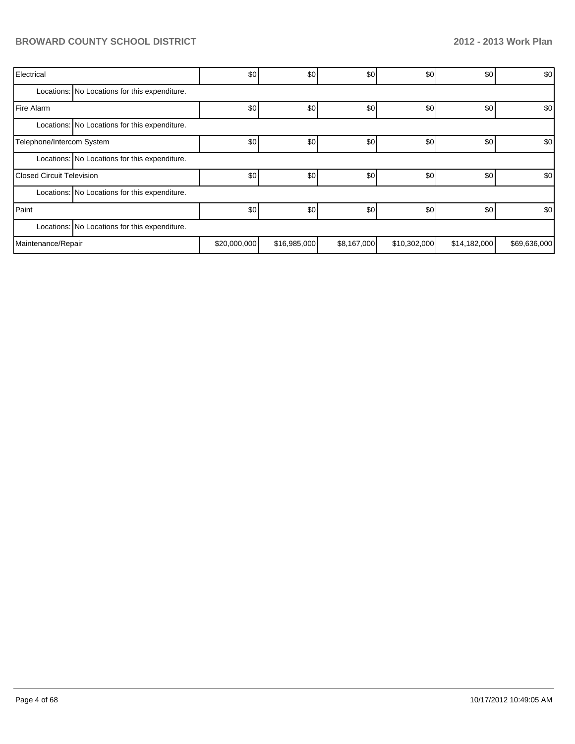| Electrical | | $0 | $0 | $0 | $0 | $0 | $0 |
|---|---|---|---|---|---|---|---|
| Locations: | No Locations for this expenditure. | | | | | | |
| Fire Alarm | | $0 | $0 | $0 | $0 | $0 | $0 |
| Locations: | No Locations for this expenditure. | | | | | | |
| Telephone/Intercom System | | $0 | $0 | $0 | $0 | $0 | $0 |
| Locations: | No Locations for this expenditure. | | | | | | |
| Closed Circuit Television | | $0 | $0 | $0 | $0 | $0 | $0 |
| Locations: | No Locations for this expenditure. | | | | | | |
| Paint | | $0 | $0 | $0 | $0 | $0 | $0 |
| Locations: | No Locations for this expenditure. | | | | | | |
| Maintenance/Repair | | $20,000,000 | $16,985,000 | $8,167,000 | $10,302,000 | $14,182,000 | $69,636,000 |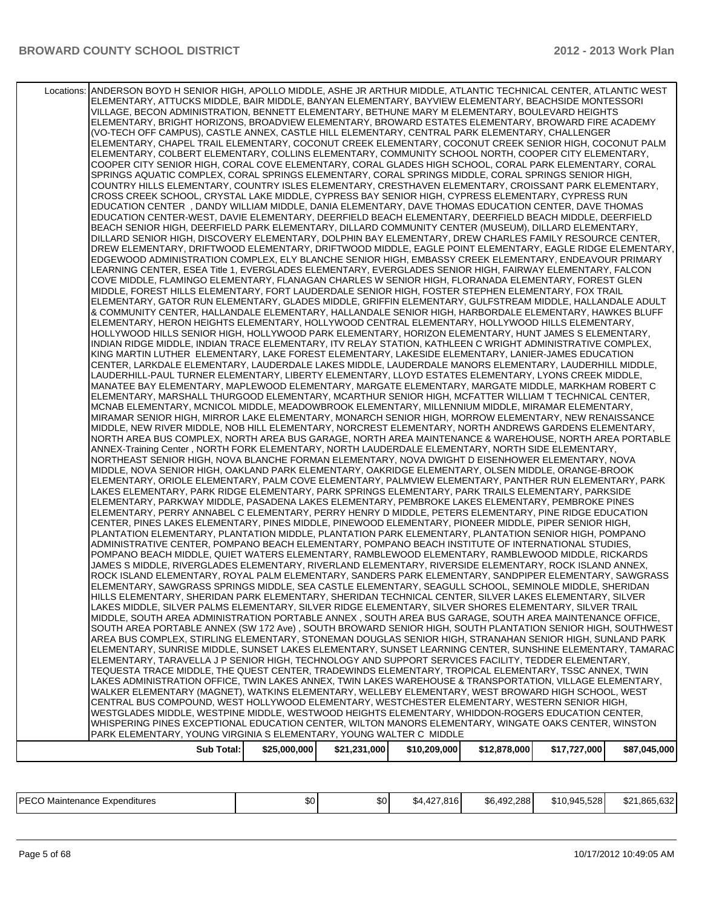| | | | | | | |
|---|---|---|---|---|---|---|
| Locations: | ANDERSON BOYD H SENIOR HIGH, APOLLO MIDDLE, ASHE JR ARTHUR MIDDLE, ATLANTIC TECHNICAL CENTER, ATLANTIC WEST ELEMENTARY, ATTUCKS MIDDLE, BAIR MIDDLE, BANYAN ELEMENTARY, BAYVIEW ELEMENTARY, BEACHSIDE MONTESSORI VILLAGE, BECON ADMINISTRATION, BENNETT ELEMENTARY, BETHUNE MARY M ELEMENTARY, BOULEVARD HEIGHTS ELEMENTARY, BRIGHT HORIZONS, BROADVIEW ELEMENTARY, BROWARD ESTATES ELEMENTARY, BROWARD FIRE ACADEMY (VO-TECH OFF CAMPUS), CASTLE ANNEX, CASTLE HILL ELEMENTARY, CENTRAL PARK ELEMENTARY, CHALLENGER ELEMENTARY, CHAPEL TRAIL ELEMENTARY, COCONUT CREEK ELEMENTARY, COCONUT CREEK SENIOR HIGH, COCONUT PALM ELEMENTARY, COLBERT ELEMENTARY, COLLINS ELEMENTARY, COMMUNITY SCHOOL NORTH, COOPER CITY ELEMENTARY, COOPER CITY SENIOR HIGH, CORAL COVE ELEMENTARY, CORAL GLADES HIGH SCHOOL, CORAL PARK ELEMENTARY, CORAL SPRINGS AQUATIC COMPLEX, CORAL SPRINGS ELEMENTARY, CORAL SPRINGS MIDDLE, CORAL SPRINGS SENIOR HIGH, COUNTRY HILLS ELEMENTARY, COUNTRY ISLES ELEMENTARY, CRESTHAVEN ELEMENTARY, CROISSANT PARK ELEMENTARY, CROSS CREEK SCHOOL, CRYSTAL LAKE MIDDLE, CYPRESS BAY SENIOR HIGH, CYPRESS ELEMENTARY, CYPRESS RUN EDUCATION CENTER , DANDY WILLIAM MIDDLE, DANIA ELEMENTARY, DAVE THOMAS EDUCATION CENTER, DAVE THOMAS EDUCATION CENTER-WEST, DAVIE ELEMENTARY, DEERFIELD BEACH ELEMENTARY, DEERFIELD BEACH MIDDLE, DEERFIELD BEACH SENIOR HIGH, DEERFIELD PARK ELEMENTARY, DILLARD COMMUNITY CENTER (MUSEUM), DILLARD ELEMENTARY, DILLARD SENIOR HIGH, DISCOVERY ELEMENTARY, DOLPHIN BAY ELEMENTARY, DREW CHARLES FAMILY RESOURCE CENTER, DREW ELEMENTARY, DRIFTWOOD ELEMENTARY, DRIFTWOOD MIDDLE, EAGLE POINT ELEMENTARY, EAGLE RIDGE ELEMENTARY, EDGEWOOD ADMINISTRATION COMPLEX, ELY BLANCHE SENIOR HIGH, EMBASSY CREEK ELEMENTARY, ENDEAVOUR PRIMARY LEARNING CENTER, ESEA Title 1, EVERGLADES ELEMENTARY, EVERGLADES SENIOR HIGH, FAIRWAY ELEMENTARY, FALCON COVE MIDDLE, FLAMINGO ELEMENTARY, FLANAGAN CHARLES W SENIOR HIGH, FLORANADA ELEMENTARY, FOREST GLEN MIDDLE, FOREST HILLS ELEMENTARY, FORT LAUDERDALE SENIOR HIGH, FOSTER STEPHEN ELEMENTARY, FOX TRAIL ELEMENTARY, GATOR RUN ELEMENTARY, GLADES MIDDLE, GRIFFIN ELEMENTARY, GULFSTREAM MIDDLE, HALLANDALE ADULT & COMMUNITY CENTER, HALLANDALE ELEMENTARY, HALLANDALE SENIOR HIGH, HARBORDALE ELEMENTARY, HAWKES BLUFF ELEMENTARY, HERON HEIGHTS ELEMENTARY, HOLLYWOOD CENTRAL ELEMENTARY, HOLLYWOOD HILLS ELEMENTARY, HOLLYWOOD HILLS SENIOR HIGH, HOLLYWOOD PARK ELEMENTARY, HORIZON ELEMENTARY, HUNT JAMES S ELEMENTARY, INDIAN RIDGE MIDDLE, INDIAN TRACE ELEMENTARY, ITV RELAY STATION, KATHLEEN C WRIGHT ADMINISTRATIVE COMPLEX, KING MARTIN LUTHER ELEMENTARY, LAKE FOREST ELEMENTARY, LAKESIDE ELEMENTARY, LANIER-JAMES EDUCATION CENTER, LARKDALE ELEMENTARY, LAUDERDALE LAKES MIDDLE, LAUDERDALE MANORS ELEMENTARY, LAUDERHILL MIDDLE, LAUDERHILL-PAUL TURNER ELEMENTARY, LIBERTY ELEMENTARY, LLOYD ESTATES ELEMENTARY, LYONS CREEK MIDDLE, MANATEE BAY ELEMENTARY, MAPLEWOOD ELEMENTARY, MARGATE ELEMENTARY, MARGATE MIDDLE, MARKHAM ROBERT C ELEMENTARY, MARSHALL THURGOOD ELEMENTARY, MCARTHUR SENIOR HIGH, MCFATTER WILLIAM T TECHNICAL CENTER, MCNAB ELEMENTARY, MCNICOL MIDDLE, MEADOWBROOK ELEMENTARY, MILLENNIUM MIDDLE, MIRAMAR ELEMENTARY, MIRAMAR SENIOR HIGH, MIRROR LAKE ELEMENTARY, MONARCH SENIOR HIGH, MORROW ELEMENTARY, NEW RENAISSANCE MIDDLE, NEW RIVER MIDDLE, NOB HILL ELEMENTARY, NORCREST ELEMENTARY, NORTH ANDREWS GARDENS ELEMENTARY, NORTH AREA BUS COMPLEX, NORTH AREA BUS GARAGE, NORTH AREA MAINTENANCE & WAREHOUSE, NORTH AREA PORTABLE ANNEX-Training Center , NORTH FORK ELEMENTARY, NORTH LAUDERDALE ELEMENTARY, NORTH SIDE ELEMENTARY, NORTHEAST SENIOR HIGH, NOVA BLANCHE FORMAN ELEMENTARY, NOVA DWIGHT D EISENHOWER ELEMENTARY, NOVA MIDDLE, NOVA SENIOR HIGH, OAKLAND PARK ELEMENTARY, OAKRIDGE ELEMENTARY, OLSEN MIDDLE, ORANGE-BROOK ELEMENTARY, ORIOLE ELEMENTARY, PALM COVE ELEMENTARY, PALMVIEW ELEMENTARY, PANTHER RUN ELEMENTARY, PARK LAKES ELEMENTARY, PARK RIDGE ELEMENTARY, PARK SPRINGS ELEMENTARY, PARK TRAILS ELEMENTARY, PARKSIDE ELEMENTARY, PARKWAY MIDDLE, PASADENA LAKES ELEMENTARY, PEMBROKE LAKES ELEMENTARY, PEMBROKE PINES ELEMENTARY, PERRY ANNABEL C ELEMENTARY, PERRY HENRY D MIDDLE, PETERS ELEMENTARY, PINE RIDGE EDUCATION CENTER, PINES LAKES ELEMENTARY, PINES MIDDLE, PINEWOOD ELEMENTARY, PIONEER MIDDLE, PIPER SENIOR HIGH, PLANTATION ELEMENTARY, PLANTATION MIDDLE, PLANTATION PARK ELEMENTARY, PLANTATION SENIOR HIGH, POMPANO ADMINISTRATIVE CENTER, POMPANO BEACH ELEMENTARY, POMPANO BEACH INSTITUTE OF INTERNATIONAL STUDIES, POMPANO BEACH MIDDLE, QUIET WATERS ELEMENTARY, RAMBLEWOOD ELEMENTARY, RAMBLEWOOD MIDDLE, RICKARDS JAMES S MIDDLE, RIVERGLADES ELEMENTARY, RIVERLAND ELEMENTARY, RIVERSIDE ELEMENTARY, ROCK ISLAND ANNEX, ROCK ISLAND ELEMENTARY, ROYAL PALM ELEMENTARY, SANDERS PARK ELEMENTARY, SANDPIPER ELEMENTARY, SAWGRASS ELEMENTARY, SAWGRASS SPRINGS MIDDLE, SEA CASTLE ELEMENTARY, SEAGULL SCHOOL, SEMINOLE MIDDLE, SHERIDAN HILLS ELEMENTARY, SHERIDAN PARK ELEMENTARY, SHERIDAN TECHNICAL CENTER, SILVER LAKES ELEMENTARY, SILVER LAKES MIDDLE, SILVER PALMS ELEMENTARY, SILVER RIDGE ELEMENTARY, SILVER SHORES ELEMENTARY, SILVER TRAIL MIDDLE, SOUTH AREA ADMINISTRATION PORTABLE ANNEX , SOUTH AREA BUS GARAGE, SOUTH AREA MAINTENANCE OFFICE, SOUTH AREA PORTABLE ANNEX (SW 172 Ave) , SOUTH BROWARD SENIOR HIGH, SOUTH PLANTATION SENIOR HIGH, SOUTHWEST AREA BUS COMPLEX, STIRLING ELEMENTARY, STONEMAN DOUGLAS SENIOR HIGH, STRANAHAN SENIOR HIGH, SUNLAND PARK ELEMENTARY, SUNRISE MIDDLE, SUNSET LAKES ELEMENTARY, SUNSET LEARNING CENTER, SUNSHINE ELEMENTARY, TAMARAC ELEMENTARY, TARAVELLA J P SENIOR HIGH, TECHNOLOGY AND SUPPORT SERVICES FACILITY, TEDDER ELEMENTARY, TEQUESTA TRACE MIDDLE, THE QUEST CENTER, TRADEWINDS ELEMENTARY, TROPICAL ELEMENTARY, TSSC ANNEX, TWIN LAKES ADMINISTRATION OFFICE, TWIN LAKES ANNEX, TWIN LAKES WAREHOUSE & TRANSPORTATION, VILLAGE ELEMENTARY, WALKER ELEMENTARY (MAGNET), WATKINS ELEMENTARY, WELLEBY ELEMENTARY, WEST BROWARD HIGH SCHOOL, WEST CENTRAL BUS COMPOUND, WEST HOLLYWOOD ELEMENTARY, WESTCHESTER ELEMENTARY, WESTERN SENIOR HIGH, WESTGLADES MIDDLE, WESTPINE MIDDLE, WESTWOOD HEIGHTS ELEMENTARY, WHIDDON-ROGERS EDUCATION CENTER, WHISPERING PINES EXCEPTIONAL EDUCATION CENTER, WILTON MANORS ELEMENTARY, WINGATE OAKS CENTER, WINSTON PARK ELEMENTARY, YOUNG VIRGINIA S ELEMENTARY, YOUNG WALTER C MIDDLE | | | | | |
| **Sub Total:** | **$25,000,000** | **$21,231,000** | **$10,209,000** | **$12,878,000** | **$17,727,000** | **$87,045,000** |

| | | | | | | |
|---|---|---|---|---|---|---|
| PECO Maintenance Expenditures | $0 | $0 | $4,427,816 | $6,492,288 | $10,945,528 | $21,865,632 |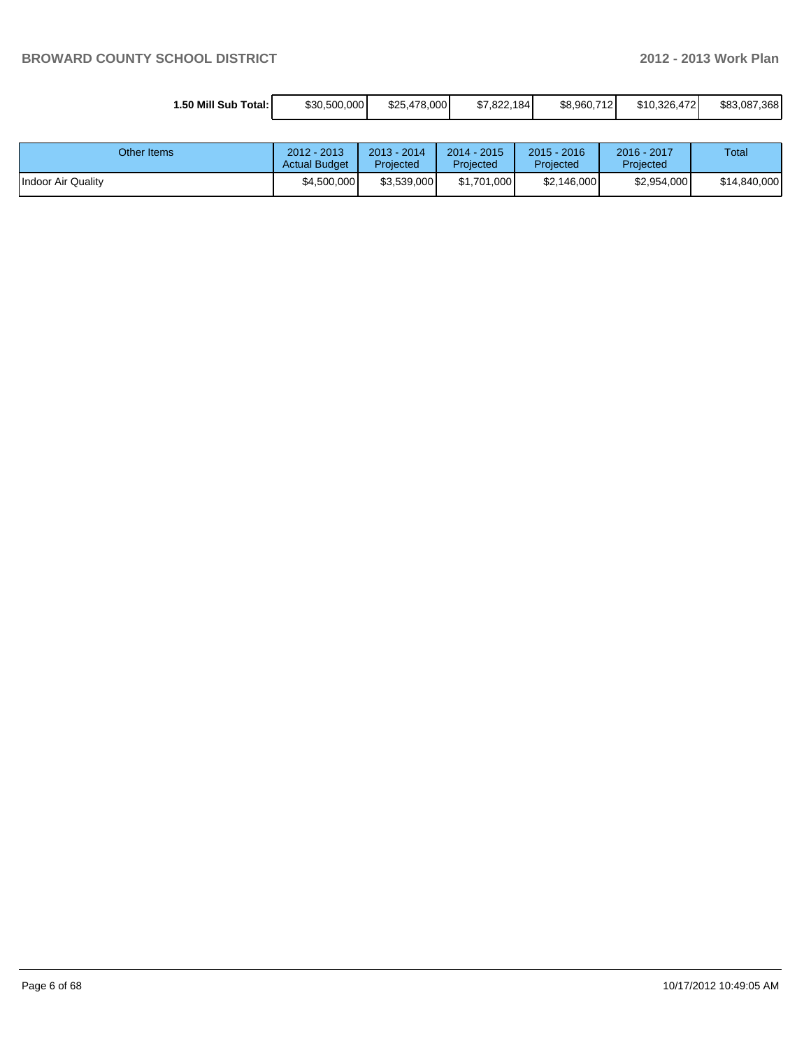| 1.50 Mill Sub Total: | $30,500,000 | $25,478,000 | $7,822,184 | $8,960,712 | $10,326,472 | $83,087,368 |
|---|---|---|---|---|---|---|

| Other Items | 2012 - 2013 Actual Budget | 2013 - 2014 Projected | 2014 - 2015 Projected | 2015 - 2016 Projected | 2016 - 2017 Projected | Total |
|---|---|---|---|---|---|---|
| Indoor Air Quality | $4,500,000 | $3,539,000 | $1,701,000 | $2,146,000 | $2,954,000 | $14,840,000 |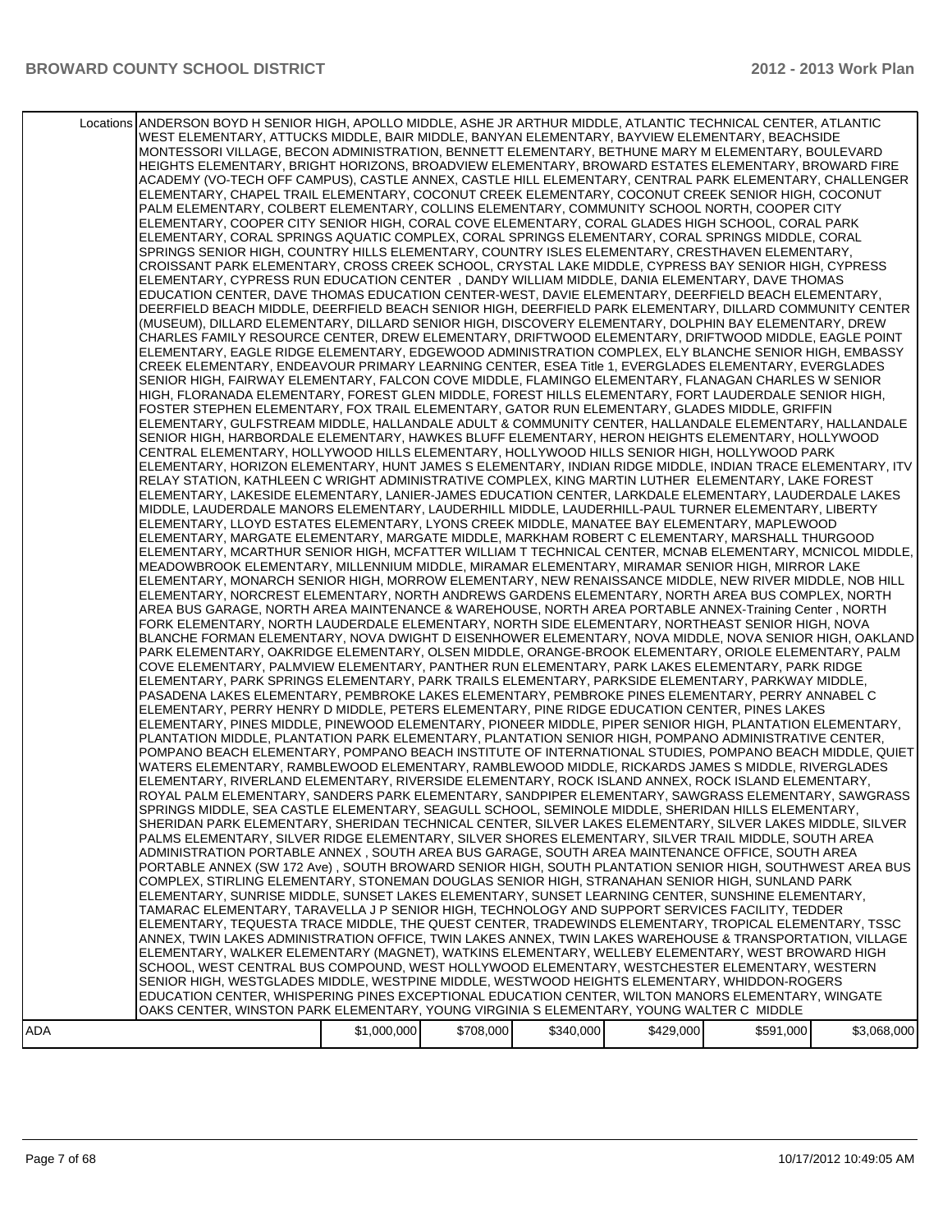| | Locations | | | | | | |
|---|---|---|---|---|---|---|---|
| | Locations | ANDERSON BOYD H SENIOR HIGH, APOLLO MIDDLE, ASHE JR ARTHUR MIDDLE, ATLANTIC TECHNICAL CENTER, ATLANTIC WEST ELEMENTARY, ATTUCKS MIDDLE, BAIR MIDDLE, BANYAN ELEMENTARY, BAYVIEW ELEMENTARY, BEACHSIDE MONTESSORI VILLAGE, BECON ADMINISTRATION, BENNETT ELEMENTARY, BETHUNE MARY M ELEMENTARY, BOULEVARD HEIGHTS ELEMENTARY, BRIGHT HORIZONS, BROADVIEW ELEMENTARY, BROWARD ESTATES ELEMENTARY, BROWARD FIRE ACADEMY (VO-TECH OFF CAMPUS), CASTLE ANNEX, CASTLE HILL ELEMENTARY, CENTRAL PARK ELEMENTARY, CHALLENGER ELEMENTARY, CHAPEL TRAIL ELEMENTARY, COCONUT CREEK ELEMENTARY, COCONUT CREEK SENIOR HIGH, COCONUT PALM ELEMENTARY, COLBERT ELEMENTARY, COLLINS ELEMENTARY, COMMUNITY SCHOOL NORTH, COOPER CITY ELEMENTARY, COOPER CITY SENIOR HIGH, CORAL COVE ELEMENTARY, CORAL GLADES HIGH SCHOOL, CORAL PARK ELEMENTARY, CORAL SPRINGS AQUATIC COMPLEX, CORAL SPRINGS ELEMENTARY, CORAL SPRINGS MIDDLE, CORAL SPRINGS SENIOR HIGH, COUNTRY HILLS ELEMENTARY, COUNTRY ISLES ELEMENTARY, CRESTHAVEN ELEMENTARY, CROISSANT PARK ELEMENTARY, CROSS CREEK SCHOOL, CRYSTAL LAKE MIDDLE, CYPRESS BAY SENIOR HIGH, CYPRESS ELEMENTARY, CYPRESS RUN EDUCATION CENTER , DANDY WILLIAM MIDDLE, DANIA ELEMENTARY, DAVE THOMAS EDUCATION CENTER, DAVE THOMAS EDUCATION CENTER-WEST, DAVIE ELEMENTARY, DEERFIELD BEACH ELEMENTARY, DEERFIELD BEACH MIDDLE, DEERFIELD BEACH SENIOR HIGH, DEERFIELD PARK ELEMENTARY, DILLARD COMMUNITY CENTER (MUSEUM), DILLARD ELEMENTARY, DILLARD SENIOR HIGH, DISCOVERY ELEMENTARY, DOLPHIN BAY ELEMENTARY, DREW CHARLES FAMILY RESOURCE CENTER, DREW ELEMENTARY, DRIFTWOOD ELEMENTARY, DRIFTWOOD MIDDLE, EAGLE POINT ELEMENTARY, EAGLE RIDGE ELEMENTARY, EDGEWOOD ADMINISTRATION COMPLEX, ELY BLANCHE SENIOR HIGH, EMBASSY CREEK ELEMENTARY, ENDEAVOUR PRIMARY LEARNING CENTER, ESEA Title 1, EVERGLADES ELEMENTARY, EVERGLADES SENIOR HIGH, FAIRWAY ELEMENTARY, FALCON COVE MIDDLE, FLAMINGO ELEMENTARY, FLANAGAN CHARLES W SENIOR HIGH, FLORANADA ELEMENTARY, FOREST GLEN MIDDLE, FOREST HILLS ELEMENTARY, FORT LAUDERDALE SENIOR HIGH, FOSTER STEPHEN ELEMENTARY, FOX TRAIL ELEMENTARY, GATOR RUN ELEMENTARY, GLADES MIDDLE, GRIFFIN ELEMENTARY, GULFSTREAM MIDDLE, HALLANDALE ADULT & COMMUNITY CENTER, HALLANDALE ELEMENTARY, HALLANDALE SENIOR HIGH, HARBORDALE ELEMENTARY, HAWKES BLUFF ELEMENTARY, HERON HEIGHTS ELEMENTARY, HOLLYWOOD CENTRAL ELEMENTARY, HOLLYWOOD HILLS ELEMENTARY, HOLLYWOOD HILLS SENIOR HIGH, HOLLYWOOD PARK ELEMENTARY, HORIZON ELEMENTARY, HUNT JAMES S ELEMENTARY, INDIAN RIDGE MIDDLE, INDIAN TRACE ELEMENTARY, ITV RELAY STATION, KATHLEEN C WRIGHT ADMINISTRATIVE COMPLEX, KING MARTIN LUTHER ELEMENTARY, LAKE FOREST ELEMENTARY, LAKESIDE ELEMENTARY, LANIER-JAMES EDUCATION CENTER, LARKDALE ELEMENTARY, LAUDERDALE LAKES MIDDLE, LAUDERDALE MANORS ELEMENTARY, LAUDERHILL MIDDLE, LAUDERHILL-PAUL TURNER ELEMENTARY, LIBERTY ELEMENTARY, LLOYD ESTATES ELEMENTARY, LYONS CREEK MIDDLE, MANATEE BAY ELEMENTARY, MAPLEWOOD ELEMENTARY, MARGATE ELEMENTARY, MARGATE MIDDLE, MARKHAM ROBERT C ELEMENTARY, MARSHALL THURGOOD ELEMENTARY, MCARTHUR SENIOR HIGH, MCFATTER WILLIAM T TECHNICAL CENTER, MCNAB ELEMENTARY, MCNICOL MIDDLE, MEADOWBROOK ELEMENTARY, MILLENNIUM MIDDLE, MIRAMAR ELEMENTARY, MIRAMAR SENIOR HIGH, MIRROR LAKE ELEMENTARY, MONARCH SENIOR HIGH, MORROW ELEMENTARY, NEW RENAISSANCE MIDDLE, NEW RIVER MIDDLE, NOB HILL ELEMENTARY, NORCREST ELEMENTARY, NORTH ANDREWS GARDENS ELEMENTARY, NORTH AREA BUS COMPLEX, NORTH AREA BUS GARAGE, NORTH AREA MAINTENANCE & WAREHOUSE, NORTH AREA PORTABLE ANNEX-Training Center , NORTH FORK ELEMENTARY, NORTH LAUDERDALE ELEMENTARY, NORTH SIDE ELEMENTARY, NORTHEAST SENIOR HIGH, NOVA BLANCHE FORMAN ELEMENTARY, NOVA DWIGHT D EISENHOWER ELEMENTARY, NOVA MIDDLE, NOVA SENIOR HIGH, OAKLAND PARK ELEMENTARY, OAKRIDGE ELEMENTARY, OLSEN MIDDLE, ORANGE-BROOK ELEMENTARY, ORIOLE ELEMENTARY, PALM COVE ELEMENTARY, PALMVIEW ELEMENTARY, PANTHER RUN ELEMENTARY, PARK LAKES ELEMENTARY, PARK RIDGE ELEMENTARY, PARK SPRINGS ELEMENTARY, PARK TRAILS ELEMENTARY, PARKSIDE ELEMENTARY, PARKWAY MIDDLE, PASADENA LAKES ELEMENTARY, PEMBROKE LAKES ELEMENTARY, PEMBROKE PINES ELEMENTARY, PERRY ANNABEL C ELEMENTARY, PERRY HENRY D MIDDLE, PETERS ELEMENTARY, PINE RIDGE EDUCATION CENTER, PINES LAKES ELEMENTARY, PINES MIDDLE, PINEWOOD ELEMENTARY, PIONEER MIDDLE, PIPER SENIOR HIGH, PLANTATION ELEMENTARY, PLANTATION MIDDLE, PLANTATION PARK ELEMENTARY, PLANTATION SENIOR HIGH, POMPANO ADMINISTRATIVE CENTER, POMPANO BEACH ELEMENTARY, POMPANO BEACH INSTITUTE OF INTERNATIONAL STUDIES, POMPANO BEACH MIDDLE, QUIET WATERS ELEMENTARY, RAMBLEWOOD ELEMENTARY, RAMBLEWOOD MIDDLE, RICKARDS JAMES S MIDDLE, RIVERGLADES ELEMENTARY, RIVERLAND ELEMENTARY, RIVERSIDE ELEMENTARY, ROCK ISLAND ANNEX, ROCK ISLAND ELEMENTARY, ROYAL PALM ELEMENTARY, SANDERS PARK ELEMENTARY, SANDPIPER ELEMENTARY, SAWGRASS ELEMENTARY, SAWGRASS SPRINGS MIDDLE, SEA CASTLE ELEMENTARY, SEAGULL SCHOOL, SEMINOLE MIDDLE, SHERIDAN HILLS ELEMENTARY, SHERIDAN PARK ELEMENTARY, SHERIDAN TECHNICAL CENTER, SILVER LAKES ELEMENTARY, SILVER LAKES MIDDLE, SILVER PALMS ELEMENTARY, SILVER RIDGE ELEMENTARY, SILVER SHORES ELEMENTARY, SILVER TRAIL MIDDLE, SOUTH AREA ADMINISTRATION PORTABLE ANNEX , SOUTH AREA BUS GARAGE, SOUTH AREA MAINTENANCE OFFICE, SOUTH AREA PORTABLE ANNEX (SW 172 Ave) , SOUTH BROWARD SENIOR HIGH, SOUTH PLANTATION SENIOR HIGH, SOUTHWEST AREA BUS COMPLEX, STIRLING ELEMENTARY, STONEMAN DOUGLAS SENIOR HIGH, STRANAHAN SENIOR HIGH, SUNLAND PARK ELEMENTARY, SUNRISE MIDDLE, SUNSET LAKES ELEMENTARY, SUNSET LEARNING CENTER, SUNSHINE ELEMENTARY, TAMARAC ELEMENTARY, TARAVELLA J P SENIOR HIGH, TECHNOLOGY AND SUPPORT SERVICES FACILITY, TEDDER ELEMENTARY, TEQUESTA TRACE MIDDLE, THE QUEST CENTER, TRADEWINDS ELEMENTARY, TROPICAL ELEMENTARY, TSSC ANNEX, TWIN LAKES ADMINISTRATION OFFICE, TWIN LAKES ANNEX, TWIN LAKES WAREHOUSE & TRANSPORTATION, VILLAGE ELEMENTARY, WALKER ELEMENTARY (MAGNET), WATKINS ELEMENTARY, WELLEBY ELEMENTARY, WEST BROWARD HIGH SCHOOL, WEST CENTRAL BUS COMPOUND, WEST HOLLYWOOD ELEMENTARY, WESTCHESTER ELEMENTARY, WESTERN SENIOR HIGH, WESTGLADES MIDDLE, WESTPINE MIDDLE, WESTWOOD HEIGHTS ELEMENTARY, WHIDDON-ROGERS EDUCATION CENTER, WHISPERING PINES EXCEPTIONAL EDUCATION CENTER, WILTON MANORS ELEMENTARY, WINGATE OAKS CENTER, WINSTON PARK ELEMENTARY, YOUNG VIRGINIA S ELEMENTARY, YOUNG WALTER C MIDDLE | | | | | |
| ADA | | $1,000,000 | $708,000 | $340,000 | $429,000 | $591,000 | $3,068,000 |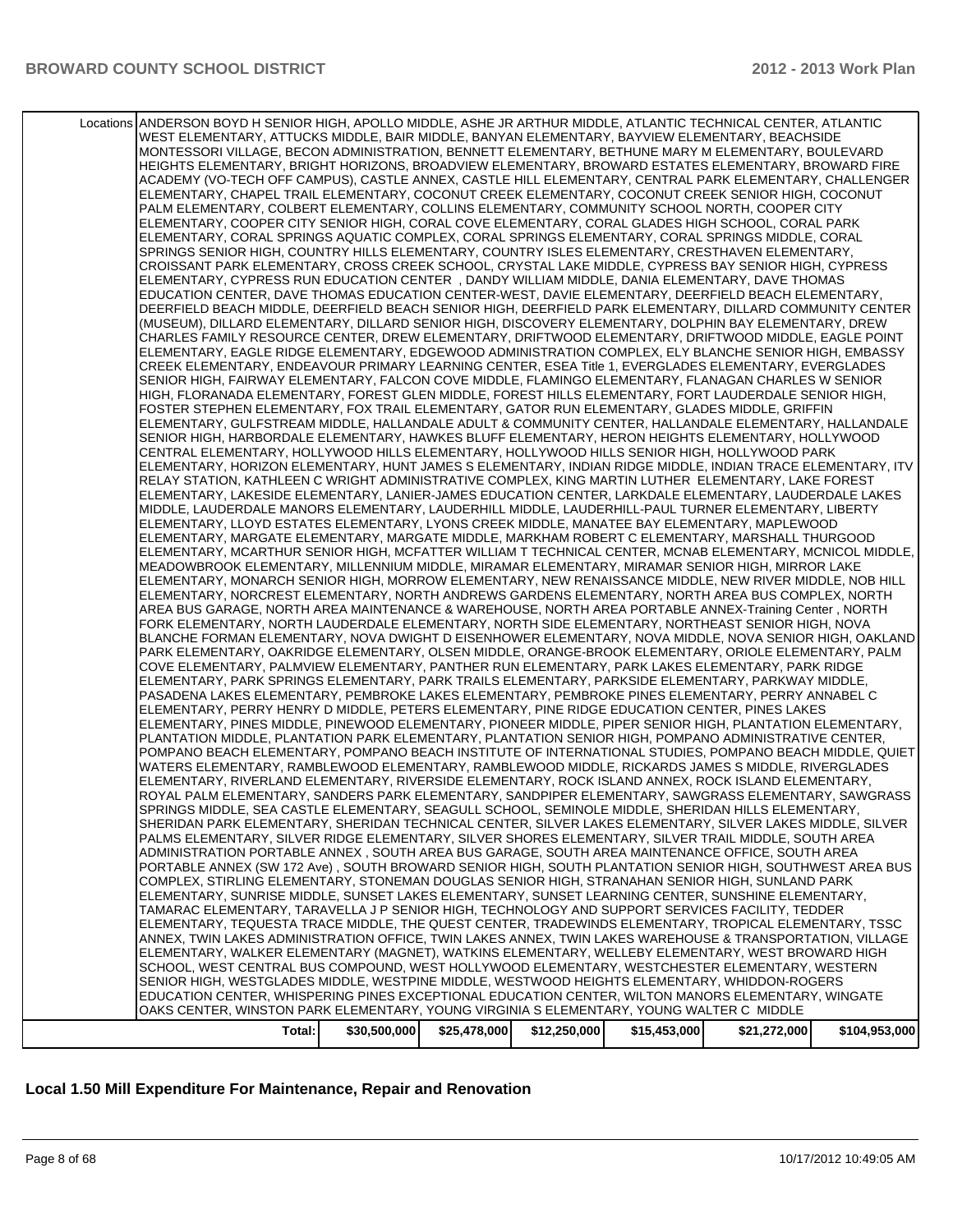| | | | | | | |
|---|---|---|---|---|---|---|
| Locations | ANDERSON BOYD H SENIOR HIGH, APOLLO MIDDLE, ASHE JR ARTHUR MIDDLE, ATLANTIC TECHNICAL CENTER, ATLANTIC WEST ELEMENTARY, ATTUCKS MIDDLE, BAIR MIDDLE, BANYAN ELEMENTARY, BAYVIEW ELEMENTARY, BEACHSIDE MONTESSORI VILLAGE, BECON ADMINISTRATION, BENNETT ELEMENTARY, BETHUNE MARY M ELEMENTARY, BOULEVARD HEIGHTS ELEMENTARY, BRIGHT HORIZONS, BROADVIEW ELEMENTARY, BROWARD ESTATES ELEMENTARY, BROWARD FIRE ACADEMY (VO-TECH OFF CAMPUS), CASTLE ANNEX, CASTLE HILL ELEMENTARY, CENTRAL PARK ELEMENTARY, CHALLENGER ELEMENTARY, CHAPEL TRAIL ELEMENTARY, COCONUT CREEK ELEMENTARY, COCONUT CREEK SENIOR HIGH, COCONUT PALM ELEMENTARY, COLBERT ELEMENTARY, COLLINS ELEMENTARY, COMMUNITY SCHOOL NORTH, COOPER CITY ELEMENTARY, COOPER CITY SENIOR HIGH, CORAL COVE ELEMENTARY, CORAL GLADES HIGH SCHOOL, CORAL PARK ELEMENTARY, CORAL SPRINGS AQUATIC COMPLEX, CORAL SPRINGS ELEMENTARY, CORAL SPRINGS MIDDLE, CORAL SPRINGS SENIOR HIGH, COUNTRY HILLS ELEMENTARY, COUNTRY ISLES ELEMENTARY, CRESTHAVEN ELEMENTARY, CROISSANT PARK ELEMENTARY, CROSS CREEK SCHOOL, CRYSTAL LAKE MIDDLE, CYPRESS BAY SENIOR HIGH, CYPRESS ELEMENTARY, CYPRESS RUN EDUCATION CENTER , DANDY WILLIAM MIDDLE, DANIA ELEMENTARY, DAVE THOMAS EDUCATION CENTER, DAVE THOMAS EDUCATION CENTER-WEST, DAVIE ELEMENTARY, DEERFIELD BEACH ELEMENTARY, DEERFIELD BEACH MIDDLE, DEERFIELD BEACH SENIOR HIGH, DEERFIELD PARK ELEMENTARY, DILLARD COMMUNITY CENTER (MUSEUM), DILLARD ELEMENTARY, DILLARD SENIOR HIGH, DISCOVERY ELEMENTARY, DOLPHIN BAY ELEMENTARY, DREW CHARLES FAMILY RESOURCE CENTER, DREW ELEMENTARY, DRIFTWOOD ELEMENTARY, DRIFTWOOD MIDDLE, EAGLE POINT ELEMENTARY, EAGLE RIDGE ELEMENTARY, EDGEWOOD ADMINISTRATION COMPLEX, ELY BLANCHE SENIOR HIGH, EMBASSY CREEK ELEMENTARY, ENDEAVOUR PRIMARY LEARNING CENTER, ESEA Title 1, EVERGLADES ELEMENTARY, EVERGLADES SENIOR HIGH, FAIRWAY ELEMENTARY, FALCON COVE MIDDLE, FLAMINGO ELEMENTARY, FLANAGAN CHARLES W SENIOR HIGH, FLORANADA ELEMENTARY, FOREST GLEN MIDDLE, FOREST HILLS ELEMENTARY, FORT LAUDERDALE SENIOR HIGH, FOSTER STEPHEN ELEMENTARY, FOX TRAIL ELEMENTARY, GATOR RUN ELEMENTARY, GLADES MIDDLE, GRIFFIN ELEMENTARY, GULFSTREAM MIDDLE, HALLANDALE ADULT & COMMUNITY CENTER, HALLANDALE ELEMENTARY, HALLANDALE SENIOR HIGH, HARBORDALE ELEMENTARY, HAWKES BLUFF ELEMENTARY, HERON HEIGHTS ELEMENTARY, HOLLYWOOD CENTRAL ELEMENTARY, HOLLYWOOD HILLS ELEMENTARY, HOLLYWOOD HILLS SENIOR HIGH, HOLLYWOOD PARK ELEMENTARY, HORIZON ELEMENTARY, HUNT JAMES S ELEMENTARY, INDIAN RIDGE MIDDLE, INDIAN TRACE ELEMENTARY, ITV RELAY STATION, KATHLEEN C WRIGHT ADMINISTRATIVE COMPLEX, KING MARTIN LUTHER ELEMENTARY, LAKE FOREST ELEMENTARY, LAKESIDE ELEMENTARY, LANIER-JAMES EDUCATION CENTER, LARKDALE ELEMENTARY, LAUDERDALE LAKES MIDDLE, LAUDERDALE MANORS ELEMENTARY, LAUDERHILL MIDDLE, LAUDERHILL-PAUL TURNER ELEMENTARY, LIBERTY ELEMENTARY, LLOYD ESTATES ELEMENTARY, LYONS CREEK MIDDLE, MANATEE BAY ELEMENTARY, MAPLEWOOD ELEMENTARY, MARGATE ELEMENTARY, MARGATE MIDDLE, MARKHAM ROBERT C ELEMENTARY, MARSHALL THURGOOD ELEMENTARY, MCARTHUR SENIOR HIGH, MCFATTER WILLIAM T TECHNICAL CENTER, MCNAB ELEMENTARY, MCNICOL MIDDLE, MEADOWBROOK ELEMENTARY, MILLENNIUM MIDDLE, MIRAMAR ELEMENTARY, MIRAMAR SENIOR HIGH, MIRROR LAKE ELEMENTARY, MONARCH SENIOR HIGH, MORROW ELEMENTARY, NEW RENAISSANCE MIDDLE, NEW RIVER MIDDLE, NOB HILL ELEMENTARY, NORCREST ELEMENTARY, NORTH ANDREWS GARDENS ELEMENTARY, NORTH AREA BUS COMPLEX, NORTH AREA BUS GARAGE, NORTH AREA MAINTENANCE & WAREHOUSE, NORTH AREA PORTABLE ANNEX-Training Center , NORTH FORK ELEMENTARY, NORTH LAUDERDALE ELEMENTARY, NORTH SIDE ELEMENTARY, NORTHEAST SENIOR HIGH, NOVA BLANCHE FORMAN ELEMENTARY, NOVA DWIGHT D EISENHOWER ELEMENTARY, NOVA MIDDLE, NOVA SENIOR HIGH, OAKLAND PARK ELEMENTARY, OAKRIDGE ELEMENTARY, OLSEN MIDDLE, ORANGE-BROOK ELEMENTARY, ORIOLE ELEMENTARY, PALM COVE ELEMENTARY, PALMVIEW ELEMENTARY, PANTHER RUN ELEMENTARY, PARK LAKES ELEMENTARY, PARK RIDGE ELEMENTARY, PARK SPRINGS ELEMENTARY, PARK TRAILS ELEMENTARY, PARKSIDE ELEMENTARY, PARKWAY MIDDLE, PASADENA LAKES ELEMENTARY, PEMBROKE LAKES ELEMENTARY, PEMBROKE PINES ELEMENTARY, PERRY ANNABEL C ELEMENTARY, PERRY HENRY D MIDDLE, PETERS ELEMENTARY, PINE RIDGE EDUCATION CENTER, PINES LAKES ELEMENTARY, PINES MIDDLE, PINEWOOD ELEMENTARY, PIONEER MIDDLE, PIPER SENIOR HIGH, PLANTATION ELEMENTARY, PLANTATION MIDDLE, PLANTATION PARK ELEMENTARY, PLANTATION SENIOR HIGH, POMPANO ADMINISTRATIVE CENTER, POMPANO BEACH ELEMENTARY, POMPANO BEACH INSTITUTE OF INTERNATIONAL STUDIES, POMPANO BEACH MIDDLE, QUIET WATERS ELEMENTARY, RAMBLEWOOD ELEMENTARY, RAMBLEWOOD MIDDLE, RICKARDS JAMES S MIDDLE, RIVERGLADES ELEMENTARY, RIVERLAND ELEMENTARY, RIVERSIDE ELEMENTARY, ROCK ISLAND ANNEX, ROCK ISLAND ELEMENTARY, ROYAL PALM ELEMENTARY, SANDERS PARK ELEMENTARY, SANDPIPER ELEMENTARY, SAWGRASS ELEMENTARY, SAWGRASS SPRINGS MIDDLE, SEA CASTLE ELEMENTARY, SEAGULL SCHOOL, SEMINOLE MIDDLE, SHERIDAN HILLS ELEMENTARY, SHERIDAN PARK ELEMENTARY, SHERIDAN TECHNICAL CENTER, SILVER LAKES ELEMENTARY, SILVER LAKES MIDDLE, SILVER PALMS ELEMENTARY, SILVER RIDGE ELEMENTARY, SILVER SHORES ELEMENTARY, SILVER TRAIL MIDDLE, SOUTH AREA ADMINISTRATION PORTABLE ANNEX , SOUTH AREA BUS GARAGE, SOUTH AREA MAINTENANCE OFFICE, SOUTH AREA PORTABLE ANNEX (SW 172 Ave) , SOUTH BROWARD SENIOR HIGH, SOUTH PLANTATION SENIOR HIGH, SOUTHWEST AREA BUS COMPLEX, STIRLING ELEMENTARY, STONEMAN DOUGLAS SENIOR HIGH, STRANAHAN SENIOR HIGH, SUNLAND PARK ELEMENTARY, SUNRISE MIDDLE, SUNSET LAKES ELEMENTARY, SUNSET LEARNING CENTER, SUNSHINE ELEMENTARY, TAMARAC ELEMENTARY, TARAVELLA J P SENIOR HIGH, TECHNOLOGY AND SUPPORT SERVICES FACILITY, TEDDER ELEMENTARY, TEQUESTA TRACE MIDDLE, THE QUEST CENTER, TRADEWINDS ELEMENTARY, TROPICAL ELEMENTARY, TSSC ANNEX, TWIN LAKES ADMINISTRATION OFFICE, TWIN LAKES ANNEX, TWIN LAKES WAREHOUSE & TRANSPORTATION, VILLAGE ELEMENTARY, WALKER ELEMENTARY (MAGNET), WATKINS ELEMENTARY, WELLEBY ELEMENTARY, WEST BROWARD HIGH SCHOOL, WEST CENTRAL BUS COMPOUND, WEST HOLLYWOOD ELEMENTARY, WESTCHESTER ELEMENTARY, WESTERN SENIOR HIGH, WESTGLADES MIDDLE, WESTPINE MIDDLE, WESTWOOD HEIGHTS ELEMENTARY, WHIDDON-ROGERS EDUCATION CENTER, WHISPERING PINES EXCEPTIONAL EDUCATION CENTER, WILTON MANORS ELEMENTARY, WINGATE OAKS CENTER, WINSTON PARK ELEMENTARY, YOUNG VIRGINIA S ELEMENTARY, YOUNG WALTER C MIDDLE | | | | | |
| | **Total:** | $30,500,000 | $25,478,000 | $12,250,000 | $15,453,000 | $21,272,000 | $104,953,000 |

## Local 1.50 Mill Expenditure For Maintenance, Repair and Renovation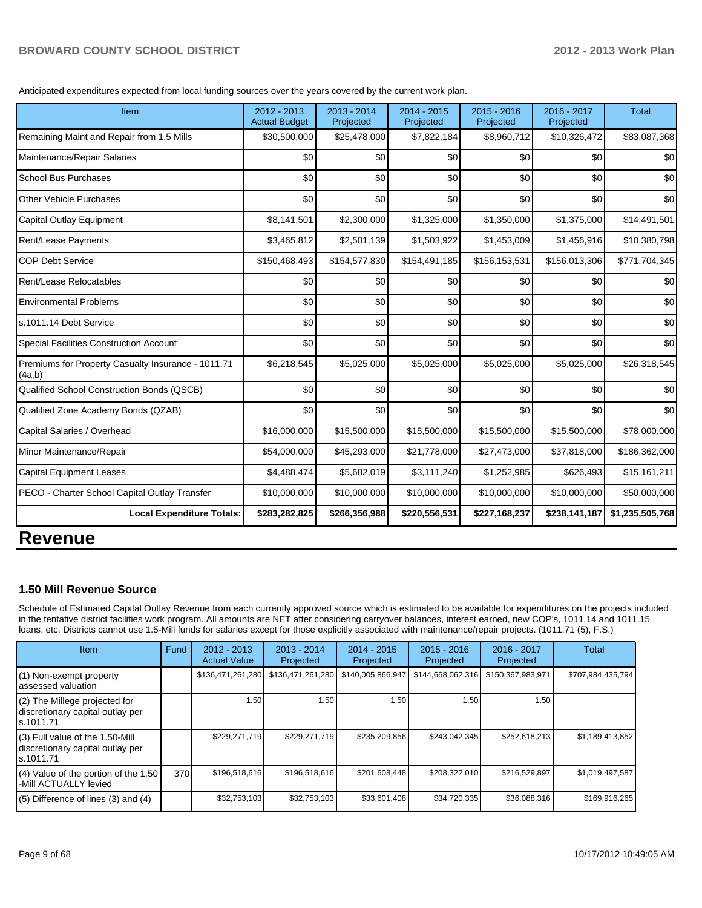Anticipated expenditures expected from local funding sources over the years covered by the current work plan.

| Item | 2012 - 2013 Actual Budget | 2013 - 2014 Projected | 2014 - 2015 Projected | 2015 - 2016 Projected | 2016 - 2017 Projected | Total |
|---|---|---|---|---|---|---|
| Remaining Maint and Repair from 1.5 Mills | $30,500,000 | $25,478,000 | $7,822,184 | $8,960,712 | $10,326,472 | $83,087,368 |
| Maintenance/Repair Salaries | $0 | $0 | $0 | $0 | $0 | $0 |
| School Bus Purchases | $0 | $0 | $0 | $0 | $0 | $0 |
| Other Vehicle Purchases | $0 | $0 | $0 | $0 | $0 | $0 |
| Capital Outlay Equipment | $8,141,501 | $2,300,000 | $1,325,000 | $1,350,000 | $1,375,000 | $14,491,501 |
| Rent/Lease Payments | $3,465,812 | $2,501,139 | $1,503,922 | $1,453,009 | $1,456,916 | $10,380,798 |
| COP Debt Service | $150,468,493 | $154,577,830 | $154,491,185 | $156,153,531 | $156,013,306 | $771,704,345 |
| Rent/Lease Relocatables | $0 | $0 | $0 | $0 | $0 | $0 |
| Environmental Problems | $0 | $0 | $0 | $0 | $0 | $0 |
| s.1011.14 Debt Service | $0 | $0 | $0 | $0 | $0 | $0 |
| Special Facilities Construction Account | $0 | $0 | $0 | $0 | $0 | $0 |
| Premiums for Property Casualty Insurance - 1011.71 (4a,b) | $6,218,545 | $5,025,000 | $5,025,000 | $5,025,000 | $5,025,000 | $26,318,545 |
| Qualified School Construction Bonds (QSCB) | $0 | $0 | $0 | $0 | $0 | $0 |
| Qualified Zone Academy Bonds (QZAB) | $0 | $0 | $0 | $0 | $0 | $0 |
| Capital Salaries / Overhead | $16,000,000 | $15,500,000 | $15,500,000 | $15,500,000 | $15,500,000 | $78,000,000 |
| Minor Maintenance/Repair | $54,000,000 | $45,293,000 | $21,778,000 | $27,473,000 | $37,818,000 | $186,362,000 |
| Capital Equipment Leases | $4,488,474 | $5,682,019 | $3,111,240 | $1,252,985 | $626,493 | $15,161,211 |
| PECO - Charter School Capital Outlay Transfer | $10,000,000 | $10,000,000 | $10,000,000 | $10,000,000 | $10,000,000 | $50,000,000 |
| **Local Expenditure Totals:** | **$283,282,825** | **$266,356,988** | **$220,556,531** | **$227,168,237** | **$238,141,187** | **$1,235,505,768** |

# Revenue

### 1.50 Mill Revenue Source

Schedule of Estimated Capital Outlay Revenue from each currently approved source which is estimated to be available for expenditures on the projects included in the tentative district facilities work program. All amounts are NET after considering carryover balances, interest earned, new COP's, 1011.14 and 1011.15 loans, etc. Districts cannot use 1.5-Mill funds for salaries except for those explicitly associated with maintenance/repair projects. (1011.71 (5), F.S.)

| Item | Fund | 2012 - 2013 Actual Value | 2013 - 2014 Projected | 2014 - 2015 Projected | 2015 - 2016 Projected | 2016 - 2017 Projected | Total |
|---|---|---|---|---|---|---|---|
| (1) Non-exempt property assessed valuation | | $136,471,261,280 | $136,471,261,280 | $140,005,866,947 | $144,668,062,316 | $150,367,983,971 | $707,984,435,794 |
| (2) The Millege projected for discretionary capital outlay per s.1011.71 | | 1.50 | 1.50 | 1.50 | 1.50 | 1.50 | |
| (3) Full value of the 1.50-Mill discretionary capital outlay per s.1011.71 | | $229,271,719 | $229,271,719 | $235,209,856 | $243,042,345 | $252,618,213 | $1,189,413,852 |
| (4) Value of the portion of the 1.50 -Mill ACTUALLY levied | 370 | $196,518,616 | $196,518,616 | $201,608,448 | $208,322,010 | $216,529,897 | $1,019,497,587 |
| (5) Difference of lines (3) and (4) | | $32,753,103 | $32,753,103 | $33,601,408 | $34,720,335 | $36,088,316 | $169,916,265 |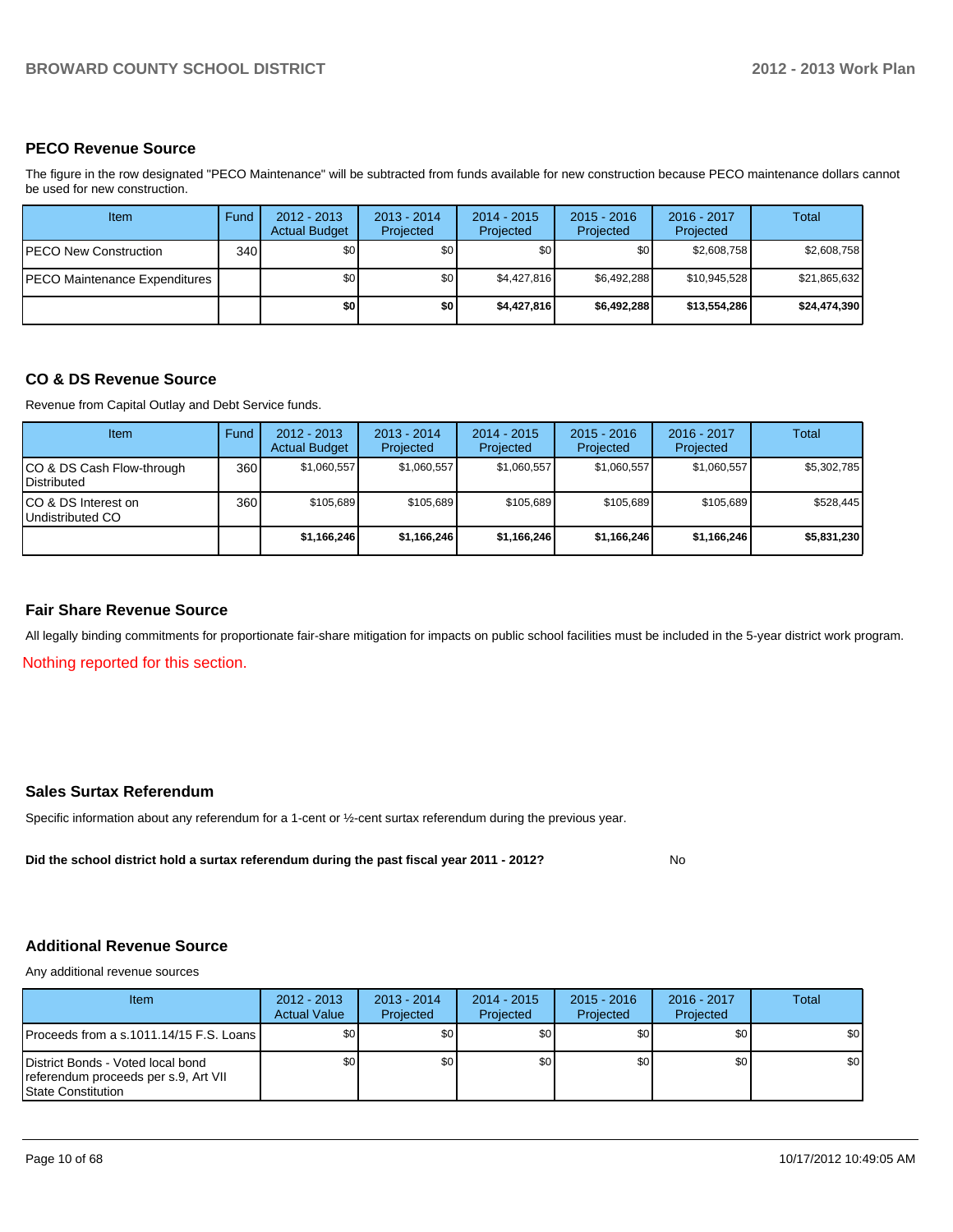## PECO Revenue Source

The figure in the row designated "PECO Maintenance" will be subtracted from funds available for new construction because PECO maintenance dollars cannot be used for new construction.

| Item | Fund | 2012 - 2013 Actual Budget | 2013 - 2014 Projected | 2014 - 2015 Projected | 2015 - 2016 Projected | 2016 - 2017 Projected | Total |
|---|---|---|---|---|---|---|---|
| PECO New Construction | 340 | $0 | $0 | $0 | $0 | $2,608,758 | $2,608,758 |
| PECO Maintenance Expenditures | | $0 | $0 | $4,427,816 | $6,492,288 | $10,945,528 | $21,865,632 |
| | | **$0** | **$0** | **$4,427,816** | **$6,492,288** | **$13,554,286** | **$24,474,390** |

## CO & DS Revenue Source

Revenue from Capital Outlay and Debt Service funds.

| Item | Fund | 2012 - 2013 Actual Budget | 2013 - 2014 Projected | 2014 - 2015 Projected | 2015 - 2016 Projected | 2016 - 2017 Projected | Total |
|---|---|---|---|---|---|---|---|
| CO & DS Cash Flow-through Distributed | 360 | $1,060,557 | $1,060,557 | $1,060,557 | $1,060,557 | $1,060,557 | $5,302,785 |
| CO & DS Interest on Undistributed CO | 360 | $105,689 | $105,689 | $105,689 | $105,689 | $105,689 | $528,445 |
| | | **$1,166,246** | **$1,166,246** | **$1,166,246** | **$1,166,246** | **$1,166,246** | **$5,831,230** |

## Fair Share Revenue Source

All legally binding commitments for proportionate fair-share mitigation for impacts on public school facilities must be included in the 5-year district work program.

Nothing reported for this section.

## Sales Surtax Referendum

Specific information about any referendum for a 1-cent or ½-cent surtax referendum during the previous year.

**Did the school district hold a surtax referendum during the past fiscal year 2011 - 2012?** No

## Additional Revenue Source

Any additional revenue sources

| Item | 2012 - 2013 Actual Value | 2013 - 2014 Projected | 2014 - 2015 Projected | 2015 - 2016 Projected | 2016 - 2017 Projected | Total |
|---|---|---|---|---|---|---|
| Proceeds from a s.1011.14/15 F.S. Loans | $0 | $0 | $0 | $0 | $0 | $0 |
| District Bonds - Voted local bond referendum proceeds per s.9, Art VII State Constitution | $0 | $0 | $0 | $0 | $0 | $0 |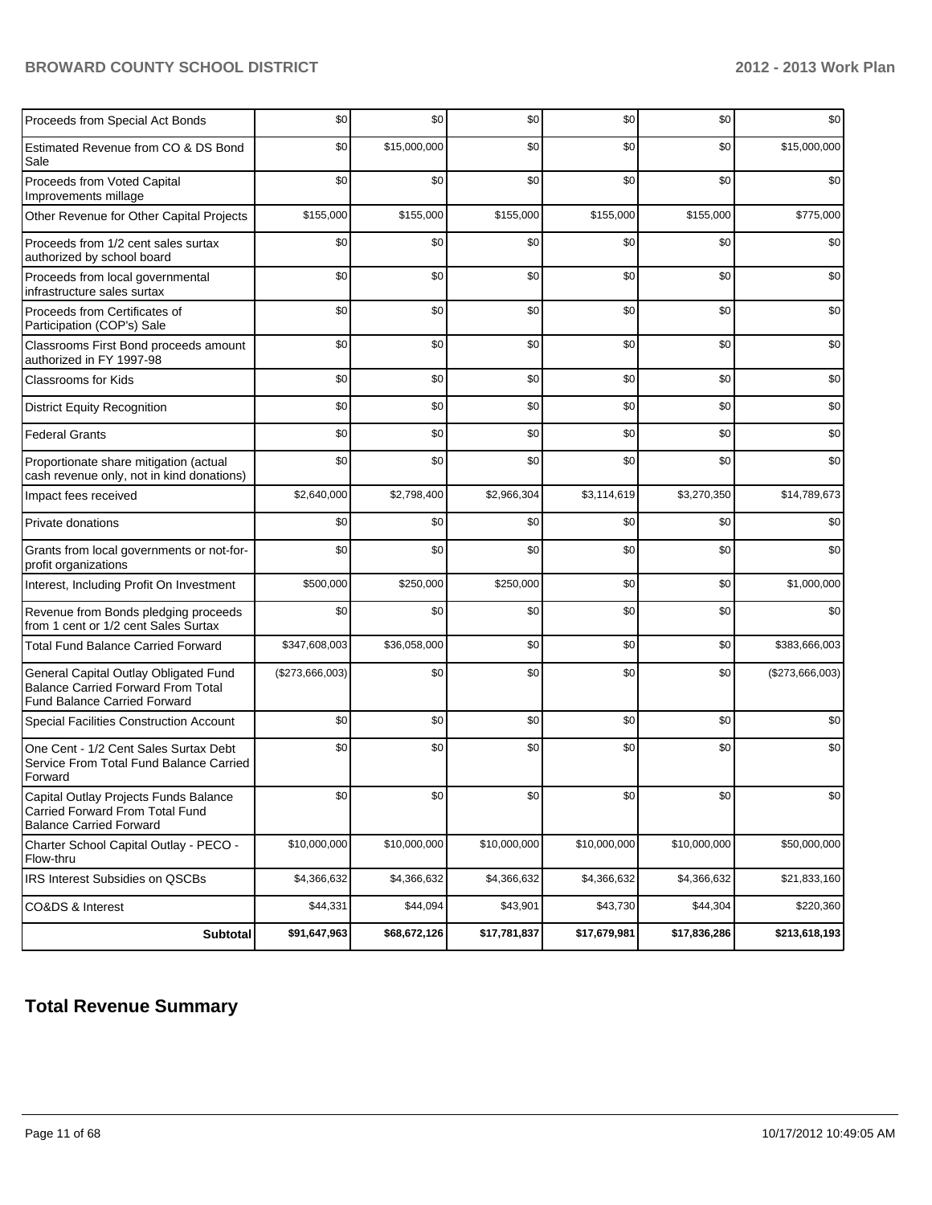| | | | | | | |
|---|---|---|---|---|---|---|
| Proceeds from Special Act Bonds | $0 | $0 | $0 | $0 | $0 | $0 |
| Estimated Revenue from CO & DS Bond Sale | $0 | $15,000,000 | $0 | $0 | $0 | $15,000,000 |
| Proceeds from Voted Capital Improvements millage | $0 | $0 | $0 | $0 | $0 | $0 |
| Other Revenue for Other Capital Projects | $155,000 | $155,000 | $155,000 | $155,000 | $155,000 | $775,000 |
| Proceeds from 1/2 cent sales surtax authorized by school board | $0 | $0 | $0 | $0 | $0 | $0 |
| Proceeds from local governmental infrastructure sales surtax | $0 | $0 | $0 | $0 | $0 | $0 |
| Proceeds from Certificates of Participation (COP's) Sale | $0 | $0 | $0 | $0 | $0 | $0 |
| Classrooms First Bond proceeds amount authorized in FY 1997-98 | $0 | $0 | $0 | $0 | $0 | $0 |
| Classrooms for Kids | $0 | $0 | $0 | $0 | $0 | $0 |
| District Equity Recognition | $0 | $0 | $0 | $0 | $0 | $0 |
| Federal Grants | $0 | $0 | $0 | $0 | $0 | $0 |
| Proportionate share mitigation (actual cash revenue only, not in kind donations) | $0 | $0 | $0 | $0 | $0 | $0 |
| Impact fees received | $2,640,000 | $2,798,400 | $2,966,304 | $3,114,619 | $3,270,350 | $14,789,673 |
| Private donations | $0 | $0 | $0 | $0 | $0 | $0 |
| Grants from local governments or not-for-profit organizations | $0 | $0 | $0 | $0 | $0 | $0 |
| Interest, Including Profit On Investment | $500,000 | $250,000 | $250,000 | $0 | $0 | $1,000,000 |
| Revenue from Bonds pledging proceeds from 1 cent or 1/2 cent Sales Surtax | $0 | $0 | $0 | $0 | $0 | $0 |
| Total Fund Balance Carried Forward | $347,608,003 | $36,058,000 | $0 | $0 | $0 | $383,666,003 |
| General Capital Outlay Obligated Fund Balance Carried Forward From Total Fund Balance Carried Forward | ($273,666,003) | $0 | $0 | $0 | $0 | ($273,666,003) |
| Special Facilities Construction Account | $0 | $0 | $0 | $0 | $0 | $0 |
| One Cent - 1/2 Cent Sales Surtax Debt Service From Total Fund Balance Carried Forward | $0 | $0 | $0 | $0 | $0 | $0 |
| Capital Outlay Projects Funds Balance Carried Forward From Total Fund Balance Carried Forward | $0 | $0 | $0 | $0 | $0 | $0 |
| Charter School Capital Outlay - PECO - Flow-thru | $10,000,000 | $10,000,000 | $10,000,000 | $10,000,000 | $10,000,000 | $50,000,000 |
| IRS Interest Subsidies on QSCBs | $4,366,632 | $4,366,632 | $4,366,632 | $4,366,632 | $4,366,632 | $21,833,160 |
| CO&DS & Interest | $44,331 | $44,094 | $43,901 | $43,730 | $44,304 | $220,360 |
| **Subtotal** | **$91,647,963** | **$68,672,126** | **$17,781,837** | **$17,679,981** | **$17,836,286** | **$213,618,193** |

## Total Revenue Summary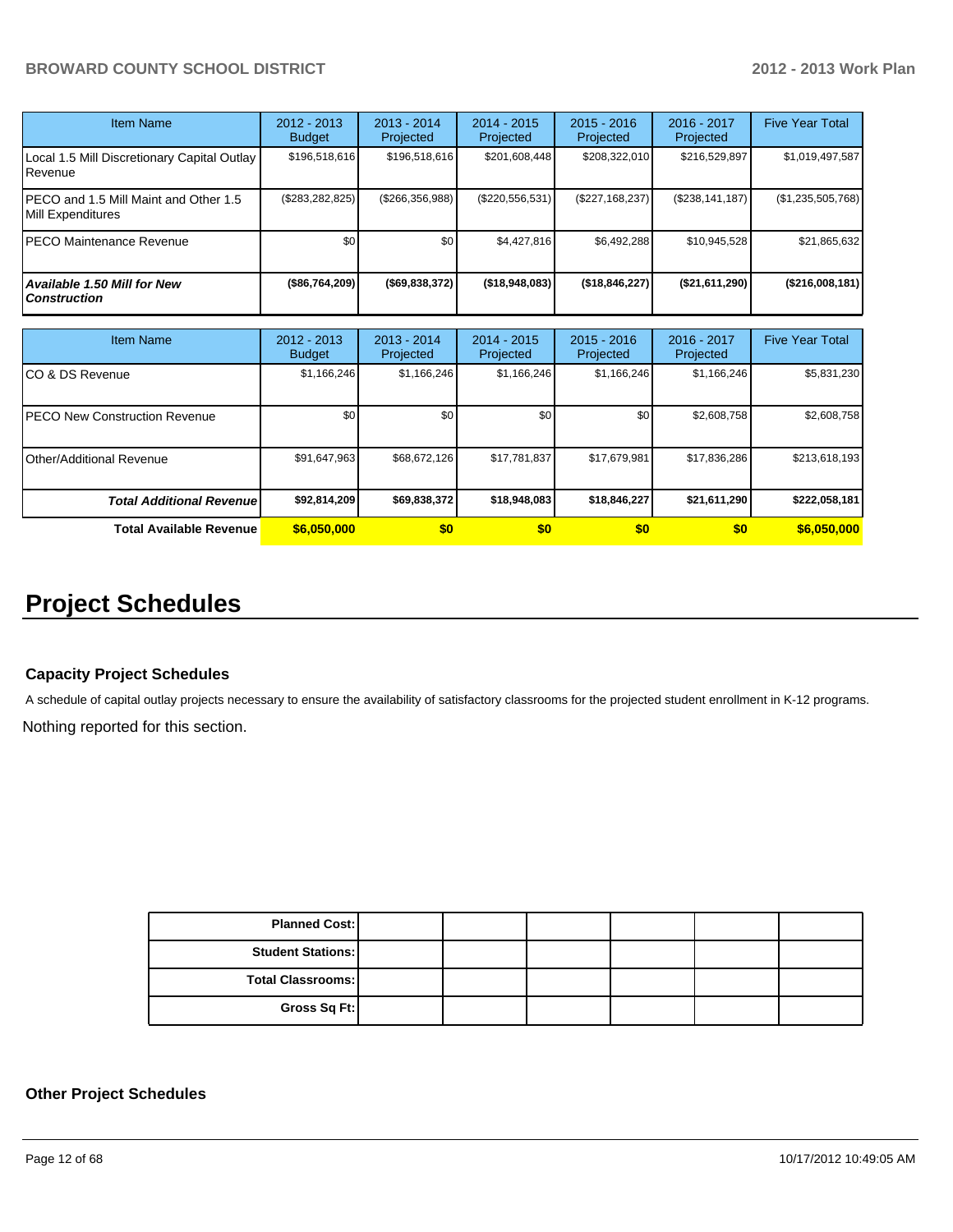| Item Name | 2012 - 2013 Budget | 2013 - 2014 Projected | 2014 - 2015 Projected | 2015 - 2016 Projected | 2016 - 2017 Projected | Five Year Total |
|---|---|---|---|---|---|---|
| Local 1.5 Mill Discretionary Capital Outlay Revenue | $196,518,616 | $196,518,616 | $201,608,448 | $208,322,010 | $216,529,897 | $1,019,497,587 |
| PECO and 1.5 Mill Maint and Other 1.5 Mill Expenditures | ($283,282,825) | ($266,356,988) | ($220,556,531) | ($227,168,237) | ($238,141,187) | ($1,235,505,768) |
| PECO Maintenance Revenue | $0 | $0 | $4,427,816 | $6,492,288 | $10,945,528 | $21,865,632 |
| ***Available 1.50 Mill for New Construction*** | **($86,764,209)** | **($69,838,372)** | **($18,948,083)** | **($18,846,227)** | **($21,611,290)** | **($216,008,181)** |

| Item Name | 2012 - 2013 Budget | 2013 - 2014 Projected | 2014 - 2015 Projected | 2015 - 2016 Projected | 2016 - 2017 Projected | Five Year Total |
|---|---|---|---|---|---|---|
| CO & DS Revenue | $1,166,246 | $1,166,246 | $1,166,246 | $1,166,246 | $1,166,246 | $5,831,230 |
| PECO New Construction Revenue | $0 | $0 | $0 | $0 | $2,608,758 | $2,608,758 |
| Other/Additional Revenue | $91,647,963 | $68,672,126 | $17,781,837 | $17,679,981 | $17,836,286 | $213,618,193 |
| ***Total Additional Revenue*** | **$92,814,209** | **$69,838,372** | **$18,948,083** | **$18,846,227** | **$21,611,290** | **$222,058,181** |
| **Total Available Revenue** | **$6,050,000** | **$0** | **$0** | **$0** | **$0** | **$6,050,000** |

# Project Schedules

### Capacity Project Schedules

A schedule of capital outlay projects necessary to ensure the availability of satisfactory classrooms for the projected student enrollment in K-12 programs.

Nothing reported for this section.

| | | | | | | |
|---|---|---|---|---|---|---|
| **Planned Cost:** | | | | | | |
| **Student Stations:** | | | | | | |
| **Total Classrooms:** | | | | | | |
| **Gross Sq Ft:** | | | | | | |

### Other Project Schedules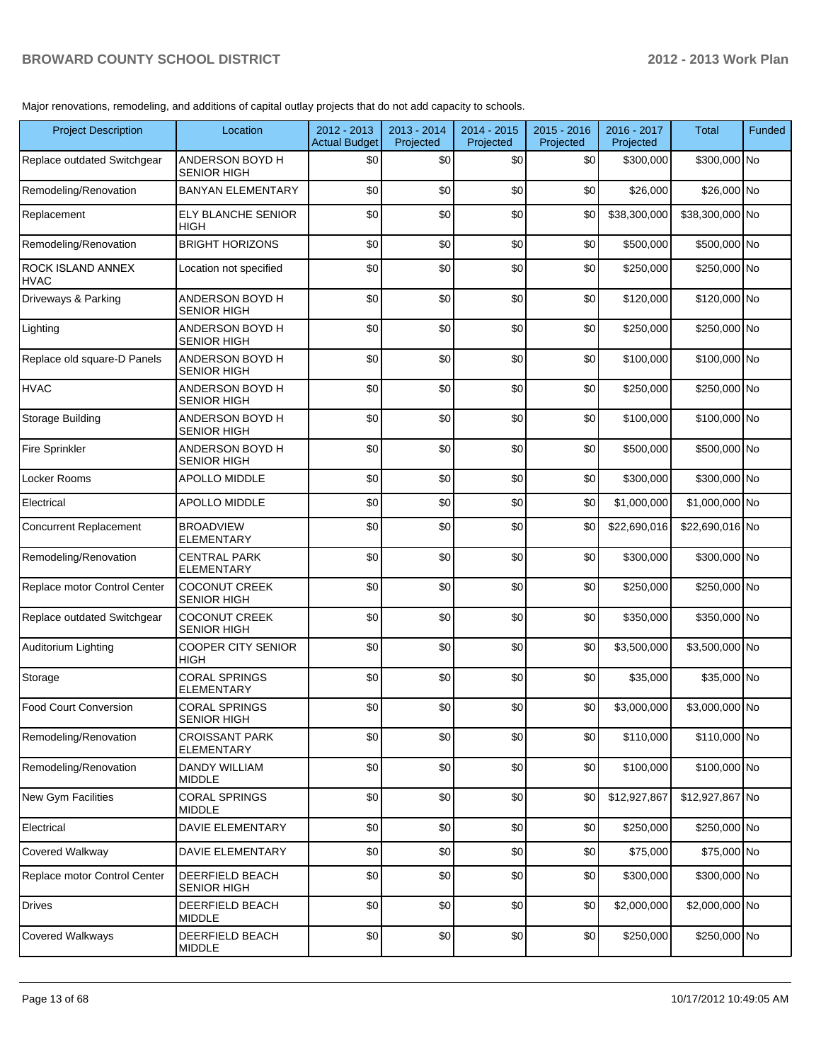Major renovations, remodeling, and additions of capital outlay projects that do not add capacity to schools.

| Project Description | Location | 2012 - 2013 Actual Budget | 2013 - 2014 Projected | 2014 - 2015 Projected | 2015 - 2016 Projected | 2016 - 2017 Projected | Total | Funded |
|---|---|---|---|---|---|---|---|---|
| Replace outdated Switchgear | ANDERSON BOYD H SENIOR HIGH | $0 | $0 | $0 | $0 | $300,000 | $300,000 | No |
| Remodeling/Renovation | BANYAN ELEMENTARY | $0 | $0 | $0 | $0 | $26,000 | $26,000 | No |
| Replacement | ELY BLANCHE SENIOR HIGH | $0 | $0 | $0 | $0 | $38,300,000 | $38,300,000 | No |
| Remodeling/Renovation | BRIGHT HORIZONS | $0 | $0 | $0 | $0 | $500,000 | $500,000 | No |
| ROCK ISLAND ANNEX HVAC | Location not specified | $0 | $0 | $0 | $0 | $250,000 | $250,000 | No |
| Driveways & Parking | ANDERSON BOYD H SENIOR HIGH | $0 | $0 | $0 | $0 | $120,000 | $120,000 | No |
| Lighting | ANDERSON BOYD H SENIOR HIGH | $0 | $0 | $0 | $0 | $250,000 | $250,000 | No |
| Replace old square-D Panels | ANDERSON BOYD H SENIOR HIGH | $0 | $0 | $0 | $0 | $100,000 | $100,000 | No |
| HVAC | ANDERSON BOYD H SENIOR HIGH | $0 | $0 | $0 | $0 | $250,000 | $250,000 | No |
| Storage Building | ANDERSON BOYD H SENIOR HIGH | $0 | $0 | $0 | $0 | $100,000 | $100,000 | No |
| Fire Sprinkler | ANDERSON BOYD H SENIOR HIGH | $0 | $0 | $0 | $0 | $500,000 | $500,000 | No |
| Locker Rooms | APOLLO MIDDLE | $0 | $0 | $0 | $0 | $300,000 | $300,000 | No |
| Electrical | APOLLO MIDDLE | $0 | $0 | $0 | $0 | $1,000,000 | $1,000,000 | No |
| Concurrent Replacement | BROADVIEW ELEMENTARY | $0 | $0 | $0 | $0 | $22,690,016 | $22,690,016 | No |
| Remodeling/Renovation | CENTRAL PARK ELEMENTARY | $0 | $0 | $0 | $0 | $300,000 | $300,000 | No |
| Replace motor Control Center | COCONUT CREEK SENIOR HIGH | $0 | $0 | $0 | $0 | $250,000 | $250,000 | No |
| Replace outdated Switchgear | COCONUT CREEK SENIOR HIGH | $0 | $0 | $0 | $0 | $350,000 | $350,000 | No |
| Auditorium Lighting | COOPER CITY SENIOR HIGH | $0 | $0 | $0 | $0 | $3,500,000 | $3,500,000 | No |
| Storage | CORAL SPRINGS ELEMENTARY | $0 | $0 | $0 | $0 | $35,000 | $35,000 | No |
| Food Court Conversion | CORAL SPRINGS SENIOR HIGH | $0 | $0 | $0 | $0 | $3,000,000 | $3,000,000 | No |
| Remodeling/Renovation | CROISSANT PARK ELEMENTARY | $0 | $0 | $0 | $0 | $110,000 | $110,000 | No |
| Remodeling/Renovation | DANDY WILLIAM MIDDLE | $0 | $0 | $0 | $0 | $100,000 | $100,000 | No |
| New Gym Facilities | CORAL SPRINGS MIDDLE | $0 | $0 | $0 | $0 | $12,927,867 | $12,927,867 | No |
| Electrical | DAVIE ELEMENTARY | $0 | $0 | $0 | $0 | $250,000 | $250,000 | No |
| Covered Walkway | DAVIE ELEMENTARY | $0 | $0 | $0 | $0 | $75,000 | $75,000 | No |
| Replace motor Control Center | DEERFIELD BEACH SENIOR HIGH | $0 | $0 | $0 | $0 | $300,000 | $300,000 | No |
| Drives | DEERFIELD BEACH MIDDLE | $0 | $0 | $0 | $0 | $2,000,000 | $2,000,000 | No |
| Covered Walkways | DEERFIELD BEACH MIDDLE | $0 | $0 | $0 | $0 | $250,000 | $250,000 | No |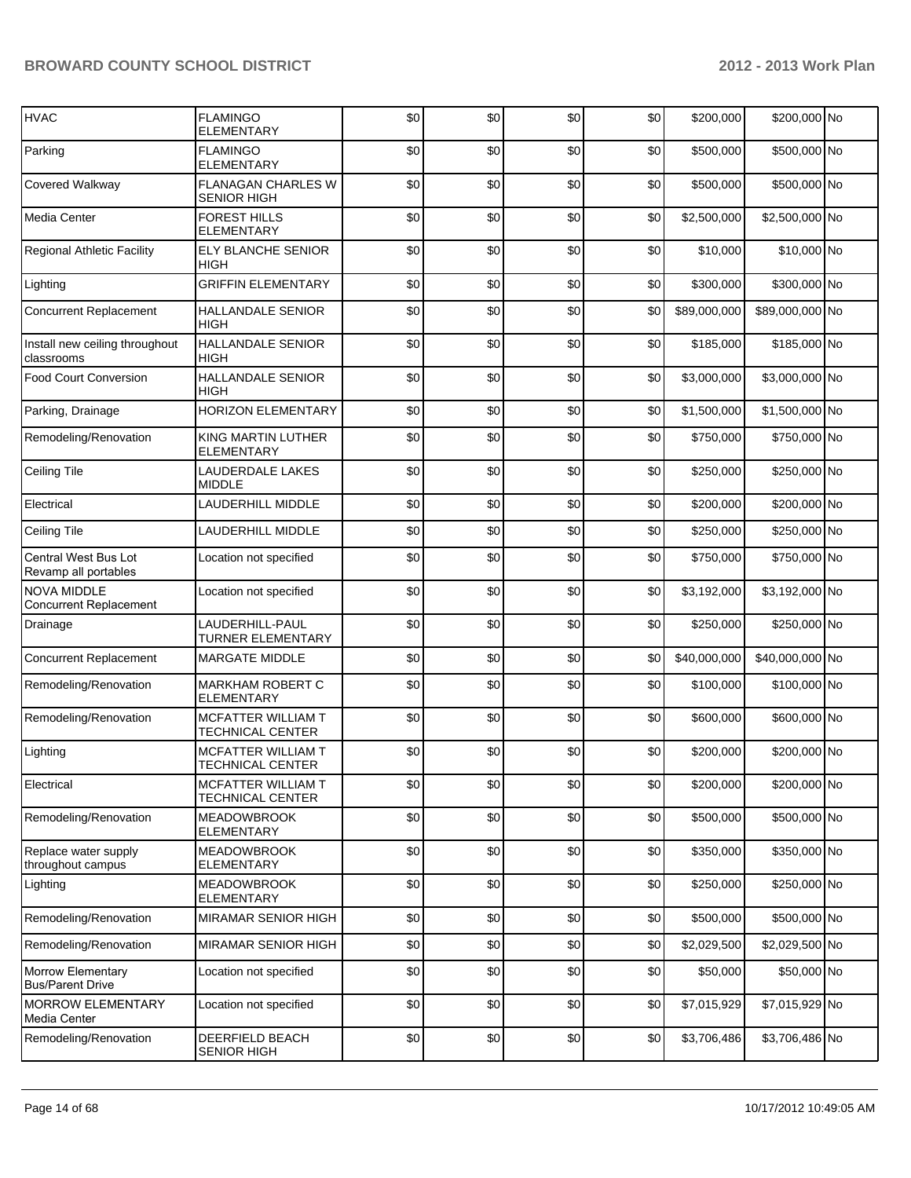| HVAC | FLAMINGO ELEMENTARY | $0 | $0 | $0 | $0 | $200,000 | $200,000 | No |
|---|---|---|---|---|---|---|---|---|
| Parking | FLAMINGO ELEMENTARY | $0 | $0 | $0 | $0 | $500,000 | $500,000 | No |
| Covered Walkway | FLANAGAN CHARLES W SENIOR HIGH | $0 | $0 | $0 | $0 | $500,000 | $500,000 | No |
| Media Center | FOREST HILLS ELEMENTARY | $0 | $0 | $0 | $0 | $2,500,000 | $2,500,000 | No |
| Regional Athletic Facility | ELY BLANCHE SENIOR HIGH | $0 | $0 | $0 | $0 | $10,000 | $10,000 | No |
| Lighting | GRIFFIN ELEMENTARY | $0 | $0 | $0 | $0 | $300,000 | $300,000 | No |
| Concurrent Replacement | HALLANDALE SENIOR HIGH | $0 | $0 | $0 | $0 | $89,000,000 | $89,000,000 | No |
| Install new ceiling throughout classrooms | HALLANDALE SENIOR HIGH | $0 | $0 | $0 | $0 | $185,000 | $185,000 | No |
| Food Court Conversion | HALLANDALE SENIOR HIGH | $0 | $0 | $0 | $0 | $3,000,000 | $3,000,000 | No |
| Parking, Drainage | HORIZON ELEMENTARY | $0 | $0 | $0 | $0 | $1,500,000 | $1,500,000 | No |
| Remodeling/Renovation | KING MARTIN LUTHER ELEMENTARY | $0 | $0 | $0 | $0 | $750,000 | $750,000 | No |
| Ceiling Tile | LAUDERDALE LAKES MIDDLE | $0 | $0 | $0 | $0 | $250,000 | $250,000 | No |
| Electrical | LAUDERHILL MIDDLE | $0 | $0 | $0 | $0 | $200,000 | $200,000 | No |
| Ceiling Tile | LAUDERHILL MIDDLE | $0 | $0 | $0 | $0 | $250,000 | $250,000 | No |
| Central West Bus Lot Revamp all portables | Location not specified | $0 | $0 | $0 | $0 | $750,000 | $750,000 | No |
| NOVA MIDDLE Concurrent Replacement | Location not specified | $0 | $0 | $0 | $0 | $3,192,000 | $3,192,000 | No |
| Drainage | LAUDERHILL-PAUL TURNER ELEMENTARY | $0 | $0 | $0 | $0 | $250,000 | $250,000 | No |
| Concurrent Replacement | MARGATE MIDDLE | $0 | $0 | $0 | $0 | $40,000,000 | $40,000,000 | No |
| Remodeling/Renovation | MARKHAM ROBERT C ELEMENTARY | $0 | $0 | $0 | $0 | $100,000 | $100,000 | No |
| Remodeling/Renovation | MCFATTER WILLIAM T TECHNICAL CENTER | $0 | $0 | $0 | $0 | $600,000 | $600,000 | No |
| Lighting | MCFATTER WILLIAM T TECHNICAL CENTER | $0 | $0 | $0 | $0 | $200,000 | $200,000 | No |
| Electrical | MCFATTER WILLIAM T TECHNICAL CENTER | $0 | $0 | $0 | $0 | $200,000 | $200,000 | No |
| Remodeling/Renovation | MEADOWBROOK ELEMENTARY | $0 | $0 | $0 | $0 | $500,000 | $500,000 | No |
| Replace water supply throughout campus | MEADOWBROOK ELEMENTARY | $0 | $0 | $0 | $0 | $350,000 | $350,000 | No |
| Lighting | MEADOWBROOK ELEMENTARY | $0 | $0 | $0 | $0 | $250,000 | $250,000 | No |
| Remodeling/Renovation | MIRAMAR SENIOR HIGH | $0 | $0 | $0 | $0 | $500,000 | $500,000 | No |
| Remodeling/Renovation | MIRAMAR SENIOR HIGH | $0 | $0 | $0 | $0 | $2,029,500 | $2,029,500 | No |
| Morrow Elementary Bus/Parent Drive | Location not specified | $0 | $0 | $0 | $0 | $50,000 | $50,000 | No |
| MORROW ELEMENTARY Media Center | Location not specified | $0 | $0 | $0 | $0 | $7,015,929 | $7,015,929 | No |
| Remodeling/Renovation | DEERFIELD BEACH SENIOR HIGH | $0 | $0 | $0 | $0 | $3,706,486 | $3,706,486 | No |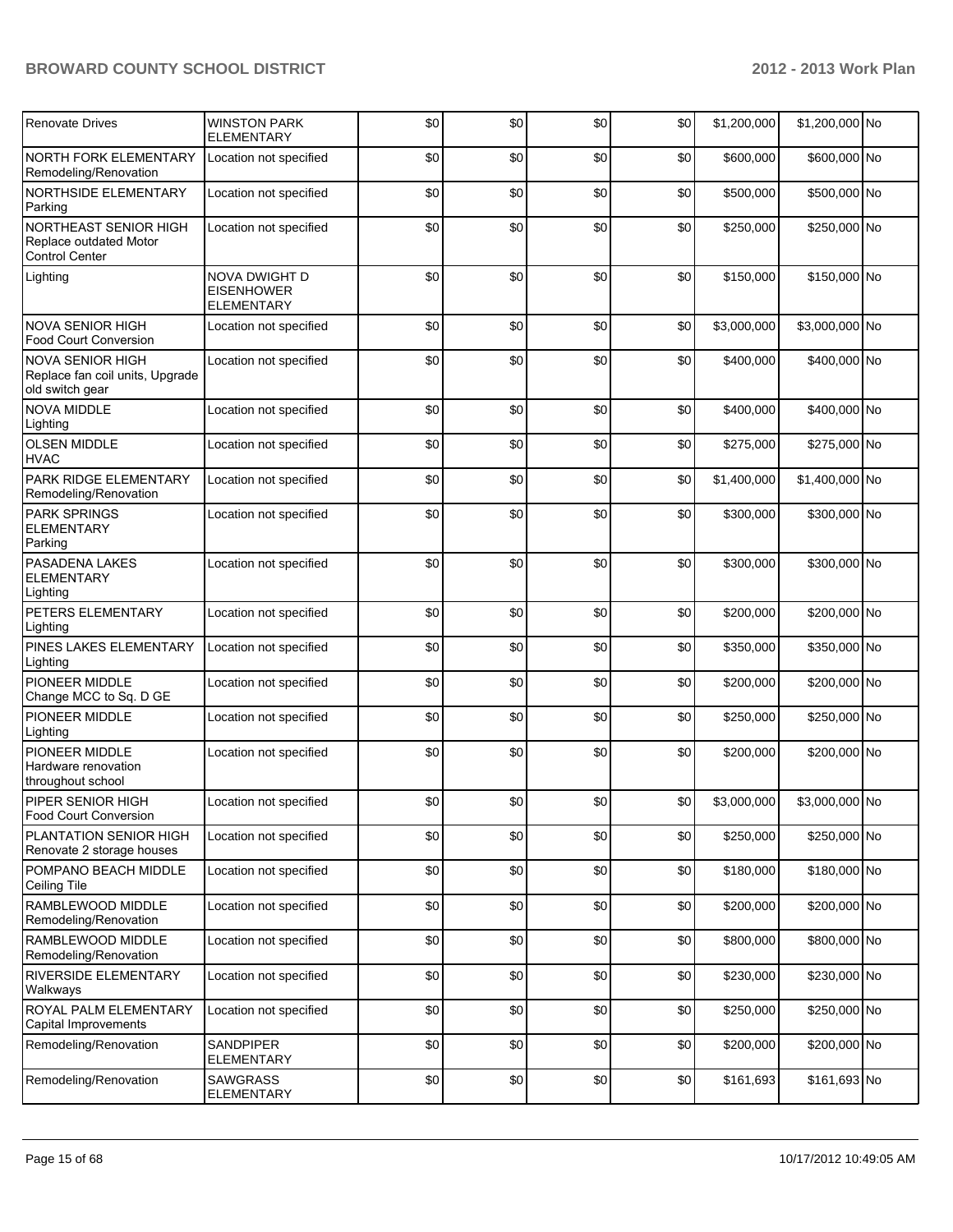| Renovate Drives | WINSTON PARK ELEMENTARY | $0 | $0 | $0 | $0 | $1,200,000 | $1,200,000 | No |
|---|---|---|---|---|---|---|---|---|
| NORTH FORK ELEMENTARY Remodeling/Renovation | Location not specified | $0 | $0 | $0 | $0 | $600,000 | $600,000 | No |
| NORTHSIDE ELEMENTARY Parking | Location not specified | $0 | $0 | $0 | $0 | $500,000 | $500,000 | No |
| NORTHEAST SENIOR HIGH Replace outdated Motor Control Center | Location not specified | $0 | $0 | $0 | $0 | $250,000 | $250,000 | No |
| Lighting | NOVA DWIGHT D EISENHOWER ELEMENTARY | $0 | $0 | $0 | $0 | $150,000 | $150,000 | No |
| NOVA SENIOR HIGH Food Court Conversion | Location not specified | $0 | $0 | $0 | $0 | $3,000,000 | $3,000,000 | No |
| NOVA SENIOR HIGH Replace fan coil units, Upgrade old switch gear | Location not specified | $0 | $0 | $0 | $0 | $400,000 | $400,000 | No |
| NOVA MIDDLE Lighting | Location not specified | $0 | $0 | $0 | $0 | $400,000 | $400,000 | No |
| OLSEN MIDDLE HVAC | Location not specified | $0 | $0 | $0 | $0 | $275,000 | $275,000 | No |
| PARK RIDGE ELEMENTARY Remodeling/Renovation | Location not specified | $0 | $0 | $0 | $0 | $1,400,000 | $1,400,000 | No |
| PARK SPRINGS ELEMENTARY Parking | Location not specified | $0 | $0 | $0 | $0 | $300,000 | $300,000 | No |
| PASADENA LAKES ELEMENTARY Lighting | Location not specified | $0 | $0 | $0 | $0 | $300,000 | $300,000 | No |
| PETERS ELEMENTARY Lighting | Location not specified | $0 | $0 | $0 | $0 | $200,000 | $200,000 | No |
| PINES LAKES ELEMENTARY Lighting | Location not specified | $0 | $0 | $0 | $0 | $350,000 | $350,000 | No |
| PIONEER MIDDLE Change MCC to Sq. D GE | Location not specified | $0 | $0 | $0 | $0 | $200,000 | $200,000 | No |
| PIONEER MIDDLE Lighting | Location not specified | $0 | $0 | $0 | $0 | $250,000 | $250,000 | No |
| PIONEER MIDDLE Hardware renovation throughout school | Location not specified | $0 | $0 | $0 | $0 | $200,000 | $200,000 | No |
| PIPER SENIOR HIGH Food Court Conversion | Location not specified | $0 | $0 | $0 | $0 | $3,000,000 | $3,000,000 | No |
| PLANTATION SENIOR HIGH Renovate 2 storage houses | Location not specified | $0 | $0 | $0 | $0 | $250,000 | $250,000 | No |
| POMPANO BEACH MIDDLE Ceiling Tile | Location not specified | $0 | $0 | $0 | $0 | $180,000 | $180,000 | No |
| RAMBLEWOOD MIDDLE Remodeling/Renovation | Location not specified | $0 | $0 | $0 | $0 | $200,000 | $200,000 | No |
| RAMBLEWOOD MIDDLE Remodeling/Renovation | Location not specified | $0 | $0 | $0 | $0 | $800,000 | $800,000 | No |
| RIVERSIDE ELEMENTARY Walkways | Location not specified | $0 | $0 | $0 | $0 | $230,000 | $230,000 | No |
| ROYAL PALM ELEMENTARY Capital Improvements | Location not specified | $0 | $0 | $0 | $0 | $250,000 | $250,000 | No |
| Remodeling/Renovation | SANDPIPER ELEMENTARY | $0 | $0 | $0 | $0 | $200,000 | $200,000 | No |
| Remodeling/Renovation | SAWGRASS ELEMENTARY | $0 | $0 | $0 | $0 | $161,693 | $161,693 | No |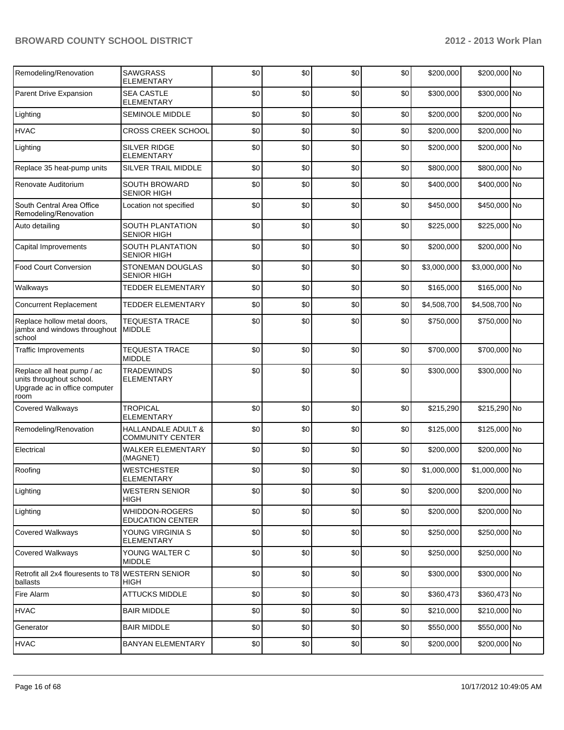| | | | | | | | | |
|---|---|---|---|---|---|---|---|---|
| Remodeling/Renovation | SAWGRASS ELEMENTARY | $0 | $0 | $0 | $0 | $200,000 | $200,000 | No |
| Parent Drive Expansion | SEA CASTLE ELEMENTARY | $0 | $0 | $0 | $0 | $300,000 | $300,000 | No |
| Lighting | SEMINOLE MIDDLE | $0 | $0 | $0 | $0 | $200,000 | $200,000 | No |
| HVAC | CROSS CREEK SCHOOL | $0 | $0 | $0 | $0 | $200,000 | $200,000 | No |
| Lighting | SILVER RIDGE ELEMENTARY | $0 | $0 | $0 | $0 | $200,000 | $200,000 | No |
| Replace 35 heat-pump units | SILVER TRAIL MIDDLE | $0 | $0 | $0 | $0 | $800,000 | $800,000 | No |
| Renovate Auditorium | SOUTH BROWARD SENIOR HIGH | $0 | $0 | $0 | $0 | $400,000 | $400,000 | No |
| South Central Area Office Remodeling/Renovation | Location not specified | $0 | $0 | $0 | $0 | $450,000 | $450,000 | No |
| Auto detailing | SOUTH PLANTATION SENIOR HIGH | $0 | $0 | $0 | $0 | $225,000 | $225,000 | No |
| Capital Improvements | SOUTH PLANTATION SENIOR HIGH | $0 | $0 | $0 | $0 | $200,000 | $200,000 | No |
| Food Court Conversion | STONEMAN DOUGLAS SENIOR HIGH | $0 | $0 | $0 | $0 | $3,000,000 | $3,000,000 | No |
| Walkways | TEDDER ELEMENTARY | $0 | $0 | $0 | $0 | $165,000 | $165,000 | No |
| Concurrent Replacement | TEDDER ELEMENTARY | $0 | $0 | $0 | $0 | $4,508,700 | $4,508,700 | No |
| Replace hollow metal doors, jambx and windows throughout school | TEQUESTA TRACE MIDDLE | $0 | $0 | $0 | $0 | $750,000 | $750,000 | No |
| Traffic Improvements | TEQUESTA TRACE MIDDLE | $0 | $0 | $0 | $0 | $700,000 | $700,000 | No |
| Replace all heat pump / ac units throughout school. Upgrade ac in office computer room | TRADEWINDS ELEMENTARY | $0 | $0 | $0 | $0 | $300,000 | $300,000 | No |
| Covered Walkways | TROPICAL ELEMENTARY | $0 | $0 | $0 | $0 | $215,290 | $215,290 | No |
| Remodeling/Renovation | HALLANDALE ADULT & COMMUNITY CENTER | $0 | $0 | $0 | $0 | $125,000 | $125,000 | No |
| Electrical | WALKER ELEMENTARY (MAGNET) | $0 | $0 | $0 | $0 | $200,000 | $200,000 | No |
| Roofing | WESTCHESTER ELEMENTARY | $0 | $0 | $0 | $0 | $1,000,000 | $1,000,000 | No |
| Lighting | WESTERN SENIOR HIGH | $0 | $0 | $0 | $0 | $200,000 | $200,000 | No |
| Lighting | WHIDDON-ROGERS EDUCATION CENTER | $0 | $0 | $0 | $0 | $200,000 | $200,000 | No |
| Covered Walkways | YOUNG VIRGINIA S ELEMENTARY | $0 | $0 | $0 | $0 | $250,000 | $250,000 | No |
| Covered Walkways | YOUNG WALTER C MIDDLE | $0 | $0 | $0 | $0 | $250,000 | $250,000 | No |
| Retrofit all 2x4 flouresents to T8 ballasts | WESTERN SENIOR HIGH | $0 | $0 | $0 | $0 | $300,000 | $300,000 | No |
| Fire Alarm | ATTUCKS MIDDLE | $0 | $0 | $0 | $0 | $360,473 | $360,473 | No |
| HVAC | BAIR MIDDLE | $0 | $0 | $0 | $0 | $210,000 | $210,000 | No |
| Generator | BAIR MIDDLE | $0 | $0 | $0 | $0 | $550,000 | $550,000 | No |
| HVAC | BANYAN ELEMENTARY | $0 | $0 | $0 | $0 | $200,000 | $200,000 | No |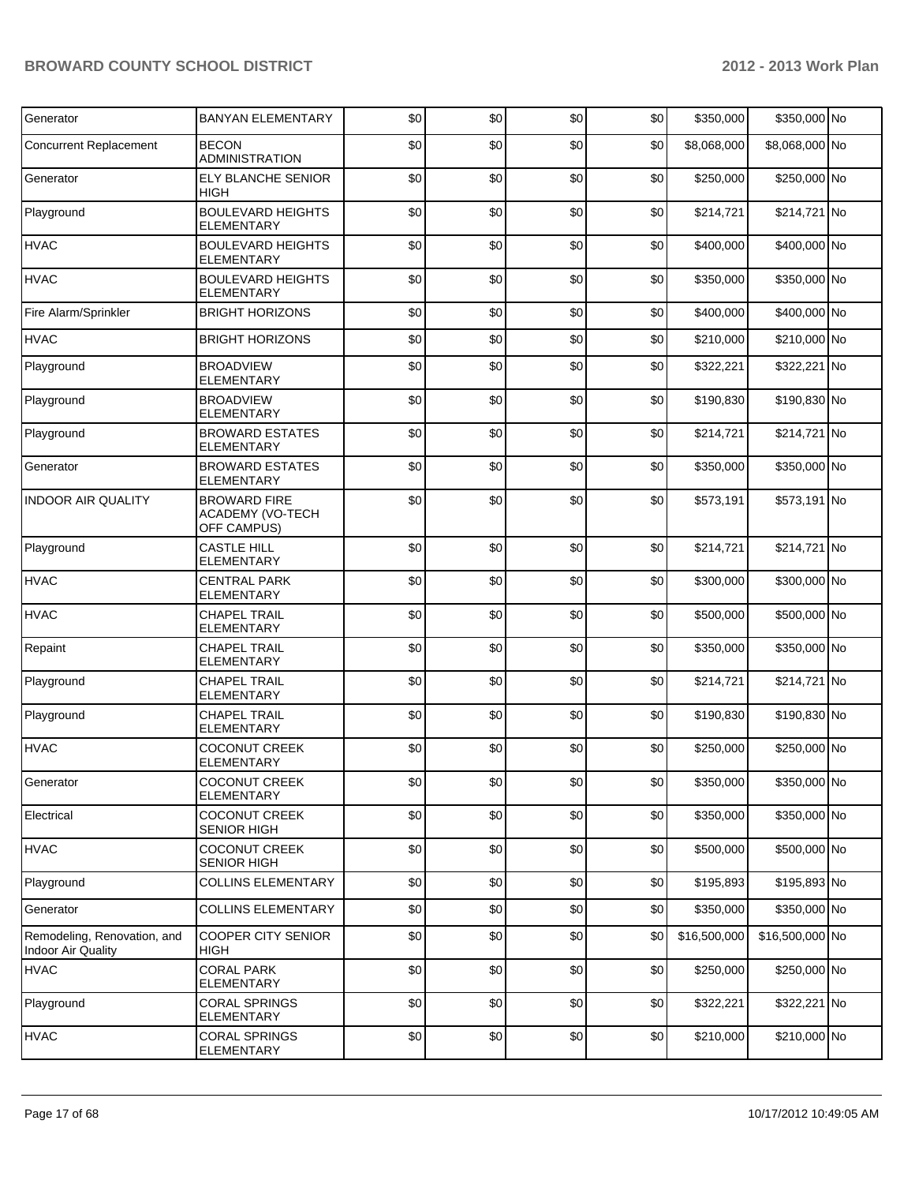| Generator | BANYAN ELEMENTARY | $0 | $0 | $0 | $0 | $350,000 | $350,000 | No |
|---|---|---|---|---|---|---|---|---|
| Concurrent Replacement | BECON ADMINISTRATION | $0 | $0 | $0 | $0 | $8,068,000 | $8,068,000 | No |
| Generator | ELY BLANCHE SENIOR HIGH | $0 | $0 | $0 | $0 | $250,000 | $250,000 | No |
| Playground | BOULEVARD HEIGHTS ELEMENTARY | $0 | $0 | $0 | $0 | $214,721 | $214,721 | No |
| HVAC | BOULEVARD HEIGHTS ELEMENTARY | $0 | $0 | $0 | $0 | $400,000 | $400,000 | No |
| HVAC | BOULEVARD HEIGHTS ELEMENTARY | $0 | $0 | $0 | $0 | $350,000 | $350,000 | No |
| Fire Alarm/Sprinkler | BRIGHT HORIZONS | $0 | $0 | $0 | $0 | $400,000 | $400,000 | No |
| HVAC | BRIGHT HORIZONS | $0 | $0 | $0 | $0 | $210,000 | $210,000 | No |
| Playground | BROADVIEW ELEMENTARY | $0 | $0 | $0 | $0 | $322,221 | $322,221 | No |
| Playground | BROADVIEW ELEMENTARY | $0 | $0 | $0 | $0 | $190,830 | $190,830 | No |
| Playground | BROWARD ESTATES ELEMENTARY | $0 | $0 | $0 | $0 | $214,721 | $214,721 | No |
| Generator | BROWARD ESTATES ELEMENTARY | $0 | $0 | $0 | $0 | $350,000 | $350,000 | No |
| INDOOR AIR QUALITY | BROWARD FIRE ACADEMY (VO-TECH OFF CAMPUS) | $0 | $0 | $0 | $0 | $573,191 | $573,191 | No |
| Playground | CASTLE HILL ELEMENTARY | $0 | $0 | $0 | $0 | $214,721 | $214,721 | No |
| HVAC | CENTRAL PARK ELEMENTARY | $0 | $0 | $0 | $0 | $300,000 | $300,000 | No |
| HVAC | CHAPEL TRAIL ELEMENTARY | $0 | $0 | $0 | $0 | $500,000 | $500,000 | No |
| Repaint | CHAPEL TRAIL ELEMENTARY | $0 | $0 | $0 | $0 | $350,000 | $350,000 | No |
| Playground | CHAPEL TRAIL ELEMENTARY | $0 | $0 | $0 | $0 | $214,721 | $214,721 | No |
| Playground | CHAPEL TRAIL ELEMENTARY | $0 | $0 | $0 | $0 | $190,830 | $190,830 | No |
| HVAC | COCONUT CREEK ELEMENTARY | $0 | $0 | $0 | $0 | $250,000 | $250,000 | No |
| Generator | COCONUT CREEK ELEMENTARY | $0 | $0 | $0 | $0 | $350,000 | $350,000 | No |
| Electrical | COCONUT CREEK SENIOR HIGH | $0 | $0 | $0 | $0 | $350,000 | $350,000 | No |
| HVAC | COCONUT CREEK SENIOR HIGH | $0 | $0 | $0 | $0 | $500,000 | $500,000 | No |
| Playground | COLLINS ELEMENTARY | $0 | $0 | $0 | $0 | $195,893 | $195,893 | No |
| Generator | COLLINS ELEMENTARY | $0 | $0 | $0 | $0 | $350,000 | $350,000 | No |
| Remodeling, Renovation, and Indoor Air Quality | COOPER CITY SENIOR HIGH | $0 | $0 | $0 | $0 | $16,500,000 | $16,500,000 | No |
| HVAC | CORAL PARK ELEMENTARY | $0 | $0 | $0 | $0 | $250,000 | $250,000 | No |
| Playground | CORAL SPRINGS ELEMENTARY | $0 | $0 | $0 | $0 | $322,221 | $322,221 | No |
| HVAC | CORAL SPRINGS ELEMENTARY | $0 | $0 | $0 | $0 | $210,000 | $210,000 | No |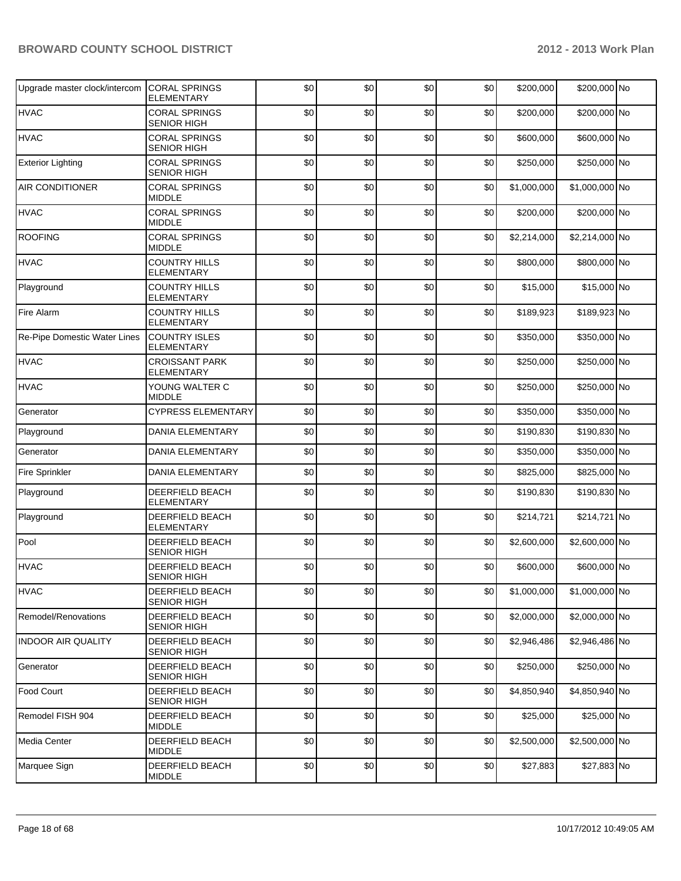| | | | | | | | | |
|---|---|---|---|---|---|---|---|---|
| Upgrade master clock/intercom | CORAL SPRINGS ELEMENTARY | $0 | $0 | $0 | $0 | $200,000 | $200,000 | No |
| HVAC | CORAL SPRINGS SENIOR HIGH | $0 | $0 | $0 | $0 | $200,000 | $200,000 | No |
| HVAC | CORAL SPRINGS SENIOR HIGH | $0 | $0 | $0 | $0 | $600,000 | $600,000 | No |
| Exterior Lighting | CORAL SPRINGS SENIOR HIGH | $0 | $0 | $0 | $0 | $250,000 | $250,000 | No |
| AIR CONDITIONER | CORAL SPRINGS MIDDLE | $0 | $0 | $0 | $0 | $1,000,000 | $1,000,000 | No |
| HVAC | CORAL SPRINGS MIDDLE | $0 | $0 | $0 | $0 | $200,000 | $200,000 | No |
| ROOFING | CORAL SPRINGS MIDDLE | $0 | $0 | $0 | $0 | $2,214,000 | $2,214,000 | No |
| HVAC | COUNTRY HILLS ELEMENTARY | $0 | $0 | $0 | $0 | $800,000 | $800,000 | No |
| Playground | COUNTRY HILLS ELEMENTARY | $0 | $0 | $0 | $0 | $15,000 | $15,000 | No |
| Fire Alarm | COUNTRY HILLS ELEMENTARY | $0 | $0 | $0 | $0 | $189,923 | $189,923 | No |
| Re-Pipe Domestic Water Lines | COUNTRY ISLES ELEMENTARY | $0 | $0 | $0 | $0 | $350,000 | $350,000 | No |
| HVAC | CROISSANT PARK ELEMENTARY | $0 | $0 | $0 | $0 | $250,000 | $250,000 | No |
| HVAC | YOUNG WALTER C MIDDLE | $0 | $0 | $0 | $0 | $250,000 | $250,000 | No |
| Generator | CYPRESS ELEMENTARY | $0 | $0 | $0 | $0 | $350,000 | $350,000 | No |
| Playground | DANIA ELEMENTARY | $0 | $0 | $0 | $0 | $190,830 | $190,830 | No |
| Generator | DANIA ELEMENTARY | $0 | $0 | $0 | $0 | $350,000 | $350,000 | No |
| Fire Sprinkler | DANIA ELEMENTARY | $0 | $0 | $0 | $0 | $825,000 | $825,000 | No |
| Playground | DEERFIELD BEACH ELEMENTARY | $0 | $0 | $0 | $0 | $190,830 | $190,830 | No |
| Playground | DEERFIELD BEACH ELEMENTARY | $0 | $0 | $0 | $0 | $214,721 | $214,721 | No |
| Pool | DEERFIELD BEACH SENIOR HIGH | $0 | $0 | $0 | $0 | $2,600,000 | $2,600,000 | No |
| HVAC | DEERFIELD BEACH SENIOR HIGH | $0 | $0 | $0 | $0 | $600,000 | $600,000 | No |
| HVAC | DEERFIELD BEACH SENIOR HIGH | $0 | $0 | $0 | $0 | $1,000,000 | $1,000,000 | No |
| Remodel/Renovations | DEERFIELD BEACH SENIOR HIGH | $0 | $0 | $0 | $0 | $2,000,000 | $2,000,000 | No |
| INDOOR AIR QUALITY | DEERFIELD BEACH SENIOR HIGH | $0 | $0 | $0 | $0 | $2,946,486 | $2,946,486 | No |
| Generator | DEERFIELD BEACH SENIOR HIGH | $0 | $0 | $0 | $0 | $250,000 | $250,000 | No |
| Food Court | DEERFIELD BEACH SENIOR HIGH | $0 | $0 | $0 | $0 | $4,850,940 | $4,850,940 | No |
| Remodel FISH 904 | DEERFIELD BEACH MIDDLE | $0 | $0 | $0 | $0 | $25,000 | $25,000 | No |
| Media Center | DEERFIELD BEACH MIDDLE | $0 | $0 | $0 | $0 | $2,500,000 | $2,500,000 | No |
| Marquee Sign | DEERFIELD BEACH MIDDLE | $0 | $0 | $0 | $0 | $27,883 | $27,883 | No |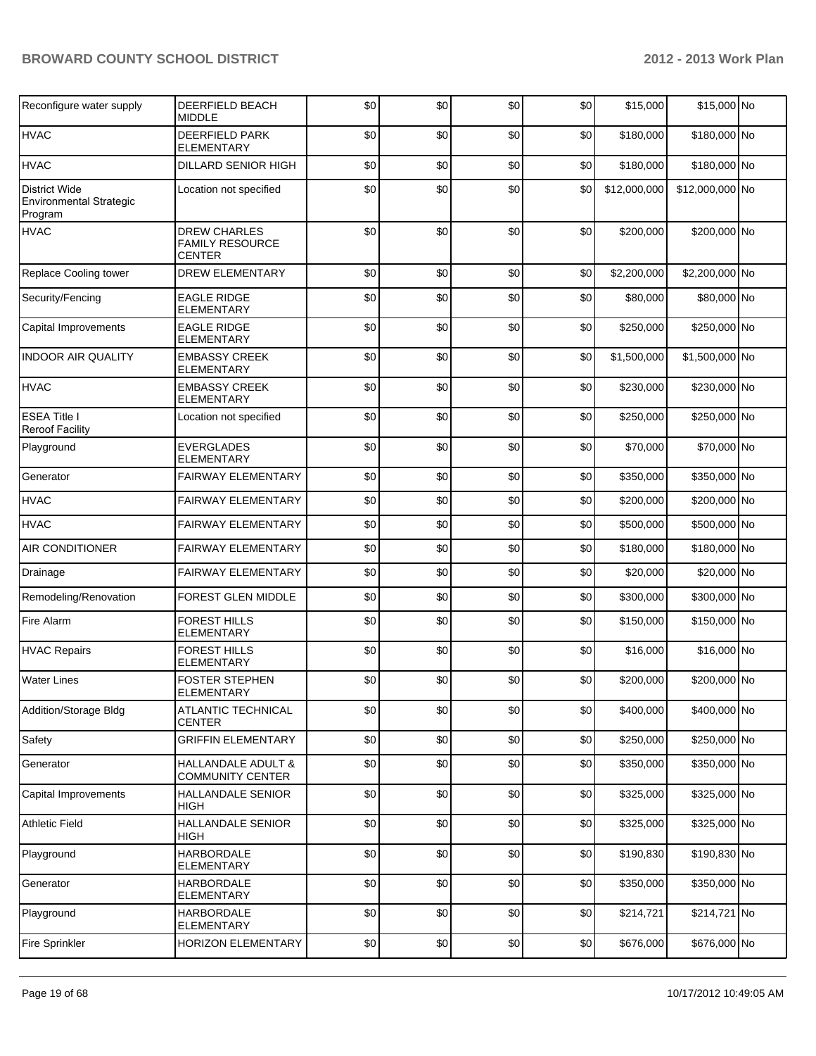| | | | | | | | | |
|---|---|---|---|---|---|---|---|---|
| Reconfigure water supply | DEERFIELD BEACH MIDDLE | $0 | $0 | $0 | $0 | $15,000 | $15,000 | No |
| HVAC | DEERFIELD PARK ELEMENTARY | $0 | $0 | $0 | $0 | $180,000 | $180,000 | No |
| HVAC | DILLARD SENIOR HIGH | $0 | $0 | $0 | $0 | $180,000 | $180,000 | No |
| District Wide Environmental Strategic Program | Location not specified | $0 | $0 | $0 | $0 | $12,000,000 | $12,000,000 | No |
| HVAC | DREW CHARLES FAMILY RESOURCE CENTER | $0 | $0 | $0 | $0 | $200,000 | $200,000 | No |
| Replace Cooling tower | DREW ELEMENTARY | $0 | $0 | $0 | $0 | $2,200,000 | $2,200,000 | No |
| Security/Fencing | EAGLE RIDGE ELEMENTARY | $0 | $0 | $0 | $0 | $80,000 | $80,000 | No |
| Capital Improvements | EAGLE RIDGE ELEMENTARY | $0 | $0 | $0 | $0 | $250,000 | $250,000 | No |
| INDOOR AIR QUALITY | EMBASSY CREEK ELEMENTARY | $0 | $0 | $0 | $0 | $1,500,000 | $1,500,000 | No |
| HVAC | EMBASSY CREEK ELEMENTARY | $0 | $0 | $0 | $0 | $230,000 | $230,000 | No |
| ESEA Title I Reroof Facility | Location not specified | $0 | $0 | $0 | $0 | $250,000 | $250,000 | No |
| Playground | EVERGLADES ELEMENTARY | $0 | $0 | $0 | $0 | $70,000 | $70,000 | No |
| Generator | FAIRWAY ELEMENTARY | $0 | $0 | $0 | $0 | $350,000 | $350,000 | No |
| HVAC | FAIRWAY ELEMENTARY | $0 | $0 | $0 | $0 | $200,000 | $200,000 | No |
| HVAC | FAIRWAY ELEMENTARY | $0 | $0 | $0 | $0 | $500,000 | $500,000 | No |
| AIR CONDITIONER | FAIRWAY ELEMENTARY | $0 | $0 | $0 | $0 | $180,000 | $180,000 | No |
| Drainage | FAIRWAY ELEMENTARY | $0 | $0 | $0 | $0 | $20,000 | $20,000 | No |
| Remodeling/Renovation | FOREST GLEN MIDDLE | $0 | $0 | $0 | $0 | $300,000 | $300,000 | No |
| Fire Alarm | FOREST HILLS ELEMENTARY | $0 | $0 | $0 | $0 | $150,000 | $150,000 | No |
| HVAC Repairs | FOREST HILLS ELEMENTARY | $0 | $0 | $0 | $0 | $16,000 | $16,000 | No |
| Water Lines | FOSTER STEPHEN ELEMENTARY | $0 | $0 | $0 | $0 | $200,000 | $200,000 | No |
| Addition/Storage Bldg | ATLANTIC TECHNICAL CENTER | $0 | $0 | $0 | $0 | $400,000 | $400,000 | No |
| Safety | GRIFFIN ELEMENTARY | $0 | $0 | $0 | $0 | $250,000 | $250,000 | No |
| Generator | HALLANDALE ADULT & COMMUNITY CENTER | $0 | $0 | $0 | $0 | $350,000 | $350,000 | No |
| Capital Improvements | HALLANDALE SENIOR HIGH | $0 | $0 | $0 | $0 | $325,000 | $325,000 | No |
| Athletic Field | HALLANDALE SENIOR HIGH | $0 | $0 | $0 | $0 | $325,000 | $325,000 | No |
| Playground | HARBORDALE ELEMENTARY | $0 | $0 | $0 | $0 | $190,830 | $190,830 | No |
| Generator | HARBORDALE ELEMENTARY | $0 | $0 | $0 | $0 | $350,000 | $350,000 | No |
| Playground | HARBORDALE ELEMENTARY | $0 | $0 | $0 | $0 | $214,721 | $214,721 | No |
| Fire Sprinkler | HORIZON ELEMENTARY | $0 | $0 | $0 | $0 | $676,000 | $676,000 | No |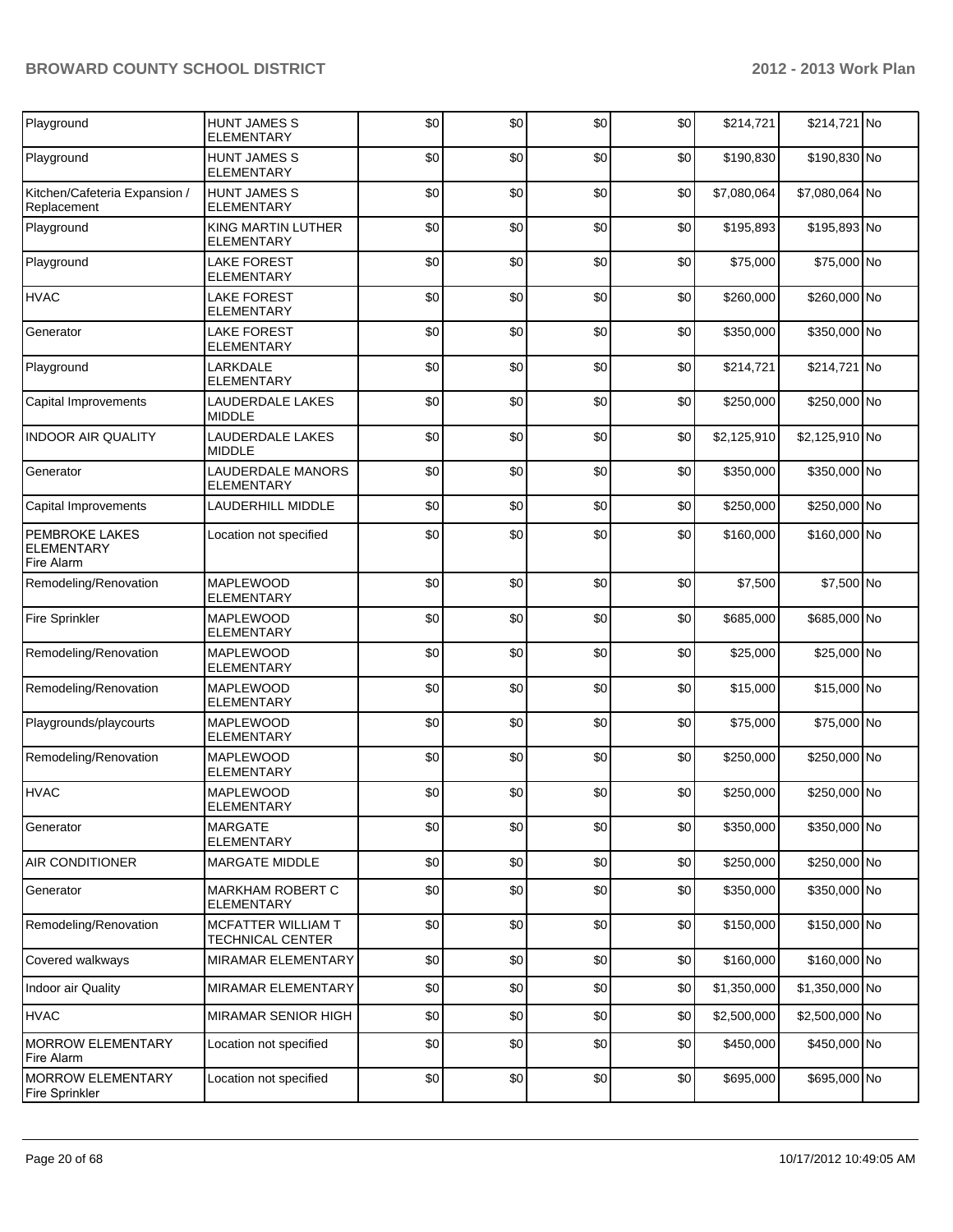| Playground | HUNT JAMES S ELEMENTARY | $0 | $0 | $0 | $0 | $214,721 | $214,721 | No |
|---|---|---|---|---|---|---|---|---|
| Playground | HUNT JAMES S ELEMENTARY | $0 | $0 | $0 | $0 | $190,830 | $190,830 | No |
| Kitchen/Cafeteria Expansion / Replacement | HUNT JAMES S ELEMENTARY | $0 | $0 | $0 | $0 | $7,080,064 | $7,080,064 | No |
| Playground | KING MARTIN LUTHER ELEMENTARY | $0 | $0 | $0 | $0 | $195,893 | $195,893 | No |
| Playground | LAKE FOREST ELEMENTARY | $0 | $0 | $0 | $0 | $75,000 | $75,000 | No |
| HVAC | LAKE FOREST ELEMENTARY | $0 | $0 | $0 | $0 | $260,000 | $260,000 | No |
| Generator | LAKE FOREST ELEMENTARY | $0 | $0 | $0 | $0 | $350,000 | $350,000 | No |
| Playground | LARKDALE ELEMENTARY | $0 | $0 | $0 | $0 | $214,721 | $214,721 | No |
| Capital Improvements | LAUDERDALE LAKES MIDDLE | $0 | $0 | $0 | $0 | $250,000 | $250,000 | No |
| INDOOR AIR QUALITY | LAUDERDALE LAKES MIDDLE | $0 | $0 | $0 | $0 | $2,125,910 | $2,125,910 | No |
| Generator | LAUDERDALE MANORS ELEMENTARY | $0 | $0 | $0 | $0 | $350,000 | $350,000 | No |
| Capital Improvements | LAUDERHILL MIDDLE | $0 | $0 | $0 | $0 | $250,000 | $250,000 | No |
| PEMBROKE LAKES ELEMENTARY Fire Alarm | Location not specified | $0 | $0 | $0 | $0 | $160,000 | $160,000 | No |
| Remodeling/Renovation | MAPLEWOOD ELEMENTARY | $0 | $0 | $0 | $0 | $7,500 | $7,500 | No |
| Fire Sprinkler | MAPLEWOOD ELEMENTARY | $0 | $0 | $0 | $0 | $685,000 | $685,000 | No |
| Remodeling/Renovation | MAPLEWOOD ELEMENTARY | $0 | $0 | $0 | $0 | $25,000 | $25,000 | No |
| Remodeling/Renovation | MAPLEWOOD ELEMENTARY | $0 | $0 | $0 | $0 | $15,000 | $15,000 | No |
| Playgrounds/playcourts | MAPLEWOOD ELEMENTARY | $0 | $0 | $0 | $0 | $75,000 | $75,000 | No |
| Remodeling/Renovation | MAPLEWOOD ELEMENTARY | $0 | $0 | $0 | $0 | $250,000 | $250,000 | No |
| HVAC | MAPLEWOOD ELEMENTARY | $0 | $0 | $0 | $0 | $250,000 | $250,000 | No |
| Generator | MARGATE ELEMENTARY | $0 | $0 | $0 | $0 | $350,000 | $350,000 | No |
| AIR CONDITIONER | MARGATE MIDDLE | $0 | $0 | $0 | $0 | $250,000 | $250,000 | No |
| Generator | MARKHAM ROBERT C ELEMENTARY | $0 | $0 | $0 | $0 | $350,000 | $350,000 | No |
| Remodeling/Renovation | MCFATTER WILLIAM T TECHNICAL CENTER | $0 | $0 | $0 | $0 | $150,000 | $150,000 | No |
| Covered walkways | MIRAMAR ELEMENTARY | $0 | $0 | $0 | $0 | $160,000 | $160,000 | No |
| Indoor air Quality | MIRAMAR ELEMENTARY | $0 | $0 | $0 | $0 | $1,350,000 | $1,350,000 | No |
| HVAC | MIRAMAR SENIOR HIGH | $0 | $0 | $0 | $0 | $2,500,000 | $2,500,000 | No |
| MORROW ELEMENTARY Fire Alarm | Location not specified | $0 | $0 | $0 | $0 | $450,000 | $450,000 | No |
| MORROW ELEMENTARY Fire Sprinkler | Location not specified | $0 | $0 | $0 | $0 | $695,000 | $695,000 | No |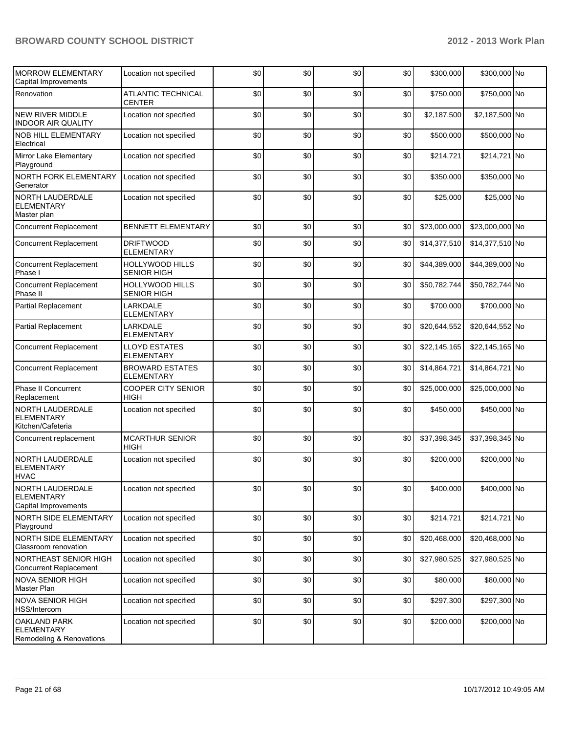| | | | | | | | | |
|---|---|---|---|---|---|---|---|---|
| MORROW ELEMENTARY Capital Improvements | Location not specified | $0 | $0 | $0 | $0 | $300,000 | $300,000 | No |
| Renovation | ATLANTIC TECHNICAL CENTER | $0 | $0 | $0 | $0 | $750,000 | $750,000 | No |
| NEW RIVER MIDDLE INDOOR AIR QUALITY | Location not specified | $0 | $0 | $0 | $0 | $2,187,500 | $2,187,500 | No |
| NOB HILL ELEMENTARY Electrical | Location not specified | $0 | $0 | $0 | $0 | $500,000 | $500,000 | No |
| Mirror Lake Elementary Playground | Location not specified | $0 | $0 | $0 | $0 | $214,721 | $214,721 | No |
| NORTH FORK ELEMENTARY Generator | Location not specified | $0 | $0 | $0 | $0 | $350,000 | $350,000 | No |
| NORTH LAUDERDALE ELEMENTARY Master plan | Location not specified | $0 | $0 | $0 | $0 | $25,000 | $25,000 | No |
| Concurrent Replacement | BENNETT ELEMENTARY | $0 | $0 | $0 | $0 | $23,000,000 | $23,000,000 | No |
| Concurrent Replacement | DRIFTWOOD ELEMENTARY | $0 | $0 | $0 | $0 | $14,377,510 | $14,377,510 | No |
| Concurrent Replacement Phase I | HOLLYWOOD HILLS SENIOR HIGH | $0 | $0 | $0 | $0 | $44,389,000 | $44,389,000 | No |
| Concurrent Replacement Phase II | HOLLYWOOD HILLS SENIOR HIGH | $0 | $0 | $0 | $0 | $50,782,744 | $50,782,744 | No |
| Partial Replacement | LARKDALE ELEMENTARY | $0 | $0 | $0 | $0 | $700,000 | $700,000 | No |
| Partial Replacement | LARKDALE ELEMENTARY | $0 | $0 | $0 | $0 | $20,644,552 | $20,644,552 | No |
| Concurrent Replacement | LLOYD ESTATES ELEMENTARY | $0 | $0 | $0 | $0 | $22,145,165 | $22,145,165 | No |
| Concurrent Replacement | BROWARD ESTATES ELEMENTARY | $0 | $0 | $0 | $0 | $14,864,721 | $14,864,721 | No |
| Phase II Concurrent Replacement | COOPER CITY SENIOR HIGH | $0 | $0 | $0 | $0 | $25,000,000 | $25,000,000 | No |
| NORTH LAUDERDALE ELEMENTARY Kitchen/Cafeteria | Location not specified | $0 | $0 | $0 | $0 | $450,000 | $450,000 | No |
| Concurrent replacement | MCARTHUR SENIOR HIGH | $0 | $0 | $0 | $0 | $37,398,345 | $37,398,345 | No |
| NORTH LAUDERDALE ELEMENTARY HVAC | Location not specified | $0 | $0 | $0 | $0 | $200,000 | $200,000 | No |
| NORTH LAUDERDALE ELEMENTARY Capital Improvements | Location not specified | $0 | $0 | $0 | $0 | $400,000 | $400,000 | No |
| NORTH SIDE ELEMENTARY Playground | Location not specified | $0 | $0 | $0 | $0 | $214,721 | $214,721 | No |
| NORTH SIDE ELEMENTARY Classroom renovation | Location not specified | $0 | $0 | $0 | $0 | $20,468,000 | $20,468,000 | No |
| NORTHEAST SENIOR HIGH Concurrent Replacement | Location not specified | $0 | $0 | $0 | $0 | $27,980,525 | $27,980,525 | No |
| NOVA SENIOR HIGH Master Plan | Location not specified | $0 | $0 | $0 | $0 | $80,000 | $80,000 | No |
| NOVA SENIOR HIGH HSS/Intercom | Location not specified | $0 | $0 | $0 | $0 | $297,300 | $297,300 | No |
| OAKLAND PARK ELEMENTARY Remodeling & Renovations | Location not specified | $0 | $0 | $0 | $0 | $200,000 | $200,000 | No |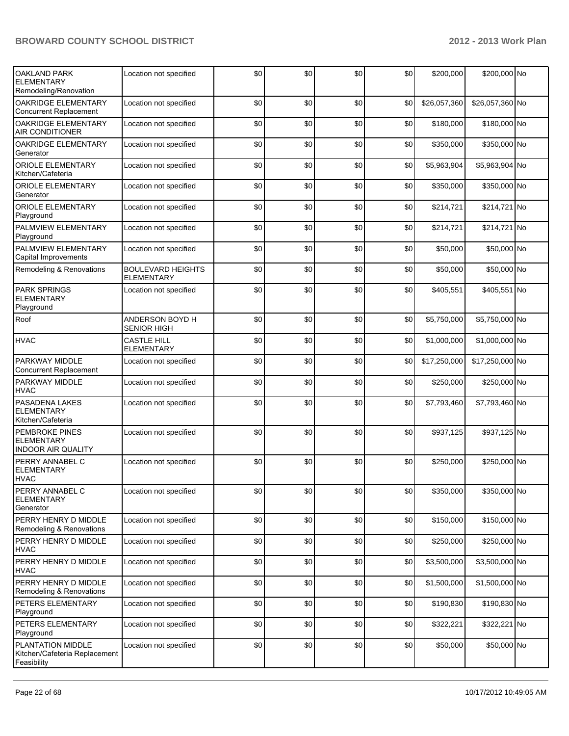| | | | | | | | | |
|---|---|---|---|---|---|---|---|---|
| OAKLAND PARK ELEMENTARY Remodeling/Renovation | Location not specified | $0 | $0 | $0 | $0 | $200,000 | $200,000 | No |
| OAKRIDGE ELEMENTARY Concurrent Replacement | Location not specified | $0 | $0 | $0 | $0 | $26,057,360 | $26,057,360 | No |
| OAKRIDGE ELEMENTARY AIR CONDITIONER | Location not specified | $0 | $0 | $0 | $0 | $180,000 | $180,000 | No |
| OAKRIDGE ELEMENTARY Generator | Location not specified | $0 | $0 | $0 | $0 | $350,000 | $350,000 | No |
| ORIOLE ELEMENTARY Kitchen/Cafeteria | Location not specified | $0 | $0 | $0 | $0 | $5,963,904 | $5,963,904 | No |
| ORIOLE ELEMENTARY Generator | Location not specified | $0 | $0 | $0 | $0 | $350,000 | $350,000 | No |
| ORIOLE ELEMENTARY Playground | Location not specified | $0 | $0 | $0 | $0 | $214,721 | $214,721 | No |
| PALMVIEW ELEMENTARY Playground | Location not specified | $0 | $0 | $0 | $0 | $214,721 | $214,721 | No |
| PALMVIEW ELEMENTARY Capital Improvements | Location not specified | $0 | $0 | $0 | $0 | $50,000 | $50,000 | No |
| Remodeling & Renovations | BOULEVARD HEIGHTS ELEMENTARY | $0 | $0 | $0 | $0 | $50,000 | $50,000 | No |
| PARK SPRINGS ELEMENTARY Playground | Location not specified | $0 | $0 | $0 | $0 | $405,551 | $405,551 | No |
| Roof | ANDERSON BOYD H SENIOR HIGH | $0 | $0 | $0 | $0 | $5,750,000 | $5,750,000 | No |
| HVAC | CASTLE HILL ELEMENTARY | $0 | $0 | $0 | $0 | $1,000,000 | $1,000,000 | No |
| PARKWAY MIDDLE Concurrent Replacement | Location not specified | $0 | $0 | $0 | $0 | $17,250,000 | $17,250,000 | No |
| PARKWAY MIDDLE HVAC | Location not specified | $0 | $0 | $0 | $0 | $250,000 | $250,000 | No |
| PASADENA LAKES ELEMENTARY Kitchen/Cafeteria | Location not specified | $0 | $0 | $0 | $0 | $7,793,460 | $7,793,460 | No |
| PEMBROKE PINES ELEMENTARY INDOOR AIR QUALITY | Location not specified | $0 | $0 | $0 | $0 | $937,125 | $937,125 | No |
| PERRY ANNABEL C ELEMENTARY HVAC | Location not specified | $0 | $0 | $0 | $0 | $250,000 | $250,000 | No |
| PERRY ANNABEL C ELEMENTARY Generator | Location not specified | $0 | $0 | $0 | $0 | $350,000 | $350,000 | No |
| PERRY HENRY D MIDDLE Remodeling & Renovations | Location not specified | $0 | $0 | $0 | $0 | $150,000 | $150,000 | No |
| PERRY HENRY D MIDDLE HVAC | Location not specified | $0 | $0 | $0 | $0 | $250,000 | $250,000 | No |
| PERRY HENRY D MIDDLE HVAC | Location not specified | $0 | $0 | $0 | $0 | $3,500,000 | $3,500,000 | No |
| PERRY HENRY D MIDDLE Remodeling & Renovations | Location not specified | $0 | $0 | $0 | $0 | $1,500,000 | $1,500,000 | No |
| PETERS ELEMENTARY Playground | Location not specified | $0 | $0 | $0 | $0 | $190,830 | $190,830 | No |
| PETERS ELEMENTARY Playground | Location not specified | $0 | $0 | $0 | $0 | $322,221 | $322,221 | No |
| PLANTATION MIDDLE Kitchen/Cafeteria Replacement Feasibility | Location not specified | $0 | $0 | $0 | $0 | $50,000 | $50,000 | No |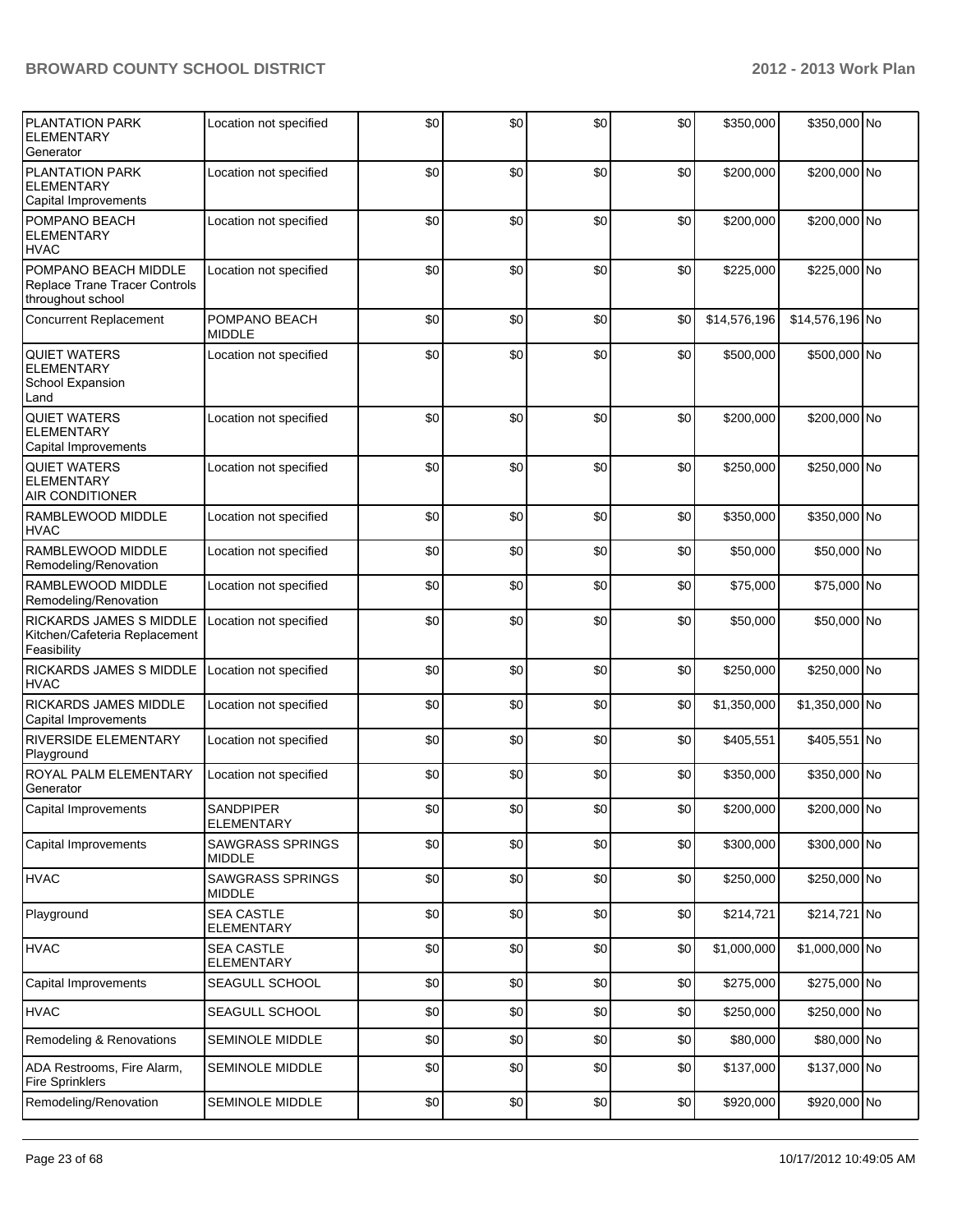| | | | | | | | | |
|---|---|---|---|---|---|---|---|---|
| PLANTATION PARK ELEMENTARY Generator | Location not specified | $0 | $0 | $0 | $0 | $350,000 | $350,000 | No |
| PLANTATION PARK ELEMENTARY Capital Improvements | Location not specified | $0 | $0 | $0 | $0 | $200,000 | $200,000 | No |
| POMPANO BEACH ELEMENTARY HVAC | Location not specified | $0 | $0 | $0 | $0 | $200,000 | $200,000 | No |
| POMPANO BEACH MIDDLE Replace Trane Tracer Controls throughout school | Location not specified | $0 | $0 | $0 | $0 | $225,000 | $225,000 | No |
| Concurrent Replacement | POMPANO BEACH MIDDLE | $0 | $0 | $0 | $0 | $14,576,196 | $14,576,196 | No |
| QUIET WATERS ELEMENTARY School Expansion Land | Location not specified | $0 | $0 | $0 | $0 | $500,000 | $500,000 | No |
| QUIET WATERS ELEMENTARY Capital Improvements | Location not specified | $0 | $0 | $0 | $0 | $200,000 | $200,000 | No |
| QUIET WATERS ELEMENTARY AIR CONDITIONER | Location not specified | $0 | $0 | $0 | $0 | $250,000 | $250,000 | No |
| RAMBLEWOOD MIDDLE HVAC | Location not specified | $0 | $0 | $0 | $0 | $350,000 | $350,000 | No |
| RAMBLEWOOD MIDDLE Remodeling/Renovation | Location not specified | $0 | $0 | $0 | $0 | $50,000 | $50,000 | No |
| RAMBLEWOOD MIDDLE Remodeling/Renovation | Location not specified | $0 | $0 | $0 | $0 | $75,000 | $75,000 | No |
| RICKARDS JAMES S MIDDLE Kitchen/Cafeteria Replacement Feasibility | Location not specified | $0 | $0 | $0 | $0 | $50,000 | $50,000 | No |
| RICKARDS JAMES S MIDDLE HVAC | Location not specified | $0 | $0 | $0 | $0 | $250,000 | $250,000 | No |
| RICKARDS JAMES MIDDLE Capital Improvements | Location not specified | $0 | $0 | $0 | $0 | $1,350,000 | $1,350,000 | No |
| RIVERSIDE ELEMENTARY Playground | Location not specified | $0 | $0 | $0 | $0 | $405,551 | $405,551 | No |
| ROYAL PALM ELEMENTARY Generator | Location not specified | $0 | $0 | $0 | $0 | $350,000 | $350,000 | No |
| Capital Improvements | SANDPIPER ELEMENTARY | $0 | $0 | $0 | $0 | $200,000 | $200,000 | No |
| Capital Improvements | SAWGRASS SPRINGS MIDDLE | $0 | $0 | $0 | $0 | $300,000 | $300,000 | No |
| HVAC | SAWGRASS SPRINGS MIDDLE | $0 | $0 | $0 | $0 | $250,000 | $250,000 | No |
| Playground | SEA CASTLE ELEMENTARY | $0 | $0 | $0 | $0 | $214,721 | $214,721 | No |
| HVAC | SEA CASTLE ELEMENTARY | $0 | $0 | $0 | $0 | $1,000,000 | $1,000,000 | No |
| Capital Improvements | SEAGULL SCHOOL | $0 | $0 | $0 | $0 | $275,000 | $275,000 | No |
| HVAC | SEAGULL SCHOOL | $0 | $0 | $0 | $0 | $250,000 | $250,000 | No |
| Remodeling & Renovations | SEMINOLE MIDDLE | $0 | $0 | $0 | $0 | $80,000 | $80,000 | No |
| ADA Restrooms, Fire Alarm, Fire Sprinklers | SEMINOLE MIDDLE | $0 | $0 | $0 | $0 | $137,000 | $137,000 | No |
| Remodeling/Renovation | SEMINOLE MIDDLE | $0 | $0 | $0 | $0 | $920,000 | $920,000 | No |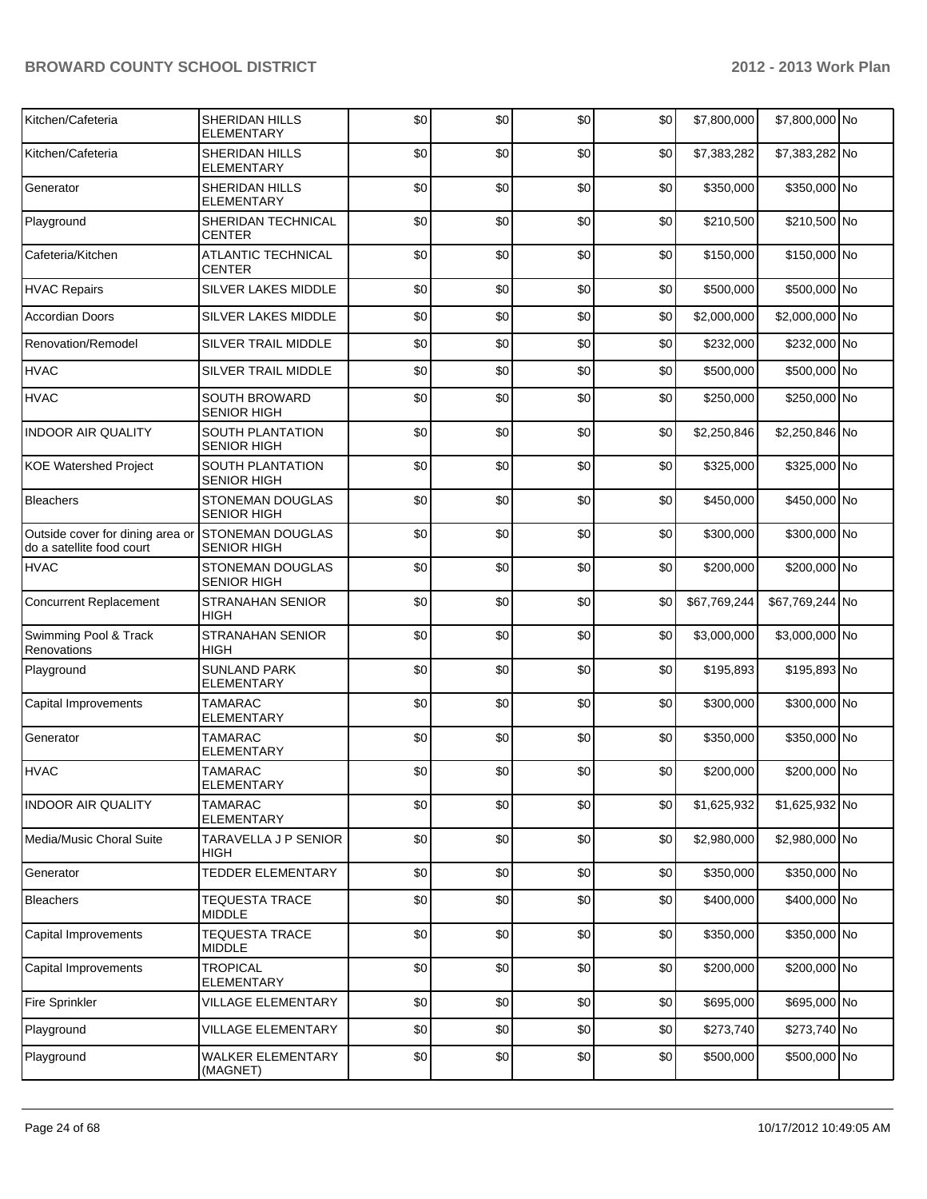| | | | | | | | | |
|---|---|---|---|---|---|---|---|---|
| Kitchen/Cafeteria | SHERIDAN HILLS ELEMENTARY | $0 | $0 | $0 | $0 | $7,800,000 | $7,800,000 | No |
| Kitchen/Cafeteria | SHERIDAN HILLS ELEMENTARY | $0 | $0 | $0 | $0 | $7,383,282 | $7,383,282 | No |
| Generator | SHERIDAN HILLS ELEMENTARY | $0 | $0 | $0 | $0 | $350,000 | $350,000 | No |
| Playground | SHERIDAN TECHNICAL CENTER | $0 | $0 | $0 | $0 | $210,500 | $210,500 | No |
| Cafeteria/Kitchen | ATLANTIC TECHNICAL CENTER | $0 | $0 | $0 | $0 | $150,000 | $150,000 | No |
| HVAC Repairs | SILVER LAKES MIDDLE | $0 | $0 | $0 | $0 | $500,000 | $500,000 | No |
| Accordian Doors | SILVER LAKES MIDDLE | $0 | $0 | $0 | $0 | $2,000,000 | $2,000,000 | No |
| Renovation/Remodel | SILVER TRAIL MIDDLE | $0 | $0 | $0 | $0 | $232,000 | $232,000 | No |
| HVAC | SILVER TRAIL MIDDLE | $0 | $0 | $0 | $0 | $500,000 | $500,000 | No |
| HVAC | SOUTH BROWARD SENIOR HIGH | $0 | $0 | $0 | $0 | $250,000 | $250,000 | No |
| INDOOR AIR QUALITY | SOUTH PLANTATION SENIOR HIGH | $0 | $0 | $0 | $0 | $2,250,846 | $2,250,846 | No |
| KOE Watershed Project | SOUTH PLANTATION SENIOR HIGH | $0 | $0 | $0 | $0 | $325,000 | $325,000 | No |
| Bleachers | STONEMAN DOUGLAS SENIOR HIGH | $0 | $0 | $0 | $0 | $450,000 | $450,000 | No |
| Outside cover for dining area or do a satellite food court | STONEMAN DOUGLAS SENIOR HIGH | $0 | $0 | $0 | $0 | $300,000 | $300,000 | No |
| HVAC | STONEMAN DOUGLAS SENIOR HIGH | $0 | $0 | $0 | $0 | $200,000 | $200,000 | No |
| Concurrent Replacement | STRANAHAN SENIOR HIGH | $0 | $0 | $0 | $0 | $67,769,244 | $67,769,244 | No |
| Swimming Pool & Track Renovations | STRANAHAN SENIOR HIGH | $0 | $0 | $0 | $0 | $3,000,000 | $3,000,000 | No |
| Playground | SUNLAND PARK ELEMENTARY | $0 | $0 | $0 | $0 | $195,893 | $195,893 | No |
| Capital Improvements | TAMARAC ELEMENTARY | $0 | $0 | $0 | $0 | $300,000 | $300,000 | No |
| Generator | TAMARAC ELEMENTARY | $0 | $0 | $0 | $0 | $350,000 | $350,000 | No |
| HVAC | TAMARAC ELEMENTARY | $0 | $0 | $0 | $0 | $200,000 | $200,000 | No |
| INDOOR AIR QUALITY | TAMARAC ELEMENTARY | $0 | $0 | $0 | $0 | $1,625,932 | $1,625,932 | No |
| Media/Music Choral Suite | TARAVELLA J P SENIOR HIGH | $0 | $0 | $0 | $0 | $2,980,000 | $2,980,000 | No |
| Generator | TEDDER ELEMENTARY | $0 | $0 | $0 | $0 | $350,000 | $350,000 | No |
| Bleachers | TEQUESTA TRACE MIDDLE | $0 | $0 | $0 | $0 | $400,000 | $400,000 | No |
| Capital Improvements | TEQUESTA TRACE MIDDLE | $0 | $0 | $0 | $0 | $350,000 | $350,000 | No |
| Capital Improvements | TROPICAL ELEMENTARY | $0 | $0 | $0 | $0 | $200,000 | $200,000 | No |
| Fire Sprinkler | VILLAGE ELEMENTARY | $0 | $0 | $0 | $0 | $695,000 | $695,000 | No |
| Playground | VILLAGE ELEMENTARY | $0 | $0 | $0 | $0 | $273,740 | $273,740 | No |
| Playground | WALKER ELEMENTARY (MAGNET) | $0 | $0 | $0 | $0 | $500,000 | $500,000 | No |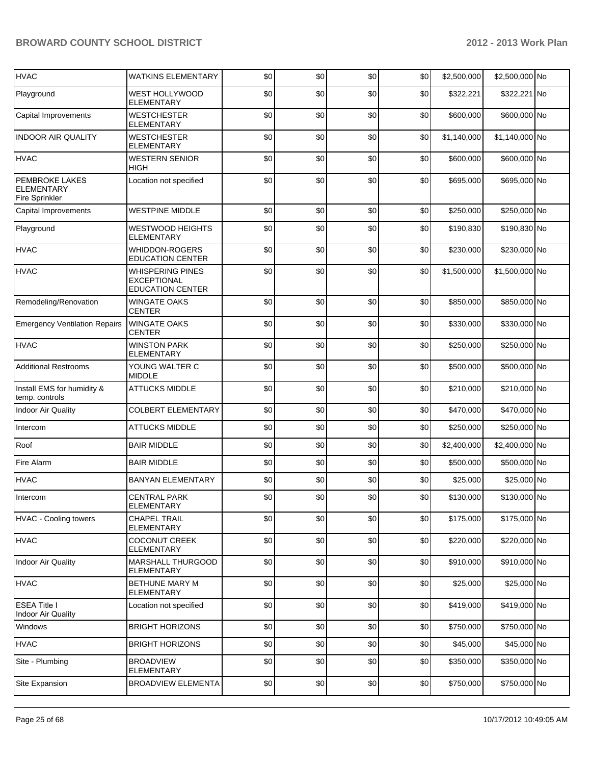| HVAC | WATKINS ELEMENTARY | $0 | $0 | $0 | $0 | $2,500,000 | $2,500,000 | No |
|---|---|---|---|---|---|---|---|---|
| Playground | WEST HOLLYWOOD ELEMENTARY | $0 | $0 | $0 | $0 | $322,221 | $322,221 | No |
| Capital Improvements | WESTCHESTER ELEMENTARY | $0 | $0 | $0 | $0 | $600,000 | $600,000 | No |
| INDOOR AIR QUALITY | WESTCHESTER ELEMENTARY | $0 | $0 | $0 | $0 | $1,140,000 | $1,140,000 | No |
| HVAC | WESTERN SENIOR HIGH | $0 | $0 | $0 | $0 | $600,000 | $600,000 | No |
| PEMBROKE LAKES ELEMENTARY Fire Sprinkler | Location not specified | $0 | $0 | $0 | $0 | $695,000 | $695,000 | No |
| Capital Improvements | WESTPINE MIDDLE | $0 | $0 | $0 | $0 | $250,000 | $250,000 | No |
| Playground | WESTWOOD HEIGHTS ELEMENTARY | $0 | $0 | $0 | $0 | $190,830 | $190,830 | No |
| HVAC | WHIDDON-ROGERS EDUCATION CENTER | $0 | $0 | $0 | $0 | $230,000 | $230,000 | No |
| HVAC | WHISPERING PINES EXCEPTIONAL EDUCATION CENTER | $0 | $0 | $0 | $0 | $1,500,000 | $1,500,000 | No |
| Remodeling/Renovation | WINGATE OAKS CENTER | $0 | $0 | $0 | $0 | $850,000 | $850,000 | No |
| Emergency Ventilation Repairs | WINGATE OAKS CENTER | $0 | $0 | $0 | $0 | $330,000 | $330,000 | No |
| HVAC | WINSTON PARK ELEMENTARY | $0 | $0 | $0 | $0 | $250,000 | $250,000 | No |
| Additional Restrooms | YOUNG WALTER C MIDDLE | $0 | $0 | $0 | $0 | $500,000 | $500,000 | No |
| Install EMS for humidity & temp. controls | ATTUCKS MIDDLE | $0 | $0 | $0 | $0 | $210,000 | $210,000 | No |
| Indoor Air Quality | COLBERT ELEMENTARY | $0 | $0 | $0 | $0 | $470,000 | $470,000 | No |
| Intercom | ATTUCKS MIDDLE | $0 | $0 | $0 | $0 | $250,000 | $250,000 | No |
| Roof | BAIR MIDDLE | $0 | $0 | $0 | $0 | $2,400,000 | $2,400,000 | No |
| Fire Alarm | BAIR MIDDLE | $0 | $0 | $0 | $0 | $500,000 | $500,000 | No |
| HVAC | BANYAN ELEMENTARY | $0 | $0 | $0 | $0 | $25,000 | $25,000 | No |
| Intercom | CENTRAL PARK ELEMENTARY | $0 | $0 | $0 | $0 | $130,000 | $130,000 | No |
| HVAC - Cooling towers | CHAPEL TRAIL ELEMENTARY | $0 | $0 | $0 | $0 | $175,000 | $175,000 | No |
| HVAC | COCONUT CREEK ELEMENTARY | $0 | $0 | $0 | $0 | $220,000 | $220,000 | No |
| Indoor Air Quality | MARSHALL THURGOOD ELEMENTARY | $0 | $0 | $0 | $0 | $910,000 | $910,000 | No |
| HVAC | BETHUNE MARY M ELEMENTARY | $0 | $0 | $0 | $0 | $25,000 | $25,000 | No |
| ESEA Title I Indoor Air Quality | Location not specified | $0 | $0 | $0 | $0 | $419,000 | $419,000 | No |
| Windows | BRIGHT HORIZONS | $0 | $0 | $0 | $0 | $750,000 | $750,000 | No |
| HVAC | BRIGHT HORIZONS | $0 | $0 | $0 | $0 | $45,000 | $45,000 | No |
| Site - Plumbing | BROADVIEW ELEMENTARY | $0 | $0 | $0 | $0 | $350,000 | $350,000 | No |
| Site Expansion | BROADVIEW ELEMENTA | $0 | $0 | $0 | $0 | $750,000 | $750,000 | No |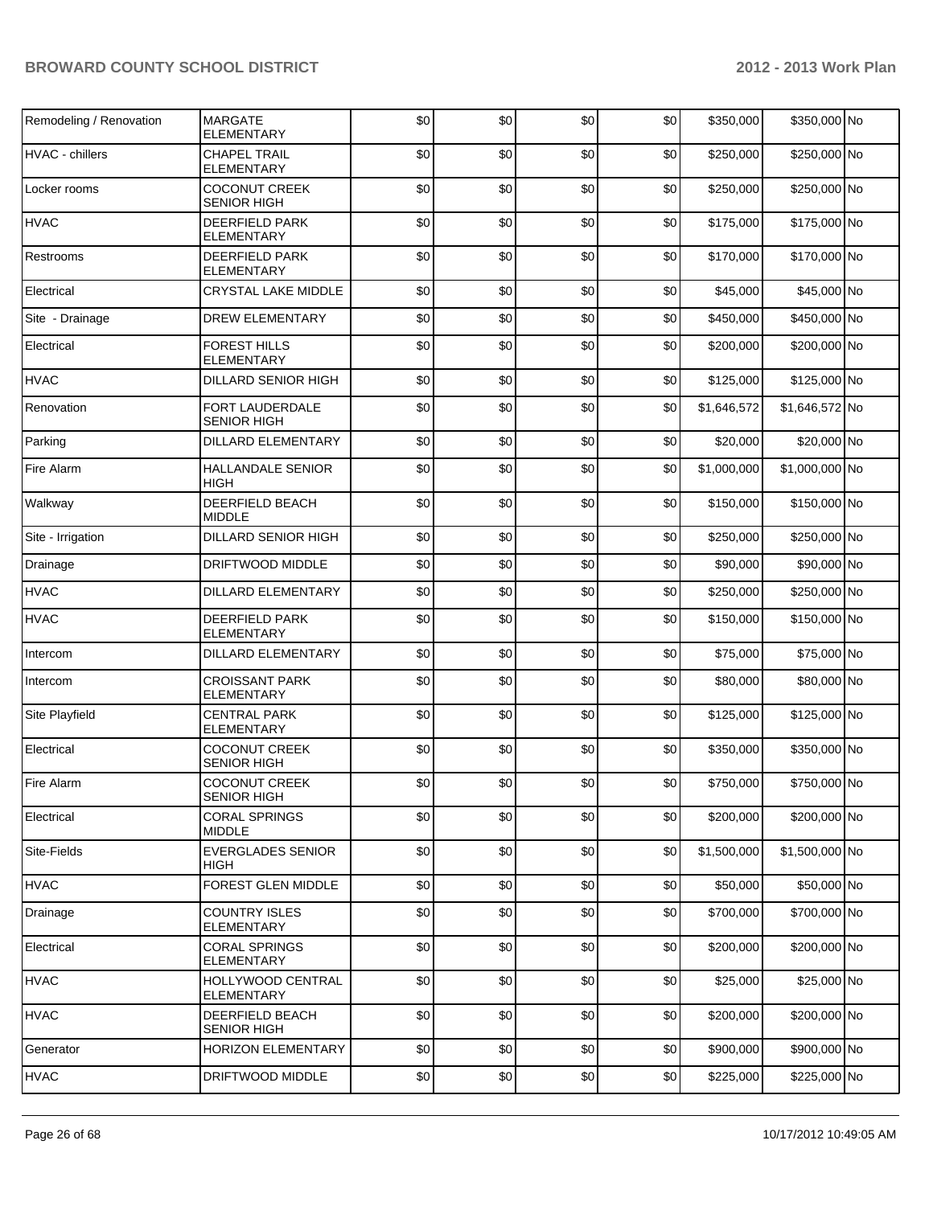| Remodeling / Renovation | MARGATE ELEMENTARY | $0 | $0 | $0 | $0 | $350,000 | $350,000 | No |
|---|---|---|---|---|---|---|---|---|
| HVAC - chillers | CHAPEL TRAIL ELEMENTARY | $0 | $0 | $0 | $0 | $250,000 | $250,000 | No |
| Locker rooms | COCONUT CREEK SENIOR HIGH | $0 | $0 | $0 | $0 | $250,000 | $250,000 | No |
| HVAC | DEERFIELD PARK ELEMENTARY | $0 | $0 | $0 | $0 | $175,000 | $175,000 | No |
| Restrooms | DEERFIELD PARK ELEMENTARY | $0 | $0 | $0 | $0 | $170,000 | $170,000 | No |
| Electrical | CRYSTAL LAKE MIDDLE | $0 | $0 | $0 | $0 | $45,000 | $45,000 | No |
| Site - Drainage | DREW ELEMENTARY | $0 | $0 | $0 | $0 | $450,000 | $450,000 | No |
| Electrical | FOREST HILLS ELEMENTARY | $0 | $0 | $0 | $0 | $200,000 | $200,000 | No |
| HVAC | DILLARD SENIOR HIGH | $0 | $0 | $0 | $0 | $125,000 | $125,000 | No |
| Renovation | FORT LAUDERDALE SENIOR HIGH | $0 | $0 | $0 | $0 | $1,646,572 | $1,646,572 | No |
| Parking | DILLARD ELEMENTARY | $0 | $0 | $0 | $0 | $20,000 | $20,000 | No |
| Fire Alarm | HALLANDALE SENIOR HIGH | $0 | $0 | $0 | $0 | $1,000,000 | $1,000,000 | No |
| Walkway | DEERFIELD BEACH MIDDLE | $0 | $0 | $0 | $0 | $150,000 | $150,000 | No |
| Site - Irrigation | DILLARD SENIOR HIGH | $0 | $0 | $0 | $0 | $250,000 | $250,000 | No |
| Drainage | DRIFTWOOD MIDDLE | $0 | $0 | $0 | $0 | $90,000 | $90,000 | No |
| HVAC | DILLARD ELEMENTARY | $0 | $0 | $0 | $0 | $250,000 | $250,000 | No |
| HVAC | DEERFIELD PARK ELEMENTARY | $0 | $0 | $0 | $0 | $150,000 | $150,000 | No |
| Intercom | DILLARD ELEMENTARY | $0 | $0 | $0 | $0 | $75,000 | $75,000 | No |
| Intercom | CROISSANT PARK ELEMENTARY | $0 | $0 | $0 | $0 | $80,000 | $80,000 | No |
| Site Playfield | CENTRAL PARK ELEMENTARY | $0 | $0 | $0 | $0 | $125,000 | $125,000 | No |
| Electrical | COCONUT CREEK SENIOR HIGH | $0 | $0 | $0 | $0 | $350,000 | $350,000 | No |
| Fire Alarm | COCONUT CREEK SENIOR HIGH | $0 | $0 | $0 | $0 | $750,000 | $750,000 | No |
| Electrical | CORAL SPRINGS MIDDLE | $0 | $0 | $0 | $0 | $200,000 | $200,000 | No |
| Site-Fields | EVERGLADES SENIOR HIGH | $0 | $0 | $0 | $0 | $1,500,000 | $1,500,000 | No |
| HVAC | FOREST GLEN MIDDLE | $0 | $0 | $0 | $0 | $50,000 | $50,000 | No |
| Drainage | COUNTRY ISLES ELEMENTARY | $0 | $0 | $0 | $0 | $700,000 | $700,000 | No |
| Electrical | CORAL SPRINGS ELEMENTARY | $0 | $0 | $0 | $0 | $200,000 | $200,000 | No |
| HVAC | HOLLYWOOD CENTRAL ELEMENTARY | $0 | $0 | $0 | $0 | $25,000 | $25,000 | No |
| HVAC | DEERFIELD BEACH SENIOR HIGH | $0 | $0 | $0 | $0 | $200,000 | $200,000 | No |
| Generator | HORIZON ELEMENTARY | $0 | $0 | $0 | $0 | $900,000 | $900,000 | No |
| HVAC | DRIFTWOOD MIDDLE | $0 | $0 | $0 | $0 | $225,000 | $225,000 | No |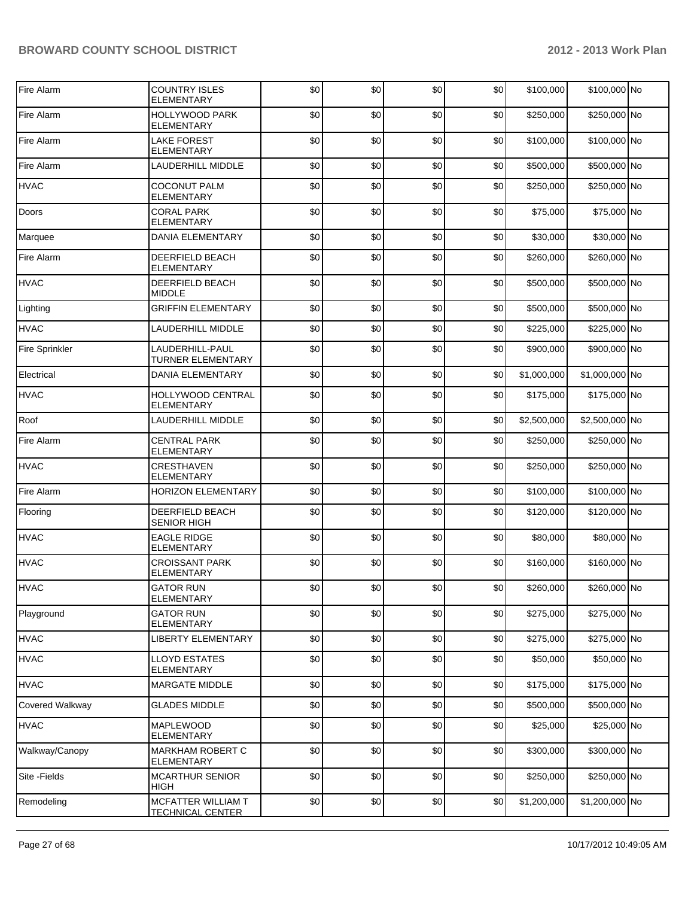| | | | | | | | | |
|---|---|---|---|---|---|---|---|---|
| Fire Alarm | COUNTRY ISLES ELEMENTARY | $0 | $0 | $0 | $0 | $100,000 | $100,000 | No |
| Fire Alarm | HOLLYWOOD PARK ELEMENTARY | $0 | $0 | $0 | $0 | $250,000 | $250,000 | No |
| Fire Alarm | LAKE FOREST ELEMENTARY | $0 | $0 | $0 | $0 | $100,000 | $100,000 | No |
| Fire Alarm | LAUDERHILL MIDDLE | $0 | $0 | $0 | $0 | $500,000 | $500,000 | No |
| HVAC | COCONUT PALM ELEMENTARY | $0 | $0 | $0 | $0 | $250,000 | $250,000 | No |
| Doors | CORAL PARK ELEMENTARY | $0 | $0 | $0 | $0 | $75,000 | $75,000 | No |
| Marquee | DANIA ELEMENTARY | $0 | $0 | $0 | $0 | $30,000 | $30,000 | No |
| Fire Alarm | DEERFIELD BEACH ELEMENTARY | $0 | $0 | $0 | $0 | $260,000 | $260,000 | No |
| HVAC | DEERFIELD BEACH MIDDLE | $0 | $0 | $0 | $0 | $500,000 | $500,000 | No |
| Lighting | GRIFFIN ELEMENTARY | $0 | $0 | $0 | $0 | $500,000 | $500,000 | No |
| HVAC | LAUDERHILL MIDDLE | $0 | $0 | $0 | $0 | $225,000 | $225,000 | No |
| Fire Sprinkler | LAUDERHILL-PAUL TURNER ELEMENTARY | $0 | $0 | $0 | $0 | $900,000 | $900,000 | No |
| Electrical | DANIA ELEMENTARY | $0 | $0 | $0 | $0 | $1,000,000 | $1,000,000 | No |
| HVAC | HOLLYWOOD CENTRAL ELEMENTARY | $0 | $0 | $0 | $0 | $175,000 | $175,000 | No |
| Roof | LAUDERHILL MIDDLE | $0 | $0 | $0 | $0 | $2,500,000 | $2,500,000 | No |
| Fire Alarm | CENTRAL PARK ELEMENTARY | $0 | $0 | $0 | $0 | $250,000 | $250,000 | No |
| HVAC | CRESTHAVEN ELEMENTARY | $0 | $0 | $0 | $0 | $250,000 | $250,000 | No |
| Fire Alarm | HORIZON ELEMENTARY | $0 | $0 | $0 | $0 | $100,000 | $100,000 | No |
| Flooring | DEERFIELD BEACH SENIOR HIGH | $0 | $0 | $0 | $0 | $120,000 | $120,000 | No |
| HVAC | EAGLE RIDGE ELEMENTARY | $0 | $0 | $0 | $0 | $80,000 | $80,000 | No |
| HVAC | CROISSANT PARK ELEMENTARY | $0 | $0 | $0 | $0 | $160,000 | $160,000 | No |
| HVAC | GATOR RUN ELEMENTARY | $0 | $0 | $0 | $0 | $260,000 | $260,000 | No |
| Playground | GATOR RUN ELEMENTARY | $0 | $0 | $0 | $0 | $275,000 | $275,000 | No |
| HVAC | LIBERTY ELEMENTARY | $0 | $0 | $0 | $0 | $275,000 | $275,000 | No |
| HVAC | LLOYD ESTATES ELEMENTARY | $0 | $0 | $0 | $0 | $50,000 | $50,000 | No |
| HVAC | MARGATE MIDDLE | $0 | $0 | $0 | $0 | $175,000 | $175,000 | No |
| Covered Walkway | GLADES MIDDLE | $0 | $0 | $0 | $0 | $500,000 | $500,000 | No |
| HVAC | MAPLEWOOD ELEMENTARY | $0 | $0 | $0 | $0 | $25,000 | $25,000 | No |
| Walkway/Canopy | MARKHAM ROBERT C ELEMENTARY | $0 | $0 | $0 | $0 | $300,000 | $300,000 | No |
| Site -Fields | MCARTHUR SENIOR HIGH | $0 | $0 | $0 | $0 | $250,000 | $250,000 | No |
| Remodeling | MCFATTER WILLIAM T TECHNICAL CENTER | $0 | $0 | $0 | $0 | $1,200,000 | $1,200,000 | No |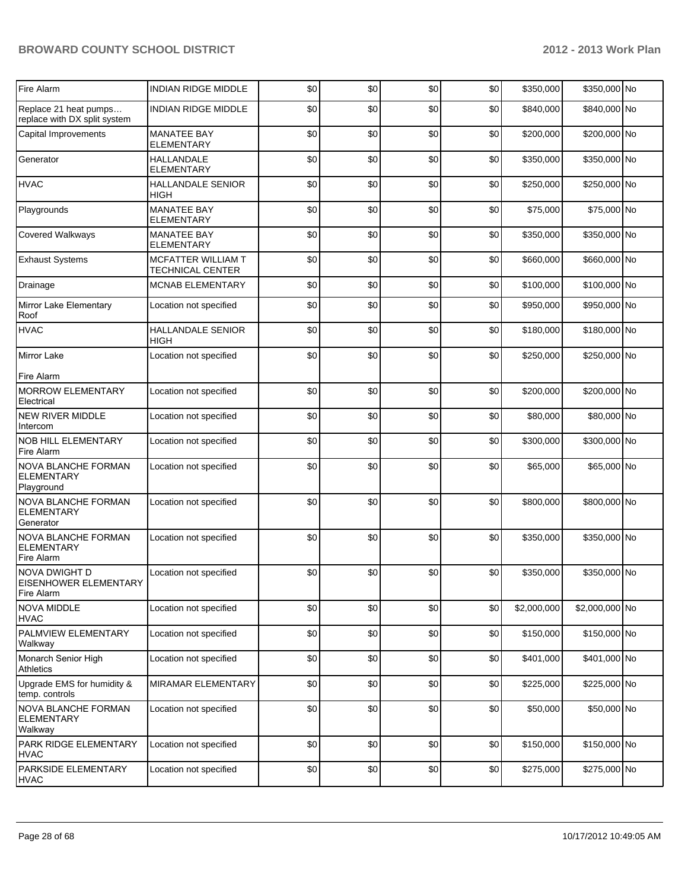| | | | | | | | | |
|---|---|---|---|---|---|---|---|---|
| Fire Alarm | INDIAN RIDGE MIDDLE | $0 | $0 | $0 | $0 | $350,000 | $350,000 | No |
| Replace 21 heat pumps… replace with DX split system | INDIAN RIDGE MIDDLE | $0 | $0 | $0 | $0 | $840,000 | $840,000 | No |
| Capital Improvements | MANATEE BAY ELEMENTARY | $0 | $0 | $0 | $0 | $200,000 | $200,000 | No |
| Generator | HALLANDALE ELEMENTARY | $0 | $0 | $0 | $0 | $350,000 | $350,000 | No |
| HVAC | HALLANDALE SENIOR HIGH | $0 | $0 | $0 | $0 | $250,000 | $250,000 | No |
| Playgrounds | MANATEE BAY ELEMENTARY | $0 | $0 | $0 | $0 | $75,000 | $75,000 | No |
| Covered Walkways | MANATEE BAY ELEMENTARY | $0 | $0 | $0 | $0 | $350,000 | $350,000 | No |
| Exhaust Systems | MCFATTER WILLIAM T TECHNICAL CENTER | $0 | $0 | $0 | $0 | $660,000 | $660,000 | No |
| Drainage | MCNAB ELEMENTARY | $0 | $0 | $0 | $0 | $100,000 | $100,000 | No |
| Mirror Lake Elementary Roof | Location not specified | $0 | $0 | $0 | $0 | $950,000 | $950,000 | No |
| HVAC | HALLANDALE SENIOR HIGH | $0 | $0 | $0 | $0 | $180,000 | $180,000 | No |
| Mirror Lake<br><br>Fire Alarm | Location not specified | $0 | $0 | $0 | $0 | $250,000 | $250,000 | No |
| MORROW ELEMENTARY Electrical | Location not specified | $0 | $0 | $0 | $0 | $200,000 | $200,000 | No |
| NEW RIVER MIDDLE Intercom | Location not specified | $0 | $0 | $0 | $0 | $80,000 | $80,000 | No |
| NOB HILL ELEMENTARY Fire Alarm | Location not specified | $0 | $0 | $0 | $0 | $300,000 | $300,000 | No |
| NOVA BLANCHE FORMAN ELEMENTARY Playground | Location not specified | $0 | $0 | $0 | $0 | $65,000 | $65,000 | No |
| NOVA BLANCHE FORMAN ELEMENTARY Generator | Location not specified | $0 | $0 | $0 | $0 | $800,000 | $800,000 | No |
| NOVA BLANCHE FORMAN ELEMENTARY Fire Alarm | Location not specified | $0 | $0 | $0 | $0 | $350,000 | $350,000 | No |
| NOVA DWIGHT D EISENHOWER ELEMENTARY Fire Alarm | Location not specified | $0 | $0 | $0 | $0 | $350,000 | $350,000 | No |
| NOVA MIDDLE HVAC | Location not specified | $0 | $0 | $0 | $0 | $2,000,000 | $2,000,000 | No |
| PALMVIEW ELEMENTARY Walkway | Location not specified | $0 | $0 | $0 | $0 | $150,000 | $150,000 | No |
| Monarch Senior High Athletics | Location not specified | $0 | $0 | $0 | $0 | $401,000 | $401,000 | No |
| Upgrade EMS for humidity & temp. controls | MIRAMAR ELEMENTARY | $0 | $0 | $0 | $0 | $225,000 | $225,000 | No |
| NOVA BLANCHE FORMAN ELEMENTARY Walkway | Location not specified | $0 | $0 | $0 | $0 | $50,000 | $50,000 | No |
| PARK RIDGE ELEMENTARY HVAC | Location not specified | $0 | $0 | $0 | $0 | $150,000 | $150,000 | No |
| PARKSIDE ELEMENTARY HVAC | Location not specified | $0 | $0 | $0 | $0 | $275,000 | $275,000 | No |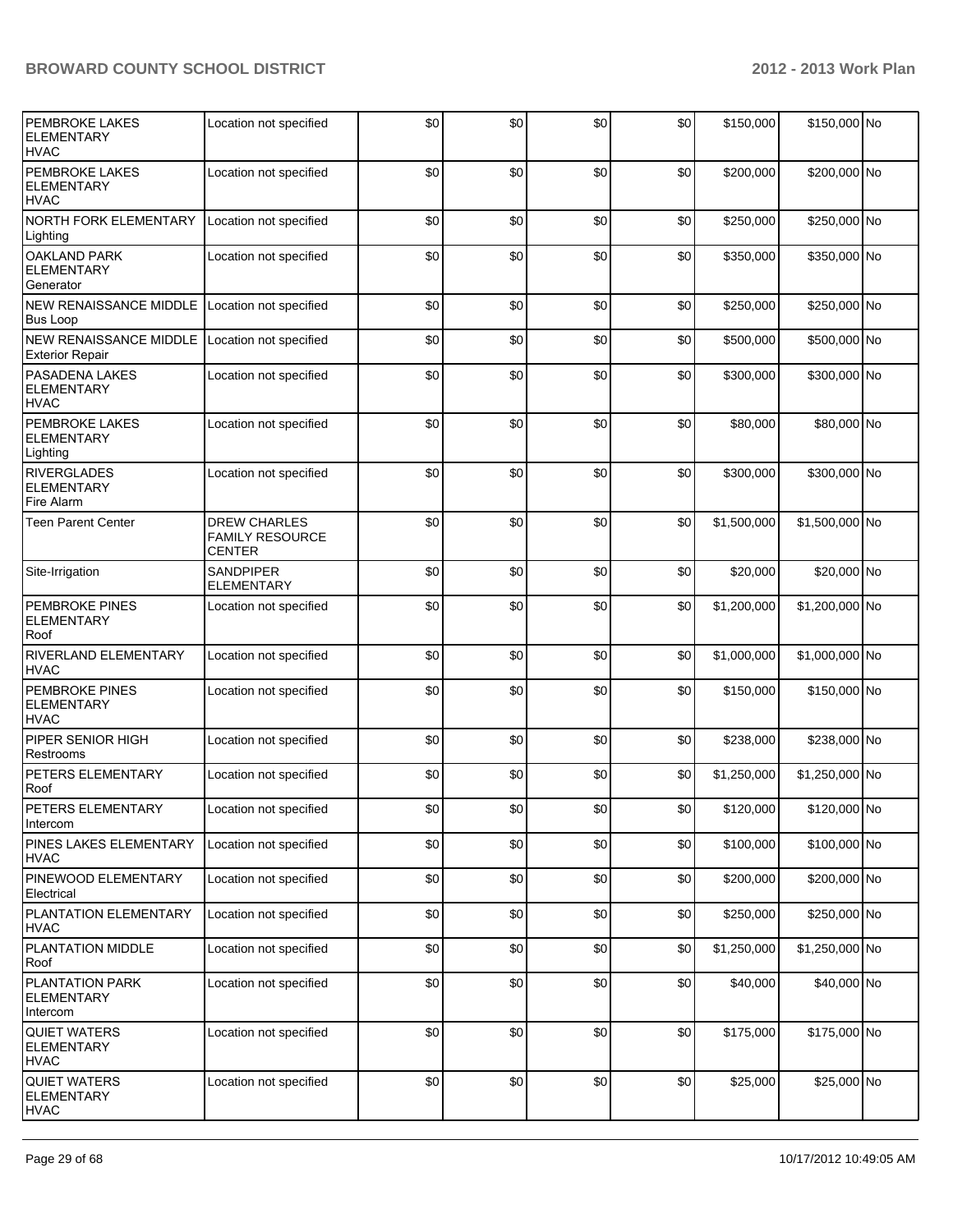| | | | | | | | | |
|---|---|---|---|---|---|---|---|---|
| PEMBROKE LAKES ELEMENTARY HVAC | Location not specified | $0 | $0 | $0 | $0 | $150,000 | $150,000 | No |
| PEMBROKE LAKES ELEMENTARY HVAC | Location not specified | $0 | $0 | $0 | $0 | $200,000 | $200,000 | No |
| NORTH FORK ELEMENTARY Lighting | Location not specified | $0 | $0 | $0 | $0 | $250,000 | $250,000 | No |
| OAKLAND PARK ELEMENTARY Generator | Location not specified | $0 | $0 | $0 | $0 | $350,000 | $350,000 | No |
| NEW RENAISSANCE MIDDLE Bus Loop | Location not specified | $0 | $0 | $0 | $0 | $250,000 | $250,000 | No |
| NEW RENAISSANCE MIDDLE Exterior Repair | Location not specified | $0 | $0 | $0 | $0 | $500,000 | $500,000 | No |
| PASADENA LAKES ELEMENTARY HVAC | Location not specified | $0 | $0 | $0 | $0 | $300,000 | $300,000 | No |
| PEMBROKE LAKES ELEMENTARY Lighting | Location not specified | $0 | $0 | $0 | $0 | $80,000 | $80,000 | No |
| RIVERGLADES ELEMENTARY Fire Alarm | Location not specified | $0 | $0 | $0 | $0 | $300,000 | $300,000 | No |
| Teen Parent Center | DREW CHARLES FAMILY RESOURCE CENTER | $0 | $0 | $0 | $0 | $1,500,000 | $1,500,000 | No |
| Site-Irrigation | SANDPIPER ELEMENTARY | $0 | $0 | $0 | $0 | $20,000 | $20,000 | No |
| PEMBROKE PINES ELEMENTARY Roof | Location not specified | $0 | $0 | $0 | $0 | $1,200,000 | $1,200,000 | No |
| RIVERLAND ELEMENTARY HVAC | Location not specified | $0 | $0 | $0 | $0 | $1,000,000 | $1,000,000 | No |
| PEMBROKE PINES ELEMENTARY HVAC | Location not specified | $0 | $0 | $0 | $0 | $150,000 | $150,000 | No |
| PIPER SENIOR HIGH Restrooms | Location not specified | $0 | $0 | $0 | $0 | $238,000 | $238,000 | No |
| PETERS ELEMENTARY Roof | Location not specified | $0 | $0 | $0 | $0 | $1,250,000 | $1,250,000 | No |
| PETERS ELEMENTARY Intercom | Location not specified | $0 | $0 | $0 | $0 | $120,000 | $120,000 | No |
| PINES LAKES ELEMENTARY HVAC | Location not specified | $0 | $0 | $0 | $0 | $100,000 | $100,000 | No |
| PINEWOOD ELEMENTARY Electrical | Location not specified | $0 | $0 | $0 | $0 | $200,000 | $200,000 | No |
| PLANTATION ELEMENTARY HVAC | Location not specified | $0 | $0 | $0 | $0 | $250,000 | $250,000 | No |
| PLANTATION MIDDLE Roof | Location not specified | $0 | $0 | $0 | $0 | $1,250,000 | $1,250,000 | No |
| PLANTATION PARK ELEMENTARY Intercom | Location not specified | $0 | $0 | $0 | $0 | $40,000 | $40,000 | No |
| QUIET WATERS ELEMENTARY HVAC | Location not specified | $0 | $0 | $0 | $0 | $175,000 | $175,000 | No |
| QUIET WATERS ELEMENTARY HVAC | Location not specified | $0 | $0 | $0 | $0 | $25,000 | $25,000 | No |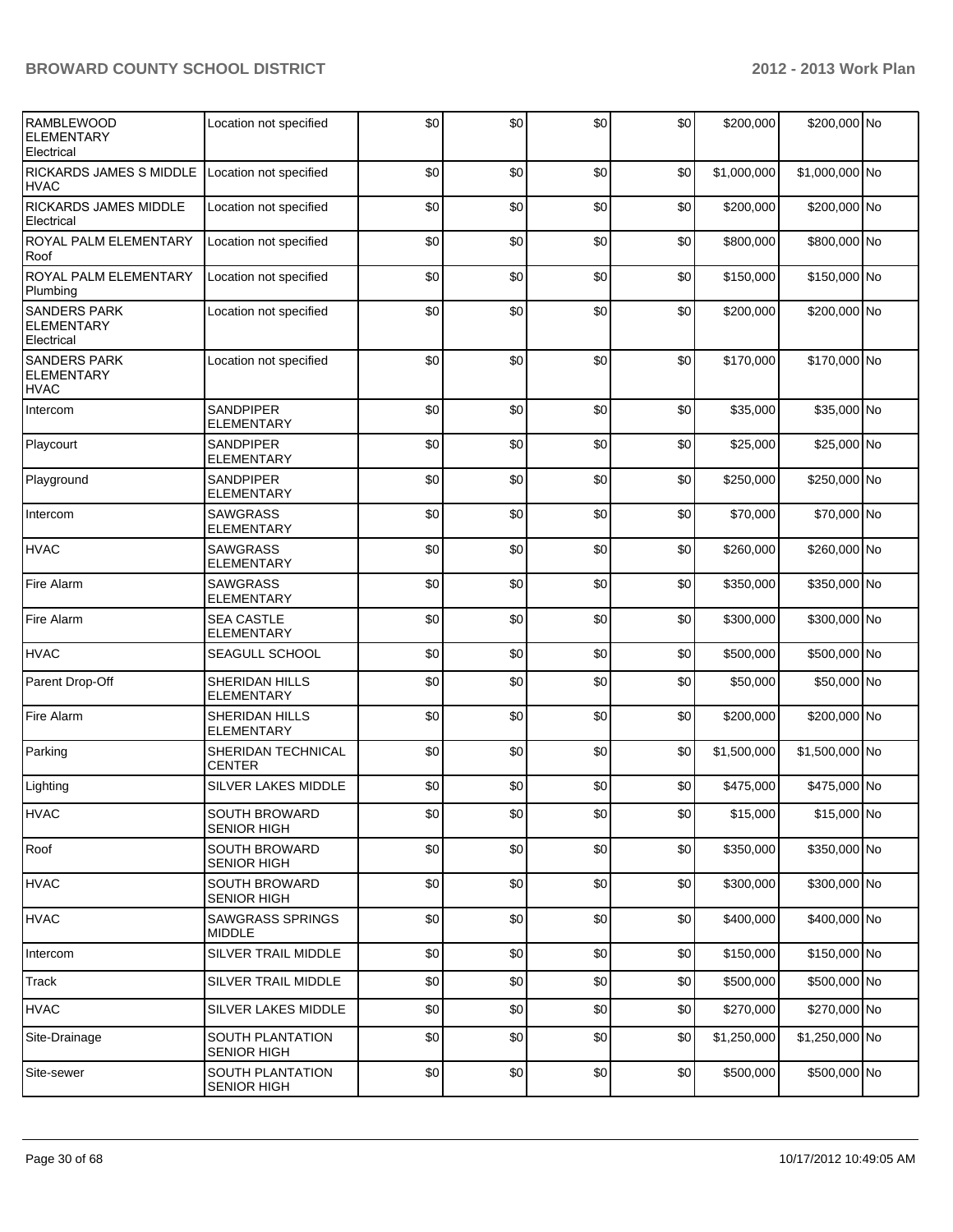| | | | | | | | | |
|---|---|---|---|---|---|---|---|---|
| RAMBLEWOOD ELEMENTARY Electrical | Location not specified | $0 | $0 | $0 | $0 | $200,000 | $200,000 | No |
| RICKARDS JAMES S MIDDLE HVAC | Location not specified | $0 | $0 | $0 | $0 | $1,000,000 | $1,000,000 | No |
| RICKARDS JAMES MIDDLE Electrical | Location not specified | $0 | $0 | $0 | $0 | $200,000 | $200,000 | No |
| ROYAL PALM ELEMENTARY Roof | Location not specified | $0 | $0 | $0 | $0 | $800,000 | $800,000 | No |
| ROYAL PALM ELEMENTARY Plumbing | Location not specified | $0 | $0 | $0 | $0 | $150,000 | $150,000 | No |
| SANDERS PARK ELEMENTARY Electrical | Location not specified | $0 | $0 | $0 | $0 | $200,000 | $200,000 | No |
| SANDERS PARK ELEMENTARY HVAC | Location not specified | $0 | $0 | $0 | $0 | $170,000 | $170,000 | No |
| Intercom | SANDPIPER ELEMENTARY | $0 | $0 | $0 | $0 | $35,000 | $35,000 | No |
| Playcourt | SANDPIPER ELEMENTARY | $0 | $0 | $0 | $0 | $25,000 | $25,000 | No |
| Playground | SANDPIPER ELEMENTARY | $0 | $0 | $0 | $0 | $250,000 | $250,000 | No |
| Intercom | SAWGRASS ELEMENTARY | $0 | $0 | $0 | $0 | $70,000 | $70,000 | No |
| HVAC | SAWGRASS ELEMENTARY | $0 | $0 | $0 | $0 | $260,000 | $260,000 | No |
| Fire Alarm | SAWGRASS ELEMENTARY | $0 | $0 | $0 | $0 | $350,000 | $350,000 | No |
| Fire Alarm | SEA CASTLE ELEMENTARY | $0 | $0 | $0 | $0 | $300,000 | $300,000 | No |
| HVAC | SEAGULL SCHOOL | $0 | $0 | $0 | $0 | $500,000 | $500,000 | No |
| Parent Drop-Off | SHERIDAN HILLS ELEMENTARY | $0 | $0 | $0 | $0 | $50,000 | $50,000 | No |
| Fire Alarm | SHERIDAN HILLS ELEMENTARY | $0 | $0 | $0 | $0 | $200,000 | $200,000 | No |
| Parking | SHERIDAN TECHNICAL CENTER | $0 | $0 | $0 | $0 | $1,500,000 | $1,500,000 | No |
| Lighting | SILVER LAKES MIDDLE | $0 | $0 | $0 | $0 | $475,000 | $475,000 | No |
| HVAC | SOUTH BROWARD SENIOR HIGH | $0 | $0 | $0 | $0 | $15,000 | $15,000 | No |
| Roof | SOUTH BROWARD SENIOR HIGH | $0 | $0 | $0 | $0 | $350,000 | $350,000 | No |
| HVAC | SOUTH BROWARD SENIOR HIGH | $0 | $0 | $0 | $0 | $300,000 | $300,000 | No |
| HVAC | SAWGRASS SPRINGS MIDDLE | $0 | $0 | $0 | $0 | $400,000 | $400,000 | No |
| Intercom | SILVER TRAIL MIDDLE | $0 | $0 | $0 | $0 | $150,000 | $150,000 | No |
| Track | SILVER TRAIL MIDDLE | $0 | $0 | $0 | $0 | $500,000 | $500,000 | No |
| HVAC | SILVER LAKES MIDDLE | $0 | $0 | $0 | $0 | $270,000 | $270,000 | No |
| Site-Drainage | SOUTH PLANTATION SENIOR HIGH | $0 | $0 | $0 | $0 | $1,250,000 | $1,250,000 | No |
| Site-sewer | SOUTH PLANTATION SENIOR HIGH | $0 | $0 | $0 | $0 | $500,000 | $500,000 | No |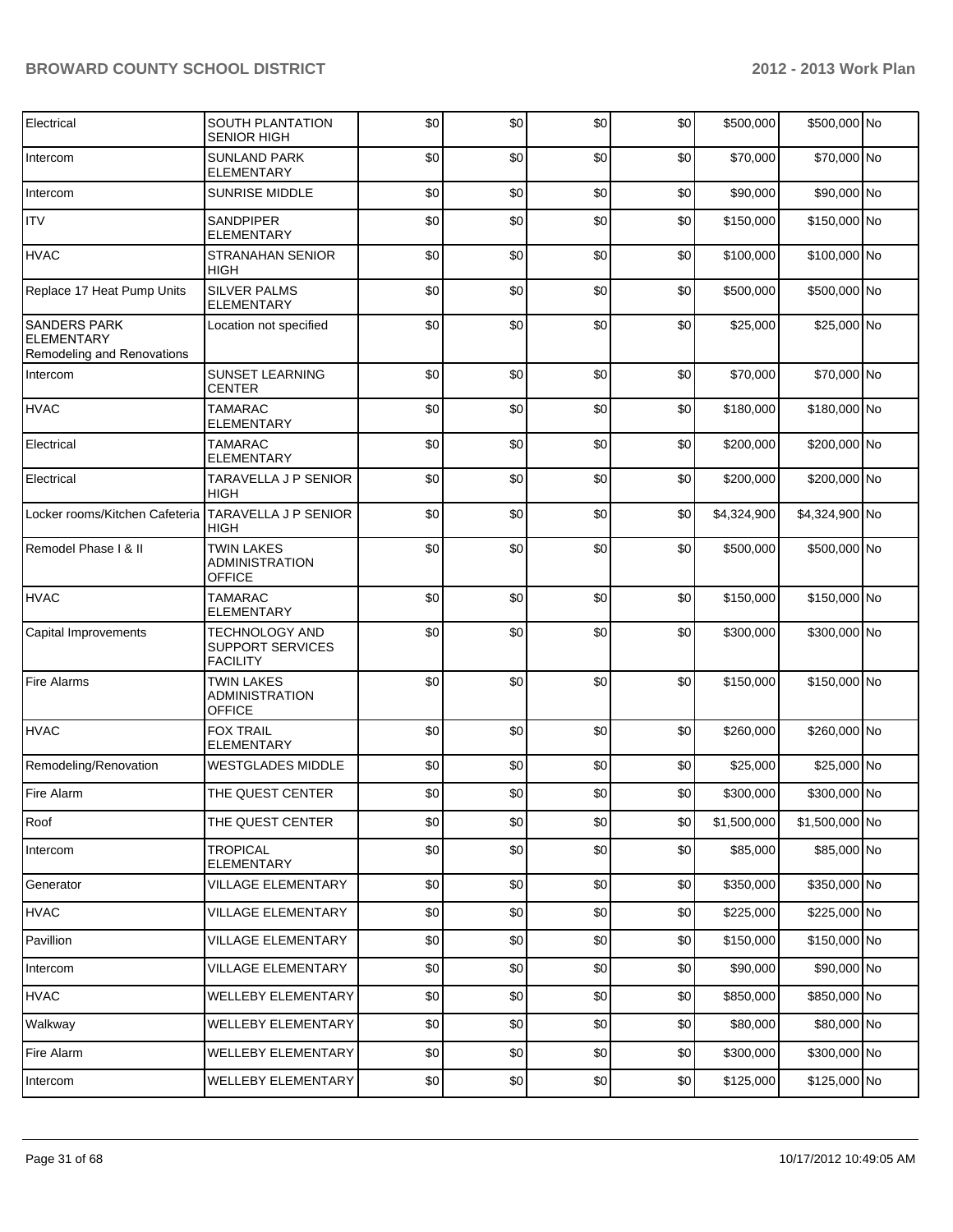| Electrical | SOUTH PLANTATION SENIOR HIGH | $0 | $0 | $0 | $0 | $500,000 | $500,000 | No |
|---|---|---|---|---|---|---|---|---|
| Intercom | SUNLAND PARK ELEMENTARY | $0 | $0 | $0 | $0 | $70,000 | $70,000 | No |
| Intercom | SUNRISE MIDDLE | $0 | $0 | $0 | $0 | $90,000 | $90,000 | No |
| ITV | SANDPIPER ELEMENTARY | $0 | $0 | $0 | $0 | $150,000 | $150,000 | No |
| HVAC | STRANAHAN SENIOR HIGH | $0 | $0 | $0 | $0 | $100,000 | $100,000 | No |
| Replace 17 Heat Pump Units | SILVER PALMS ELEMENTARY | $0 | $0 | $0 | $0 | $500,000 | $500,000 | No |
| SANDERS PARK ELEMENTARY Remodeling and Renovations | Location not specified | $0 | $0 | $0 | $0 | $25,000 | $25,000 | No |
| Intercom | SUNSET LEARNING CENTER | $0 | $0 | $0 | $0 | $70,000 | $70,000 | No |
| HVAC | TAMARAC ELEMENTARY | $0 | $0 | $0 | $0 | $180,000 | $180,000 | No |
| Electrical | TAMARAC ELEMENTARY | $0 | $0 | $0 | $0 | $200,000 | $200,000 | No |
| Electrical | TARAVELLA J P SENIOR HIGH | $0 | $0 | $0 | $0 | $200,000 | $200,000 | No |
| Locker rooms/Kitchen Cafeteria | TARAVELLA J P SENIOR HIGH | $0 | $0 | $0 | $0 | $4,324,900 | $4,324,900 | No |
| Remodel Phase I & II | TWIN LAKES ADMINISTRATION OFFICE | $0 | $0 | $0 | $0 | $500,000 | $500,000 | No |
| HVAC | TAMARAC ELEMENTARY | $0 | $0 | $0 | $0 | $150,000 | $150,000 | No |
| Capital Improvements | TECHNOLOGY AND SUPPORT SERVICES FACILITY | $0 | $0 | $0 | $0 | $300,000 | $300,000 | No |
| Fire Alarms | TWIN LAKES ADMINISTRATION OFFICE | $0 | $0 | $0 | $0 | $150,000 | $150,000 | No |
| HVAC | FOX TRAIL ELEMENTARY | $0 | $0 | $0 | $0 | $260,000 | $260,000 | No |
| Remodeling/Renovation | WESTGLADES MIDDLE | $0 | $0 | $0 | $0 | $25,000 | $25,000 | No |
| Fire Alarm | THE QUEST CENTER | $0 | $0 | $0 | $0 | $300,000 | $300,000 | No |
| Roof | THE QUEST CENTER | $0 | $0 | $0 | $0 | $1,500,000 | $1,500,000 | No |
| Intercom | TROPICAL ELEMENTARY | $0 | $0 | $0 | $0 | $85,000 | $85,000 | No |
| Generator | VILLAGE ELEMENTARY | $0 | $0 | $0 | $0 | $350,000 | $350,000 | No |
| HVAC | VILLAGE ELEMENTARY | $0 | $0 | $0 | $0 | $225,000 | $225,000 | No |
| Pavillion | VILLAGE ELEMENTARY | $0 | $0 | $0 | $0 | $150,000 | $150,000 | No |
| Intercom | VILLAGE ELEMENTARY | $0 | $0 | $0 | $0 | $90,000 | $90,000 | No |
| HVAC | WELLEBY ELEMENTARY | $0 | $0 | $0 | $0 | $850,000 | $850,000 | No |
| Walkway | WELLEBY ELEMENTARY | $0 | $0 | $0 | $0 | $80,000 | $80,000 | No |
| Fire Alarm | WELLEBY ELEMENTARY | $0 | $0 | $0 | $0 | $300,000 | $300,000 | No |
| Intercom | WELLEBY ELEMENTARY | $0 | $0 | $0 | $0 | $125,000 | $125,000 | No |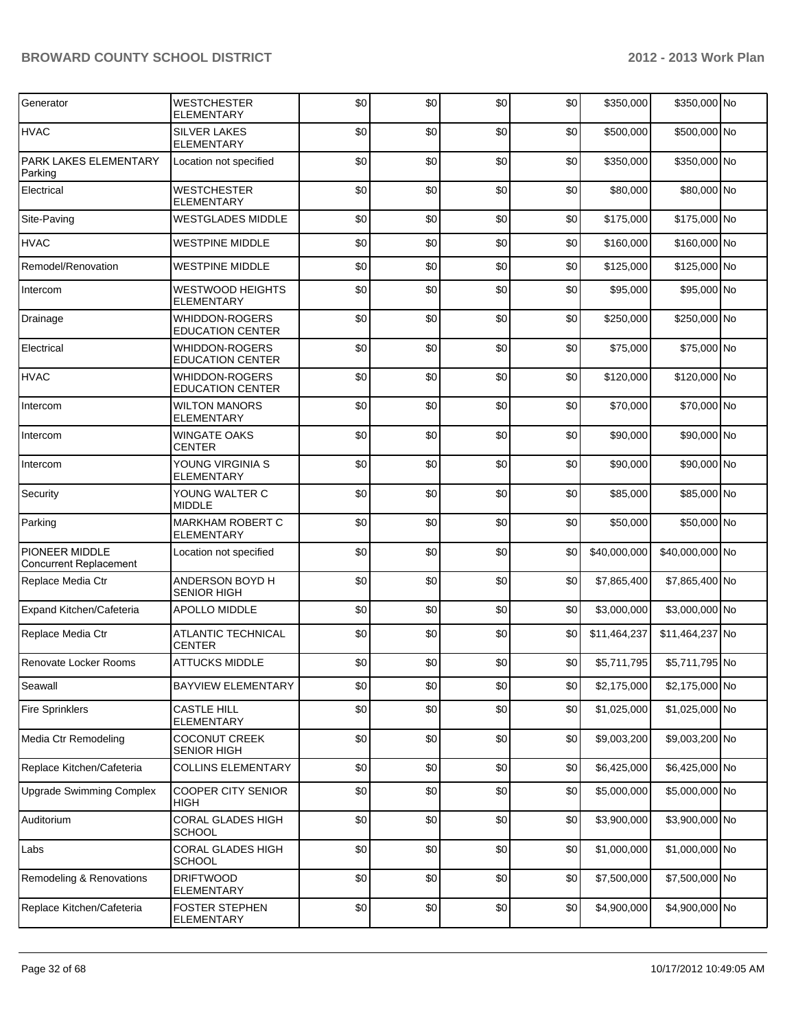| | | | | | | | | |
|---|---|---|---|---|---|---|---|---|
| Generator | WESTCHESTER ELEMENTARY | $0 | $0 | $0 | $0 | $350,000 | $350,000 | No |
| HVAC | SILVER LAKES ELEMENTARY | $0 | $0 | $0 | $0 | $500,000 | $500,000 | No |
| PARK LAKES ELEMENTARY Parking | Location not specified | $0 | $0 | $0 | $0 | $350,000 | $350,000 | No |
| Electrical | WESTCHESTER ELEMENTARY | $0 | $0 | $0 | $0 | $80,000 | $80,000 | No |
| Site-Paving | WESTGLADES MIDDLE | $0 | $0 | $0 | $0 | $175,000 | $175,000 | No |
| HVAC | WESTPINE MIDDLE | $0 | $0 | $0 | $0 | $160,000 | $160,000 | No |
| Remodel/Renovation | WESTPINE MIDDLE | $0 | $0 | $0 | $0 | $125,000 | $125,000 | No |
| Intercom | WESTWOOD HEIGHTS ELEMENTARY | $0 | $0 | $0 | $0 | $95,000 | $95,000 | No |
| Drainage | WHIDDON-ROGERS EDUCATION CENTER | $0 | $0 | $0 | $0 | $250,000 | $250,000 | No |
| Electrical | WHIDDON-ROGERS EDUCATION CENTER | $0 | $0 | $0 | $0 | $75,000 | $75,000 | No |
| HVAC | WHIDDON-ROGERS EDUCATION CENTER | $0 | $0 | $0 | $0 | $120,000 | $120,000 | No |
| Intercom | WILTON MANORS ELEMENTARY | $0 | $0 | $0 | $0 | $70,000 | $70,000 | No |
| Intercom | WINGATE OAKS CENTER | $0 | $0 | $0 | $0 | $90,000 | $90,000 | No |
| Intercom | YOUNG VIRGINIA S ELEMENTARY | $0 | $0 | $0 | $0 | $90,000 | $90,000 | No |
| Security | YOUNG WALTER C MIDDLE | $0 | $0 | $0 | $0 | $85,000 | $85,000 | No |
| Parking | MARKHAM ROBERT C ELEMENTARY | $0 | $0 | $0 | $0 | $50,000 | $50,000 | No |
| PIONEER MIDDLE Concurrent Replacement | Location not specified | $0 | $0 | $0 | $0 | $40,000,000 | $40,000,000 | No |
| Replace Media Ctr | ANDERSON BOYD H SENIOR HIGH | $0 | $0 | $0 | $0 | $7,865,400 | $7,865,400 | No |
| Expand Kitchen/Cafeteria | APOLLO MIDDLE | $0 | $0 | $0 | $0 | $3,000,000 | $3,000,000 | No |
| Replace Media Ctr | ATLANTIC TECHNICAL CENTER | $0 | $0 | $0 | $0 | $11,464,237 | $11,464,237 | No |
| Renovate Locker Rooms | ATTUCKS MIDDLE | $0 | $0 | $0 | $0 | $5,711,795 | $5,711,795 | No |
| Seawall | BAYVIEW ELEMENTARY | $0 | $0 | $0 | $0 | $2,175,000 | $2,175,000 | No |
| Fire Sprinklers | CASTLE HILL ELEMENTARY | $0 | $0 | $0 | $0 | $1,025,000 | $1,025,000 | No |
| Media Ctr Remodeling | COCONUT CREEK SENIOR HIGH | $0 | $0 | $0 | $0 | $9,003,200 | $9,003,200 | No |
| Replace Kitchen/Cafeteria | COLLINS ELEMENTARY | $0 | $0 | $0 | $0 | $6,425,000 | $6,425,000 | No |
| Upgrade Swimming Complex | COOPER CITY SENIOR HIGH | $0 | $0 | $0 | $0 | $5,000,000 | $5,000,000 | No |
| Auditorium | CORAL GLADES HIGH SCHOOL | $0 | $0 | $0 | $0 | $3,900,000 | $3,900,000 | No |
| Labs | CORAL GLADES HIGH SCHOOL | $0 | $0 | $0 | $0 | $1,000,000 | $1,000,000 | No |
| Remodeling & Renovations | DRIFTWOOD ELEMENTARY | $0 | $0 | $0 | $0 | $7,500,000 | $7,500,000 | No |
| Replace Kitchen/Cafeteria | FOSTER STEPHEN ELEMENTARY | $0 | $0 | $0 | $0 | $4,900,000 | $4,900,000 | No |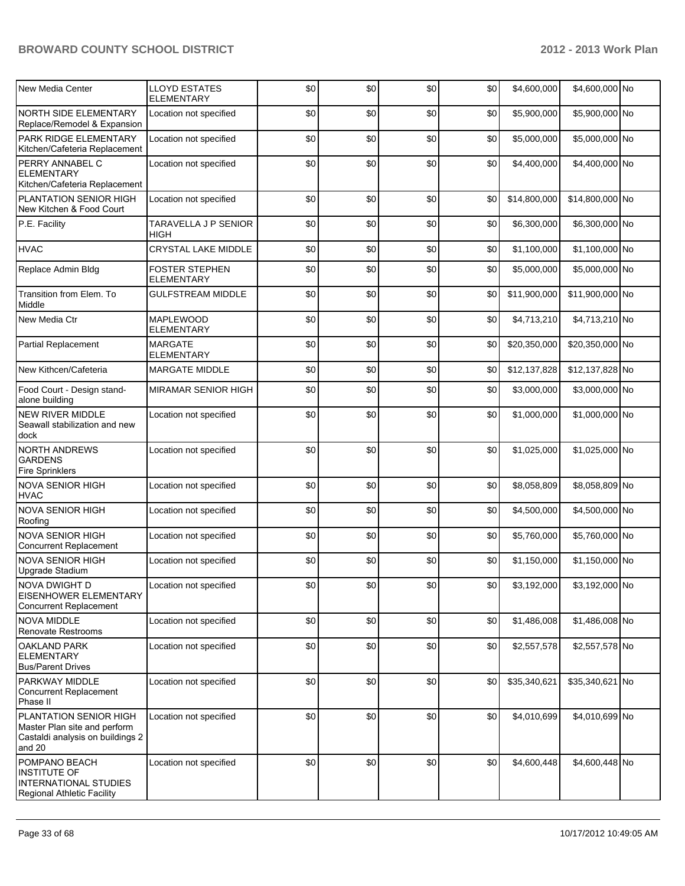| | | | | | | | | |
|---|---|---|---|---|---|---|---|---|
| New Media Center | LLOYD ESTATES ELEMENTARY | $0 | $0 | $0 | $0 | $4,600,000 | $4,600,000 | No |
| NORTH SIDE ELEMENTARY Replace/Remodel & Expansion | Location not specified | $0 | $0 | $0 | $0 | $5,900,000 | $5,900,000 | No |
| PARK RIDGE ELEMENTARY Kitchen/Cafeteria Replacement | Location not specified | $0 | $0 | $0 | $0 | $5,000,000 | $5,000,000 | No |
| PERRY ANNABEL C ELEMENTARY Kitchen/Cafeteria Replacement | Location not specified | $0 | $0 | $0 | $0 | $4,400,000 | $4,400,000 | No |
| PLANTATION SENIOR HIGH New Kitchen & Food Court | Location not specified | $0 | $0 | $0 | $0 | $14,800,000 | $14,800,000 | No |
| P.E. Facility | TARAVELLA J P SENIOR HIGH | $0 | $0 | $0 | $0 | $6,300,000 | $6,300,000 | No |
| HVAC | CRYSTAL LAKE MIDDLE | $0 | $0 | $0 | $0 | $1,100,000 | $1,100,000 | No |
| Replace Admin Bldg | FOSTER STEPHEN ELEMENTARY | $0 | $0 | $0 | $0 | $5,000,000 | $5,000,000 | No |
| Transition from Elem. To Middle | GULFSTREAM MIDDLE | $0 | $0 | $0 | $0 | $11,900,000 | $11,900,000 | No |
| New Media Ctr | MAPLEWOOD ELEMENTARY | $0 | $0 | $0 | $0 | $4,713,210 | $4,713,210 | No |
| Partial Replacement | MARGATE ELEMENTARY | $0 | $0 | $0 | $0 | $20,350,000 | $20,350,000 | No |
| New Kithcen/Cafeteria | MARGATE MIDDLE | $0 | $0 | $0 | $0 | $12,137,828 | $12,137,828 | No |
| Food Court - Design stand-alone building | MIRAMAR SENIOR HIGH | $0 | $0 | $0 | $0 | $3,000,000 | $3,000,000 | No |
| NEW RIVER MIDDLE Seawall stabilization and new dock | Location not specified | $0 | $0 | $0 | $0 | $1,000,000 | $1,000,000 | No |
| NORTH ANDREWS GARDENS Fire Sprinklers | Location not specified | $0 | $0 | $0 | $0 | $1,025,000 | $1,025,000 | No |
| NOVA SENIOR HIGH HVAC | Location not specified | $0 | $0 | $0 | $0 | $8,058,809 | $8,058,809 | No |
| NOVA SENIOR HIGH Roofing | Location not specified | $0 | $0 | $0 | $0 | $4,500,000 | $4,500,000 | No |
| NOVA SENIOR HIGH Concurrent Replacement | Location not specified | $0 | $0 | $0 | $0 | $5,760,000 | $5,760,000 | No |
| NOVA SENIOR HIGH Upgrade Stadium | Location not specified | $0 | $0 | $0 | $0 | $1,150,000 | $1,150,000 | No |
| NOVA DWIGHT D EISENHOWER ELEMENTARY Concurrent Replacement | Location not specified | $0 | $0 | $0 | $0 | $3,192,000 | $3,192,000 | No |
| NOVA MIDDLE Renovate Restrooms | Location not specified | $0 | $0 | $0 | $0 | $1,486,008 | $1,486,008 | No |
| OAKLAND PARK ELEMENTARY Bus/Parent Drives | Location not specified | $0 | $0 | $0 | $0 | $2,557,578 | $2,557,578 | No |
| PARKWAY MIDDLE Concurrent Replacement Phase II | Location not specified | $0 | $0 | $0 | $0 | $35,340,621 | $35,340,621 | No |
| PLANTATION SENIOR HIGH Master Plan site and perform Castaldi analysis on buildings 2 and 20 | Location not specified | $0 | $0 | $0 | $0 | $4,010,699 | $4,010,699 | No |
| POMPANO BEACH INSTITUTE OF INTERNATIONAL STUDIES Regional Athletic Facility | Location not specified | $0 | $0 | $0 | $0 | $4,600,448 | $4,600,448 | No |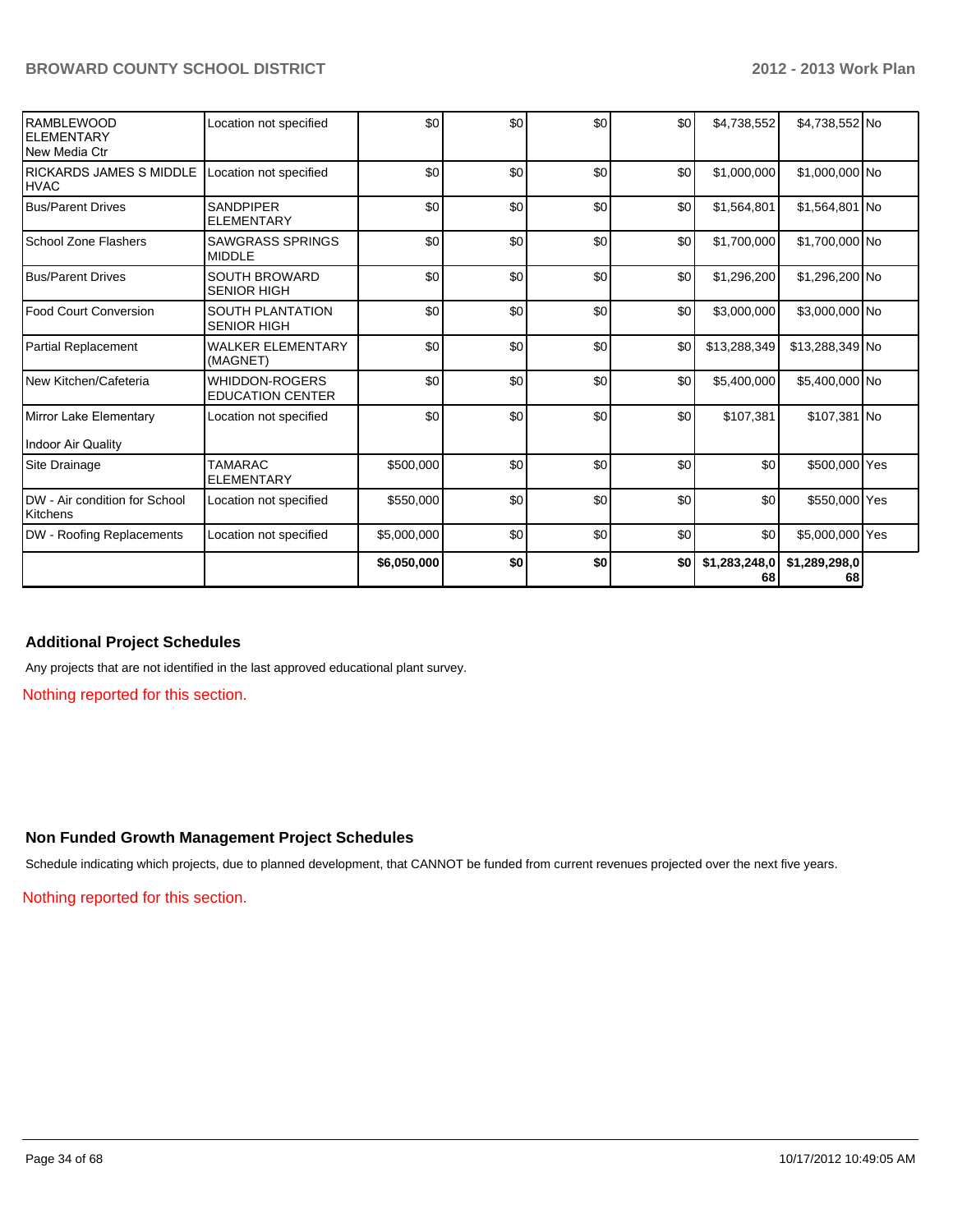| | | | | | | | | |
|---|---|---|---|---|---|---|---|---|
| RAMBLEWOOD ELEMENTARY New Media Ctr | Location not specified | $0 | $0 | $0 | $0 | $4,738,552 | $4,738,552 | No |
| RICKARDS JAMES S MIDDLE HVAC | Location not specified | $0 | $0 | $0 | $0 | $1,000,000 | $1,000,000 | No |
| Bus/Parent Drives | SANDPIPER ELEMENTARY | $0 | $0 | $0 | $0 | $1,564,801 | $1,564,801 | No |
| School Zone Flashers | SAWGRASS SPRINGS MIDDLE | $0 | $0 | $0 | $0 | $1,700,000 | $1,700,000 | No |
| Bus/Parent Drives | SOUTH BROWARD SENIOR HIGH | $0 | $0 | $0 | $0 | $1,296,200 | $1,296,200 | No |
| Food Court Conversion | SOUTH PLANTATION SENIOR HIGH | $0 | $0 | $0 | $0 | $3,000,000 | $3,000,000 | No |
| Partial Replacement | WALKER ELEMENTARY (MAGNET) | $0 | $0 | $0 | $0 | $13,288,349 | $13,288,349 | No |
| New Kitchen/Cafeteria | WHIDDON-ROGERS EDUCATION CENTER | $0 | $0 | $0 | $0 | $5,400,000 | $5,400,000 | No |
| Mirror Lake Elementary Indoor Air Quality | Location not specified | $0 | $0 | $0 | $0 | $107,381 | $107,381 | No |
| Site Drainage | TAMARAC ELEMENTARY | $500,000 | $0 | $0 | $0 | $0 | $500,000 | Yes |
| DW - Air condition for School Kitchens | Location not specified | $550,000 | $0 | $0 | $0 | $0 | $550,000 | Yes |
| DW - Roofing Replacements | Location not specified | $5,000,000 | $0 | $0 | $0 | $0 | $5,000,000 | Yes |
| | | $6,050,000 | $0 | $0 | $0 | $1,283,248,068 | $1,289,298,068 | |

### Additional Project Schedules

Any projects that are not identified in the last approved educational plant survey.

Nothing reported for this section.

### Non Funded Growth Management Project Schedules

Schedule indicating which projects, due to planned development, that CANNOT be funded from current revenues projected over the next five years.

Nothing reported for this section.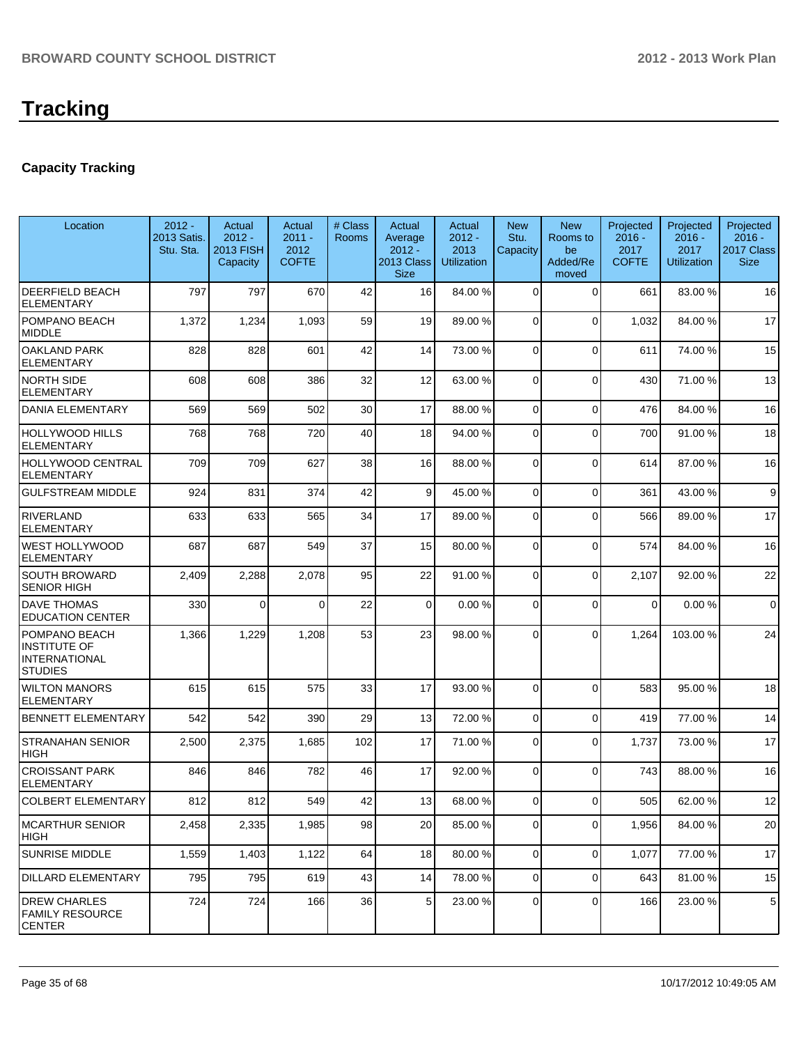# Tracking

## Capacity Tracking

| Location | 2012 - 2013 Satis. Stu. Sta. | Actual 2012 - 2013 FISH Capacity | Actual 2011 - 2012 COFTE | # Class Rooms | Actual Average 2012 - 2013 Class Size | Actual 2012 - 2013 Utilization | New Stu. Capacity | New Rooms to be Added/Removed | Projected 2016 - 2017 COFTE | Projected 2016 - 2017 Utilization | Projected 2016 - 2017 Class Size |
|---|---|---|---|---|---|---|---|---|---|---|---|
| DEERFIELD BEACH ELEMENTARY | 797 | 797 | 670 | 42 | 16 | 84.00 % | 0 | 0 | 661 | 83.00 % | 16 |
| POMPANO BEACH MIDDLE | 1,372 | 1,234 | 1,093 | 59 | 19 | 89.00 % | 0 | 0 | 1,032 | 84.00 % | 17 |
| OAKLAND PARK ELEMENTARY | 828 | 828 | 601 | 42 | 14 | 73.00 % | 0 | 0 | 611 | 74.00 % | 15 |
| NORTH SIDE ELEMENTARY | 608 | 608 | 386 | 32 | 12 | 63.00 % | 0 | 0 | 430 | 71.00 % | 13 |
| DANIA ELEMENTARY | 569 | 569 | 502 | 30 | 17 | 88.00 % | 0 | 0 | 476 | 84.00 % | 16 |
| HOLLYWOOD HILLS ELEMENTARY | 768 | 768 | 720 | 40 | 18 | 94.00 % | 0 | 0 | 700 | 91.00 % | 18 |
| HOLLYWOOD CENTRAL ELEMENTARY | 709 | 709 | 627 | 38 | 16 | 88.00 % | 0 | 0 | 614 | 87.00 % | 16 |
| GULFSTREAM MIDDLE | 924 | 831 | 374 | 42 | 9 | 45.00 % | 0 | 0 | 361 | 43.00 % | 9 |
| RIVERLAND ELEMENTARY | 633 | 633 | 565 | 34 | 17 | 89.00 % | 0 | 0 | 566 | 89.00 % | 17 |
| WEST HOLLYWOOD ELEMENTARY | 687 | 687 | 549 | 37 | 15 | 80.00 % | 0 | 0 | 574 | 84.00 % | 16 |
| SOUTH BROWARD SENIOR HIGH | 2,409 | 2,288 | 2,078 | 95 | 22 | 91.00 % | 0 | 0 | 2,107 | 92.00 % | 22 |
| DAVE THOMAS EDUCATION CENTER | 330 | 0 | 0 | 22 | 0 | 0.00 % | 0 | 0 | 0 | 0.00 % | 0 |
| POMPANO BEACH INSTITUTE OF INTERNATIONAL STUDIES | 1,366 | 1,229 | 1,208 | 53 | 23 | 98.00 % | 0 | 0 | 1,264 | 103.00 % | 24 |
| WILTON MANORS ELEMENTARY | 615 | 615 | 575 | 33 | 17 | 93.00 % | 0 | 0 | 583 | 95.00 % | 18 |
| BENNETT ELEMENTARY | 542 | 542 | 390 | 29 | 13 | 72.00 % | 0 | 0 | 419 | 77.00 % | 14 |
| STRANAHAN SENIOR HIGH | 2,500 | 2,375 | 1,685 | 102 | 17 | 71.00 % | 0 | 0 | 1,737 | 73.00 % | 17 |
| CROISSANT PARK ELEMENTARY | 846 | 846 | 782 | 46 | 17 | 92.00 % | 0 | 0 | 743 | 88.00 % | 16 |
| COLBERT ELEMENTARY | 812 | 812 | 549 | 42 | 13 | 68.00 % | 0 | 0 | 505 | 62.00 % | 12 |
| MCARTHUR SENIOR HIGH | 2,458 | 2,335 | 1,985 | 98 | 20 | 85.00 % | 0 | 0 | 1,956 | 84.00 % | 20 |
| SUNRISE MIDDLE | 1,559 | 1,403 | 1,122 | 64 | 18 | 80.00 % | 0 | 0 | 1,077 | 77.00 % | 17 |
| DILLARD ELEMENTARY | 795 | 795 | 619 | 43 | 14 | 78.00 % | 0 | 0 | 643 | 81.00 % | 15 |
| DREW CHARLES FAMILY RESOURCE CENTER | 724 | 724 | 166 | 36 | 5 | 23.00 % | 0 | 0 | 166 | 23.00 % | 5 |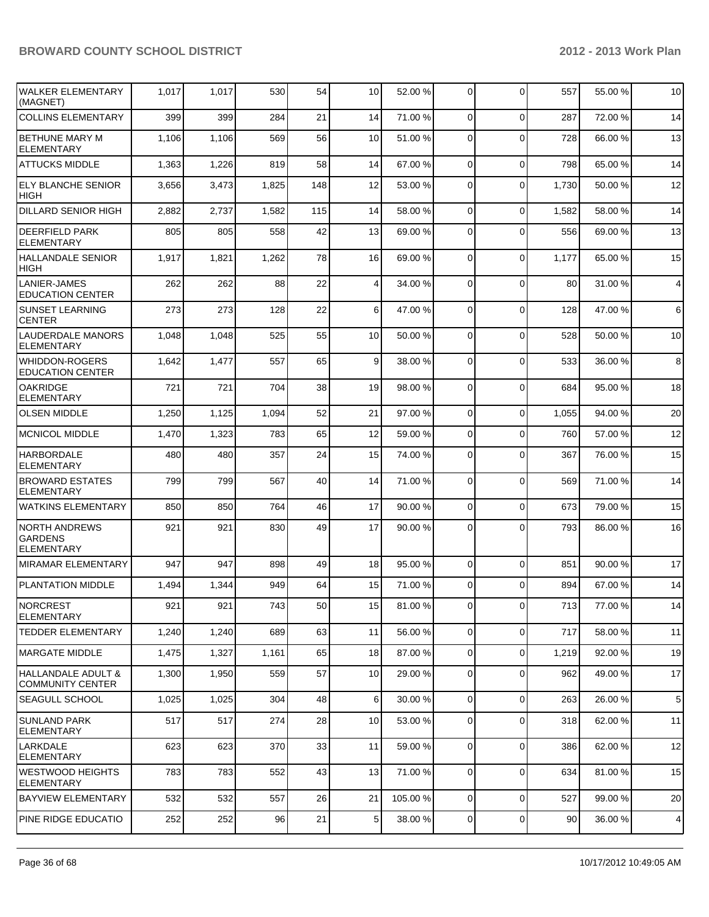| | | | | | | | | | | |
|---|---|---|---|---|---|---|---|---|---|---|
| WALKER ELEMENTARY (MAGNET) | 1,017 | 1,017 | 530 | 54 | 10 | 52.00 % | 0 | 0 | 557 | 55.00 % | 10 |
| COLLINS ELEMENTARY | 399 | 399 | 284 | 21 | 14 | 71.00 % | 0 | 0 | 287 | 72.00 % | 14 |
| BETHUNE MARY M ELEMENTARY | 1,106 | 1,106 | 569 | 56 | 10 | 51.00 % | 0 | 0 | 728 | 66.00 % | 13 |
| ATTUCKS MIDDLE | 1,363 | 1,226 | 819 | 58 | 14 | 67.00 % | 0 | 0 | 798 | 65.00 % | 14 |
| ELY BLANCHE SENIOR HIGH | 3,656 | 3,473 | 1,825 | 148 | 12 | 53.00 % | 0 | 0 | 1,730 | 50.00 % | 12 |
| DILLARD SENIOR HIGH | 2,882 | 2,737 | 1,582 | 115 | 14 | 58.00 % | 0 | 0 | 1,582 | 58.00 % | 14 |
| DEERFIELD PARK ELEMENTARY | 805 | 805 | 558 | 42 | 13 | 69.00 % | 0 | 0 | 556 | 69.00 % | 13 |
| HALLANDALE SENIOR HIGH | 1,917 | 1,821 | 1,262 | 78 | 16 | 69.00 % | 0 | 0 | 1,177 | 65.00 % | 15 |
| LANIER-JAMES EDUCATION CENTER | 262 | 262 | 88 | 22 | 4 | 34.00 % | 0 | 0 | 80 | 31.00 % | 4 |
| SUNSET LEARNING CENTER | 273 | 273 | 128 | 22 | 6 | 47.00 % | 0 | 0 | 128 | 47.00 % | 6 |
| LAUDERDALE MANORS ELEMENTARY | 1,048 | 1,048 | 525 | 55 | 10 | 50.00 % | 0 | 0 | 528 | 50.00 % | 10 |
| WHIDDON-ROGERS EDUCATION CENTER | 1,642 | 1,477 | 557 | 65 | 9 | 38.00 % | 0 | 0 | 533 | 36.00 % | 8 |
| OAKRIDGE ELEMENTARY | 721 | 721 | 704 | 38 | 19 | 98.00 % | 0 | 0 | 684 | 95.00 % | 18 |
| OLSEN MIDDLE | 1,250 | 1,125 | 1,094 | 52 | 21 | 97.00 % | 0 | 0 | 1,055 | 94.00 % | 20 |
| MCNICOL MIDDLE | 1,470 | 1,323 | 783 | 65 | 12 | 59.00 % | 0 | 0 | 760 | 57.00 % | 12 |
| HARBORDALE ELEMENTARY | 480 | 480 | 357 | 24 | 15 | 74.00 % | 0 | 0 | 367 | 76.00 % | 15 |
| BROWARD ESTATES ELEMENTARY | 799 | 799 | 567 | 40 | 14 | 71.00 % | 0 | 0 | 569 | 71.00 % | 14 |
| WATKINS ELEMENTARY | 850 | 850 | 764 | 46 | 17 | 90.00 % | 0 | 0 | 673 | 79.00 % | 15 |
| NORTH ANDREWS GARDENS ELEMENTARY | 921 | 921 | 830 | 49 | 17 | 90.00 % | 0 | 0 | 793 | 86.00 % | 16 |
| MIRAMAR ELEMENTARY | 947 | 947 | 898 | 49 | 18 | 95.00 % | 0 | 0 | 851 | 90.00 % | 17 |
| PLANTATION MIDDLE | 1,494 | 1,344 | 949 | 64 | 15 | 71.00 % | 0 | 0 | 894 | 67.00 % | 14 |
| NORCREST ELEMENTARY | 921 | 921 | 743 | 50 | 15 | 81.00 % | 0 | 0 | 713 | 77.00 % | 14 |
| TEDDER ELEMENTARY | 1,240 | 1,240 | 689 | 63 | 11 | 56.00 % | 0 | 0 | 717 | 58.00 % | 11 |
| MARGATE MIDDLE | 1,475 | 1,327 | 1,161 | 65 | 18 | 87.00 % | 0 | 0 | 1,219 | 92.00 % | 19 |
| HALLANDALE ADULT & COMMUNITY CENTER | 1,300 | 1,950 | 559 | 57 | 10 | 29.00 % | 0 | 0 | 962 | 49.00 % | 17 |
| SEAGULL SCHOOL | 1,025 | 1,025 | 304 | 48 | 6 | 30.00 % | 0 | 0 | 263 | 26.00 % | 5 |
| SUNLAND PARK ELEMENTARY | 517 | 517 | 274 | 28 | 10 | 53.00 % | 0 | 0 | 318 | 62.00 % | 11 |
| LARKDALE ELEMENTARY | 623 | 623 | 370 | 33 | 11 | 59.00 % | 0 | 0 | 386 | 62.00 % | 12 |
| WESTWOOD HEIGHTS ELEMENTARY | 783 | 783 | 552 | 43 | 13 | 71.00 % | 0 | 0 | 634 | 81.00 % | 15 |
| BAYVIEW ELEMENTARY | 532 | 532 | 557 | 26 | 21 | 105.00 % | 0 | 0 | 527 | 99.00 % | 20 |
| PINE RIDGE EDUCATIO | 252 | 252 | 96 | 21 | 5 | 38.00 % | 0 | 0 | 90 | 36.00 % | 4 |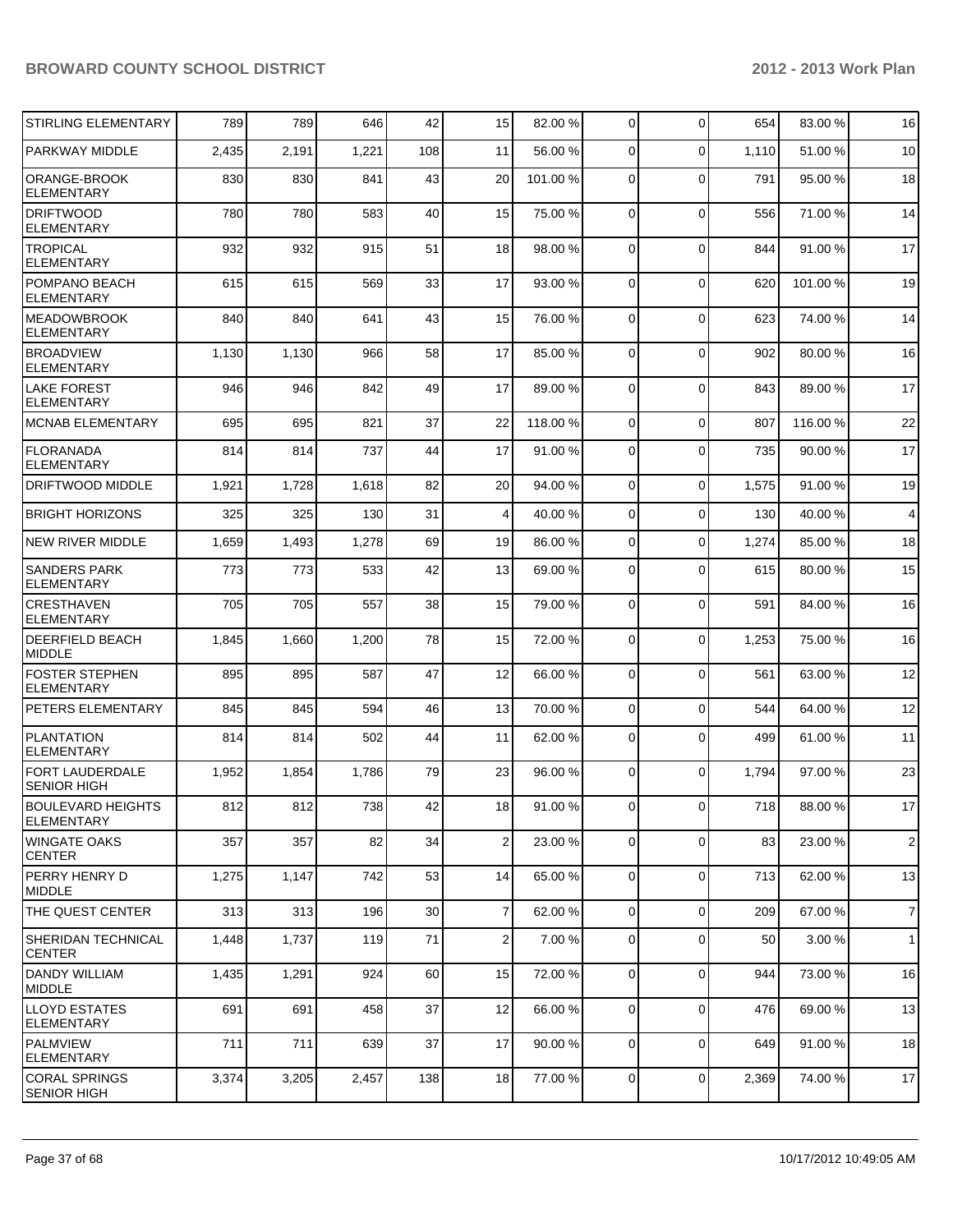| | | | | | | | | | | | |
|---|---|---|---|---|---|---|---|---|---|---|---|
| STIRLING ELEMENTARY | 789 | 789 | 646 | 42 | 15 | 82.00 % | 0 | 0 | 654 | 83.00 % | 16 |
| PARKWAY MIDDLE | 2,435 | 2,191 | 1,221 | 108 | 11 | 56.00 % | 0 | 0 | 1,110 | 51.00 % | 10 |
| ORANGE-BROOK ELEMENTARY | 830 | 830 | 841 | 43 | 20 | 101.00 % | 0 | 0 | 791 | 95.00 % | 18 |
| DRIFTWOOD ELEMENTARY | 780 | 780 | 583 | 40 | 15 | 75.00 % | 0 | 0 | 556 | 71.00 % | 14 |
| TROPICAL ELEMENTARY | 932 | 932 | 915 | 51 | 18 | 98.00 % | 0 | 0 | 844 | 91.00 % | 17 |
| POMPANO BEACH ELEMENTARY | 615 | 615 | 569 | 33 | 17 | 93.00 % | 0 | 0 | 620 | 101.00 % | 19 |
| MEADOWBROOK ELEMENTARY | 840 | 840 | 641 | 43 | 15 | 76.00 % | 0 | 0 | 623 | 74.00 % | 14 |
| BROADVIEW ELEMENTARY | 1,130 | 1,130 | 966 | 58 | 17 | 85.00 % | 0 | 0 | 902 | 80.00 % | 16 |
| LAKE FOREST ELEMENTARY | 946 | 946 | 842 | 49 | 17 | 89.00 % | 0 | 0 | 843 | 89.00 % | 17 |
| MCNAB ELEMENTARY | 695 | 695 | 821 | 37 | 22 | 118.00 % | 0 | 0 | 807 | 116.00 % | 22 |
| FLORANADA ELEMENTARY | 814 | 814 | 737 | 44 | 17 | 91.00 % | 0 | 0 | 735 | 90.00 % | 17 |
| DRIFTWOOD MIDDLE | 1,921 | 1,728 | 1,618 | 82 | 20 | 94.00 % | 0 | 0 | 1,575 | 91.00 % | 19 |
| BRIGHT HORIZONS | 325 | 325 | 130 | 31 | 4 | 40.00 % | 0 | 0 | 130 | 40.00 % | 4 |
| NEW RIVER MIDDLE | 1,659 | 1,493 | 1,278 | 69 | 19 | 86.00 % | 0 | 0 | 1,274 | 85.00 % | 18 |
| SANDERS PARK ELEMENTARY | 773 | 773 | 533 | 42 | 13 | 69.00 % | 0 | 0 | 615 | 80.00 % | 15 |
| CRESTHAVEN ELEMENTARY | 705 | 705 | 557 | 38 | 15 | 79.00 % | 0 | 0 | 591 | 84.00 % | 16 |
| DEERFIELD BEACH MIDDLE | 1,845 | 1,660 | 1,200 | 78 | 15 | 72.00 % | 0 | 0 | 1,253 | 75.00 % | 16 |
| FOSTER STEPHEN ELEMENTARY | 895 | 895 | 587 | 47 | 12 | 66.00 % | 0 | 0 | 561 | 63.00 % | 12 |
| PETERS ELEMENTARY | 845 | 845 | 594 | 46 | 13 | 70.00 % | 0 | 0 | 544 | 64.00 % | 12 |
| PLANTATION ELEMENTARY | 814 | 814 | 502 | 44 | 11 | 62.00 % | 0 | 0 | 499 | 61.00 % | 11 |
| FORT LAUDERDALE SENIOR HIGH | 1,952 | 1,854 | 1,786 | 79 | 23 | 96.00 % | 0 | 0 | 1,794 | 97.00 % | 23 |
| BOULEVARD HEIGHTS ELEMENTARY | 812 | 812 | 738 | 42 | 18 | 91.00 % | 0 | 0 | 718 | 88.00 % | 17 |
| WINGATE OAKS CENTER | 357 | 357 | 82 | 34 | 2 | 23.00 % | 0 | 0 | 83 | 23.00 % | 2 |
| PERRY HENRY D MIDDLE | 1,275 | 1,147 | 742 | 53 | 14 | 65.00 % | 0 | 0 | 713 | 62.00 % | 13 |
| THE QUEST CENTER | 313 | 313 | 196 | 30 | 7 | 62.00 % | 0 | 0 | 209 | 67.00 % | 7 |
| SHERIDAN TECHNICAL CENTER | 1,448 | 1,737 | 119 | 71 | 2 | 7.00 % | 0 | 0 | 50 | 3.00 % | 1 |
| DANDY WILLIAM MIDDLE | 1,435 | 1,291 | 924 | 60 | 15 | 72.00 % | 0 | 0 | 944 | 73.00 % | 16 |
| LLOYD ESTATES ELEMENTARY | 691 | 691 | 458 | 37 | 12 | 66.00 % | 0 | 0 | 476 | 69.00 % | 13 |
| PALMVIEW ELEMENTARY | 711 | 711 | 639 | 37 | 17 | 90.00 % | 0 | 0 | 649 | 91.00 % | 18 |
| CORAL SPRINGS SENIOR HIGH | 3,374 | 3,205 | 2,457 | 138 | 18 | 77.00 % | 0 | 0 | 2,369 | 74.00 % | 17 |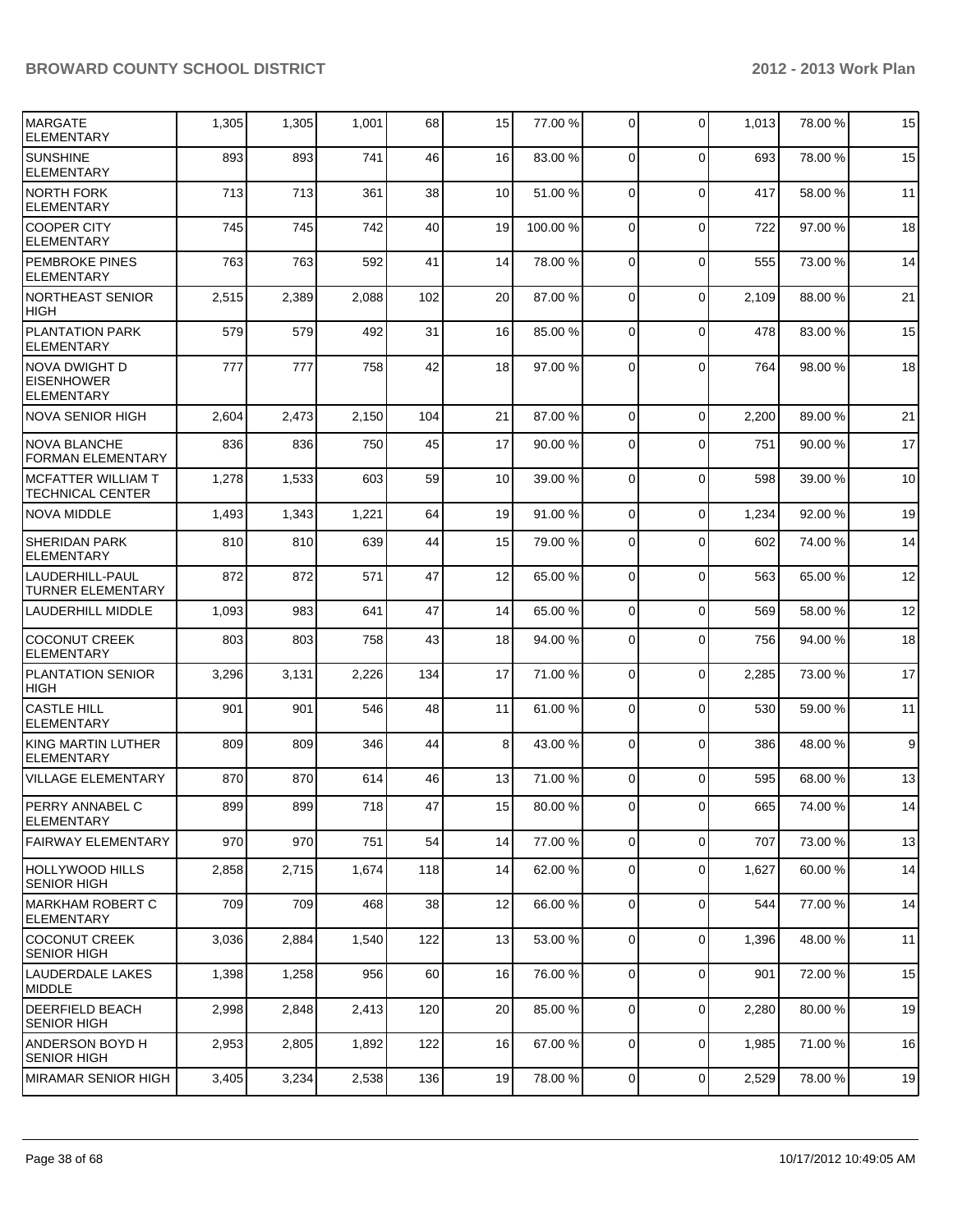| | | | | | | | | | | |
|---|---|---|---|---|---|---|---|---|---|---|
| MARGATE ELEMENTARY | 1,305 | 1,305 | 1,001 | 68 | 15 | 77.00 % | 0 | 0 | 1,013 | 78.00 % | 15 |
| SUNSHINE ELEMENTARY | 893 | 893 | 741 | 46 | 16 | 83.00 % | 0 | 0 | 693 | 78.00 % | 15 |
| NORTH FORK ELEMENTARY | 713 | 713 | 361 | 38 | 10 | 51.00 % | 0 | 0 | 417 | 58.00 % | 11 |
| COOPER CITY ELEMENTARY | 745 | 745 | 742 | 40 | 19 | 100.00 % | 0 | 0 | 722 | 97.00 % | 18 |
| PEMBROKE PINES ELEMENTARY | 763 | 763 | 592 | 41 | 14 | 78.00 % | 0 | 0 | 555 | 73.00 % | 14 |
| NORTHEAST SENIOR HIGH | 2,515 | 2,389 | 2,088 | 102 | 20 | 87.00 % | 0 | 0 | 2,109 | 88.00 % | 21 |
| PLANTATION PARK ELEMENTARY | 579 | 579 | 492 | 31 | 16 | 85.00 % | 0 | 0 | 478 | 83.00 % | 15 |
| NOVA DWIGHT D EISENHOWER ELEMENTARY | 777 | 777 | 758 | 42 | 18 | 97.00 % | 0 | 0 | 764 | 98.00 % | 18 |
| NOVA SENIOR HIGH | 2,604 | 2,473 | 2,150 | 104 | 21 | 87.00 % | 0 | 0 | 2,200 | 89.00 % | 21 |
| NOVA BLANCHE FORMAN ELEMENTARY | 836 | 836 | 750 | 45 | 17 | 90.00 % | 0 | 0 | 751 | 90.00 % | 17 |
| MCFATTER WILLIAM T TECHNICAL CENTER | 1,278 | 1,533 | 603 | 59 | 10 | 39.00 % | 0 | 0 | 598 | 39.00 % | 10 |
| NOVA MIDDLE | 1,493 | 1,343 | 1,221 | 64 | 19 | 91.00 % | 0 | 0 | 1,234 | 92.00 % | 19 |
| SHERIDAN PARK ELEMENTARY | 810 | 810 | 639 | 44 | 15 | 79.00 % | 0 | 0 | 602 | 74.00 % | 14 |
| LAUDERHILL-PAUL TURNER ELEMENTARY | 872 | 872 | 571 | 47 | 12 | 65.00 % | 0 | 0 | 563 | 65.00 % | 12 |
| LAUDERHILL MIDDLE | 1,093 | 983 | 641 | 47 | 14 | 65.00 % | 0 | 0 | 569 | 58.00 % | 12 |
| COCONUT CREEK ELEMENTARY | 803 | 803 | 758 | 43 | 18 | 94.00 % | 0 | 0 | 756 | 94.00 % | 18 |
| PLANTATION SENIOR HIGH | 3,296 | 3,131 | 2,226 | 134 | 17 | 71.00 % | 0 | 0 | 2,285 | 73.00 % | 17 |
| CASTLE HILL ELEMENTARY | 901 | 901 | 546 | 48 | 11 | 61.00 % | 0 | 0 | 530 | 59.00 % | 11 |
| KING MARTIN LUTHER ELEMENTARY | 809 | 809 | 346 | 44 | 8 | 43.00 % | 0 | 0 | 386 | 48.00 % | 9 |
| VILLAGE ELEMENTARY | 870 | 870 | 614 | 46 | 13 | 71.00 % | 0 | 0 | 595 | 68.00 % | 13 |
| PERRY ANNABEL C ELEMENTARY | 899 | 899 | 718 | 47 | 15 | 80.00 % | 0 | 0 | 665 | 74.00 % | 14 |
| FAIRWAY ELEMENTARY | 970 | 970 | 751 | 54 | 14 | 77.00 % | 0 | 0 | 707 | 73.00 % | 13 |
| HOLLYWOOD HILLS SENIOR HIGH | 2,858 | 2,715 | 1,674 | 118 | 14 | 62.00 % | 0 | 0 | 1,627 | 60.00 % | 14 |
| MARKHAM ROBERT C ELEMENTARY | 709 | 709 | 468 | 38 | 12 | 66.00 % | 0 | 0 | 544 | 77.00 % | 14 |
| COCONUT CREEK SENIOR HIGH | 3,036 | 2,884 | 1,540 | 122 | 13 | 53.00 % | 0 | 0 | 1,396 | 48.00 % | 11 |
| LAUDERDALE LAKES MIDDLE | 1,398 | 1,258 | 956 | 60 | 16 | 76.00 % | 0 | 0 | 901 | 72.00 % | 15 |
| DEERFIELD BEACH SENIOR HIGH | 2,998 | 2,848 | 2,413 | 120 | 20 | 85.00 % | 0 | 0 | 2,280 | 80.00 % | 19 |
| ANDERSON BOYD H SENIOR HIGH | 2,953 | 2,805 | 1,892 | 122 | 16 | 67.00 % | 0 | 0 | 1,985 | 71.00 % | 16 |
| MIRAMAR SENIOR HIGH | 3,405 | 3,234 | 2,538 | 136 | 19 | 78.00 % | 0 | 0 | 2,529 | 78.00 % | 19 |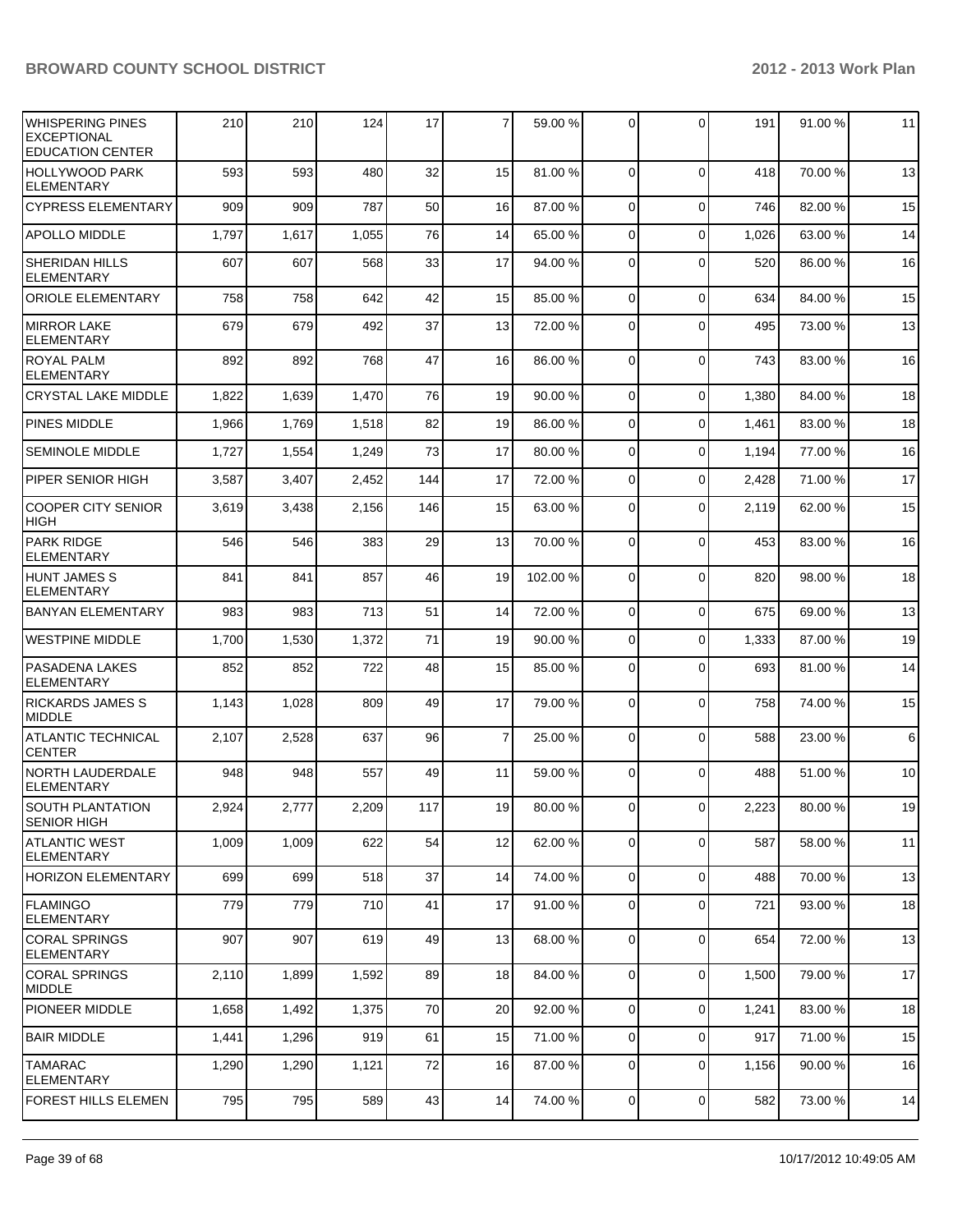| | | | | | | | | | | |
|---|---|---|---|---|---|---|---|---|---|---|
| WHISPERING PINES EXCEPTIONAL EDUCATION CENTER | 210 | 210 | 124 | 17 | 7 | 59.00 % | 0 | 0 | 191 | 91.00 % | 11 |
| HOLLYWOOD PARK ELEMENTARY | 593 | 593 | 480 | 32 | 15 | 81.00 % | 0 | 0 | 418 | 70.00 % | 13 |
| CYPRESS ELEMENTARY | 909 | 909 | 787 | 50 | 16 | 87.00 % | 0 | 0 | 746 | 82.00 % | 15 |
| APOLLO MIDDLE | 1,797 | 1,617 | 1,055 | 76 | 14 | 65.00 % | 0 | 0 | 1,026 | 63.00 % | 14 |
| SHERIDAN HILLS ELEMENTARY | 607 | 607 | 568 | 33 | 17 | 94.00 % | 0 | 0 | 520 | 86.00 % | 16 |
| ORIOLE ELEMENTARY | 758 | 758 | 642 | 42 | 15 | 85.00 % | 0 | 0 | 634 | 84.00 % | 15 |
| MIRROR LAKE ELEMENTARY | 679 | 679 | 492 | 37 | 13 | 72.00 % | 0 | 0 | 495 | 73.00 % | 13 |
| ROYAL PALM ELEMENTARY | 892 | 892 | 768 | 47 | 16 | 86.00 % | 0 | 0 | 743 | 83.00 % | 16 |
| CRYSTAL LAKE MIDDLE | 1,822 | 1,639 | 1,470 | 76 | 19 | 90.00 % | 0 | 0 | 1,380 | 84.00 % | 18 |
| PINES MIDDLE | 1,966 | 1,769 | 1,518 | 82 | 19 | 86.00 % | 0 | 0 | 1,461 | 83.00 % | 18 |
| SEMINOLE MIDDLE | 1,727 | 1,554 | 1,249 | 73 | 17 | 80.00 % | 0 | 0 | 1,194 | 77.00 % | 16 |
| PIPER SENIOR HIGH | 3,587 | 3,407 | 2,452 | 144 | 17 | 72.00 % | 0 | 0 | 2,428 | 71.00 % | 17 |
| COOPER CITY SENIOR HIGH | 3,619 | 3,438 | 2,156 | 146 | 15 | 63.00 % | 0 | 0 | 2,119 | 62.00 % | 15 |
| PARK RIDGE ELEMENTARY | 546 | 546 | 383 | 29 | 13 | 70.00 % | 0 | 0 | 453 | 83.00 % | 16 |
| HUNT JAMES S ELEMENTARY | 841 | 841 | 857 | 46 | 19 | 102.00 % | 0 | 0 | 820 | 98.00 % | 18 |
| BANYAN ELEMENTARY | 983 | 983 | 713 | 51 | 14 | 72.00 % | 0 | 0 | 675 | 69.00 % | 13 |
| WESTPINE MIDDLE | 1,700 | 1,530 | 1,372 | 71 | 19 | 90.00 % | 0 | 0 | 1,333 | 87.00 % | 19 |
| PASADENA LAKES ELEMENTARY | 852 | 852 | 722 | 48 | 15 | 85.00 % | 0 | 0 | 693 | 81.00 % | 14 |
| RICKARDS JAMES S MIDDLE | 1,143 | 1,028 | 809 | 49 | 17 | 79.00 % | 0 | 0 | 758 | 74.00 % | 15 |
| ATLANTIC TECHNICAL CENTER | 2,107 | 2,528 | 637 | 96 | 7 | 25.00 % | 0 | 0 | 588 | 23.00 % | 6 |
| NORTH LAUDERDALE ELEMENTARY | 948 | 948 | 557 | 49 | 11 | 59.00 % | 0 | 0 | 488 | 51.00 % | 10 |
| SOUTH PLANTATION SENIOR HIGH | 2,924 | 2,777 | 2,209 | 117 | 19 | 80.00 % | 0 | 0 | 2,223 | 80.00 % | 19 |
| ATLANTIC WEST ELEMENTARY | 1,009 | 1,009 | 622 | 54 | 12 | 62.00 % | 0 | 0 | 587 | 58.00 % | 11 |
| HORIZON ELEMENTARY | 699 | 699 | 518 | 37 | 14 | 74.00 % | 0 | 0 | 488 | 70.00 % | 13 |
| FLAMINGO ELEMENTARY | 779 | 779 | 710 | 41 | 17 | 91.00 % | 0 | 0 | 721 | 93.00 % | 18 |
| CORAL SPRINGS ELEMENTARY | 907 | 907 | 619 | 49 | 13 | 68.00 % | 0 | 0 | 654 | 72.00 % | 13 |
| CORAL SPRINGS MIDDLE | 2,110 | 1,899 | 1,592 | 89 | 18 | 84.00 % | 0 | 0 | 1,500 | 79.00 % | 17 |
| PIONEER MIDDLE | 1,658 | 1,492 | 1,375 | 70 | 20 | 92.00 % | 0 | 0 | 1,241 | 83.00 % | 18 |
| BAIR MIDDLE | 1,441 | 1,296 | 919 | 61 | 15 | 71.00 % | 0 | 0 | 917 | 71.00 % | 15 |
| TAMARAC ELEMENTARY | 1,290 | 1,290 | 1,121 | 72 | 16 | 87.00 % | 0 | 0 | 1,156 | 90.00 % | 16 |
| FOREST HILLS ELEMEN | 795 | 795 | 589 | 43 | 14 | 74.00 % | 0 | 0 | 582 | 73.00 % | 14 |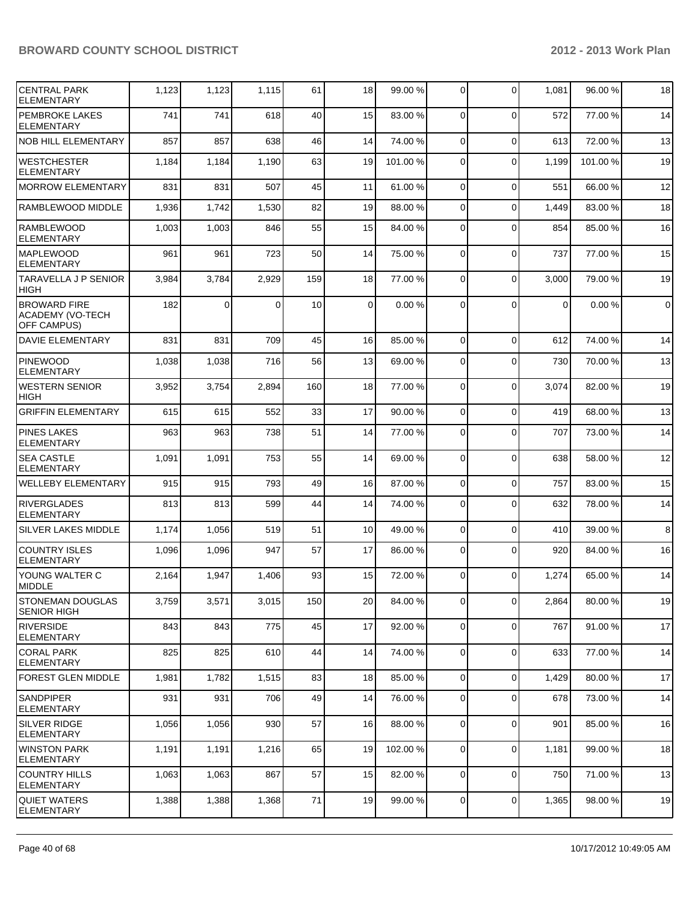| CENTRAL PARK ELEMENTARY | 1,123 | 1,123 | 1,115 | 61 | 18 | 99.00 % | 0 | 0 | 1,081 | 96.00 % | 18 |
|---|---|---|---|---|---|---|---|---|---|---|---|
| PEMBROKE LAKES ELEMENTARY | 741 | 741 | 618 | 40 | 15 | 83.00 % | 0 | 0 | 572 | 77.00 % | 14 |
| NOB HILL ELEMENTARY | 857 | 857 | 638 | 46 | 14 | 74.00 % | 0 | 0 | 613 | 72.00 % | 13 |
| WESTCHESTER ELEMENTARY | 1,184 | 1,184 | 1,190 | 63 | 19 | 101.00 % | 0 | 0 | 1,199 | 101.00 % | 19 |
| MORROW ELEMENTARY | 831 | 831 | 507 | 45 | 11 | 61.00 % | 0 | 0 | 551 | 66.00 % | 12 |
| RAMBLEWOOD MIDDLE | 1,936 | 1,742 | 1,530 | 82 | 19 | 88.00 % | 0 | 0 | 1,449 | 83.00 % | 18 |
| RAMBLEWOOD ELEMENTARY | 1,003 | 1,003 | 846 | 55 | 15 | 84.00 % | 0 | 0 | 854 | 85.00 % | 16 |
| MAPLEWOOD ELEMENTARY | 961 | 961 | 723 | 50 | 14 | 75.00 % | 0 | 0 | 737 | 77.00 % | 15 |
| TARAVELLA J P SENIOR HIGH | 3,984 | 3,784 | 2,929 | 159 | 18 | 77.00 % | 0 | 0 | 3,000 | 79.00 % | 19 |
| BROWARD FIRE ACADEMY (VO-TECH OFF CAMPUS) | 182 | 0 | 0 | 10 | 0 | 0.00 % | 0 | 0 | 0 | 0.00 % | 0 |
| DAVIE ELEMENTARY | 831 | 831 | 709 | 45 | 16 | 85.00 % | 0 | 0 | 612 | 74.00 % | 14 |
| PINEWOOD ELEMENTARY | 1,038 | 1,038 | 716 | 56 | 13 | 69.00 % | 0 | 0 | 730 | 70.00 % | 13 |
| WESTERN SENIOR HIGH | 3,952 | 3,754 | 2,894 | 160 | 18 | 77.00 % | 0 | 0 | 3,074 | 82.00 % | 19 |
| GRIFFIN ELEMENTARY | 615 | 615 | 552 | 33 | 17 | 90.00 % | 0 | 0 | 419 | 68.00 % | 13 |
| PINES LAKES ELEMENTARY | 963 | 963 | 738 | 51 | 14 | 77.00 % | 0 | 0 | 707 | 73.00 % | 14 |
| SEA CASTLE ELEMENTARY | 1,091 | 1,091 | 753 | 55 | 14 | 69.00 % | 0 | 0 | 638 | 58.00 % | 12 |
| WELLEBY ELEMENTARY | 915 | 915 | 793 | 49 | 16 | 87.00 % | 0 | 0 | 757 | 83.00 % | 15 |
| RIVERGLADES ELEMENTARY | 813 | 813 | 599 | 44 | 14 | 74.00 % | 0 | 0 | 632 | 78.00 % | 14 |
| SILVER LAKES MIDDLE | 1,174 | 1,056 | 519 | 51 | 10 | 49.00 % | 0 | 0 | 410 | 39.00 % | 8 |
| COUNTRY ISLES ELEMENTARY | 1,096 | 1,096 | 947 | 57 | 17 | 86.00 % | 0 | 0 | 920 | 84.00 % | 16 |
| YOUNG WALTER C MIDDLE | 2,164 | 1,947 | 1,406 | 93 | 15 | 72.00 % | 0 | 0 | 1,274 | 65.00 % | 14 |
| STONEMAN DOUGLAS SENIOR HIGH | 3,759 | 3,571 | 3,015 | 150 | 20 | 84.00 % | 0 | 0 | 2,864 | 80.00 % | 19 |
| RIVERSIDE ELEMENTARY | 843 | 843 | 775 | 45 | 17 | 92.00 % | 0 | 0 | 767 | 91.00 % | 17 |
| CORAL PARK ELEMENTARY | 825 | 825 | 610 | 44 | 14 | 74.00 % | 0 | 0 | 633 | 77.00 % | 14 |
| FOREST GLEN MIDDLE | 1,981 | 1,782 | 1,515 | 83 | 18 | 85.00 % | 0 | 0 | 1,429 | 80.00 % | 17 |
| SANDPIPER ELEMENTARY | 931 | 931 | 706 | 49 | 14 | 76.00 % | 0 | 0 | 678 | 73.00 % | 14 |
| SILVER RIDGE ELEMENTARY | 1,056 | 1,056 | 930 | 57 | 16 | 88.00 % | 0 | 0 | 901 | 85.00 % | 16 |
| WINSTON PARK ELEMENTARY | 1,191 | 1,191 | 1,216 | 65 | 19 | 102.00 % | 0 | 0 | 1,181 | 99.00 % | 18 |
| COUNTRY HILLS ELEMENTARY | 1,063 | 1,063 | 867 | 57 | 15 | 82.00 % | 0 | 0 | 750 | 71.00 % | 13 |
| QUIET WATERS ELEMENTARY | 1,388 | 1,388 | 1,368 | 71 | 19 | 99.00 % | 0 | 0 | 1,365 | 98.00 % | 19 |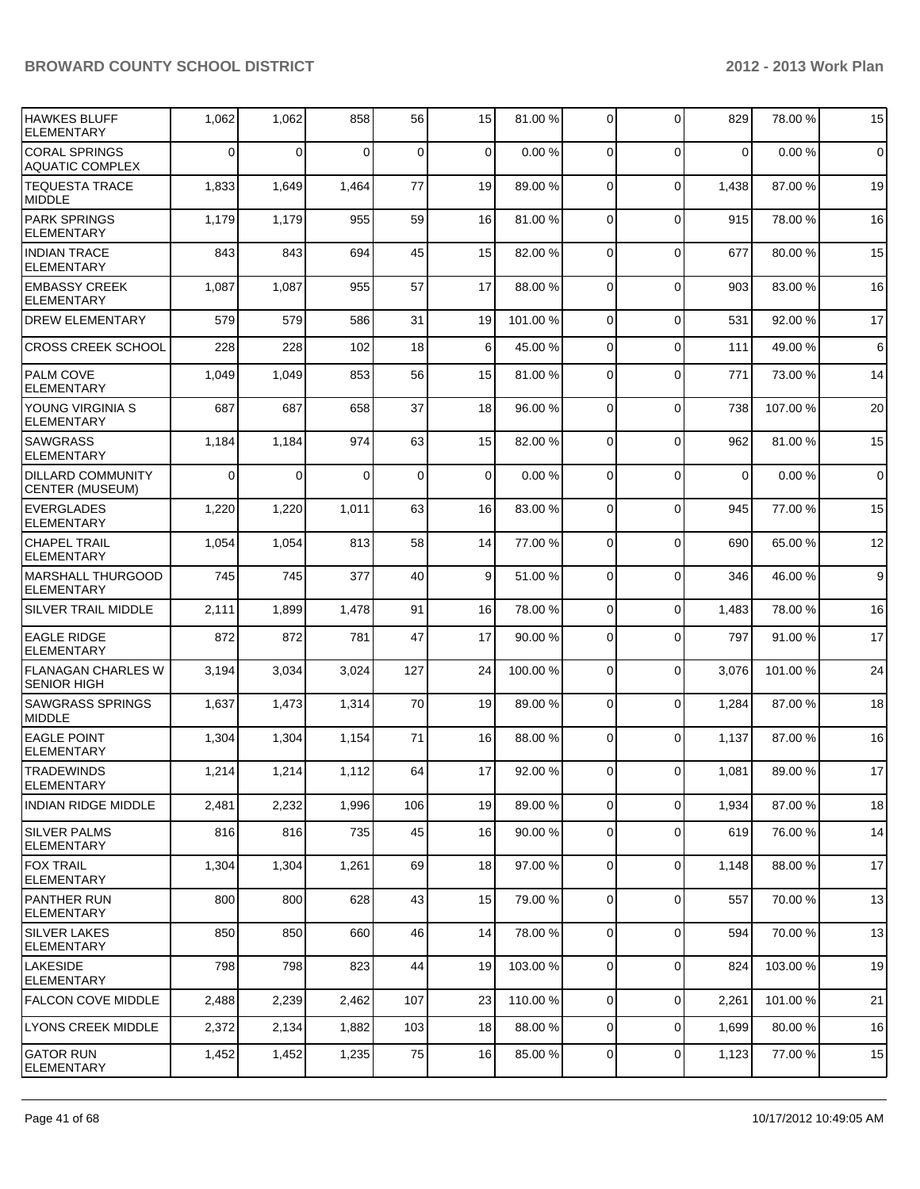| HAWKES BLUFF ELEMENTARY | 1,062 | 1,062 | 858 | 56 | 15 | 81.00 % | 0 | 0 | 829 | 78.00 % | 15 |
|---|---|---|---|---|---|---|---|---|---|---|---|
| CORAL SPRINGS AQUATIC COMPLEX | 0 | 0 | 0 | 0 | 0 | 0.00 % | 0 | 0 | 0 | 0.00 % | 0 |
| TEQUESTA TRACE MIDDLE | 1,833 | 1,649 | 1,464 | 77 | 19 | 89.00 % | 0 | 0 | 1,438 | 87.00 % | 19 |
| PARK SPRINGS ELEMENTARY | 1,179 | 1,179 | 955 | 59 | 16 | 81.00 % | 0 | 0 | 915 | 78.00 % | 16 |
| INDIAN TRACE ELEMENTARY | 843 | 843 | 694 | 45 | 15 | 82.00 % | 0 | 0 | 677 | 80.00 % | 15 |
| EMBASSY CREEK ELEMENTARY | 1,087 | 1,087 | 955 | 57 | 17 | 88.00 % | 0 | 0 | 903 | 83.00 % | 16 |
| DREW ELEMENTARY | 579 | 579 | 586 | 31 | 19 | 101.00 % | 0 | 0 | 531 | 92.00 % | 17 |
| CROSS CREEK SCHOOL | 228 | 228 | 102 | 18 | 6 | 45.00 % | 0 | 0 | 111 | 49.00 % | 6 |
| PALM COVE ELEMENTARY | 1,049 | 1,049 | 853 | 56 | 15 | 81.00 % | 0 | 0 | 771 | 73.00 % | 14 |
| YOUNG VIRGINIA S ELEMENTARY | 687 | 687 | 658 | 37 | 18 | 96.00 % | 0 | 0 | 738 | 107.00 % | 20 |
| SAWGRASS ELEMENTARY | 1,184 | 1,184 | 974 | 63 | 15 | 82.00 % | 0 | 0 | 962 | 81.00 % | 15 |
| DILLARD COMMUNITY CENTER (MUSEUM) | 0 | 0 | 0 | 0 | 0 | 0.00 % | 0 | 0 | 0 | 0.00 % | 0 |
| EVERGLADES ELEMENTARY | 1,220 | 1,220 | 1,011 | 63 | 16 | 83.00 % | 0 | 0 | 945 | 77.00 % | 15 |
| CHAPEL TRAIL ELEMENTARY | 1,054 | 1,054 | 813 | 58 | 14 | 77.00 % | 0 | 0 | 690 | 65.00 % | 12 |
| MARSHALL THURGOOD ELEMENTARY | 745 | 745 | 377 | 40 | 9 | 51.00 % | 0 | 0 | 346 | 46.00 % | 9 |
| SILVER TRAIL MIDDLE | 2,111 | 1,899 | 1,478 | 91 | 16 | 78.00 % | 0 | 0 | 1,483 | 78.00 % | 16 |
| EAGLE RIDGE ELEMENTARY | 872 | 872 | 781 | 47 | 17 | 90.00 % | 0 | 0 | 797 | 91.00 % | 17 |
| FLANAGAN CHARLES W SENIOR HIGH | 3,194 | 3,034 | 3,024 | 127 | 24 | 100.00 % | 0 | 0 | 3,076 | 101.00 % | 24 |
| SAWGRASS SPRINGS MIDDLE | 1,637 | 1,473 | 1,314 | 70 | 19 | 89.00 % | 0 | 0 | 1,284 | 87.00 % | 18 |
| EAGLE POINT ELEMENTARY | 1,304 | 1,304 | 1,154 | 71 | 16 | 88.00 % | 0 | 0 | 1,137 | 87.00 % | 16 |
| TRADEWINDS ELEMENTARY | 1,214 | 1,214 | 1,112 | 64 | 17 | 92.00 % | 0 | 0 | 1,081 | 89.00 % | 17 |
| INDIAN RIDGE MIDDLE | 2,481 | 2,232 | 1,996 | 106 | 19 | 89.00 % | 0 | 0 | 1,934 | 87.00 % | 18 |
| SILVER PALMS ELEMENTARY | 816 | 816 | 735 | 45 | 16 | 90.00 % | 0 | 0 | 619 | 76.00 % | 14 |
| FOX TRAIL ELEMENTARY | 1,304 | 1,304 | 1,261 | 69 | 18 | 97.00 % | 0 | 0 | 1,148 | 88.00 % | 17 |
| PANTHER RUN ELEMENTARY | 800 | 800 | 628 | 43 | 15 | 79.00 % | 0 | 0 | 557 | 70.00 % | 13 |
| SILVER LAKES ELEMENTARY | 850 | 850 | 660 | 46 | 14 | 78.00 % | 0 | 0 | 594 | 70.00 % | 13 |
| LAKESIDE ELEMENTARY | 798 | 798 | 823 | 44 | 19 | 103.00 % | 0 | 0 | 824 | 103.00 % | 19 |
| FALCON COVE MIDDLE | 2,488 | 2,239 | 2,462 | 107 | 23 | 110.00 % | 0 | 0 | 2,261 | 101.00 % | 21 |
| LYONS CREEK MIDDLE | 2,372 | 2,134 | 1,882 | 103 | 18 | 88.00 % | 0 | 0 | 1,699 | 80.00 % | 16 |
| GATOR RUN ELEMENTARY | 1,452 | 1,452 | 1,235 | 75 | 16 | 85.00 % | 0 | 0 | 1,123 | 77.00 % | 15 |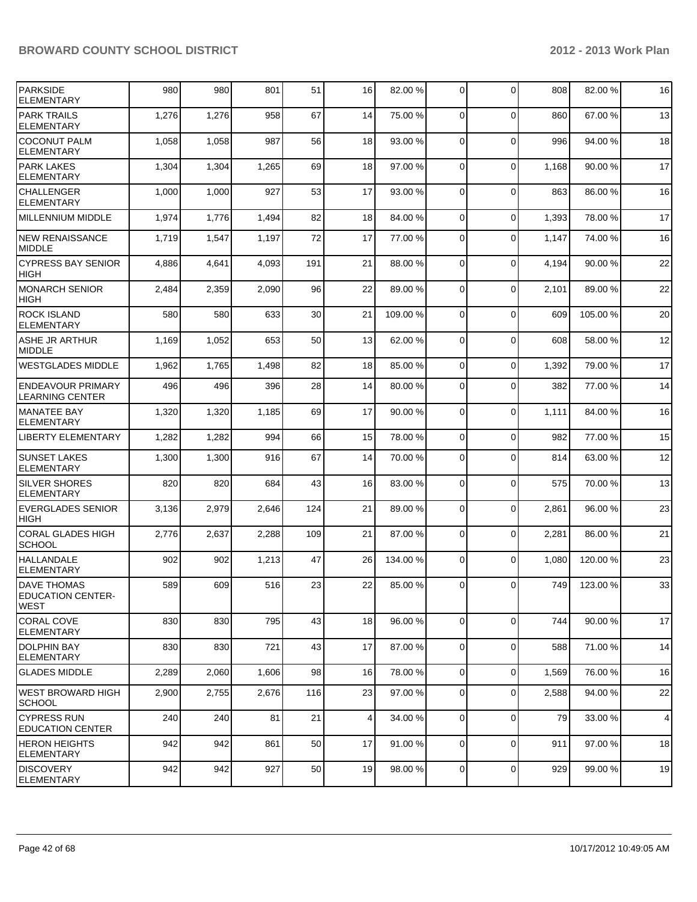| PARKSIDE ELEMENTARY | 980 | 980 | 801 | 51 | 16 | 82.00 % | 0 | 0 | 808 | 82.00 % | 16 |
|---|---|---|---|---|---|---|---|---|---|---|---|
| PARK TRAILS ELEMENTARY | 1,276 | 1,276 | 958 | 67 | 14 | 75.00 % | 0 | 0 | 860 | 67.00 % | 13 |
| COCONUT PALM ELEMENTARY | 1,058 | 1,058 | 987 | 56 | 18 | 93.00 % | 0 | 0 | 996 | 94.00 % | 18 |
| PARK LAKES ELEMENTARY | 1,304 | 1,304 | 1,265 | 69 | 18 | 97.00 % | 0 | 0 | 1,168 | 90.00 % | 17 |
| CHALLENGER ELEMENTARY | 1,000 | 1,000 | 927 | 53 | 17 | 93.00 % | 0 | 0 | 863 | 86.00 % | 16 |
| MILLENNIUM MIDDLE | 1,974 | 1,776 | 1,494 | 82 | 18 | 84.00 % | 0 | 0 | 1,393 | 78.00 % | 17 |
| NEW RENAISSANCE MIDDLE | 1,719 | 1,547 | 1,197 | 72 | 17 | 77.00 % | 0 | 0 | 1,147 | 74.00 % | 16 |
| CYPRESS BAY SENIOR HIGH | 4,886 | 4,641 | 4,093 | 191 | 21 | 88.00 % | 0 | 0 | 4,194 | 90.00 % | 22 |
| MONARCH SENIOR HIGH | 2,484 | 2,359 | 2,090 | 96 | 22 | 89.00 % | 0 | 0 | 2,101 | 89.00 % | 22 |
| ROCK ISLAND ELEMENTARY | 580 | 580 | 633 | 30 | 21 | 109.00 % | 0 | 0 | 609 | 105.00 % | 20 |
| ASHE JR ARTHUR MIDDLE | 1,169 | 1,052 | 653 | 50 | 13 | 62.00 % | 0 | 0 | 608 | 58.00 % | 12 |
| WESTGLADES MIDDLE | 1,962 | 1,765 | 1,498 | 82 | 18 | 85.00 % | 0 | 0 | 1,392 | 79.00 % | 17 |
| ENDEAVOUR PRIMARY LEARNING CENTER | 496 | 496 | 396 | 28 | 14 | 80.00 % | 0 | 0 | 382 | 77.00 % | 14 |
| MANATEE BAY ELEMENTARY | 1,320 | 1,320 | 1,185 | 69 | 17 | 90.00 % | 0 | 0 | 1,111 | 84.00 % | 16 |
| LIBERTY ELEMENTARY | 1,282 | 1,282 | 994 | 66 | 15 | 78.00 % | 0 | 0 | 982 | 77.00 % | 15 |
| SUNSET LAKES ELEMENTARY | 1,300 | 1,300 | 916 | 67 | 14 | 70.00 % | 0 | 0 | 814 | 63.00 % | 12 |
| SILVER SHORES ELEMENTARY | 820 | 820 | 684 | 43 | 16 | 83.00 % | 0 | 0 | 575 | 70.00 % | 13 |
| EVERGLADES SENIOR HIGH | 3,136 | 2,979 | 2,646 | 124 | 21 | 89.00 % | 0 | 0 | 2,861 | 96.00 % | 23 |
| CORAL GLADES HIGH SCHOOL | 2,776 | 2,637 | 2,288 | 109 | 21 | 87.00 % | 0 | 0 | 2,281 | 86.00 % | 21 |
| HALLANDALE ELEMENTARY | 902 | 902 | 1,213 | 47 | 26 | 134.00 % | 0 | 0 | 1,080 | 120.00 % | 23 |
| DAVE THOMAS EDUCATION CENTER-WEST | 589 | 609 | 516 | 23 | 22 | 85.00 % | 0 | 0 | 749 | 123.00 % | 33 |
| CORAL COVE ELEMENTARY | 830 | 830 | 795 | 43 | 18 | 96.00 % | 0 | 0 | 744 | 90.00 % | 17 |
| DOLPHIN BAY ELEMENTARY | 830 | 830 | 721 | 43 | 17 | 87.00 % | 0 | 0 | 588 | 71.00 % | 14 |
| GLADES MIDDLE | 2,289 | 2,060 | 1,606 | 98 | 16 | 78.00 % | 0 | 0 | 1,569 | 76.00 % | 16 |
| WEST BROWARD HIGH SCHOOL | 2,900 | 2,755 | 2,676 | 116 | 23 | 97.00 % | 0 | 0 | 2,588 | 94.00 % | 22 |
| CYPRESS RUN EDUCATION CENTER | 240 | 240 | 81 | 21 | 4 | 34.00 % | 0 | 0 | 79 | 33.00 % | 4 |
| HERON HEIGHTS ELEMENTARY | 942 | 942 | 861 | 50 | 17 | 91.00 % | 0 | 0 | 911 | 97.00 % | 18 |
| DISCOVERY ELEMENTARY | 942 | 942 | 927 | 50 | 19 | 98.00 % | 0 | 0 | 929 | 99.00 % | 19 |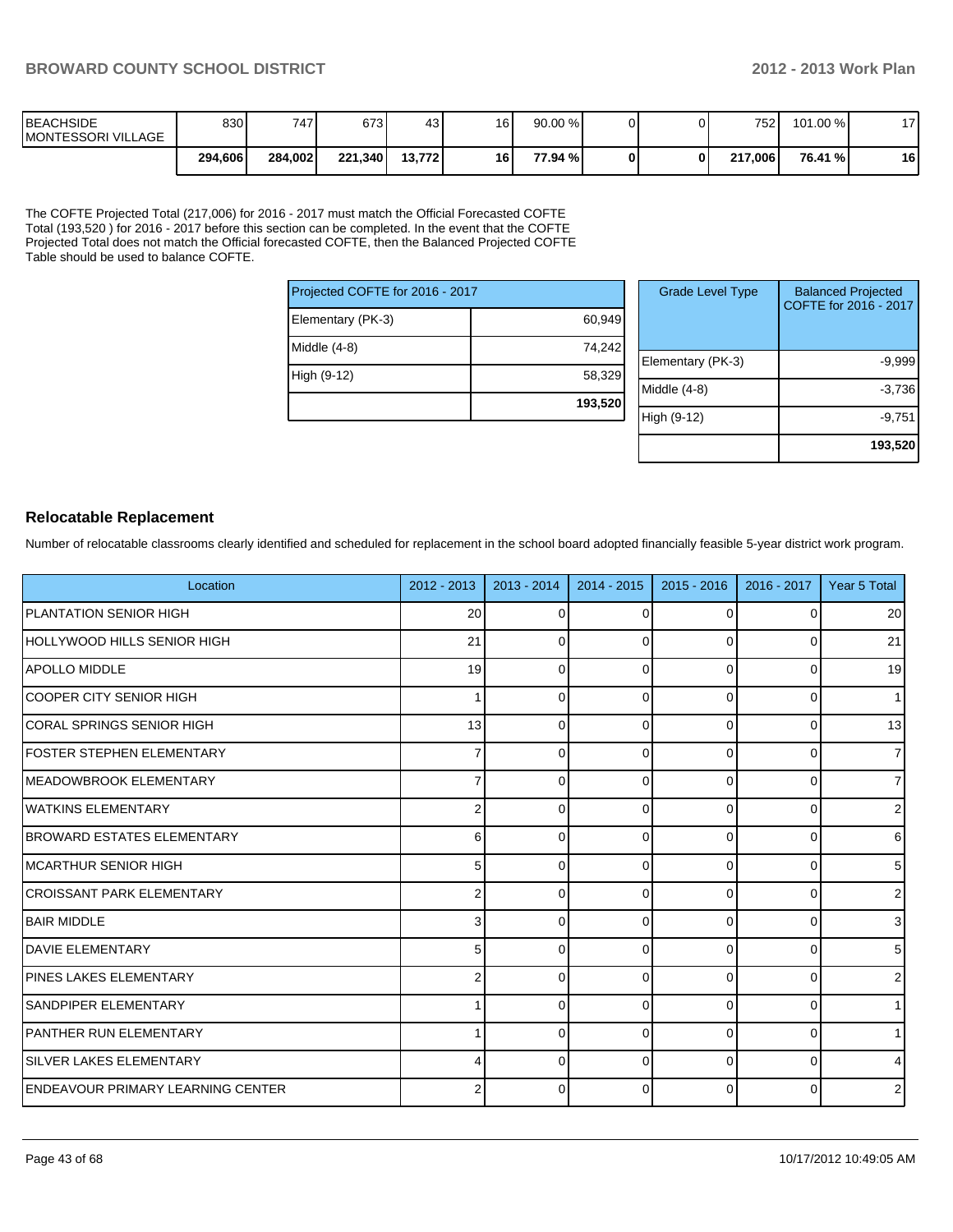| | | | | | | | | | | | |
|---|---|---|---|---|---|---|---|---|---|---|---|
| BEACHSIDE MONTESSORI VILLAGE | 830 | 747 | 673 | 43 | 16 | 90.00 % | 0 | 0 | 752 | 101.00 % | 17 |
| | **294,606** | **284,002** | **221,340** | **13,772** | **16** | **77.94 %** | **0** | **0** | **217,006** | **76.41 %** | **16** |

The COFTE Projected Total (217,006) for 2016 - 2017 must match the Official Forecasted COFTE Total (193,520 ) for 2016 - 2017 before this section can be completed. In the event that the COFTE Projected Total does not match the Official forecasted COFTE, then the Balanced Projected COFTE Table should be used to balance COFTE.

| Projected COFTE for 2016 - 2017 | |
|---|---|
| Elementary (PK-3) | 60,949 |
| Middle (4-8) | 74,242 |
| High (9-12) | 58,329 |
| | **193,520** |

| Grade Level Type | Balanced Projected COFTE for 2016 - 2017 |
|---|---|
| Elementary (PK-3) | -9,999 |
| Middle (4-8) | -3,736 |
| High (9-12) | -9,751 |
| | **193,520** |

## Relocatable Replacement

Number of relocatable classrooms clearly identified and scheduled for replacement in the school board adopted financially feasible 5-year district work program.

| Location | 2012 - 2013 | 2013 - 2014 | 2014 - 2015 | 2015 - 2016 | 2016 - 2017 | Year 5 Total |
|---|---|---|---|---|---|---|
| PLANTATION SENIOR HIGH | 20 | 0 | 0 | 0 | 0 | 20 |
| HOLLYWOOD HILLS SENIOR HIGH | 21 | 0 | 0 | 0 | 0 | 21 |
| APOLLO MIDDLE | 19 | 0 | 0 | 0 | 0 | 19 |
| COOPER CITY SENIOR HIGH | 1 | 0 | 0 | 0 | 0 | 1 |
| CORAL SPRINGS SENIOR HIGH | 13 | 0 | 0 | 0 | 0 | 13 |
| FOSTER STEPHEN ELEMENTARY | 7 | 0 | 0 | 0 | 0 | 7 |
| MEADOWBROOK ELEMENTARY | 7 | 0 | 0 | 0 | 0 | 7 |
| WATKINS ELEMENTARY | 2 | 0 | 0 | 0 | 0 | 2 |
| BROWARD ESTATES ELEMENTARY | 6 | 0 | 0 | 0 | 0 | 6 |
| MCARTHUR SENIOR HIGH | 5 | 0 | 0 | 0 | 0 | 5 |
| CROISSANT PARK ELEMENTARY | 2 | 0 | 0 | 0 | 0 | 2 |
| BAIR MIDDLE | 3 | 0 | 0 | 0 | 0 | 3 |
| DAVIE ELEMENTARY | 5 | 0 | 0 | 0 | 0 | 5 |
| PINES LAKES ELEMENTARY | 2 | 0 | 0 | 0 | 0 | 2 |
| SANDPIPER ELEMENTARY | 1 | 0 | 0 | 0 | 0 | 1 |
| PANTHER RUN ELEMENTARY | 1 | 0 | 0 | 0 | 0 | 1 |
| SILVER LAKES ELEMENTARY | 4 | 0 | 0 | 0 | 0 | 4 |
| ENDEAVOUR PRIMARY LEARNING CENTER | 2 | 0 | 0 | 0 | 0 | 2 |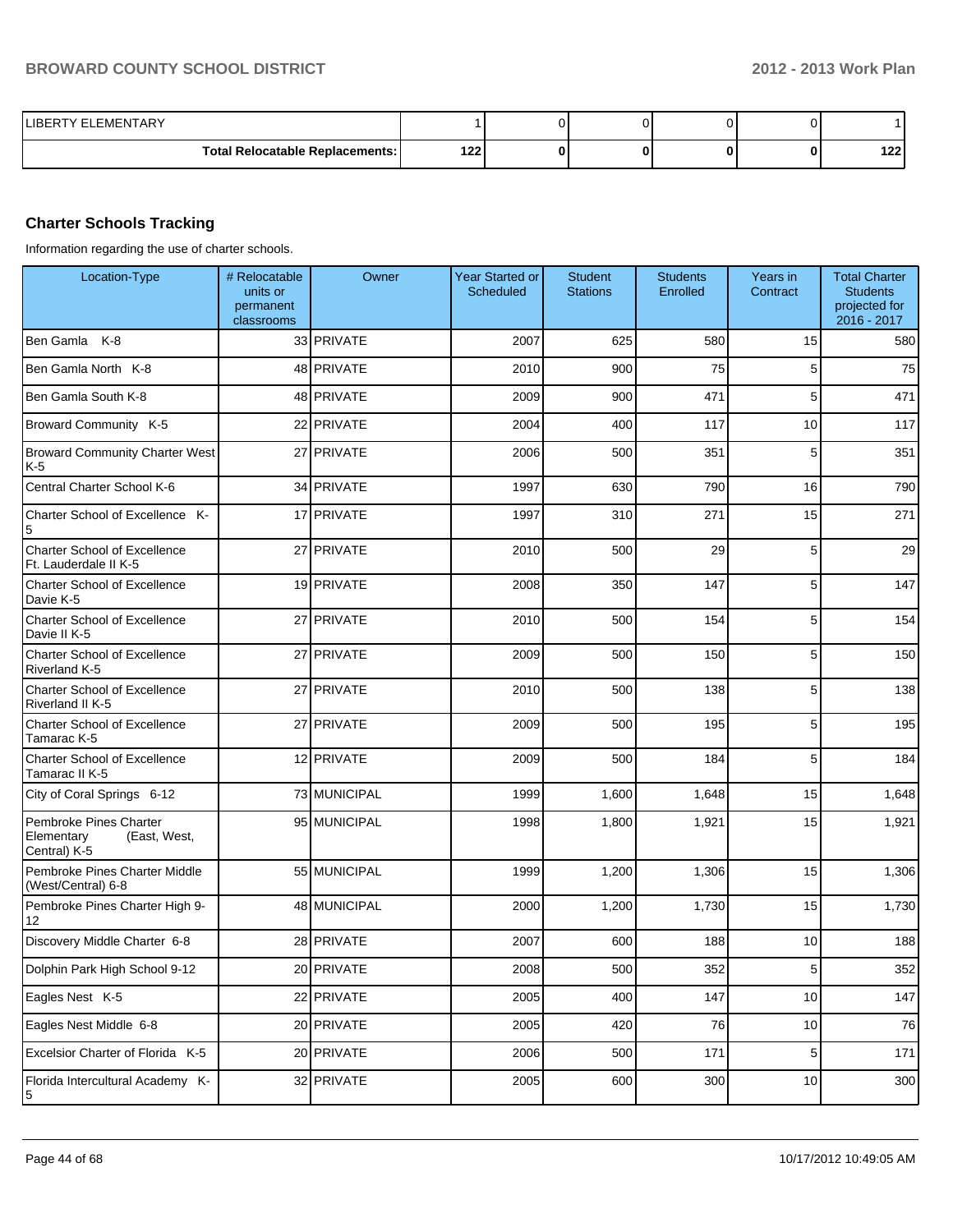| | | | | | |
|---|---|---|---|---|---|
| LIBERTY ELEMENTARY | 1 | 0 | 0 | 0 | 0 | 1 |
| **Total Relocatable Replacements:** | **122** | **0** | **0** | **0** | **0** | **122** |

## Charter Schools Tracking

Information regarding the use of charter schools.

| Location-Type | # Relocatable units or permanent classrooms | Owner | Year Started or Scheduled | Student Stations | Students Enrolled | Years in Contract | Total Charter Students projected for 2016 - 2017 |
|---|---|---|---|---|---|---|---|
| Ben Gamla K-8 | 33 | PRIVATE | 2007 | 625 | 580 | 15 | 580 |
| Ben Gamla North K-8 | 48 | PRIVATE | 2010 | 900 | 75 | 5 | 75 |
| Ben Gamla South K-8 | 48 | PRIVATE | 2009 | 900 | 471 | 5 | 471 |
| Broward Community K-5 | 22 | PRIVATE | 2004 | 400 | 117 | 10 | 117 |
| Broward Community Charter West K-5 | 27 | PRIVATE | 2006 | 500 | 351 | 5 | 351 |
| Central Charter School K-6 | 34 | PRIVATE | 1997 | 630 | 790 | 16 | 790 |
| Charter School of Excellence K-5 | 17 | PRIVATE | 1997 | 310 | 271 | 15 | 271 |
| Charter School of Excellence Ft. Lauderdale II K-5 | 27 | PRIVATE | 2010 | 500 | 29 | 5 | 29 |
| Charter School of Excellence Davie K-5 | 19 | PRIVATE | 2008 | 350 | 147 | 5 | 147 |
| Charter School of Excellence Davie II K-5 | 27 | PRIVATE | 2010 | 500 | 154 | 5 | 154 |
| Charter School of Excellence Riverland K-5 | 27 | PRIVATE | 2009 | 500 | 150 | 5 | 150 |
| Charter School of Excellence Riverland II K-5 | 27 | PRIVATE | 2010 | 500 | 138 | 5 | 138 |
| Charter School of Excellence Tamarac K-5 | 27 | PRIVATE | 2009 | 500 | 195 | 5 | 195 |
| Charter School of Excellence Tamarac II K-5 | 12 | PRIVATE | 2009 | 500 | 184 | 5 | 184 |
| City of Coral Springs 6-12 | 73 | MUNICIPAL | 1999 | 1,600 | 1,648 | 15 | 1,648 |
| Pembroke Pines Charter Elementary (East, West, Central) K-5 | 95 | MUNICIPAL | 1998 | 1,800 | 1,921 | 15 | 1,921 |
| Pembroke Pines Charter Middle (West/Central) 6-8 | 55 | MUNICIPAL | 1999 | 1,200 | 1,306 | 15 | 1,306 |
| Pembroke Pines Charter High 9-12 | 48 | MUNICIPAL | 2000 | 1,200 | 1,730 | 15 | 1,730 |
| Discovery Middle Charter 6-8 | 28 | PRIVATE | 2007 | 600 | 188 | 10 | 188 |
| Dolphin Park High School 9-12 | 20 | PRIVATE | 2008 | 500 | 352 | 5 | 352 |
| Eagles Nest K-5 | 22 | PRIVATE | 2005 | 400 | 147 | 10 | 147 |
| Eagles Nest Middle 6-8 | 20 | PRIVATE | 2005 | 420 | 76 | 10 | 76 |
| Excelsior Charter of Florida K-5 | 20 | PRIVATE | 2006 | 500 | 171 | 5 | 171 |
| Florida Intercultural Academy K-5 | 32 | PRIVATE | 2005 | 600 | 300 | 10 | 300 |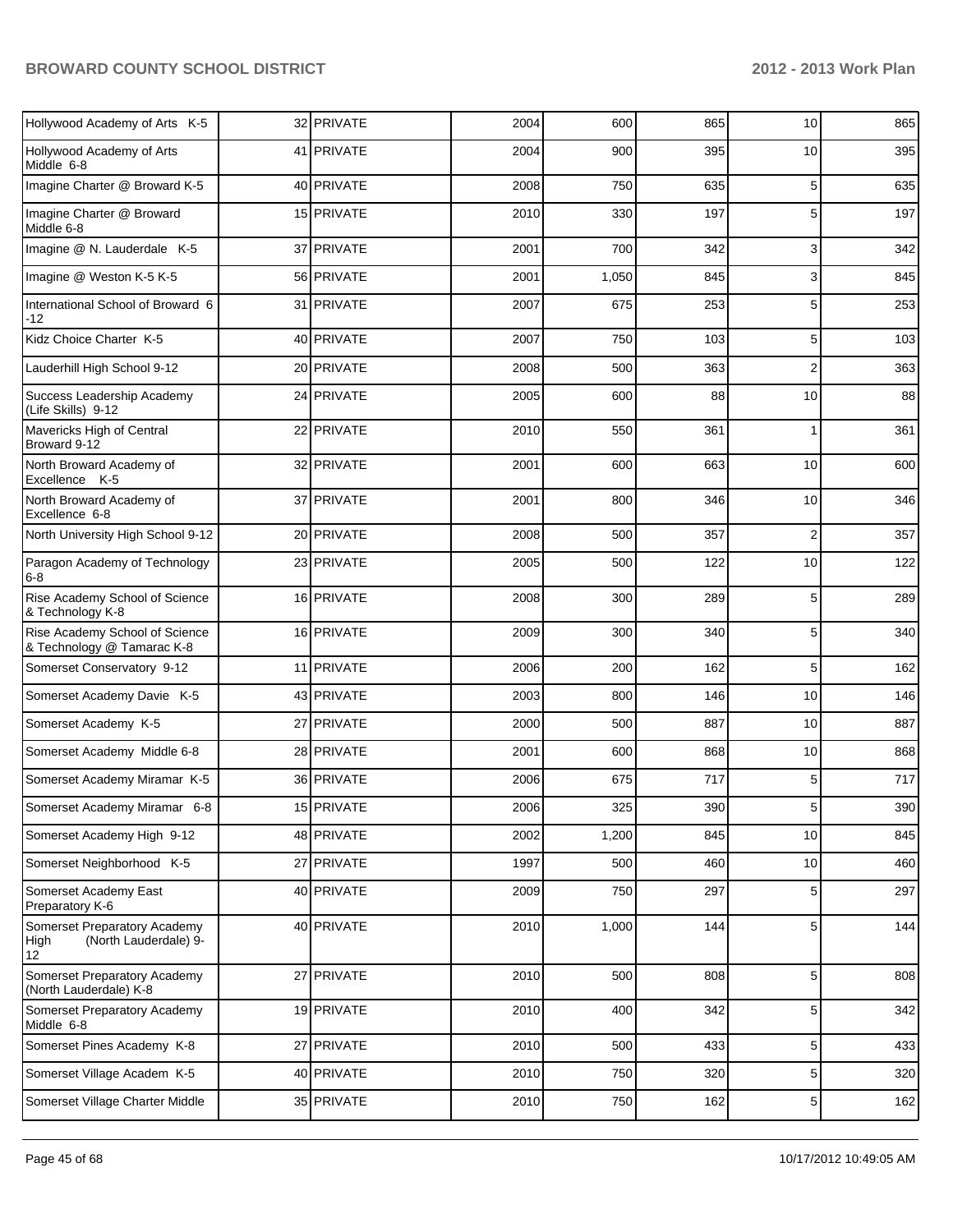| | | | | | | | |
|---|---|---|---|---|---|---|---|
| Hollywood Academy of Arts K-5 | 32 | PRIVATE | 2004 | 600 | 865 | 10 | 865 |
| Hollywood Academy of Arts Middle 6-8 | 41 | PRIVATE | 2004 | 900 | 395 | 10 | 395 |
| Imagine Charter @ Broward K-5 | 40 | PRIVATE | 2008 | 750 | 635 | 5 | 635 |
| Imagine Charter @ Broward Middle 6-8 | 15 | PRIVATE | 2010 | 330 | 197 | 5 | 197 |
| Imagine @ N. Lauderdale K-5 | 37 | PRIVATE | 2001 | 700 | 342 | 3 | 342 |
| Imagine @ Weston K-5 K-5 | 56 | PRIVATE | 2001 | 1,050 | 845 | 3 | 845 |
| International School of Broward 6 -12 | 31 | PRIVATE | 2007 | 675 | 253 | 5 | 253 |
| Kidz Choice Charter K-5 | 40 | PRIVATE | 2007 | 750 | 103 | 5 | 103 |
| Lauderhill High School 9-12 | 20 | PRIVATE | 2008 | 500 | 363 | 2 | 363 |
| Success Leadership Academy (Life Skills) 9-12 | 24 | PRIVATE | 2005 | 600 | 88 | 10 | 88 |
| Mavericks High of Central Broward 9-12 | 22 | PRIVATE | 2010 | 550 | 361 | 1 | 361 |
| North Broward Academy of Excellence K-5 | 32 | PRIVATE | 2001 | 600 | 663 | 10 | 600 |
| North Broward Academy of Excellence 6-8 | 37 | PRIVATE | 2001 | 800 | 346 | 10 | 346 |
| North University High School 9-12 | 20 | PRIVATE | 2008 | 500 | 357 | 2 | 357 |
| Paragon Academy of Technology 6-8 | 23 | PRIVATE | 2005 | 500 | 122 | 10 | 122 |
| Rise Academy School of Science & Technology K-8 | 16 | PRIVATE | 2008 | 300 | 289 | 5 | 289 |
| Rise Academy School of Science & Technology @ Tamarac K-8 | 16 | PRIVATE | 2009 | 300 | 340 | 5 | 340 |
| Somerset Conservatory 9-12 | 11 | PRIVATE | 2006 | 200 | 162 | 5 | 162 |
| Somerset Academy Davie K-5 | 43 | PRIVATE | 2003 | 800 | 146 | 10 | 146 |
| Somerset Academy K-5 | 27 | PRIVATE | 2000 | 500 | 887 | 10 | 887 |
| Somerset Academy Middle 6-8 | 28 | PRIVATE | 2001 | 600 | 868 | 10 | 868 |
| Somerset Academy Miramar K-5 | 36 | PRIVATE | 2006 | 675 | 717 | 5 | 717 |
| Somerset Academy Miramar 6-8 | 15 | PRIVATE | 2006 | 325 | 390 | 5 | 390 |
| Somerset Academy High 9-12 | 48 | PRIVATE | 2002 | 1,200 | 845 | 10 | 845 |
| Somerset Neighborhood K-5 | 27 | PRIVATE | 1997 | 500 | 460 | 10 | 460 |
| Somerset Academy East Preparatory K-6 | 40 | PRIVATE | 2009 | 750 | 297 | 5 | 297 |
| Somerset Preparatory Academy High (North Lauderdale) 9-12 | 40 | PRIVATE | 2010 | 1,000 | 144 | 5 | 144 |
| Somerset Preparatory Academy (North Lauderdale) K-8 | 27 | PRIVATE | 2010 | 500 | 808 | 5 | 808 |
| Somerset Preparatory Academy Middle 6-8 | 19 | PRIVATE | 2010 | 400 | 342 | 5 | 342 |
| Somerset Pines Academy K-8 | 27 | PRIVATE | 2010 | 500 | 433 | 5 | 433 |
| Somerset Village Academ K-5 | 40 | PRIVATE | 2010 | 750 | 320 | 5 | 320 |
| Somerset Village Charter Middle | 35 | PRIVATE | 2010 | 750 | 162 | 5 | 162 |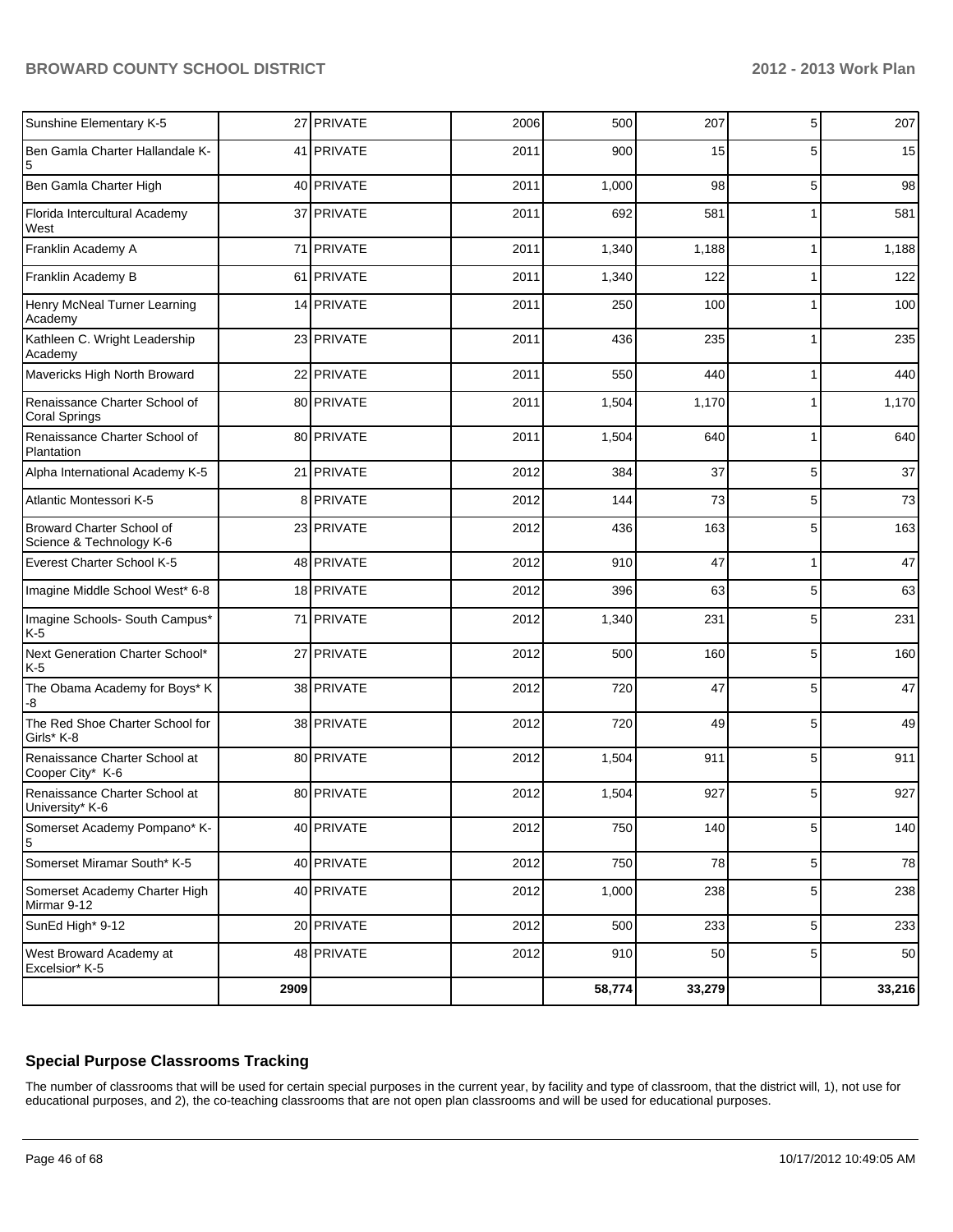| | | | | | | | |
|---|---|---|---|---|---|---|---|
| Sunshine Elementary K-5 | 27 | PRIVATE | 2006 | 500 | 207 | 5 | 207 |
| Ben Gamla Charter Hallandale K-5 | 41 | PRIVATE | 2011 | 900 | 15 | 5 | 15 |
| Ben Gamla Charter High | 40 | PRIVATE | 2011 | 1,000 | 98 | 5 | 98 |
| Florida Intercultural Academy West | 37 | PRIVATE | 2011 | 692 | 581 | 1 | 581 |
| Franklin Academy A | 71 | PRIVATE | 2011 | 1,340 | 1,188 | 1 | 1,188 |
| Franklin Academy B | 61 | PRIVATE | 2011 | 1,340 | 122 | 1 | 122 |
| Henry McNeal Turner Learning Academy | 14 | PRIVATE | 2011 | 250 | 100 | 1 | 100 |
| Kathleen C. Wright Leadership Academy | 23 | PRIVATE | 2011 | 436 | 235 | 1 | 235 |
| Mavericks High North Broward | 22 | PRIVATE | 2011 | 550 | 440 | 1 | 440 |
| Renaissance Charter School of Coral Springs | 80 | PRIVATE | 2011 | 1,504 | 1,170 | 1 | 1,170 |
| Renaissance Charter School of Plantation | 80 | PRIVATE | 2011 | 1,504 | 640 | 1 | 640 |
| Alpha International Academy K-5 | 21 | PRIVATE | 2012 | 384 | 37 | 5 | 37 |
| Atlantic Montessori K-5 | 8 | PRIVATE | 2012 | 144 | 73 | 5 | 73 |
| Broward Charter School of Science & Technology K-6 | 23 | PRIVATE | 2012 | 436 | 163 | 5 | 163 |
| Everest Charter School K-5 | 48 | PRIVATE | 2012 | 910 | 47 | 1 | 47 |
| Imagine Middle School West* 6-8 | 18 | PRIVATE | 2012 | 396 | 63 | 5 | 63 |
| Imagine Schools- South Campus* K-5 | 71 | PRIVATE | 2012 | 1,340 | 231 | 5 | 231 |
| Next Generation Charter School* K-5 | 27 | PRIVATE | 2012 | 500 | 160 | 5 | 160 |
| The Obama Academy for Boys* K-8 | 38 | PRIVATE | 2012 | 720 | 47 | 5 | 47 |
| The Red Shoe Charter School for Girls* K-8 | 38 | PRIVATE | 2012 | 720 | 49 | 5 | 49 |
| Renaissance Charter School at Cooper City* K-6 | 80 | PRIVATE | 2012 | 1,504 | 911 | 5 | 911 |
| Renaissance Charter School at University* K-6 | 80 | PRIVATE | 2012 | 1,504 | 927 | 5 | 927 |
| Somerset Academy Pompano* K-5 | 40 | PRIVATE | 2012 | 750 | 140 | 5 | 140 |
| Somerset Miramar South* K-5 | 40 | PRIVATE | 2012 | 750 | 78 | 5 | 78 |
| Somerset Academy Charter High Mirmar 9-12 | 40 | PRIVATE | 2012 | 1,000 | 238 | 5 | 238 |
| SunEd High* 9-12 | 20 | PRIVATE | 2012 | 500 | 233 | 5 | 233 |
| West Broward Academy at Excelsior* K-5 | 48 | PRIVATE | 2012 | 910 | 50 | 5 | 50 |
| | **2909** | | | **58,774** | **33,279** | | **33,216** |

## Special Purpose Classrooms Tracking

The number of classrooms that will be used for certain special purposes in the current year, by facility and type of classroom, that the district will, 1), not use for educational purposes, and 2), the co-teaching classrooms that are not open plan classrooms and will be used for educational purposes.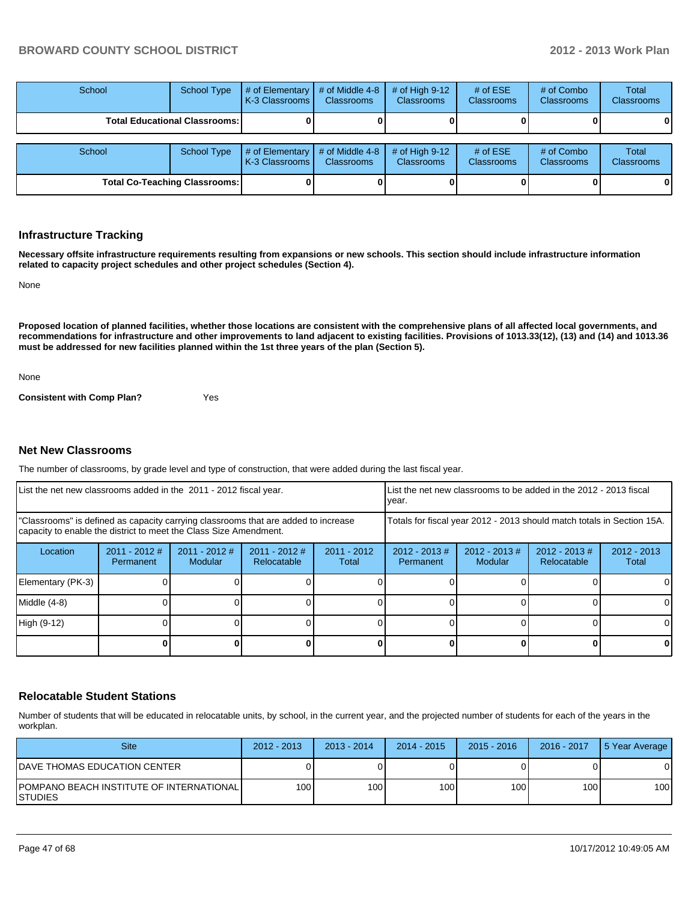| School | School Type | # of Elementary K-3 Classrooms | # of Middle 4-8 Classrooms | # of High 9-12 Classrooms | # of ESE Classrooms | # of Combo Classrooms | Total Classrooms |
|---|---|---|---|---|---|---|---|
| Total Educational Classrooms: | | 0 | 0 | 0 | 0 | 0 | 0 |

| School | School Type | # of Elementary K-3 Classrooms | # of Middle 4-8 Classrooms | # of High 9-12 Classrooms | # of ESE Classrooms | # of Combo Classrooms | Total Classrooms |
|---|---|---|---|---|---|---|---|
| Total Co-Teaching Classrooms: | | 0 | 0 | 0 | 0 | 0 | 0 |

## Infrastructure Tracking

**Necessary offsite infrastructure requirements resulting from expansions or new schools. This section should include infrastructure information related to capacity project schedules and other project schedules (Section 4).**

None

**Proposed location of planned facilities, whether those locations are consistent with the comprehensive plans of all affected local governments, and recommendations for infrastructure and other improvements to land adjacent to existing facilities. Provisions of 1013.33(12), (13) and (14) and 1013.36 must be addressed for new facilities planned within the 1st three years of the plan (Section 5).**

None

**Consistent with Comp Plan?** Yes

## Net New Classrooms

The number of classrooms, by grade level and type of construction, that were added during the last fiscal year.

| List the net new classrooms added in the 2011 - 2012 fiscal year. | | | | | List the net new classrooms to be added in the 2012 - 2013 fiscal year. | | | |
|---|---|---|---|---|---|---|---|---|
| "Classrooms" is defined as capacity carrying classrooms that are added to increase capacity to enable the district to meet the Class Size Amendment. | | | | | Totals for fiscal year 2012 - 2013 should match totals in Section 15A. | | | |
| Location | 2011 - 2012 # Permanent | 2011 - 2012 # Modular | 2011 - 2012 # Relocatable | 2011 - 2012 Total | 2012 - 2013 # Permanent | 2012 - 2013 # Modular | 2012 - 2013 # Relocatable | 2012 - 2013 Total |
| Elementary (PK-3) | 0 | 0 | 0 | 0 | 0 | 0 | 0 | 0 |
| Middle (4-8) | 0 | 0 | 0 | 0 | 0 | 0 | 0 | 0 |
| High (9-12) | 0 | 0 | 0 | 0 | 0 | 0 | 0 | 0 |
| | **0** | **0** | **0** | **0** | **0** | **0** | **0** | **0** |

## Relocatable Student Stations

Number of students that will be educated in relocatable units, by school, in the current year, and the projected number of students for each of the years in the workplan.

| Site | 2012 - 2013 | 2013 - 2014 | 2014 - 2015 | 2015 - 2016 | 2016 - 2017 | 5 Year Average |
|---|---|---|---|---|---|---|
| DAVE THOMAS EDUCATION CENTER | 0 | 0 | 0 | 0 | 0 | 0 |
| POMPANO BEACH INSTITUTE OF INTERNATIONAL STUDIES | 100 | 100 | 100 | 100 | 100 | 100 |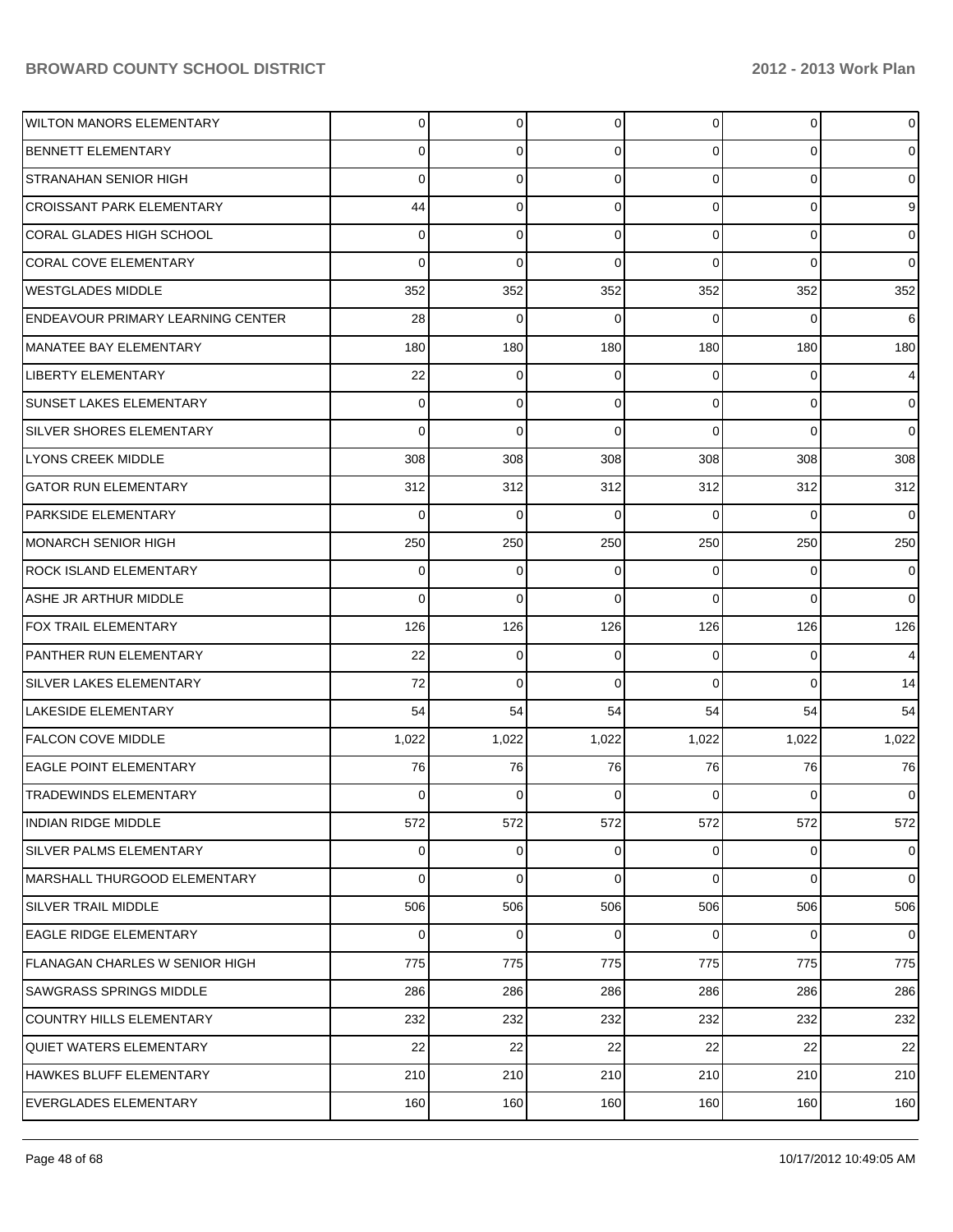| | | | | | | |
|---|---|---|---|---|---|---|
| WILTON MANORS ELEMENTARY | 0 | 0 | 0 | 0 | 0 | 0 |
| BENNETT ELEMENTARY | 0 | 0 | 0 | 0 | 0 | 0 |
| STRANAHAN SENIOR HIGH | 0 | 0 | 0 | 0 | 0 | 0 |
| CROISSANT PARK ELEMENTARY | 44 | 0 | 0 | 0 | 0 | 9 |
| CORAL GLADES HIGH SCHOOL | 0 | 0 | 0 | 0 | 0 | 0 |
| CORAL COVE ELEMENTARY | 0 | 0 | 0 | 0 | 0 | 0 |
| WESTGLADES MIDDLE | 352 | 352 | 352 | 352 | 352 | 352 |
| ENDEAVOUR PRIMARY LEARNING CENTER | 28 | 0 | 0 | 0 | 0 | 6 |
| MANATEE BAY ELEMENTARY | 180 | 180 | 180 | 180 | 180 | 180 |
| LIBERTY ELEMENTARY | 22 | 0 | 0 | 0 | 0 | 4 |
| SUNSET LAKES ELEMENTARY | 0 | 0 | 0 | 0 | 0 | 0 |
| SILVER SHORES ELEMENTARY | 0 | 0 | 0 | 0 | 0 | 0 |
| LYONS CREEK MIDDLE | 308 | 308 | 308 | 308 | 308 | 308 |
| GATOR RUN ELEMENTARY | 312 | 312 | 312 | 312 | 312 | 312 |
| PARKSIDE ELEMENTARY | 0 | 0 | 0 | 0 | 0 | 0 |
| MONARCH SENIOR HIGH | 250 | 250 | 250 | 250 | 250 | 250 |
| ROCK ISLAND ELEMENTARY | 0 | 0 | 0 | 0 | 0 | 0 |
| ASHE JR ARTHUR MIDDLE | 0 | 0 | 0 | 0 | 0 | 0 |
| FOX TRAIL ELEMENTARY | 126 | 126 | 126 | 126 | 126 | 126 |
| PANTHER RUN ELEMENTARY | 22 | 0 | 0 | 0 | 0 | 4 |
| SILVER LAKES ELEMENTARY | 72 | 0 | 0 | 0 | 0 | 14 |
| LAKESIDE ELEMENTARY | 54 | 54 | 54 | 54 | 54 | 54 |
| FALCON COVE MIDDLE | 1,022 | 1,022 | 1,022 | 1,022 | 1,022 | 1,022 |
| EAGLE POINT ELEMENTARY | 76 | 76 | 76 | 76 | 76 | 76 |
| TRADEWINDS ELEMENTARY | 0 | 0 | 0 | 0 | 0 | 0 |
| INDIAN RIDGE MIDDLE | 572 | 572 | 572 | 572 | 572 | 572 |
| SILVER PALMS ELEMENTARY | 0 | 0 | 0 | 0 | 0 | 0 |
| MARSHALL THURGOOD ELEMENTARY | 0 | 0 | 0 | 0 | 0 | 0 |
| SILVER TRAIL MIDDLE | 506 | 506 | 506 | 506 | 506 | 506 |
| EAGLE RIDGE ELEMENTARY | 0 | 0 | 0 | 0 | 0 | 0 |
| FLANAGAN CHARLES W SENIOR HIGH | 775 | 775 | 775 | 775 | 775 | 775 |
| SAWGRASS SPRINGS MIDDLE | 286 | 286 | 286 | 286 | 286 | 286 |
| COUNTRY HILLS ELEMENTARY | 232 | 232 | 232 | 232 | 232 | 232 |
| QUIET WATERS ELEMENTARY | 22 | 22 | 22 | 22 | 22 | 22 |
| HAWKES BLUFF ELEMENTARY | 210 | 210 | 210 | 210 | 210 | 210 |
| EVERGLADES ELEMENTARY | 160 | 160 | 160 | 160 | 160 | 160 |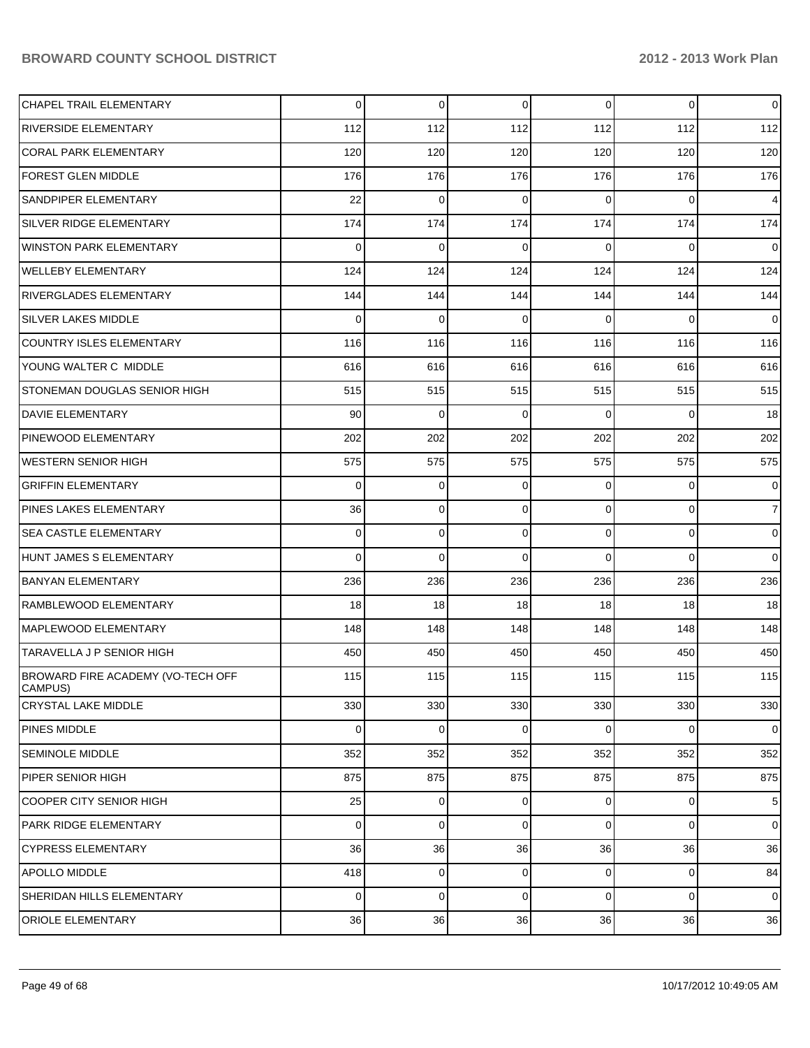| | | | | | | |
|---|---|---|---|---|---|---|
| CHAPEL TRAIL ELEMENTARY | 0 | 0 | 0 | 0 | 0 | 0 |
| RIVERSIDE ELEMENTARY | 112 | 112 | 112 | 112 | 112 | 112 |
| CORAL PARK ELEMENTARY | 120 | 120 | 120 | 120 | 120 | 120 |
| FOREST GLEN MIDDLE | 176 | 176 | 176 | 176 | 176 | 176 |
| SANDPIPER ELEMENTARY | 22 | 0 | 0 | 0 | 0 | 4 |
| SILVER RIDGE ELEMENTARY | 174 | 174 | 174 | 174 | 174 | 174 |
| WINSTON PARK ELEMENTARY | 0 | 0 | 0 | 0 | 0 | 0 |
| WELLEBY ELEMENTARY | 124 | 124 | 124 | 124 | 124 | 124 |
| RIVERGLADES ELEMENTARY | 144 | 144 | 144 | 144 | 144 | 144 |
| SILVER LAKES MIDDLE | 0 | 0 | 0 | 0 | 0 | 0 |
| COUNTRY ISLES ELEMENTARY | 116 | 116 | 116 | 116 | 116 | 116 |
| YOUNG WALTER C MIDDLE | 616 | 616 | 616 | 616 | 616 | 616 |
| STONEMAN DOUGLAS SENIOR HIGH | 515 | 515 | 515 | 515 | 515 | 515 |
| DAVIE ELEMENTARY | 90 | 0 | 0 | 0 | 0 | 18 |
| PINEWOOD ELEMENTARY | 202 | 202 | 202 | 202 | 202 | 202 |
| WESTERN SENIOR HIGH | 575 | 575 | 575 | 575 | 575 | 575 |
| GRIFFIN ELEMENTARY | 0 | 0 | 0 | 0 | 0 | 0 |
| PINES LAKES ELEMENTARY | 36 | 0 | 0 | 0 | 0 | 7 |
| SEA CASTLE ELEMENTARY | 0 | 0 | 0 | 0 | 0 | 0 |
| HUNT JAMES S ELEMENTARY | 0 | 0 | 0 | 0 | 0 | 0 |
| BANYAN ELEMENTARY | 236 | 236 | 236 | 236 | 236 | 236 |
| RAMBLEWOOD ELEMENTARY | 18 | 18 | 18 | 18 | 18 | 18 |
| MAPLEWOOD ELEMENTARY | 148 | 148 | 148 | 148 | 148 | 148 |
| TARAVELLA J P SENIOR HIGH | 450 | 450 | 450 | 450 | 450 | 450 |
| BROWARD FIRE ACADEMY (VO-TECH OFF CAMPUS) | 115 | 115 | 115 | 115 | 115 | 115 |
| CRYSTAL LAKE MIDDLE | 330 | 330 | 330 | 330 | 330 | 330 |
| PINES MIDDLE | 0 | 0 | 0 | 0 | 0 | 0 |
| SEMINOLE MIDDLE | 352 | 352 | 352 | 352 | 352 | 352 |
| PIPER SENIOR HIGH | 875 | 875 | 875 | 875 | 875 | 875 |
| COOPER CITY SENIOR HIGH | 25 | 0 | 0 | 0 | 0 | 5 |
| PARK RIDGE ELEMENTARY | 0 | 0 | 0 | 0 | 0 | 0 |
| CYPRESS ELEMENTARY | 36 | 36 | 36 | 36 | 36 | 36 |
| APOLLO MIDDLE | 418 | 0 | 0 | 0 | 0 | 84 |
| SHERIDAN HILLS ELEMENTARY | 0 | 0 | 0 | 0 | 0 | 0 |
| ORIOLE ELEMENTARY | 36 | 36 | 36 | 36 | 36 | 36 |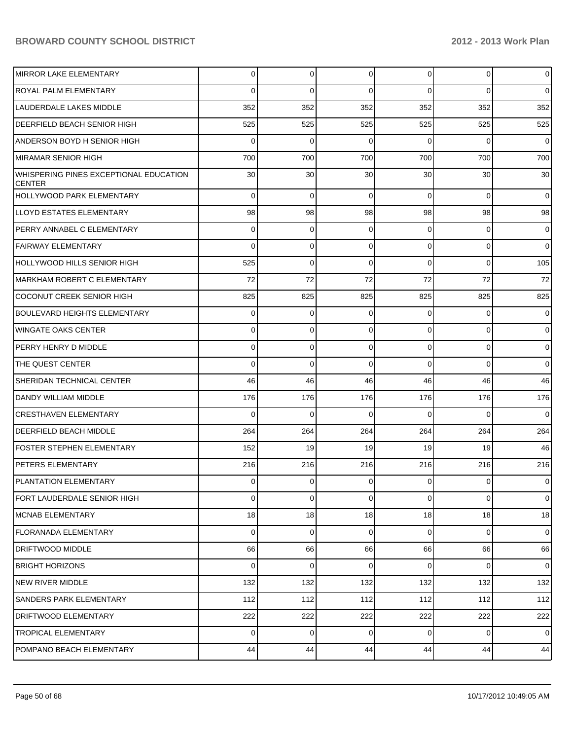| | | | | | | |
|---|---|---|---|---|---|---|
| MIRROR LAKE ELEMENTARY | 0 | 0 | 0 | 0 | 0 | 0 |
| ROYAL PALM ELEMENTARY | 0 | 0 | 0 | 0 | 0 | 0 |
| LAUDERDALE LAKES MIDDLE | 352 | 352 | 352 | 352 | 352 | 352 |
| DEERFIELD BEACH SENIOR HIGH | 525 | 525 | 525 | 525 | 525 | 525 |
| ANDERSON BOYD H SENIOR HIGH | 0 | 0 | 0 | 0 | 0 | 0 |
| MIRAMAR SENIOR HIGH | 700 | 700 | 700 | 700 | 700 | 700 |
| WHISPERING PINES EXCEPTIONAL EDUCATION CENTER | 30 | 30 | 30 | 30 | 30 | 30 |
| HOLLYWOOD PARK ELEMENTARY | 0 | 0 | 0 | 0 | 0 | 0 |
| LLOYD ESTATES ELEMENTARY | 98 | 98 | 98 | 98 | 98 | 98 |
| PERRY ANNABEL C ELEMENTARY | 0 | 0 | 0 | 0 | 0 | 0 |
| FAIRWAY ELEMENTARY | 0 | 0 | 0 | 0 | 0 | 0 |
| HOLLYWOOD HILLS SENIOR HIGH | 525 | 0 | 0 | 0 | 0 | 105 |
| MARKHAM ROBERT C ELEMENTARY | 72 | 72 | 72 | 72 | 72 | 72 |
| COCONUT CREEK SENIOR HIGH | 825 | 825 | 825 | 825 | 825 | 825 |
| BOULEVARD HEIGHTS ELEMENTARY | 0 | 0 | 0 | 0 | 0 | 0 |
| WINGATE OAKS CENTER | 0 | 0 | 0 | 0 | 0 | 0 |
| PERRY HENRY D MIDDLE | 0 | 0 | 0 | 0 | 0 | 0 |
| THE QUEST CENTER | 0 | 0 | 0 | 0 | 0 | 0 |
| SHERIDAN TECHNICAL CENTER | 46 | 46 | 46 | 46 | 46 | 46 |
| DANDY WILLIAM MIDDLE | 176 | 176 | 176 | 176 | 176 | 176 |
| CRESTHAVEN ELEMENTARY | 0 | 0 | 0 | 0 | 0 | 0 |
| DEERFIELD BEACH MIDDLE | 264 | 264 | 264 | 264 | 264 | 264 |
| FOSTER STEPHEN ELEMENTARY | 152 | 19 | 19 | 19 | 19 | 46 |
| PETERS ELEMENTARY | 216 | 216 | 216 | 216 | 216 | 216 |
| PLANTATION ELEMENTARY | 0 | 0 | 0 | 0 | 0 | 0 |
| FORT LAUDERDALE SENIOR HIGH | 0 | 0 | 0 | 0 | 0 | 0 |
| MCNAB ELEMENTARY | 18 | 18 | 18 | 18 | 18 | 18 |
| FLORANADA ELEMENTARY | 0 | 0 | 0 | 0 | 0 | 0 |
| DRIFTWOOD MIDDLE | 66 | 66 | 66 | 66 | 66 | 66 |
| BRIGHT HORIZONS | 0 | 0 | 0 | 0 | 0 | 0 |
| NEW RIVER MIDDLE | 132 | 132 | 132 | 132 | 132 | 132 |
| SANDERS PARK ELEMENTARY | 112 | 112 | 112 | 112 | 112 | 112 |
| DRIFTWOOD ELEMENTARY | 222 | 222 | 222 | 222 | 222 | 222 |
| TROPICAL ELEMENTARY | 0 | 0 | 0 | 0 | 0 | 0 |
| POMPANO BEACH ELEMENTARY | 44 | 44 | 44 | 44 | 44 | 44 |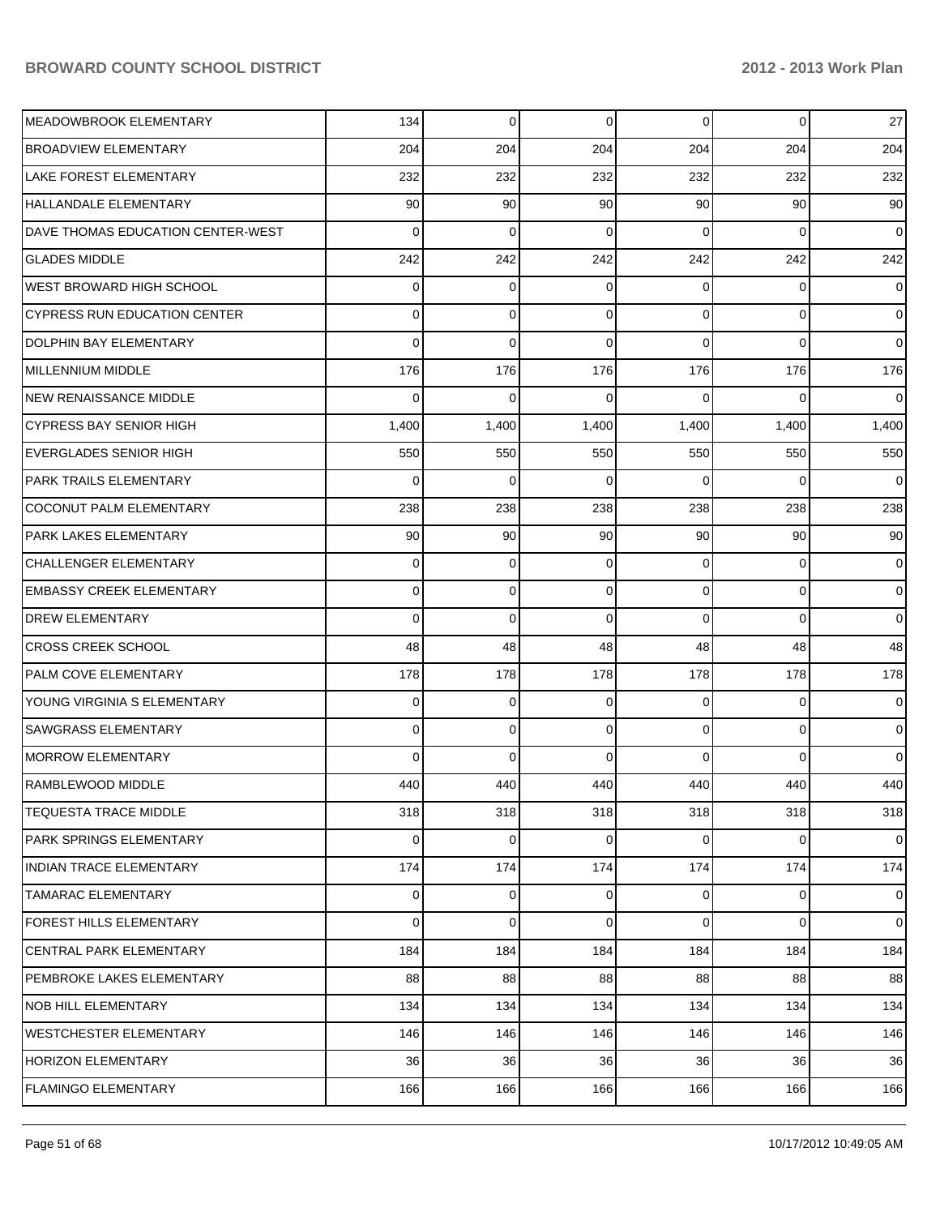| | | | | | | |
|---|---|---|---|---|---|---|
| MEADOWBROOK ELEMENTARY | 134 | 0 | 0 | 0 | 0 | 27 |
| BROADVIEW ELEMENTARY | 204 | 204 | 204 | 204 | 204 | 204 |
| LAKE FOREST ELEMENTARY | 232 | 232 | 232 | 232 | 232 | 232 |
| HALLANDALE ELEMENTARY | 90 | 90 | 90 | 90 | 90 | 90 |
| DAVE THOMAS EDUCATION CENTER-WEST | 0 | 0 | 0 | 0 | 0 | 0 |
| GLADES MIDDLE | 242 | 242 | 242 | 242 | 242 | 242 |
| WEST BROWARD HIGH SCHOOL | 0 | 0 | 0 | 0 | 0 | 0 |
| CYPRESS RUN EDUCATION CENTER | 0 | 0 | 0 | 0 | 0 | 0 |
| DOLPHIN BAY ELEMENTARY | 0 | 0 | 0 | 0 | 0 | 0 |
| MILLENNIUM MIDDLE | 176 | 176 | 176 | 176 | 176 | 176 |
| NEW RENAISSANCE MIDDLE | 0 | 0 | 0 | 0 | 0 | 0 |
| CYPRESS BAY SENIOR HIGH | 1,400 | 1,400 | 1,400 | 1,400 | 1,400 | 1,400 |
| EVERGLADES SENIOR HIGH | 550 | 550 | 550 | 550 | 550 | 550 |
| PARK TRAILS ELEMENTARY | 0 | 0 | 0 | 0 | 0 | 0 |
| COCONUT PALM ELEMENTARY | 238 | 238 | 238 | 238 | 238 | 238 |
| PARK LAKES ELEMENTARY | 90 | 90 | 90 | 90 | 90 | 90 |
| CHALLENGER ELEMENTARY | 0 | 0 | 0 | 0 | 0 | 0 |
| EMBASSY CREEK ELEMENTARY | 0 | 0 | 0 | 0 | 0 | 0 |
| DREW ELEMENTARY | 0 | 0 | 0 | 0 | 0 | 0 |
| CROSS CREEK SCHOOL | 48 | 48 | 48 | 48 | 48 | 48 |
| PALM COVE ELEMENTARY | 178 | 178 | 178 | 178 | 178 | 178 |
| YOUNG VIRGINIA S ELEMENTARY | 0 | 0 | 0 | 0 | 0 | 0 |
| SAWGRASS ELEMENTARY | 0 | 0 | 0 | 0 | 0 | 0 |
| MORROW ELEMENTARY | 0 | 0 | 0 | 0 | 0 | 0 |
| RAMBLEWOOD MIDDLE | 440 | 440 | 440 | 440 | 440 | 440 |
| TEQUESTA TRACE MIDDLE | 318 | 318 | 318 | 318 | 318 | 318 |
| PARK SPRINGS ELEMENTARY | 0 | 0 | 0 | 0 | 0 | 0 |
| INDIAN TRACE ELEMENTARY | 174 | 174 | 174 | 174 | 174 | 174 |
| TAMARAC ELEMENTARY | 0 | 0 | 0 | 0 | 0 | 0 |
| FOREST HILLS ELEMENTARY | 0 | 0 | 0 | 0 | 0 | 0 |
| CENTRAL PARK ELEMENTARY | 184 | 184 | 184 | 184 | 184 | 184 |
| PEMBROKE LAKES ELEMENTARY | 88 | 88 | 88 | 88 | 88 | 88 |
| NOB HILL ELEMENTARY | 134 | 134 | 134 | 134 | 134 | 134 |
| WESTCHESTER ELEMENTARY | 146 | 146 | 146 | 146 | 146 | 146 |
| HORIZON ELEMENTARY | 36 | 36 | 36 | 36 | 36 | 36 |
| FLAMINGO ELEMENTARY | 166 | 166 | 166 | 166 | 166 | 166 |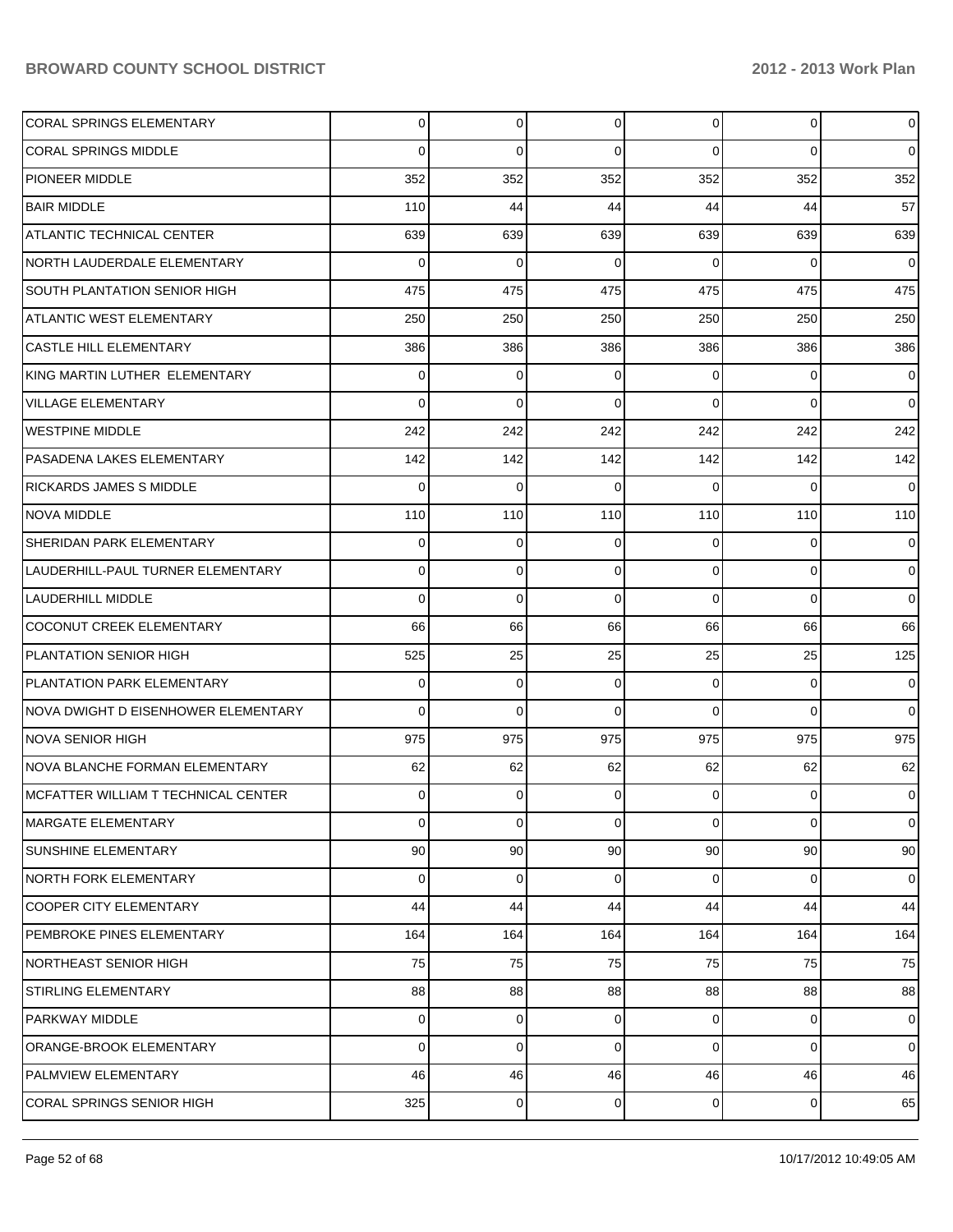| | | | | | | |
|---|---|---|---|---|---|---|
| CORAL SPRINGS ELEMENTARY | 0 | 0 | 0 | 0 | 0 | 0 |
| CORAL SPRINGS MIDDLE | 0 | 0 | 0 | 0 | 0 | 0 |
| PIONEER MIDDLE | 352 | 352 | 352 | 352 | 352 | 352 |
| BAIR MIDDLE | 110 | 44 | 44 | 44 | 44 | 57 |
| ATLANTIC TECHNICAL CENTER | 639 | 639 | 639 | 639 | 639 | 639 |
| NORTH LAUDERDALE ELEMENTARY | 0 | 0 | 0 | 0 | 0 | 0 |
| SOUTH PLANTATION SENIOR HIGH | 475 | 475 | 475 | 475 | 475 | 475 |
| ATLANTIC WEST ELEMENTARY | 250 | 250 | 250 | 250 | 250 | 250 |
| CASTLE HILL ELEMENTARY | 386 | 386 | 386 | 386 | 386 | 386 |
| KING MARTIN LUTHER ELEMENTARY | 0 | 0 | 0 | 0 | 0 | 0 |
| VILLAGE ELEMENTARY | 0 | 0 | 0 | 0 | 0 | 0 |
| WESTPINE MIDDLE | 242 | 242 | 242 | 242 | 242 | 242 |
| PASADENA LAKES ELEMENTARY | 142 | 142 | 142 | 142 | 142 | 142 |
| RICKARDS JAMES S MIDDLE | 0 | 0 | 0 | 0 | 0 | 0 |
| NOVA MIDDLE | 110 | 110 | 110 | 110 | 110 | 110 |
| SHERIDAN PARK ELEMENTARY | 0 | 0 | 0 | 0 | 0 | 0 |
| LAUDERHILL-PAUL TURNER ELEMENTARY | 0 | 0 | 0 | 0 | 0 | 0 |
| LAUDERHILL MIDDLE | 0 | 0 | 0 | 0 | 0 | 0 |
| COCONUT CREEK ELEMENTARY | 66 | 66 | 66 | 66 | 66 | 66 |
| PLANTATION SENIOR HIGH | 525 | 25 | 25 | 25 | 25 | 125 |
| PLANTATION PARK ELEMENTARY | 0 | 0 | 0 | 0 | 0 | 0 |
| NOVA DWIGHT D EISENHOWER ELEMENTARY | 0 | 0 | 0 | 0 | 0 | 0 |
| NOVA SENIOR HIGH | 975 | 975 | 975 | 975 | 975 | 975 |
| NOVA BLANCHE FORMAN ELEMENTARY | 62 | 62 | 62 | 62 | 62 | 62 |
| MCFATTER WILLIAM T TECHNICAL CENTER | 0 | 0 | 0 | 0 | 0 | 0 |
| MARGATE ELEMENTARY | 0 | 0 | 0 | 0 | 0 | 0 |
| SUNSHINE ELEMENTARY | 90 | 90 | 90 | 90 | 90 | 90 |
| NORTH FORK ELEMENTARY | 0 | 0 | 0 | 0 | 0 | 0 |
| COOPER CITY ELEMENTARY | 44 | 44 | 44 | 44 | 44 | 44 |
| PEMBROKE PINES ELEMENTARY | 164 | 164 | 164 | 164 | 164 | 164 |
| NORTHEAST SENIOR HIGH | 75 | 75 | 75 | 75 | 75 | 75 |
| STIRLING ELEMENTARY | 88 | 88 | 88 | 88 | 88 | 88 |
| PARKWAY MIDDLE | 0 | 0 | 0 | 0 | 0 | 0 |
| ORANGE-BROOK ELEMENTARY | 0 | 0 | 0 | 0 | 0 | 0 |
| PALMVIEW ELEMENTARY | 46 | 46 | 46 | 46 | 46 | 46 |
| CORAL SPRINGS SENIOR HIGH | 325 | 0 | 0 | 0 | 0 | 65 |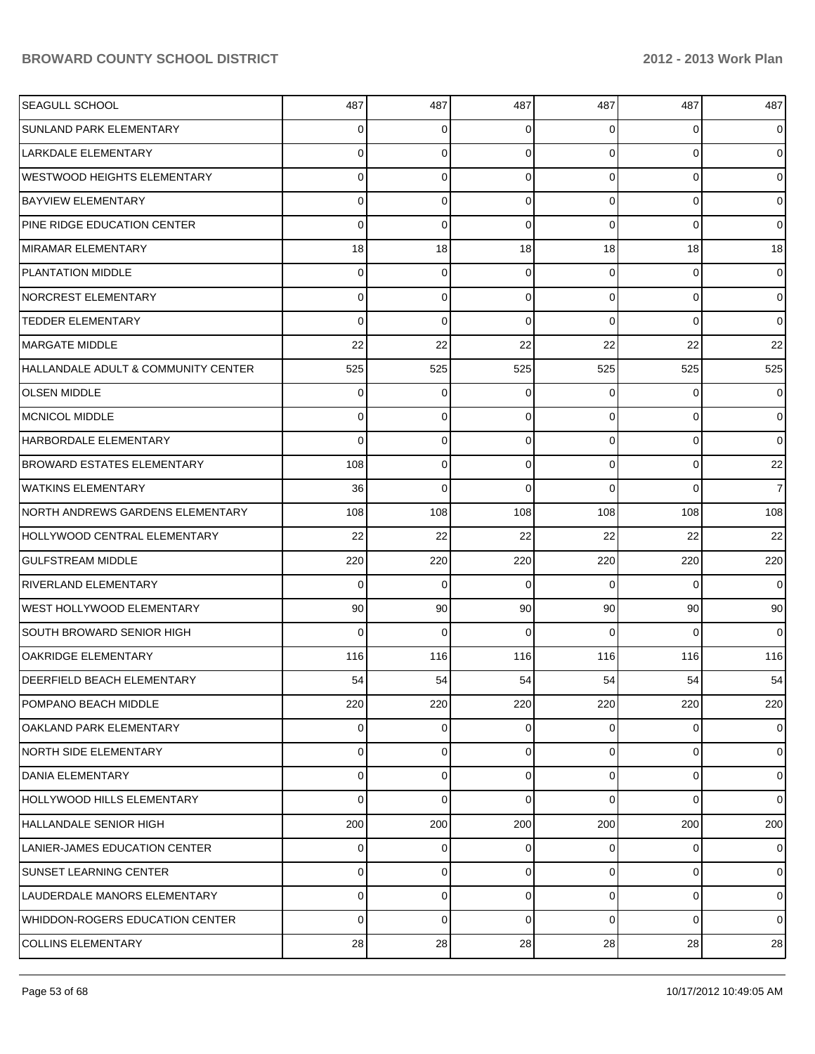| | | | | | | |
|---|---|---|---|---|---|---|
| SEAGULL SCHOOL | 487 | 487 | 487 | 487 | 487 | 487 |
| SUNLAND PARK ELEMENTARY | 0 | 0 | 0 | 0 | 0 | 0 |
| LARKDALE ELEMENTARY | 0 | 0 | 0 | 0 | 0 | 0 |
| WESTWOOD HEIGHTS ELEMENTARY | 0 | 0 | 0 | 0 | 0 | 0 |
| BAYVIEW ELEMENTARY | 0 | 0 | 0 | 0 | 0 | 0 |
| PINE RIDGE EDUCATION CENTER | 0 | 0 | 0 | 0 | 0 | 0 |
| MIRAMAR ELEMENTARY | 18 | 18 | 18 | 18 | 18 | 18 |
| PLANTATION MIDDLE | 0 | 0 | 0 | 0 | 0 | 0 |
| NORCREST ELEMENTARY | 0 | 0 | 0 | 0 | 0 | 0 |
| TEDDER ELEMENTARY | 0 | 0 | 0 | 0 | 0 | 0 |
| MARGATE MIDDLE | 22 | 22 | 22 | 22 | 22 | 22 |
| HALLANDALE ADULT & COMMUNITY CENTER | 525 | 525 | 525 | 525 | 525 | 525 |
| OLSEN MIDDLE | 0 | 0 | 0 | 0 | 0 | 0 |
| MCNICOL MIDDLE | 0 | 0 | 0 | 0 | 0 | 0 |
| HARBORDALE ELEMENTARY | 0 | 0 | 0 | 0 | 0 | 0 |
| BROWARD ESTATES ELEMENTARY | 108 | 0 | 0 | 0 | 0 | 22 |
| WATKINS ELEMENTARY | 36 | 0 | 0 | 0 | 0 | 7 |
| NORTH ANDREWS GARDENS ELEMENTARY | 108 | 108 | 108 | 108 | 108 | 108 |
| HOLLYWOOD CENTRAL ELEMENTARY | 22 | 22 | 22 | 22 | 22 | 22 |
| GULFSTREAM MIDDLE | 220 | 220 | 220 | 220 | 220 | 220 |
| RIVERLAND ELEMENTARY | 0 | 0 | 0 | 0 | 0 | 0 |
| WEST HOLLYWOOD ELEMENTARY | 90 | 90 | 90 | 90 | 90 | 90 |
| SOUTH BROWARD SENIOR HIGH | 0 | 0 | 0 | 0 | 0 | 0 |
| OAKRIDGE ELEMENTARY | 116 | 116 | 116 | 116 | 116 | 116 |
| DEERFIELD BEACH ELEMENTARY | 54 | 54 | 54 | 54 | 54 | 54 |
| POMPANO BEACH MIDDLE | 220 | 220 | 220 | 220 | 220 | 220 |
| OAKLAND PARK ELEMENTARY | 0 | 0 | 0 | 0 | 0 | 0 |
| NORTH SIDE ELEMENTARY | 0 | 0 | 0 | 0 | 0 | 0 |
| DANIA ELEMENTARY | 0 | 0 | 0 | 0 | 0 | 0 |
| HOLLYWOOD HILLS ELEMENTARY | 0 | 0 | 0 | 0 | 0 | 0 |
| HALLANDALE SENIOR HIGH | 200 | 200 | 200 | 200 | 200 | 200 |
| LANIER-JAMES EDUCATION CENTER | 0 | 0 | 0 | 0 | 0 | 0 |
| SUNSET LEARNING CENTER | 0 | 0 | 0 | 0 | 0 | 0 |
| LAUDERDALE MANORS ELEMENTARY | 0 | 0 | 0 | 0 | 0 | 0 |
| WHIDDON-ROGERS EDUCATION CENTER | 0 | 0 | 0 | 0 | 0 | 0 |
| COLLINS ELEMENTARY | 28 | 28 | 28 | 28 | 28 | 28 |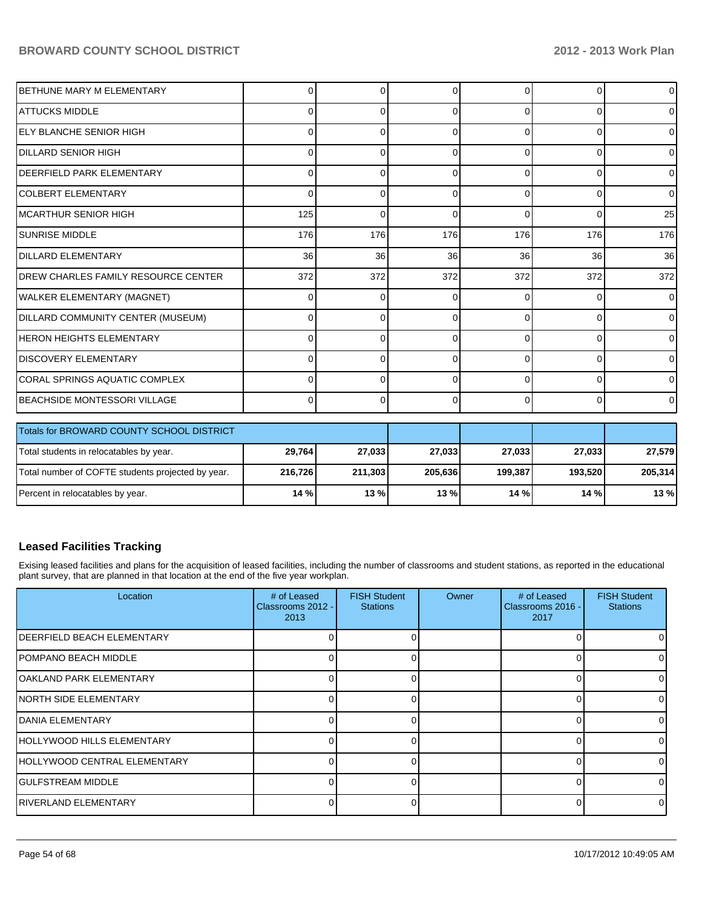| | | | | | | |
|---|---|---|---|---|---|---|
| BETHUNE MARY M ELEMENTARY | 0 | 0 | 0 | 0 | 0 | 0 |
| ATTUCKS MIDDLE | 0 | 0 | 0 | 0 | 0 | 0 |
| ELY BLANCHE SENIOR HIGH | 0 | 0 | 0 | 0 | 0 | 0 |
| DILLARD SENIOR HIGH | 0 | 0 | 0 | 0 | 0 | 0 |
| DEERFIELD PARK ELEMENTARY | 0 | 0 | 0 | 0 | 0 | 0 |
| COLBERT ELEMENTARY | 0 | 0 | 0 | 0 | 0 | 0 |
| MCARTHUR SENIOR HIGH | 125 | 0 | 0 | 0 | 0 | 25 |
| SUNRISE MIDDLE | 176 | 176 | 176 | 176 | 176 | 176 |
| DILLARD ELEMENTARY | 36 | 36 | 36 | 36 | 36 | 36 |
| DREW CHARLES FAMILY RESOURCE CENTER | 372 | 372 | 372 | 372 | 372 | 372 |
| WALKER ELEMENTARY (MAGNET) | 0 | 0 | 0 | 0 | 0 | 0 |
| DILLARD COMMUNITY CENTER (MUSEUM) | 0 | 0 | 0 | 0 | 0 | 0 |
| HERON HEIGHTS ELEMENTARY | 0 | 0 | 0 | 0 | 0 | 0 |
| DISCOVERY ELEMENTARY | 0 | 0 | 0 | 0 | 0 | 0 |
| CORAL SPRINGS AQUATIC COMPLEX | 0 | 0 | 0 | 0 | 0 | 0 |
| BEACHSIDE MONTESSORI VILLAGE | 0 | 0 | 0 | 0 | 0 | 0 |

| Totals for BROWARD COUNTY SCHOOL DISTRICT | | | | | | |
|---|---|---|---|---|---|---|
| Total students in relocatables by year. | **29,764** | **27,033** | **27,033** | **27,033** | **27,033** | **27,579** |
| Total number of COFTE students projected by year. | **216,726** | **211,303** | **205,636** | **199,387** | **193,520** | **205,314** |
| Percent in relocatables by year. | **14 %** | **13 %** | **13 %** | **14 %** | **14 %** | **13 %** |

### Leased Facilities Tracking

Exising leased facilities and plans for the acquisition of leased facilities, including the number of classrooms and student stations, as reported in the educational plant survey, that are planned in that location at the end of the five year workplan.

| Location | # of Leased Classrooms 2012 - 2013 | FISH Student Stations | Owner | # of Leased Classrooms 2016 - 2017 | FISH Student Stations |
|---|---|---|---|---|---|
| DEERFIELD BEACH ELEMENTARY | 0 | 0 | | 0 | 0 |
| POMPANO BEACH MIDDLE | 0 | 0 | | 0 | 0 |
| OAKLAND PARK ELEMENTARY | 0 | 0 | | 0 | 0 |
| NORTH SIDE ELEMENTARY | 0 | 0 | | 0 | 0 |
| DANIA ELEMENTARY | 0 | 0 | | 0 | 0 |
| HOLLYWOOD HILLS ELEMENTARY | 0 | 0 | | 0 | 0 |
| HOLLYWOOD CENTRAL ELEMENTARY | 0 | 0 | | 0 | 0 |
| GULFSTREAM MIDDLE | 0 | 0 | | 0 | 0 |
| RIVERLAND ELEMENTARY | 0 | 0 | | 0 | 0 |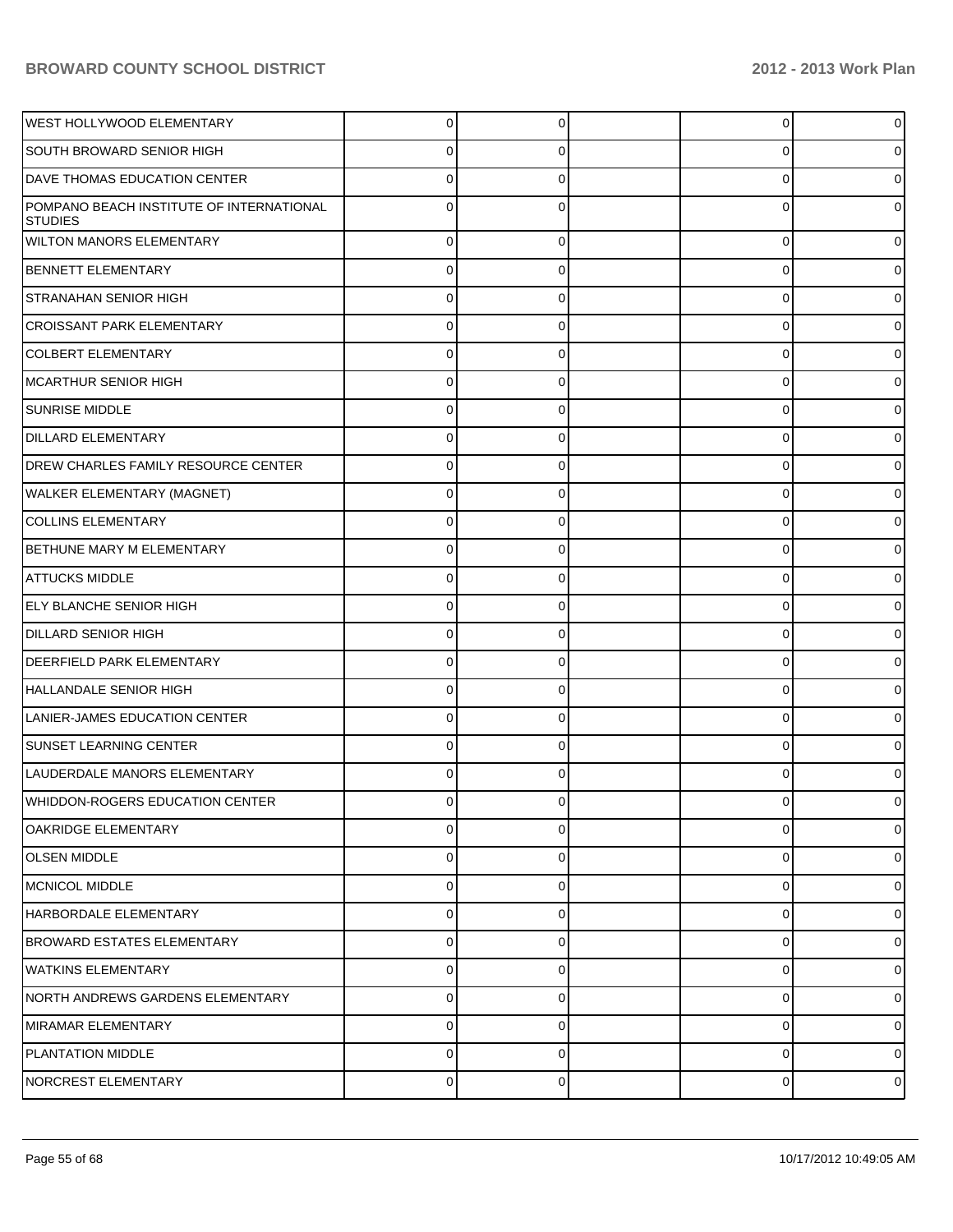| | | | | | |
|---|---|---|---|---|---|
| WEST HOLLYWOOD ELEMENTARY | 0 | 0 | | 0 | 0 |
| SOUTH BROWARD SENIOR HIGH | 0 | 0 | | 0 | 0 |
| DAVE THOMAS EDUCATION CENTER | 0 | 0 | | 0 | 0 |
| POMPANO BEACH INSTITUTE OF INTERNATIONAL STUDIES | 0 | 0 | | 0 | 0 |
| WILTON MANORS ELEMENTARY | 0 | 0 | | 0 | 0 |
| BENNETT ELEMENTARY | 0 | 0 | | 0 | 0 |
| STRANAHAN SENIOR HIGH | 0 | 0 | | 0 | 0 |
| CROISSANT PARK ELEMENTARY | 0 | 0 | | 0 | 0 |
| COLBERT ELEMENTARY | 0 | 0 | | 0 | 0 |
| MCARTHUR SENIOR HIGH | 0 | 0 | | 0 | 0 |
| SUNRISE MIDDLE | 0 | 0 | | 0 | 0 |
| DILLARD ELEMENTARY | 0 | 0 | | 0 | 0 |
| DREW CHARLES FAMILY RESOURCE CENTER | 0 | 0 | | 0 | 0 |
| WALKER ELEMENTARY (MAGNET) | 0 | 0 | | 0 | 0 |
| COLLINS ELEMENTARY | 0 | 0 | | 0 | 0 |
| BETHUNE MARY M ELEMENTARY | 0 | 0 | | 0 | 0 |
| ATTUCKS MIDDLE | 0 | 0 | | 0 | 0 |
| ELY BLANCHE SENIOR HIGH | 0 | 0 | | 0 | 0 |
| DILLARD SENIOR HIGH | 0 | 0 | | 0 | 0 |
| DEERFIELD PARK ELEMENTARY | 0 | 0 | | 0 | 0 |
| HALLANDALE SENIOR HIGH | 0 | 0 | | 0 | 0 |
| LANIER-JAMES EDUCATION CENTER | 0 | 0 | | 0 | 0 |
| SUNSET LEARNING CENTER | 0 | 0 | | 0 | 0 |
| LAUDERDALE MANORS ELEMENTARY | 0 | 0 | | 0 | 0 |
| WHIDDON-ROGERS EDUCATION CENTER | 0 | 0 | | 0 | 0 |
| OAKRIDGE ELEMENTARY | 0 | 0 | | 0 | 0 |
| OLSEN MIDDLE | 0 | 0 | | 0 | 0 |
| MCNICOL MIDDLE | 0 | 0 | | 0 | 0 |
| HARBORDALE ELEMENTARY | 0 | 0 | | 0 | 0 |
| BROWARD ESTATES ELEMENTARY | 0 | 0 | | 0 | 0 |
| WATKINS ELEMENTARY | 0 | 0 | | 0 | 0 |
| NORTH ANDREWS GARDENS ELEMENTARY | 0 | 0 | | 0 | 0 |
| MIRAMAR ELEMENTARY | 0 | 0 | | 0 | 0 |
| PLANTATION MIDDLE | 0 | 0 | | 0 | 0 |
| NORCREST ELEMENTARY | 0 | 0 | | 0 | 0 |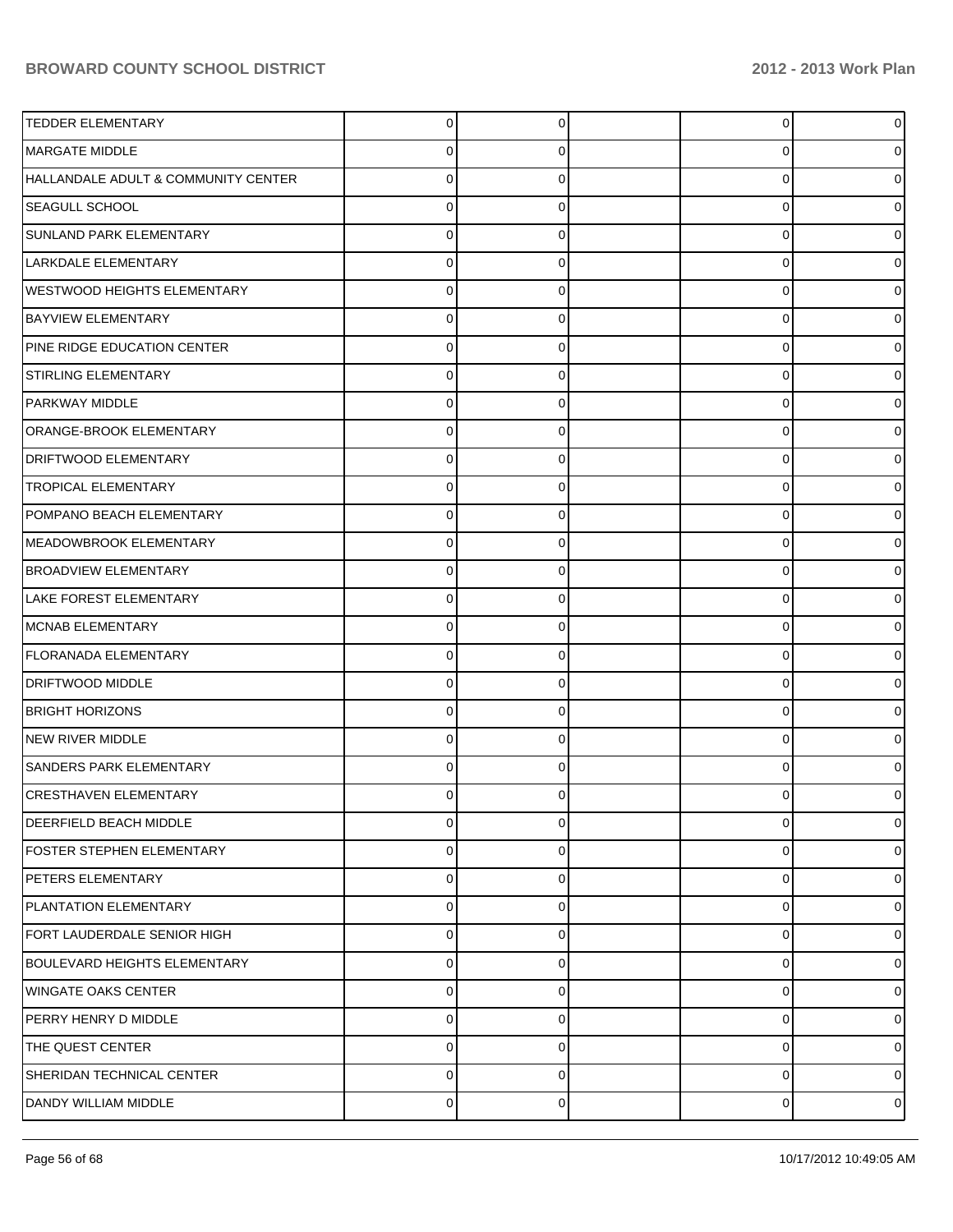| | | | | | |
|---|---|---|---|---|---|
| TEDDER ELEMENTARY | 0 | 0 | | 0 | 0 |
| MARGATE MIDDLE | 0 | 0 | | 0 | 0 |
| HALLANDALE ADULT & COMMUNITY CENTER | 0 | 0 | | 0 | 0 |
| SEAGULL SCHOOL | 0 | 0 | | 0 | 0 |
| SUNLAND PARK ELEMENTARY | 0 | 0 | | 0 | 0 |
| LARKDALE ELEMENTARY | 0 | 0 | | 0 | 0 |
| WESTWOOD HEIGHTS ELEMENTARY | 0 | 0 | | 0 | 0 |
| BAYVIEW ELEMENTARY | 0 | 0 | | 0 | 0 |
| PINE RIDGE EDUCATION CENTER | 0 | 0 | | 0 | 0 |
| STIRLING ELEMENTARY | 0 | 0 | | 0 | 0 |
| PARKWAY MIDDLE | 0 | 0 | | 0 | 0 |
| ORANGE-BROOK ELEMENTARY | 0 | 0 | | 0 | 0 |
| DRIFTWOOD ELEMENTARY | 0 | 0 | | 0 | 0 |
| TROPICAL ELEMENTARY | 0 | 0 | | 0 | 0 |
| POMPANO BEACH ELEMENTARY | 0 | 0 | | 0 | 0 |
| MEADOWBROOK ELEMENTARY | 0 | 0 | | 0 | 0 |
| BROADVIEW ELEMENTARY | 0 | 0 | | 0 | 0 |
| LAKE FOREST ELEMENTARY | 0 | 0 | | 0 | 0 |
| MCNAB ELEMENTARY | 0 | 0 | | 0 | 0 |
| FLORANADA ELEMENTARY | 0 | 0 | | 0 | 0 |
| DRIFTWOOD MIDDLE | 0 | 0 | | 0 | 0 |
| BRIGHT HORIZONS | 0 | 0 | | 0 | 0 |
| NEW RIVER MIDDLE | 0 | 0 | | 0 | 0 |
| SANDERS PARK ELEMENTARY | 0 | 0 | | 0 | 0 |
| CRESTHAVEN ELEMENTARY | 0 | 0 | | 0 | 0 |
| DEERFIELD BEACH MIDDLE | 0 | 0 | | 0 | 0 |
| FOSTER STEPHEN ELEMENTARY | 0 | 0 | | 0 | 0 |
| PETERS ELEMENTARY | 0 | 0 | | 0 | 0 |
| PLANTATION ELEMENTARY | 0 | 0 | | 0 | 0 |
| FORT LAUDERDALE SENIOR HIGH | 0 | 0 | | 0 | 0 |
| BOULEVARD HEIGHTS ELEMENTARY | 0 | 0 | | 0 | 0 |
| WINGATE OAKS CENTER | 0 | 0 | | 0 | 0 |
| PERRY HENRY D MIDDLE | 0 | 0 | | 0 | 0 |
| THE QUEST CENTER | 0 | 0 | | 0 | 0 |
| SHERIDAN TECHNICAL CENTER | 0 | 0 | | 0 | 0 |
| DANDY WILLIAM MIDDLE | 0 | 0 | | 0 | 0 |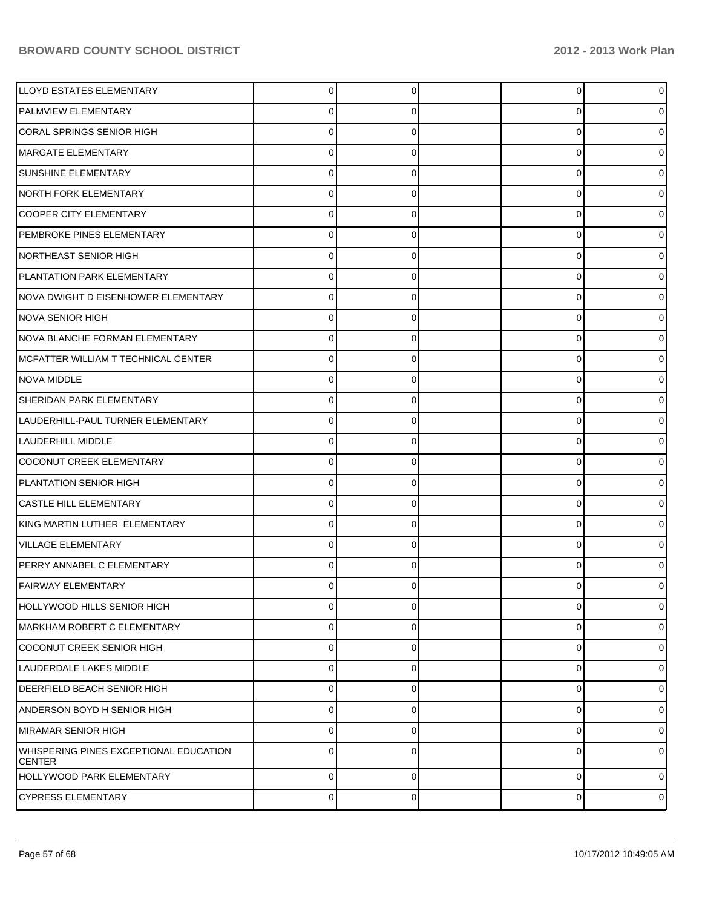| | | | | | |
|---|---|---|---|---|---|
| LLOYD ESTATES ELEMENTARY | 0 | 0 | | 0 | 0 |
| PALMVIEW ELEMENTARY | 0 | 0 | | 0 | 0 |
| CORAL SPRINGS SENIOR HIGH | 0 | 0 | | 0 | 0 |
| MARGATE ELEMENTARY | 0 | 0 | | 0 | 0 |
| SUNSHINE ELEMENTARY | 0 | 0 | | 0 | 0 |
| NORTH FORK ELEMENTARY | 0 | 0 | | 0 | 0 |
| COOPER CITY ELEMENTARY | 0 | 0 | | 0 | 0 |
| PEMBROKE PINES ELEMENTARY | 0 | 0 | | 0 | 0 |
| NORTHEAST SENIOR HIGH | 0 | 0 | | 0 | 0 |
| PLANTATION PARK ELEMENTARY | 0 | 0 | | 0 | 0 |
| NOVA DWIGHT D EISENHOWER ELEMENTARY | 0 | 0 | | 0 | 0 |
| NOVA SENIOR HIGH | 0 | 0 | | 0 | 0 |
| NOVA BLANCHE FORMAN ELEMENTARY | 0 | 0 | | 0 | 0 |
| MCFATTER WILLIAM T TECHNICAL CENTER | 0 | 0 | | 0 | 0 |
| NOVA MIDDLE | 0 | 0 | | 0 | 0 |
| SHERIDAN PARK ELEMENTARY | 0 | 0 | | 0 | 0 |
| LAUDERHILL-PAUL TURNER ELEMENTARY | 0 | 0 | | 0 | 0 |
| LAUDERHILL MIDDLE | 0 | 0 | | 0 | 0 |
| COCONUT CREEK ELEMENTARY | 0 | 0 | | 0 | 0 |
| PLANTATION SENIOR HIGH | 0 | 0 | | 0 | 0 |
| CASTLE HILL ELEMENTARY | 0 | 0 | | 0 | 0 |
| KING MARTIN LUTHER ELEMENTARY | 0 | 0 | | 0 | 0 |
| VILLAGE ELEMENTARY | 0 | 0 | | 0 | 0 |
| PERRY ANNABEL C ELEMENTARY | 0 | 0 | | 0 | 0 |
| FAIRWAY ELEMENTARY | 0 | 0 | | 0 | 0 |
| HOLLYWOOD HILLS SENIOR HIGH | 0 | 0 | | 0 | 0 |
| MARKHAM ROBERT C ELEMENTARY | 0 | 0 | | 0 | 0 |
| COCONUT CREEK SENIOR HIGH | 0 | 0 | | 0 | 0 |
| LAUDERDALE LAKES MIDDLE | 0 | 0 | | 0 | 0 |
| DEERFIELD BEACH SENIOR HIGH | 0 | 0 | | 0 | 0 |
| ANDERSON BOYD H SENIOR HIGH | 0 | 0 | | 0 | 0 |
| MIRAMAR SENIOR HIGH | 0 | 0 | | 0 | 0 |
| WHISPERING PINES EXCEPTIONAL EDUCATION CENTER | 0 | 0 | | 0 | 0 |
| HOLLYWOOD PARK ELEMENTARY | 0 | 0 | | 0 | 0 |
| CYPRESS ELEMENTARY | 0 | 0 | | 0 | 0 |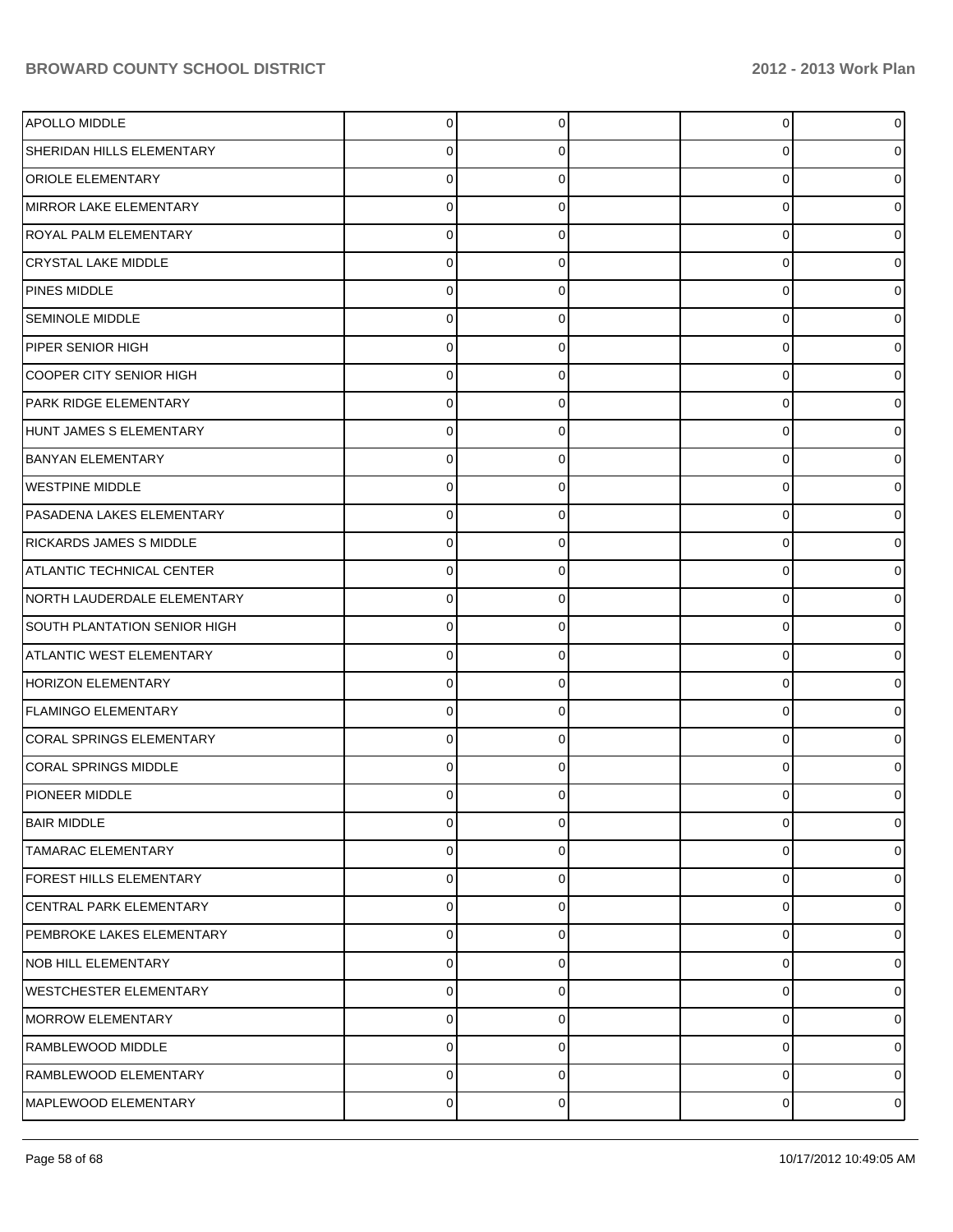| | | | | | |
|---|---|---|---|---|---|
| APOLLO MIDDLE | 0 | 0 | | 0 | 0 |
| SHERIDAN HILLS ELEMENTARY | 0 | 0 | | 0 | 0 |
| ORIOLE ELEMENTARY | 0 | 0 | | 0 | 0 |
| MIRROR LAKE ELEMENTARY | 0 | 0 | | 0 | 0 |
| ROYAL PALM ELEMENTARY | 0 | 0 | | 0 | 0 |
| CRYSTAL LAKE MIDDLE | 0 | 0 | | 0 | 0 |
| PINES MIDDLE | 0 | 0 | | 0 | 0 |
| SEMINOLE MIDDLE | 0 | 0 | | 0 | 0 |
| PIPER SENIOR HIGH | 0 | 0 | | 0 | 0 |
| COOPER CITY SENIOR HIGH | 0 | 0 | | 0 | 0 |
| PARK RIDGE ELEMENTARY | 0 | 0 | | 0 | 0 |
| HUNT JAMES S ELEMENTARY | 0 | 0 | | 0 | 0 |
| BANYAN ELEMENTARY | 0 | 0 | | 0 | 0 |
| WESTPINE MIDDLE | 0 | 0 | | 0 | 0 |
| PASADENA LAKES ELEMENTARY | 0 | 0 | | 0 | 0 |
| RICKARDS JAMES S MIDDLE | 0 | 0 | | 0 | 0 |
| ATLANTIC TECHNICAL CENTER | 0 | 0 | | 0 | 0 |
| NORTH LAUDERDALE ELEMENTARY | 0 | 0 | | 0 | 0 |
| SOUTH PLANTATION SENIOR HIGH | 0 | 0 | | 0 | 0 |
| ATLANTIC WEST ELEMENTARY | 0 | 0 | | 0 | 0 |
| HORIZON ELEMENTARY | 0 | 0 | | 0 | 0 |
| FLAMINGO ELEMENTARY | 0 | 0 | | 0 | 0 |
| CORAL SPRINGS ELEMENTARY | 0 | 0 | | 0 | 0 |
| CORAL SPRINGS MIDDLE | 0 | 0 | | 0 | 0 |
| PIONEER MIDDLE | 0 | 0 | | 0 | 0 |
| BAIR MIDDLE | 0 | 0 | | 0 | 0 |
| TAMARAC ELEMENTARY | 0 | 0 | | 0 | 0 |
| FOREST HILLS ELEMENTARY | 0 | 0 | | 0 | 0 |
| CENTRAL PARK ELEMENTARY | 0 | 0 | | 0 | 0 |
| PEMBROKE LAKES ELEMENTARY | 0 | 0 | | 0 | 0 |
| NOB HILL ELEMENTARY | 0 | 0 | | 0 | 0 |
| WESTCHESTER ELEMENTARY | 0 | 0 | | 0 | 0 |
| MORROW ELEMENTARY | 0 | 0 | | 0 | 0 |
| RAMBLEWOOD MIDDLE | 0 | 0 | | 0 | 0 |
| RAMBLEWOOD ELEMENTARY | 0 | 0 | | 0 | 0 |
| MAPLEWOOD ELEMENTARY | 0 | 0 | | 0 | 0 |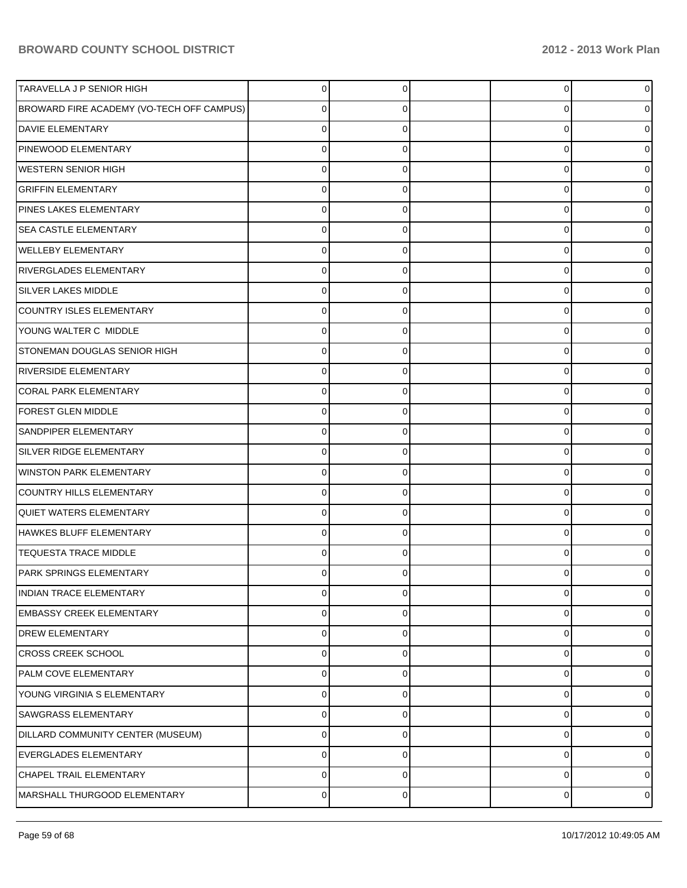| | | | | | |
|---|---|---|---|---|---|
| TARAVELLA J P SENIOR HIGH | 0 | 0 | | 0 | 0 |
| BROWARD FIRE ACADEMY (VO-TECH OFF CAMPUS) | 0 | 0 | | 0 | 0 |
| DAVIE ELEMENTARY | 0 | 0 | | 0 | 0 |
| PINEWOOD ELEMENTARY | 0 | 0 | | 0 | 0 |
| WESTERN SENIOR HIGH | 0 | 0 | | 0 | 0 |
| GRIFFIN ELEMENTARY | 0 | 0 | | 0 | 0 |
| PINES LAKES ELEMENTARY | 0 | 0 | | 0 | 0 |
| SEA CASTLE ELEMENTARY | 0 | 0 | | 0 | 0 |
| WELLEBY ELEMENTARY | 0 | 0 | | 0 | 0 |
| RIVERGLADES ELEMENTARY | 0 | 0 | | 0 | 0 |
| SILVER LAKES MIDDLE | 0 | 0 | | 0 | 0 |
| COUNTRY ISLES ELEMENTARY | 0 | 0 | | 0 | 0 |
| YOUNG WALTER C MIDDLE | 0 | 0 | | 0 | 0 |
| STONEMAN DOUGLAS SENIOR HIGH | 0 | 0 | | 0 | 0 |
| RIVERSIDE ELEMENTARY | 0 | 0 | | 0 | 0 |
| CORAL PARK ELEMENTARY | 0 | 0 | | 0 | 0 |
| FOREST GLEN MIDDLE | 0 | 0 | | 0 | 0 |
| SANDPIPER ELEMENTARY | 0 | 0 | | 0 | 0 |
| SILVER RIDGE ELEMENTARY | 0 | 0 | | 0 | 0 |
| WINSTON PARK ELEMENTARY | 0 | 0 | | 0 | 0 |
| COUNTRY HILLS ELEMENTARY | 0 | 0 | | 0 | 0 |
| QUIET WATERS ELEMENTARY | 0 | 0 | | 0 | 0 |
| HAWKES BLUFF ELEMENTARY | 0 | 0 | | 0 | 0 |
| TEQUESTA TRACE MIDDLE | 0 | 0 | | 0 | 0 |
| PARK SPRINGS ELEMENTARY | 0 | 0 | | 0 | 0 |
| INDIAN TRACE ELEMENTARY | 0 | 0 | | 0 | 0 |
| EMBASSY CREEK ELEMENTARY | 0 | 0 | | 0 | 0 |
| DREW ELEMENTARY | 0 | 0 | | 0 | 0 |
| CROSS CREEK SCHOOL | 0 | 0 | | 0 | 0 |
| PALM COVE ELEMENTARY | 0 | 0 | | 0 | 0 |
| YOUNG VIRGINIA S ELEMENTARY | 0 | 0 | | 0 | 0 |
| SAWGRASS ELEMENTARY | 0 | 0 | | 0 | 0 |
| DILLARD COMMUNITY CENTER (MUSEUM) | 0 | 0 | | 0 | 0 |
| EVERGLADES ELEMENTARY | 0 | 0 | | 0 | 0 |
| CHAPEL TRAIL ELEMENTARY | 0 | 0 | | 0 | 0 |
| MARSHALL THURGOOD ELEMENTARY | 0 | 0 | | 0 | 0 |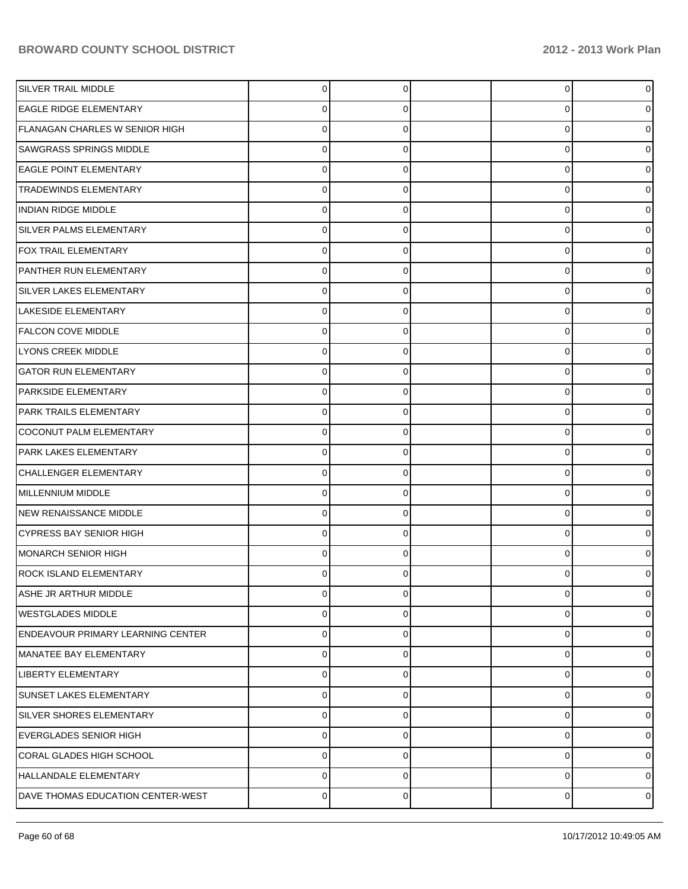| | | | | | |
|---|---|---|---|---|---|
| SILVER TRAIL MIDDLE | 0 | 0 | | 0 | 0 |
| EAGLE RIDGE ELEMENTARY | 0 | 0 | | 0 | 0 |
| FLANAGAN CHARLES W SENIOR HIGH | 0 | 0 | | 0 | 0 |
| SAWGRASS SPRINGS MIDDLE | 0 | 0 | | 0 | 0 |
| EAGLE POINT ELEMENTARY | 0 | 0 | | 0 | 0 |
| TRADEWINDS ELEMENTARY | 0 | 0 | | 0 | 0 |
| INDIAN RIDGE MIDDLE | 0 | 0 | | 0 | 0 |
| SILVER PALMS ELEMENTARY | 0 | 0 | | 0 | 0 |
| FOX TRAIL ELEMENTARY | 0 | 0 | | 0 | 0 |
| PANTHER RUN ELEMENTARY | 0 | 0 | | 0 | 0 |
| SILVER LAKES ELEMENTARY | 0 | 0 | | 0 | 0 |
| LAKESIDE ELEMENTARY | 0 | 0 | | 0 | 0 |
| FALCON COVE MIDDLE | 0 | 0 | | 0 | 0 |
| LYONS CREEK MIDDLE | 0 | 0 | | 0 | 0 |
| GATOR RUN ELEMENTARY | 0 | 0 | | 0 | 0 |
| PARKSIDE ELEMENTARY | 0 | 0 | | 0 | 0 |
| PARK TRAILS ELEMENTARY | 0 | 0 | | 0 | 0 |
| COCONUT PALM ELEMENTARY | 0 | 0 | | 0 | 0 |
| PARK LAKES ELEMENTARY | 0 | 0 | | 0 | 0 |
| CHALLENGER ELEMENTARY | 0 | 0 | | 0 | 0 |
| MILLENNIUM MIDDLE | 0 | 0 | | 0 | 0 |
| NEW RENAISSANCE MIDDLE | 0 | 0 | | 0 | 0 |
| CYPRESS BAY SENIOR HIGH | 0 | 0 | | 0 | 0 |
| MONARCH SENIOR HIGH | 0 | 0 | | 0 | 0 |
| ROCK ISLAND ELEMENTARY | 0 | 0 | | 0 | 0 |
| ASHE JR ARTHUR MIDDLE | 0 | 0 | | 0 | 0 |
| WESTGLADES MIDDLE | 0 | 0 | | 0 | 0 |
| ENDEAVOUR PRIMARY LEARNING CENTER | 0 | 0 | | 0 | 0 |
| MANATEE BAY ELEMENTARY | 0 | 0 | | 0 | 0 |
| LIBERTY ELEMENTARY | 0 | 0 | | 0 | 0 |
| SUNSET LAKES ELEMENTARY | 0 | 0 | | 0 | 0 |
| SILVER SHORES ELEMENTARY | 0 | 0 | | 0 | 0 |
| EVERGLADES SENIOR HIGH | 0 | 0 | | 0 | 0 |
| CORAL GLADES HIGH SCHOOL | 0 | 0 | | 0 | 0 |
| HALLANDALE ELEMENTARY | 0 | 0 | | 0 | 0 |
| DAVE THOMAS EDUCATION CENTER-WEST | 0 | 0 | | 0 | 0 |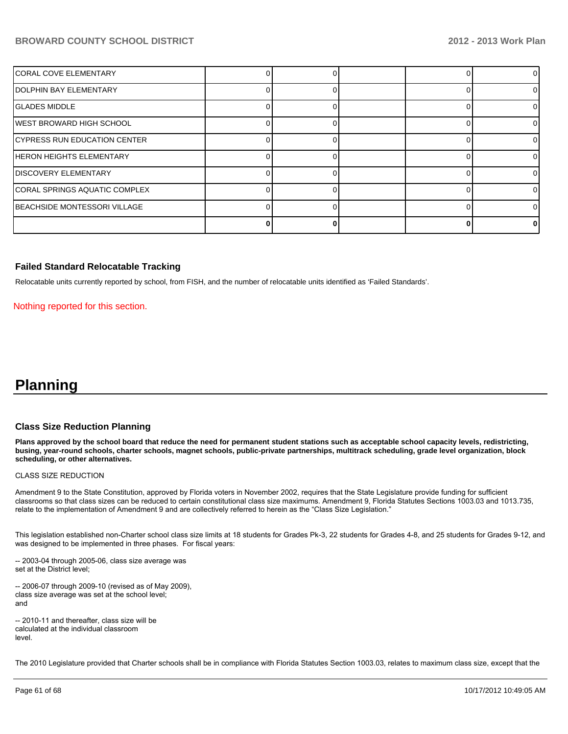| | | | | | |
|---|---|---|---|---|---|
| CORAL COVE ELEMENTARY | 0 | 0 | | 0 | 0 |
| DOLPHIN BAY ELEMENTARY | 0 | 0 | | 0 | 0 |
| GLADES MIDDLE | 0 | 0 | | 0 | 0 |
| WEST BROWARD HIGH SCHOOL | 0 | 0 | | 0 | 0 |
| CYPRESS RUN EDUCATION CENTER | 0 | 0 | | 0 | 0 |
| HERON HEIGHTS ELEMENTARY | 0 | 0 | | 0 | 0 |
| DISCOVERY ELEMENTARY | 0 | 0 | | 0 | 0 |
| CORAL SPRINGS AQUATIC COMPLEX | 0 | 0 | | 0 | 0 |
| BEACHSIDE MONTESSORI VILLAGE | 0 | 0 | | 0 | 0 |
| | **0** | **0** | | **0** | **0** |

### Failed Standard Relocatable Tracking

Relocatable units currently reported by school, from FISH, and the number of relocatable units identified as 'Failed Standards'.

Nothing reported for this section.

# Planning

### Class Size Reduction Planning

**Plans approved by the school board that reduce the need for permanent student stations such as acceptable school capacity levels, redistricting, busing, year-round schools, charter schools, magnet schools, public-private partnerships, multitrack scheduling, grade level organization, block scheduling, or other alternatives.**

CLASS SIZE REDUCTION

Amendment 9 to the State Constitution, approved by Florida voters in November 2002, requires that the State Legislature provide funding for sufficient classrooms so that class sizes can be reduced to certain constitutional class size maximums. Amendment 9, Florida Statutes Sections 1003.03 and 1013.735, relate to the implementation of Amendment 9 and are collectively referred to herein as the "Class Size Legislation."

This legislation established non-Charter school class size limits at 18 students for Grades Pk-3, 22 students for Grades 4-8, and 25 students for Grades 9-12, and was designed to be implemented in three phases. For fiscal years:

-- 2003-04 through 2005-06, class size average was set at the District level;

-- 2006-07 through 2009-10 (revised as of May 2009), class size average was set at the school level; and

-- 2010-11 and thereafter, class size will be calculated at the individual classroom level.

The 2010 Legislature provided that Charter schools shall be in compliance with Florida Statutes Section 1003.03, relates to maximum class size, except that the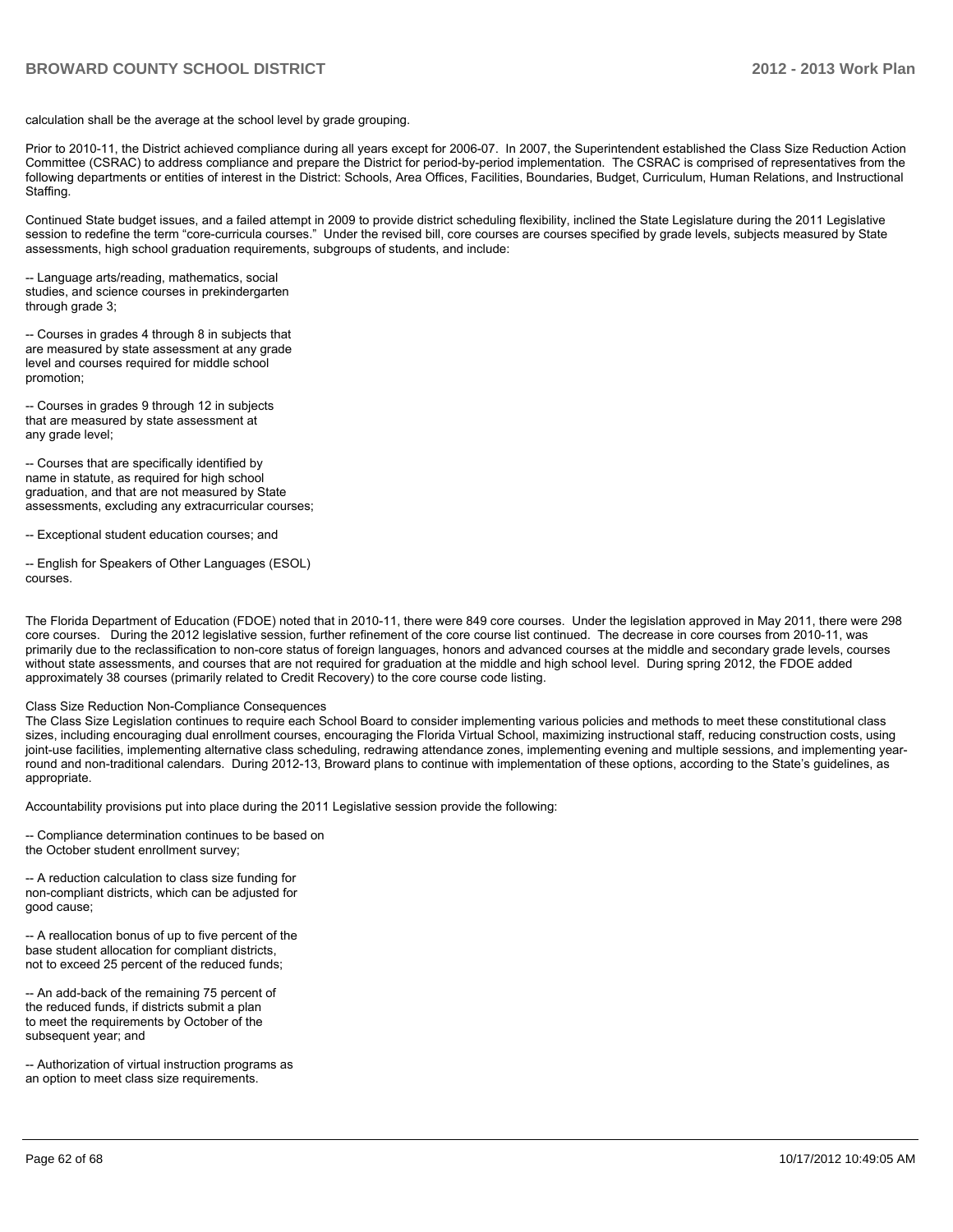calculation shall be the average at the school level by grade grouping.

Prior to 2010-11, the District achieved compliance during all years except for 2006-07. In 2007, the Superintendent established the Class Size Reduction Action Committee (CSRAC) to address compliance and prepare the District for period-by-period implementation. The CSRAC is comprised of representatives from the following departments or entities of interest in the District: Schools, Area Offices, Facilities, Boundaries, Budget, Curriculum, Human Relations, and Instructional Staffing.

Continued State budget issues, and a failed attempt in 2009 to provide district scheduling flexibility, inclined the State Legislature during the 2011 Legislative session to redefine the term "core-curricula courses." Under the revised bill, core courses are courses specified by grade levels, subjects measured by State assessments, high school graduation requirements, subgroups of students, and include:

-- Language arts/reading, mathematics, social studies, and science courses in prekindergarten through grade 3;

-- Courses in grades 4 through 8 in subjects that are measured by state assessment at any grade level and courses required for middle school promotion;

-- Courses in grades 9 through 12 in subjects that are measured by state assessment at any grade level;

-- Courses that are specifically identified by name in statute, as required for high school graduation, and that are not measured by State assessments, excluding any extracurricular courses;

-- Exceptional student education courses; and

-- English for Speakers of Other Languages (ESOL) courses.

The Florida Department of Education (FDOE) noted that in 2010-11, there were 849 core courses. Under the legislation approved in May 2011, there were 298 core courses. During the 2012 legislative session, further refinement of the core course list continued. The decrease in core courses from 2010-11, was primarily due to the reclassification to non-core status of foreign languages, honors and advanced courses at the middle and secondary grade levels, courses without state assessments, and courses that are not required for graduation at the middle and high school level. During spring 2012, the FDOE added approximately 38 courses (primarily related to Credit Recovery) to the core course code listing.

Class Size Reduction Non-Compliance Consequences
The Class Size Legislation continues to require each School Board to consider implementing various policies and methods to meet these constitutional class sizes, including encouraging dual enrollment courses, encouraging the Florida Virtual School, maximizing instructional staff, reducing construction costs, using joint-use facilities, implementing alternative class scheduling, redrawing attendance zones, implementing evening and multiple sessions, and implementing year-round and non-traditional calendars. During 2012-13, Broward plans to continue with implementation of these options, according to the State's guidelines, as appropriate.

Accountability provisions put into place during the 2011 Legislative session provide the following:

-- Compliance determination continues to be based on the October student enrollment survey;

-- A reduction calculation to class size funding for non-compliant districts, which can be adjusted for good cause;

-- A reallocation bonus of up to five percent of the base student allocation for compliant districts, not to exceed 25 percent of the reduced funds;

-- An add-back of the remaining 75 percent of the reduced funds, if districts submit a plan to meet the requirements by October of the subsequent year; and

-- Authorization of virtual instruction programs as an option to meet class size requirements.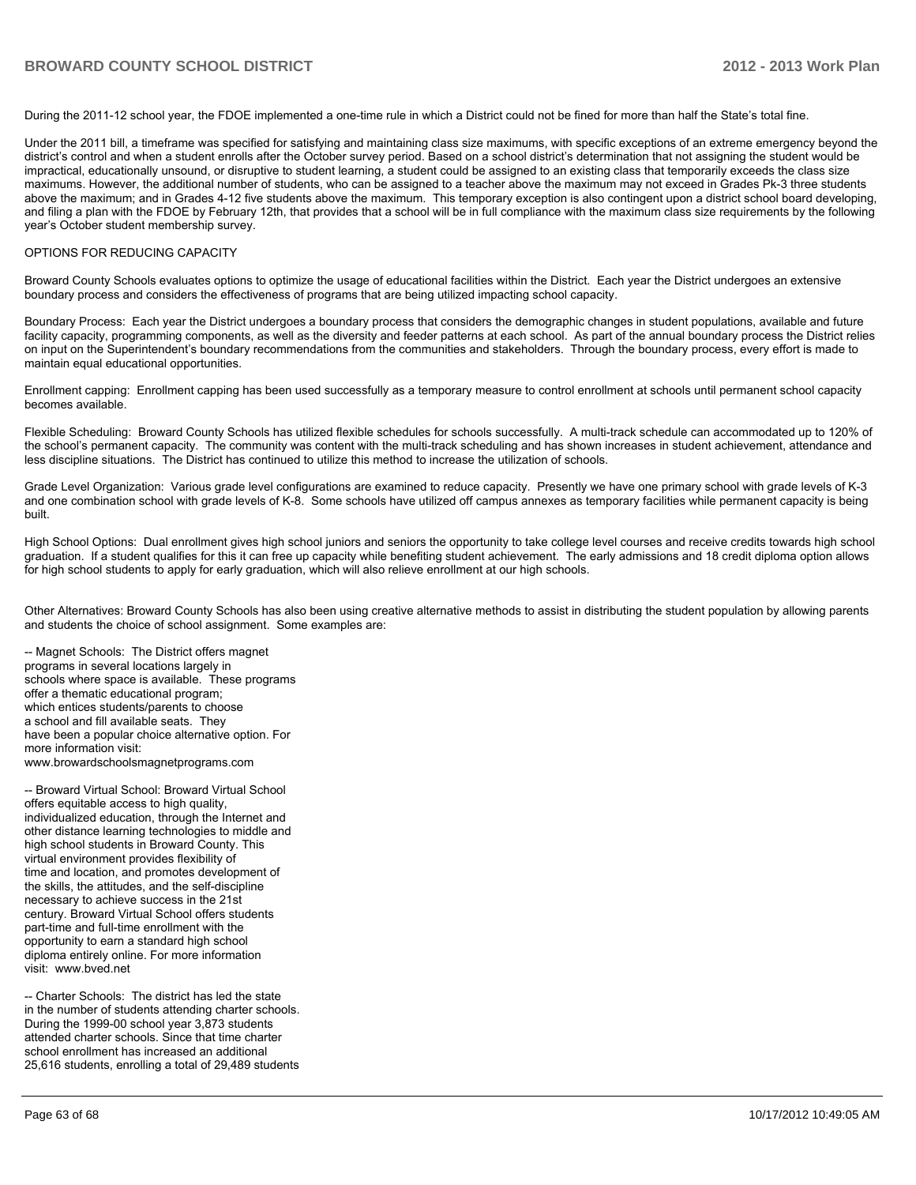During the 2011-12 school year, the FDOE implemented a one-time rule in which a District could not be fined for more than half the State's total fine.

Under the 2011 bill, a timeframe was specified for satisfying and maintaining class size maximums, with specific exceptions of an extreme emergency beyond the district's control and when a student enrolls after the October survey period. Based on a school district's determination that not assigning the student would be impractical, educationally unsound, or disruptive to student learning, a student could be assigned to an existing class that temporarily exceeds the class size maximums. However, the additional number of students, who can be assigned to a teacher above the maximum may not exceed in Grades Pk-3 three students above the maximum; and in Grades 4-12 five students above the maximum. This temporary exception is also contingent upon a district school board developing, and filing a plan with the FDOE by February 12th, that provides that a school will be in full compliance with the maximum class size requirements by the following year's October student membership survey.

OPTIONS FOR REDUCING CAPACITY

Broward County Schools evaluates options to optimize the usage of educational facilities within the District. Each year the District undergoes an extensive boundary process and considers the effectiveness of programs that are being utilized impacting school capacity.

Boundary Process: Each year the District undergoes a boundary process that considers the demographic changes in student populations, available and future facility capacity, programming components, as well as the diversity and feeder patterns at each school. As part of the annual boundary process the District relies on input on the Superintendent's boundary recommendations from the communities and stakeholders. Through the boundary process, every effort is made to maintain equal educational opportunities.

Enrollment capping: Enrollment capping has been used successfully as a temporary measure to control enrollment at schools until permanent school capacity becomes available.

Flexible Scheduling: Broward County Schools has utilized flexible schedules for schools successfully. A multi-track schedule can accommodated up to 120% of the school's permanent capacity. The community was content with the multi-track scheduling and has shown increases in student achievement, attendance and less discipline situations. The District has continued to utilize this method to increase the utilization of schools.

Grade Level Organization: Various grade level configurations are examined to reduce capacity. Presently we have one primary school with grade levels of K-3 and one combination school with grade levels of K-8. Some schools have utilized off campus annexes as temporary facilities while permanent capacity is being built.

High School Options: Dual enrollment gives high school juniors and seniors the opportunity to take college level courses and receive credits towards high school graduation. If a student qualifies for this it can free up capacity while benefiting student achievement. The early admissions and 18 credit diploma option allows for high school students to apply for early graduation, which will also relieve enrollment at our high schools.

Other Alternatives: Broward County Schools has also been using creative alternative methods to assist in distributing the student population by allowing parents and students the choice of school assignment. Some examples are:

-- Magnet Schools: The District offers magnet programs in several locations largely in schools where space is available. These programs offer a thematic educational program; which entices students/parents to choose a school and fill available seats. They have been a popular choice alternative option. For more information visit: www.browardschoolsmagnetprograms.com

-- Broward Virtual School: Broward Virtual School offers equitable access to high quality, individualized education, through the Internet and other distance learning technologies to middle and high school students in Broward County. This virtual environment provides flexibility of time and location, and promotes development of the skills, the attitudes, and the self-discipline necessary to achieve success in the 21st century. Broward Virtual School offers students part-time and full-time enrollment with the opportunity to earn a standard high school diploma entirely online. For more information visit: www.bved.net

-- Charter Schools: The district has led the state in the number of students attending charter schools. During the 1999-00 school year 3,873 students attended charter schools. Since that time charter school enrollment has increased an additional 25,616 students, enrolling a total of 29,489 students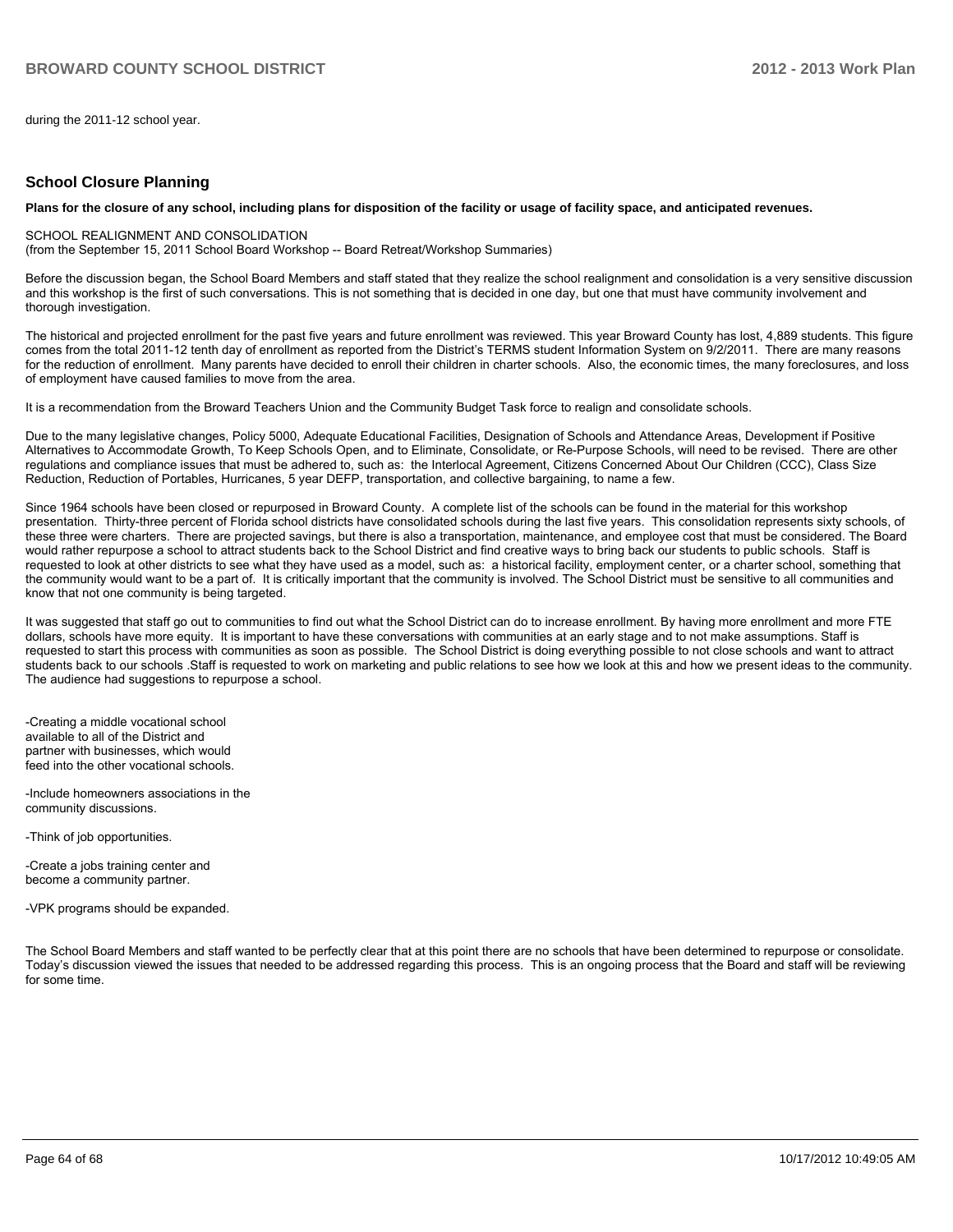during the 2011-12 school year.

## School Closure Planning

**Plans for the closure of any school, including plans for disposition of the facility or usage of facility space, and anticipated revenues.**

SCHOOL REALIGNMENT AND CONSOLIDATION
(from the September 15, 2011 School Board Workshop -- Board Retreat/Workshop Summaries)

Before the discussion began, the School Board Members and staff stated that they realize the school realignment and consolidation is a very sensitive discussion and this workshop is the first of such conversations. This is not something that is decided in one day, but one that must have community involvement and thorough investigation.

The historical and projected enrollment for the past five years and future enrollment was reviewed. This year Broward County has lost, 4,889 students. This figure comes from the total 2011-12 tenth day of enrollment as reported from the District's TERMS student Information System on 9/2/2011. There are many reasons for the reduction of enrollment. Many parents have decided to enroll their children in charter schools. Also, the economic times, the many foreclosures, and loss of employment have caused families to move from the area.

It is a recommendation from the Broward Teachers Union and the Community Budget Task force to realign and consolidate schools.

Due to the many legislative changes, Policy 5000, Adequate Educational Facilities, Designation of Schools and Attendance Areas, Development if Positive Alternatives to Accommodate Growth, To Keep Schools Open, and to Eliminate, Consolidate, or Re-Purpose Schools, will need to be revised. There are other regulations and compliance issues that must be adhered to, such as: the Interlocal Agreement, Citizens Concerned About Our Children (CCC), Class Size Reduction, Reduction of Portables, Hurricanes, 5 year DEFP, transportation, and collective bargaining, to name a few.

Since 1964 schools have been closed or repurposed in Broward County. A complete list of the schools can be found in the material for this workshop presentation. Thirty-three percent of Florida school districts have consolidated schools during the last five years. This consolidation represents sixty schools, of these three were charters. There are projected savings, but there is also a transportation, maintenance, and employee cost that must be considered. The Board would rather repurpose a school to attract students back to the School District and find creative ways to bring back our students to public schools. Staff is requested to look at other districts to see what they have used as a model, such as: a historical facility, employment center, or a charter school, something that the community would want to be a part of. It is critically important that the community is involved. The School District must be sensitive to all communities and know that not one community is being targeted.

It was suggested that staff go out to communities to find out what the School District can do to increase enrollment. By having more enrollment and more FTE dollars, schools have more equity. It is important to have these conversations with communities at an early stage and to not make assumptions. Staff is requested to start this process with communities as soon as possible. The School District is doing everything possible to not close schools and want to attract students back to our schools .Staff is requested to work on marketing and public relations to see how we look at this and how we present ideas to the community. The audience had suggestions to repurpose a school.

-Creating a middle vocational school available to all of the District and partner with businesses, which would feed into the other vocational schools.

-Include homeowners associations in the community discussions.

-Think of job opportunities.

-Create a jobs training center and become a community partner.

-VPK programs should be expanded.

The School Board Members and staff wanted to be perfectly clear that at this point there are no schools that have been determined to repurpose or consolidate. Today's discussion viewed the issues that needed to be addressed regarding this process. This is an ongoing process that the Board and staff will be reviewing for some time.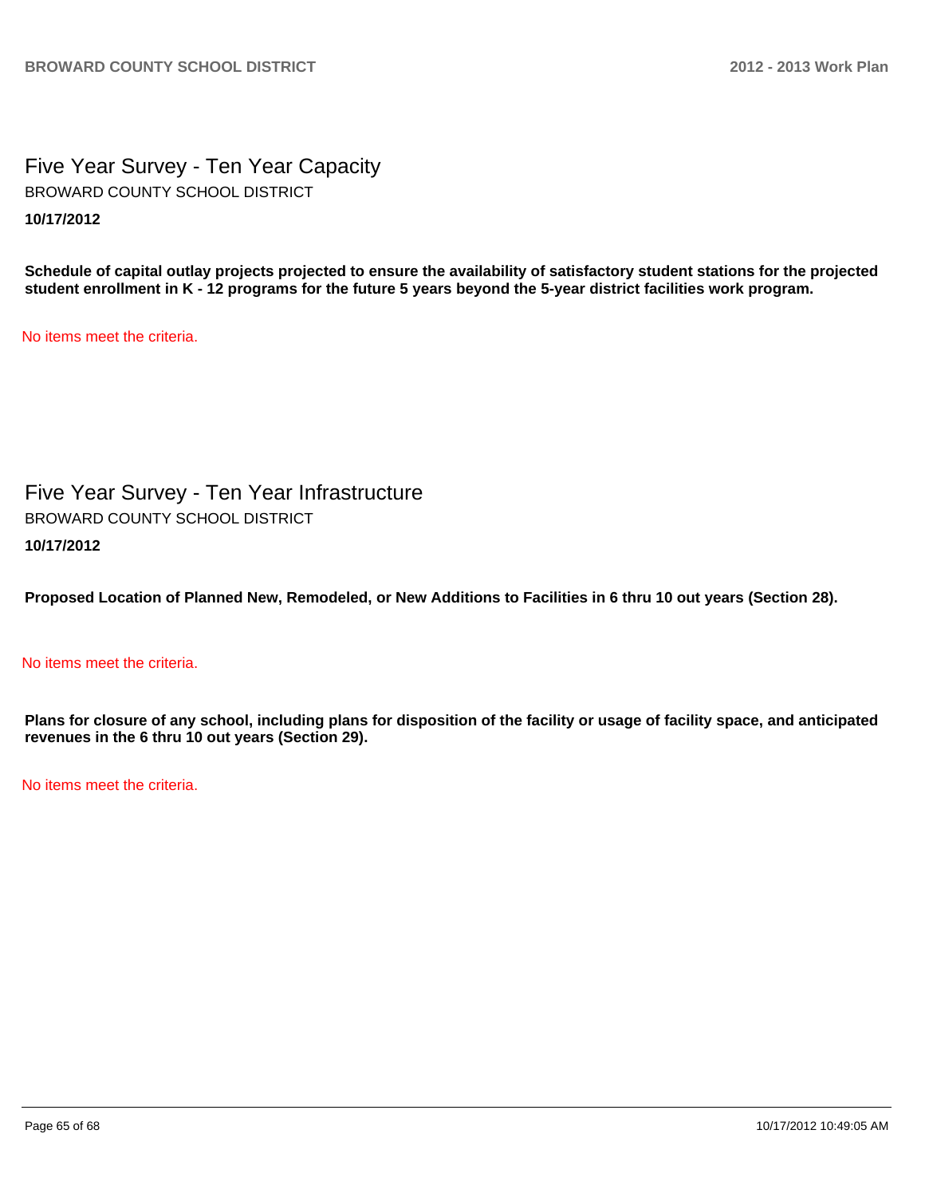# Five Year Survey - Ten Year Capacity

BROWARD COUNTY SCHOOL DISTRICT

**10/17/2012**

**Schedule of capital outlay projects projected to ensure the availability of satisfactory student stations for the projected student enrollment in K - 12 programs for the future 5 years beyond the 5-year district facilities work program.**

No items meet the criteria.

# Five Year Survey - Ten Year Infrastructure

BROWARD COUNTY SCHOOL DISTRICT

**10/17/2012**

**Proposed Location of Planned New, Remodeled, or New Additions to Facilities in 6 thru 10 out years (Section 28).**

No items meet the criteria.

**Plans for closure of any school, including plans for disposition of the facility or usage of facility space, and anticipated revenues in the 6 thru 10 out years (Section 29).**

No items meet the criteria.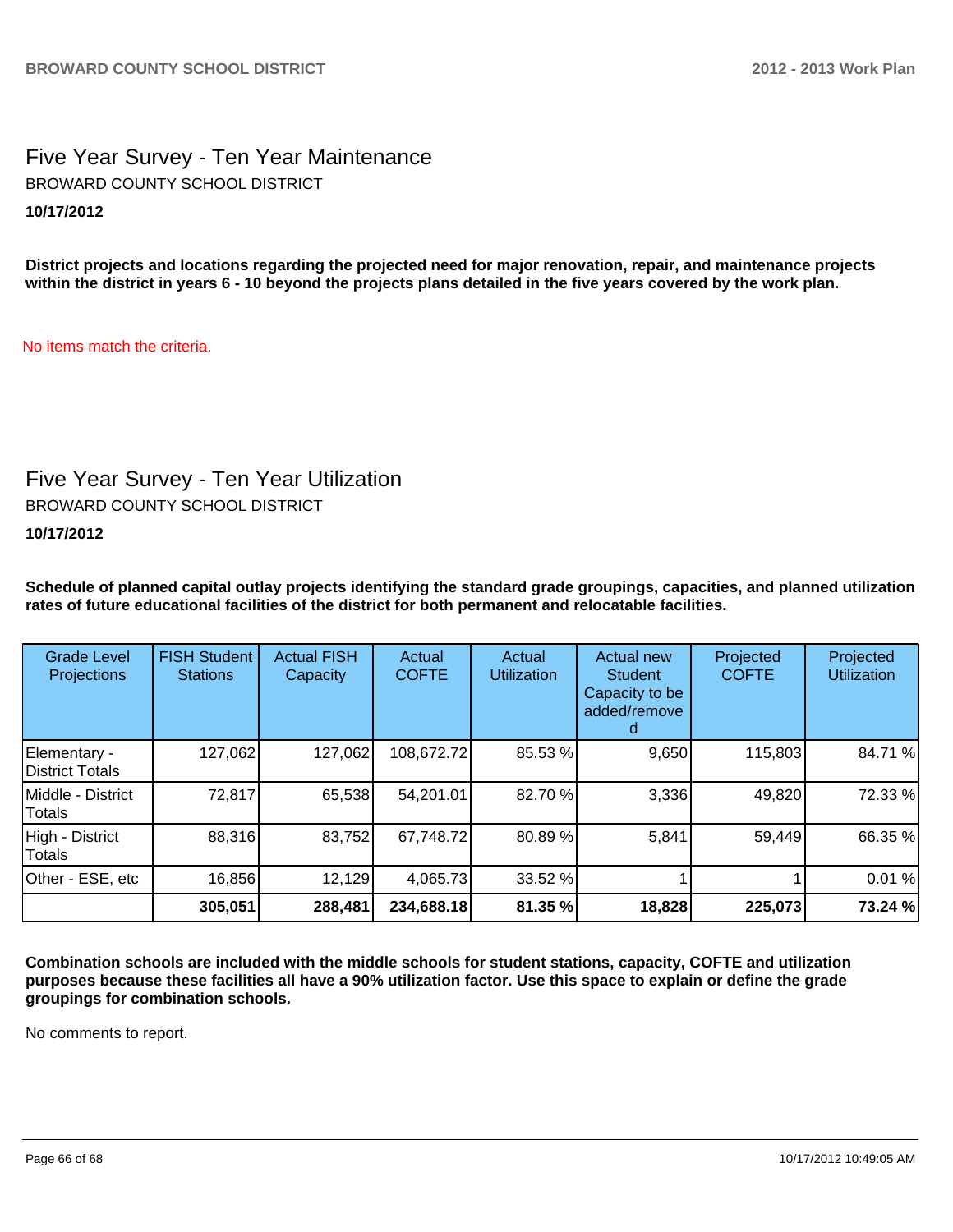# Five Year Survey - Ten Year Maintenance

BROWARD COUNTY SCHOOL DISTRICT

**10/17/2012**

**District projects and locations regarding the projected need for major renovation, repair, and maintenance projects within the district in years 6 - 10 beyond the projects plans detailed in the five years covered by the work plan.**

No items match the criteria.

# Five Year Survey - Ten Year Utilization

BROWARD COUNTY SCHOOL DISTRICT

**10/17/2012**

**Schedule of planned capital outlay projects identifying the standard grade groupings, capacities, and planned utilization rates of future educational facilities of the district for both permanent and relocatable facilities.**

| Grade Level Projections | FISH Student Stations | Actual FISH Capacity | Actual COFTE | Actual Utilization | Actual new Student Capacity to be added/removed | Projected COFTE | Projected Utilization |
|---|---|---|---|---|---|---|---|
| Elementary - District Totals | 127,062 | 127,062 | 108,672.72 | 85.53 % | 9,650 | 115,803 | 84.71 % |
| Middle - District Totals | 72,817 | 65,538 | 54,201.01 | 82.70 % | 3,336 | 49,820 | 72.33 % |
| High - District Totals | 88,316 | 83,752 | 67,748.72 | 80.89 % | 5,841 | 59,449 | 66.35 % |
| Other - ESE, etc | 16,856 | 12,129 | 4,065.73 | 33.52 % | 1 | 1 | 0.01 % |
| | **305,051** | **288,481** | **234,688.18** | **81.35 %** | **18,828** | **225,073** | **73.24 %** |

**Combination schools are included with the middle schools for student stations, capacity, COFTE and utilization purposes because these facilities all have a 90% utilization factor. Use this space to explain or define the grade groupings for combination schools.**

No comments to report.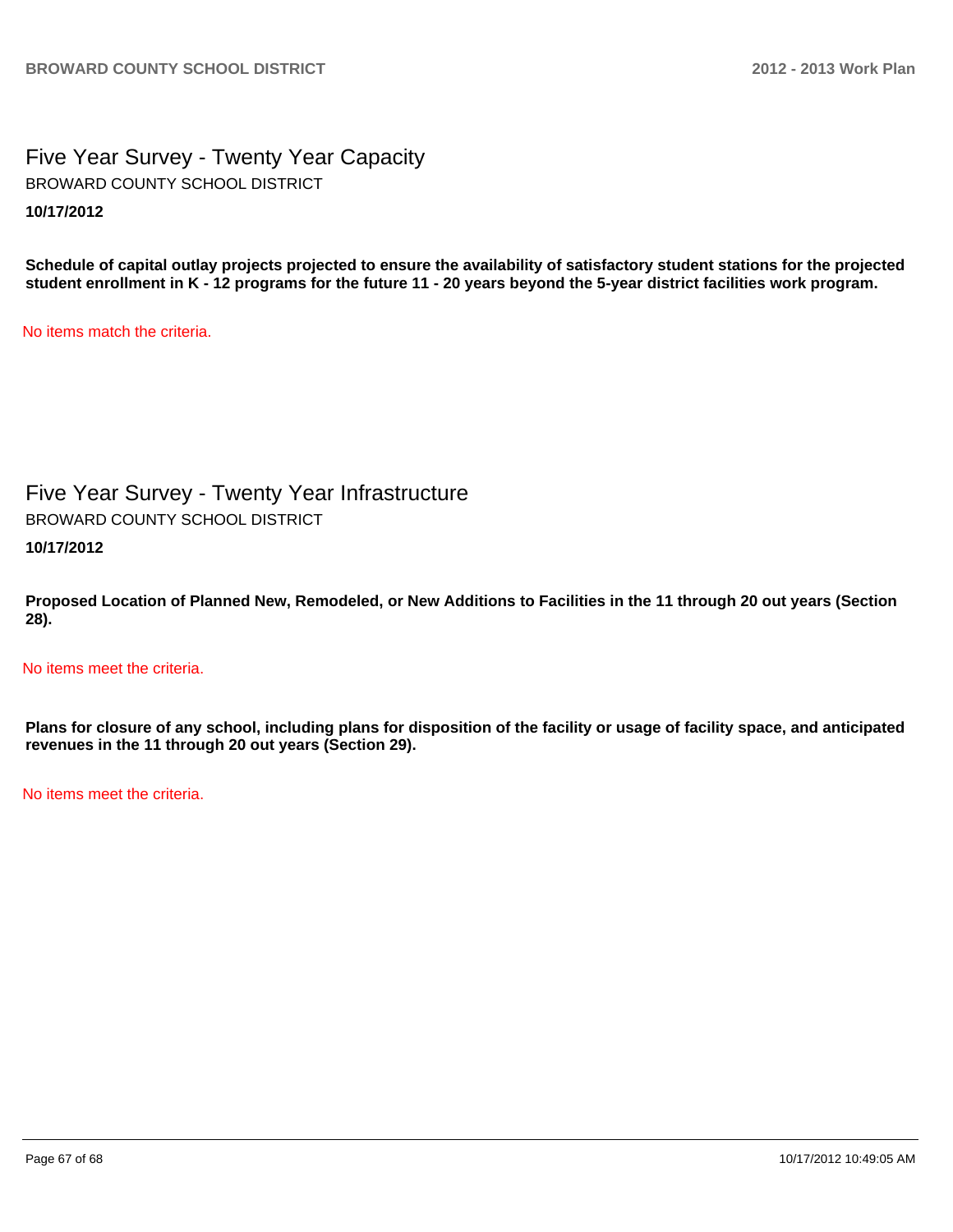# Five Year Survey - Twenty Year Capacity

BROWARD COUNTY SCHOOL DISTRICT

**10/17/2012**

**Schedule of capital outlay projects projected to ensure the availability of satisfactory student stations for the projected student enrollment in K - 12 programs for the future 11 - 20 years beyond the 5-year district facilities work program.**

No items match the criteria.

# Five Year Survey - Twenty Year Infrastructure

BROWARD COUNTY SCHOOL DISTRICT

**10/17/2012**

**Proposed Location of Planned New, Remodeled, or New Additions to Facilities in the 11 through 20 out years (Section 28).**

No items meet the criteria.

**Plans for closure of any school, including plans for disposition of the facility or usage of facility space, and anticipated revenues in the 11 through 20 out years (Section 29).**

No items meet the criteria.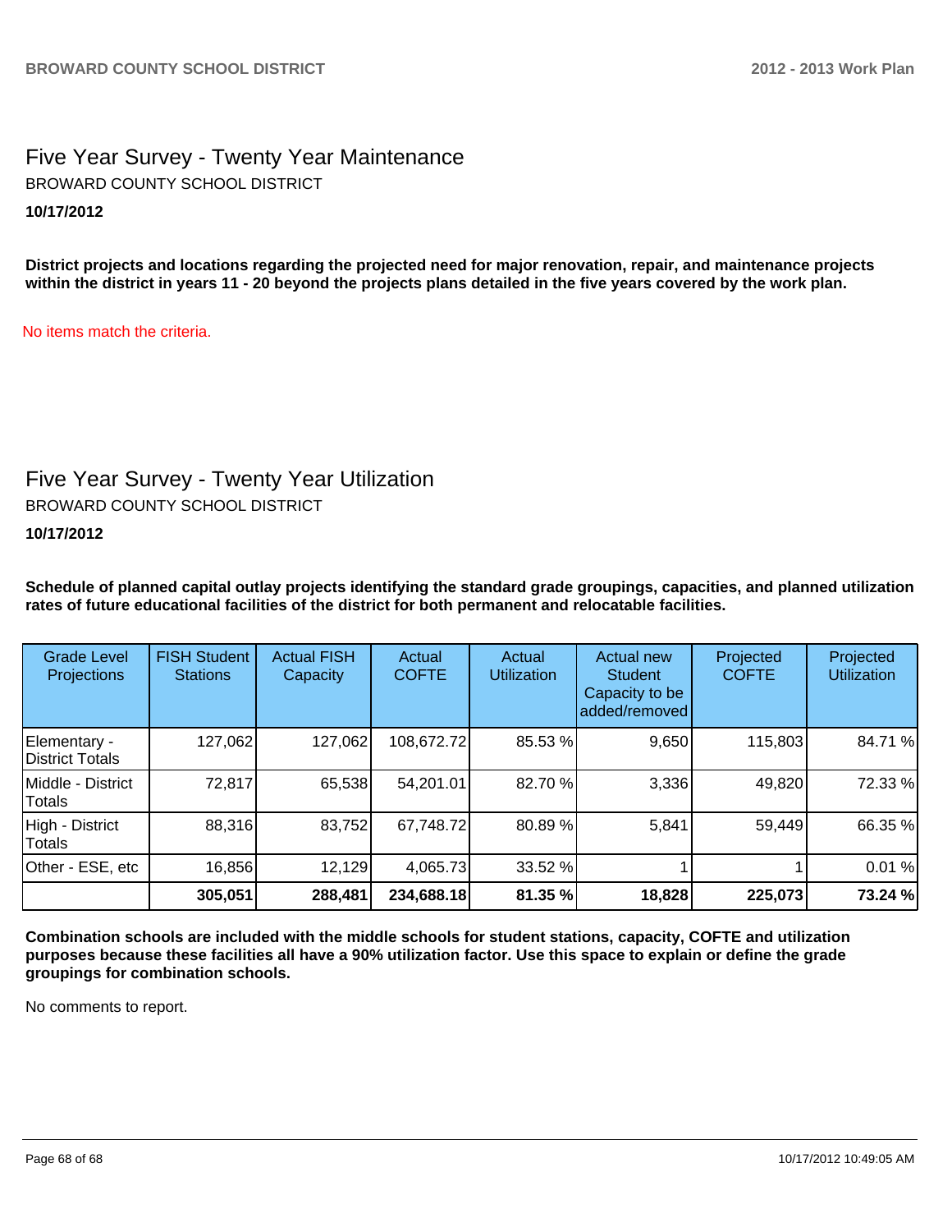# Five Year Survey - Twenty Year Maintenance

BROWARD COUNTY SCHOOL DISTRICT

**10/17/2012**

**District projects and locations regarding the projected need for major renovation, repair, and maintenance projects within the district in years 11 - 20 beyond the projects plans detailed in the five years covered by the work plan.**

No items match the criteria.

# Five Year Survey - Twenty Year Utilization

BROWARD COUNTY SCHOOL DISTRICT

**10/17/2012**

**Schedule of planned capital outlay projects identifying the standard grade groupings, capacities, and planned utilization rates of future educational facilities of the district for both permanent and relocatable facilities.**

| Grade Level Projections | FISH Student Stations | Actual FISH Capacity | Actual COFTE | Actual Utilization | Actual new Student Capacity to be added/removed | Projected COFTE | Projected Utilization |
|---|---|---|---|---|---|---|---|
| Elementary - District Totals | 127,062 | 127,062 | 108,672.72 | 85.53 % | 9,650 | 115,803 | 84.71 % |
| Middle - District Totals | 72,817 | 65,538 | 54,201.01 | 82.70 % | 3,336 | 49,820 | 72.33 % |
| High - District Totals | 88,316 | 83,752 | 67,748.72 | 80.89 % | 5,841 | 59,449 | 66.35 % |
| Other - ESE, etc | 16,856 | 12,129 | 4,065.73 | 33.52 % | 1 | 1 | 0.01 % |
| | **305,051** | **288,481** | **234,688.18** | **81.35 %** | **18,828** | **225,073** | **73.24 %** |

**Combination schools are included with the middle schools for student stations, capacity, COFTE and utilization purposes because these facilities all have a 90% utilization factor. Use this space to explain or define the grade groupings for combination schools.**

No comments to report.